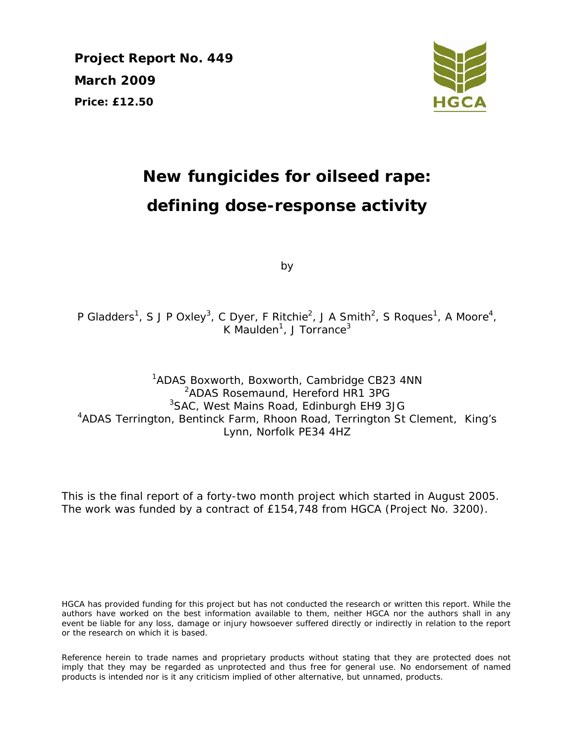**Project Report No. 449**

**March 2009**

**Price: £12.50**

HGCA

# New fungicides for oilseed rape: defining dose-response activity

by

P Gladders[1], S J P Oxley[3], C Dyer, F Ritchie[2], J A Smith[2], S Roques[1], A Moore[4], K Maulden[1], J Torrance[3]

[1]ADAS Boxworth, Boxworth, Cambridge CB23 4NN
[2]ADAS Rosemaund, Hereford HR1 3PG
[3]SAC, West Mains Road, Edinburgh EH9 3JG
[4]ADAS Terrington, Bentinck Farm, Rhoon Road, Terrington St Clement, King's Lynn, Norfolk PE34 4HZ

This is the final report of a forty-two month project which started in August 2005. The work was funded by a contract of £154,748 from HGCA (Project No. 3200).

HGCA has provided funding for this project but has not conducted the research or written this report. While the authors have worked on the best information available to them, neither HGCA nor the authors shall in any event be liable for any loss, damage or injury howsoever suffered directly or indirectly in relation to the report or the research on which it is based.

Reference herein to trade names and proprietary products without stating that they are protected does not imply that they may be regarded as unprotected and thus free for general use. No endorsement of named products is intended nor is it any criticism implied of other alternative, but unnamed, products.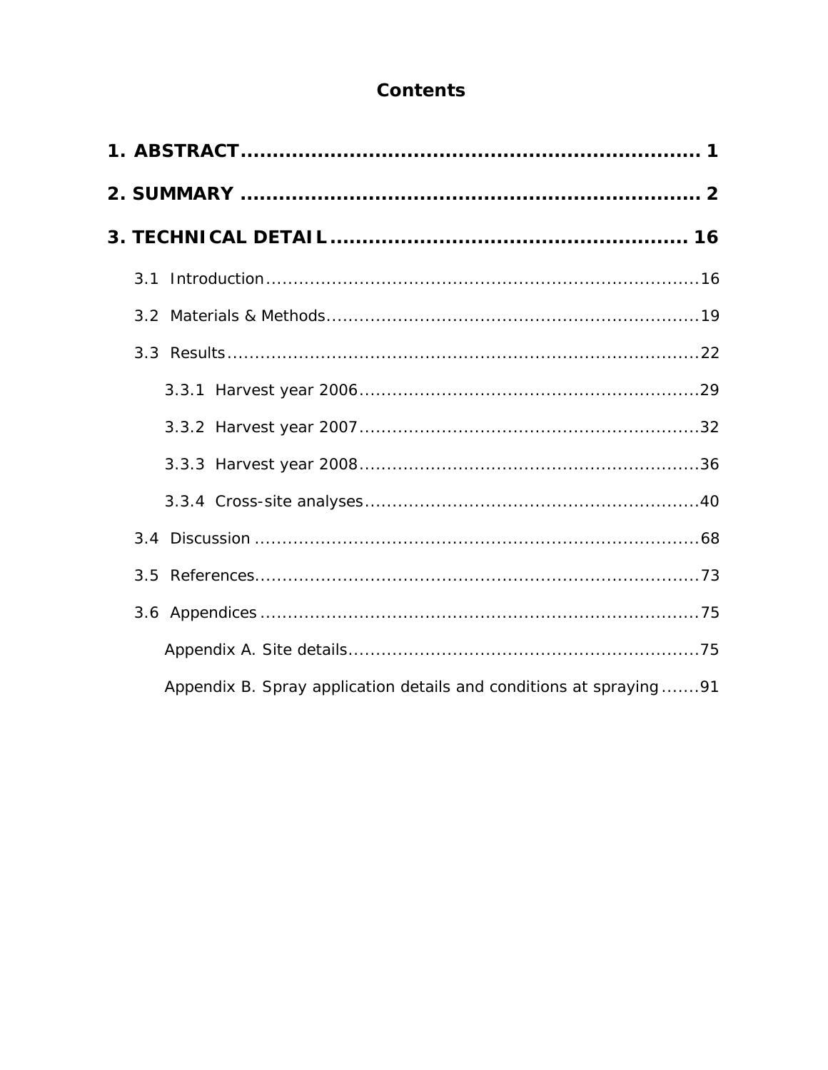# Contents

**1. ABSTRACT** .......................................................... **1**

**2. SUMMARY** .......................................................... **2**

**3. TECHNICAL DETAIL** .......................................................... **16**

- 3.1 Introduction .......................................................... 16
- 3.2 Materials & Methods .......................................................... 19
- 3.3 Results .......................................................... 22
  - 3.3.1 Harvest year 2006 .......................................................... 29
  - 3.3.2 Harvest year 2007 .......................................................... 32
  - 3.3.3 Harvest year 2008 .......................................................... 36
  - 3.3.4 Cross-site analyses .......................................................... 40
- 3.4 Discussion .......................................................... 68
- 3.5 References .......................................................... 73
- 3.6 Appendices .......................................................... 75
  - Appendix A. Site details .......................................................... 75
  - Appendix B. Spray application details and conditions at spraying .......91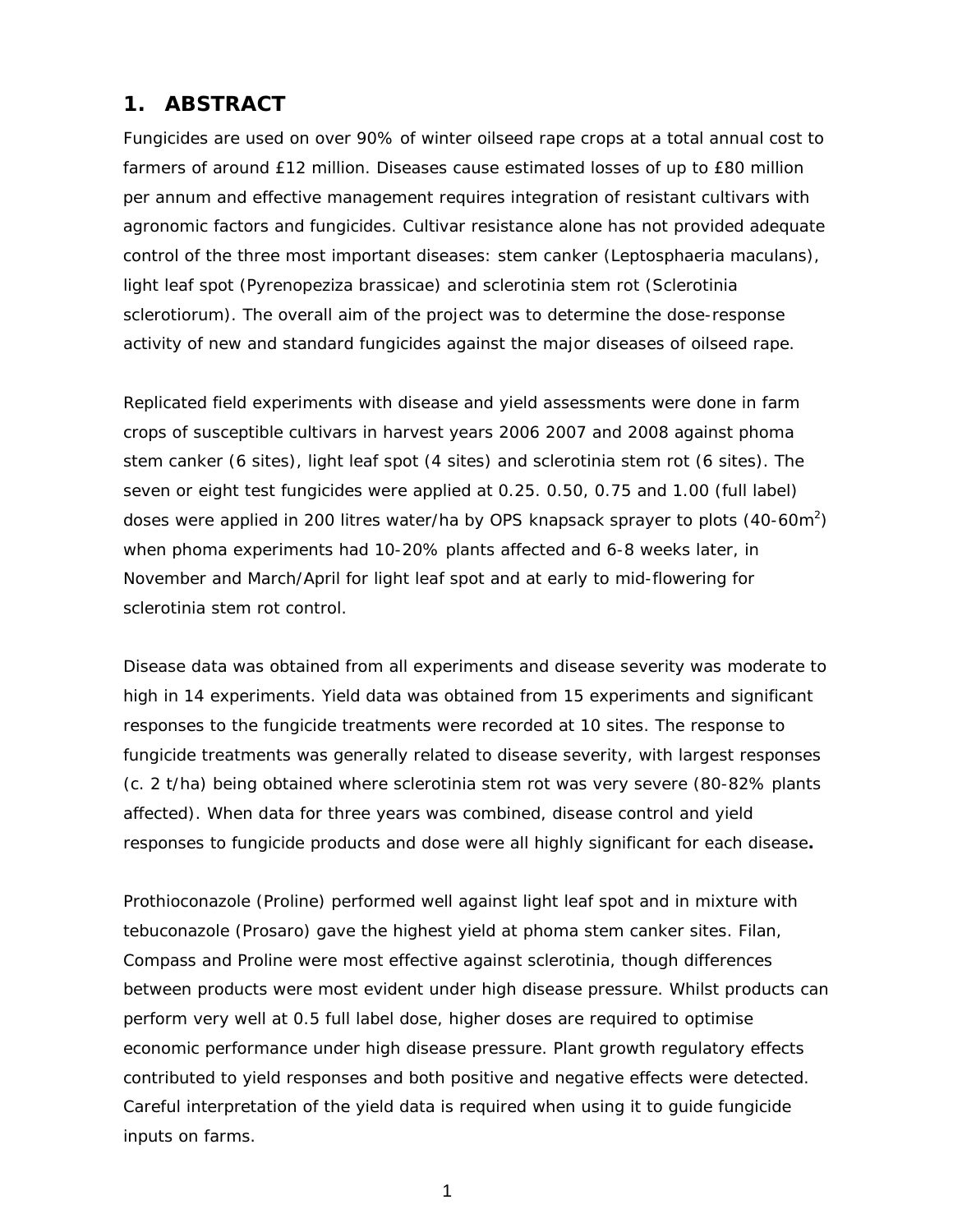## 1. ABSTRACT

Fungicides are used on over 90% of winter oilseed rape crops at a total annual cost to farmers of around £12 million. Diseases cause estimated losses of up to £80 million per annum and effective management requires integration of resistant cultivars with agronomic factors and fungicides. Cultivar resistance alone has not provided adequate control of the three most important diseases: stem canker (Leptosphaeria maculans), light leaf spot (Pyrenopeziza brassicae) and sclerotinia stem rot (Sclerotinia sclerotiorum). The overall aim of the project was to determine the dose-response activity of new and standard fungicides against the major diseases of oilseed rape.

Replicated field experiments with disease and yield assessments were done in farm crops of susceptible cultivars in harvest years 2006 2007 and 2008 against phoma stem canker (6 sites), light leaf spot (4 sites) and sclerotinia stem rot (6 sites). The seven or eight test fungicides were applied at 0.25. 0.50, 0.75 and 1.00 (full label) doses were applied in 200 litres water/ha by OPS knapsack sprayer to plots (40-60m$^2$) when phoma experiments had 10-20% plants affected and 6-8 weeks later, in November and March/April for light leaf spot and at early to mid-flowering for sclerotinia stem rot control.

Disease data was obtained from all experiments and disease severity was moderate to high in 14 experiments. Yield data was obtained from 15 experiments and significant responses to the fungicide treatments were recorded at 10 sites. The response to fungicide treatments was generally related to disease severity, with largest responses (c. 2 t/ha) being obtained where sclerotinia stem rot was very severe (80-82% plants affected). When data for three years was combined, disease control and yield responses to fungicide products and dose were all highly significant for each disease**.**

Prothioconazole (Proline) performed well against light leaf spot and in mixture with tebuconazole (Prosaro) gave the highest yield at phoma stem canker sites. Filan, Compass and Proline were most effective against sclerotinia, though differences between products were most evident under high disease pressure. Whilst products can perform very well at 0.5 full label dose, higher doses are required to optimise economic performance under high disease pressure. Plant growth regulatory effects contributed to yield responses and both positive and negative effects were detected. Careful interpretation of the yield data is required when using it to guide fungicide inputs on farms.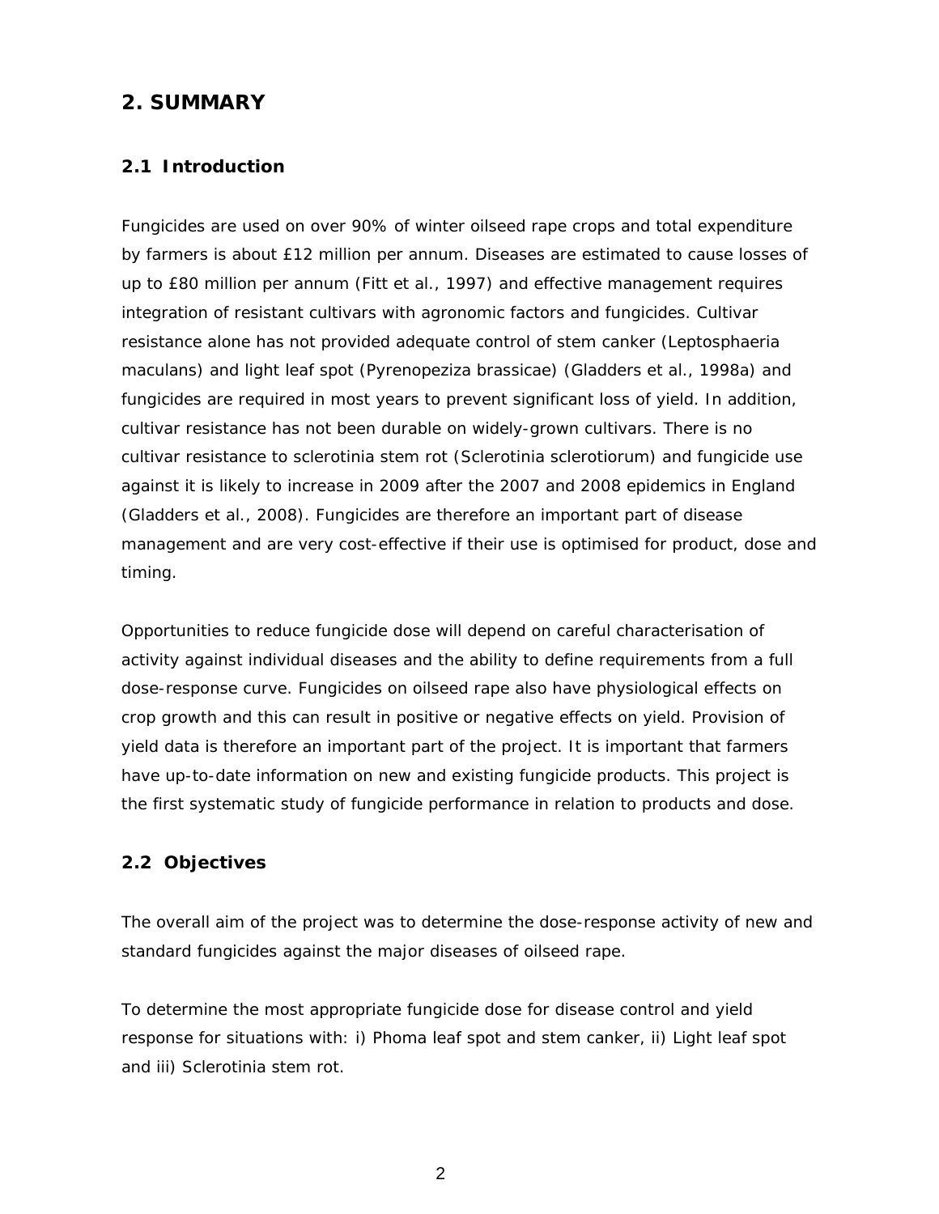## 2. SUMMARY

### 2.1 Introduction

Fungicides are used on over 90% of winter oilseed rape crops and total expenditure by farmers is about £12 million per annum. Diseases are estimated to cause losses of up to £80 million per annum (Fitt et al., 1997) and effective management requires integration of resistant cultivars with agronomic factors and fungicides. Cultivar resistance alone has not provided adequate control of stem canker (Leptosphaeria maculans) and light leaf spot (Pyrenopeziza brassicae) (Gladders et al., 1998a) and fungicides are required in most years to prevent significant loss of yield. In addition, cultivar resistance has not been durable on widely-grown cultivars. There is no cultivar resistance to sclerotinia stem rot (Sclerotinia sclerotiorum) and fungicide use against it is likely to increase in 2009 after the 2007 and 2008 epidemics in England (Gladders et al., 2008). Fungicides are therefore an important part of disease management and are very cost-effective if their use is optimised for product, dose and timing.

Opportunities to reduce fungicide dose will depend on careful characterisation of activity against individual diseases and the ability to define requirements from a full dose-response curve. Fungicides on oilseed rape also have physiological effects on crop growth and this can result in positive or negative effects on yield. Provision of yield data is therefore an important part of the project. It is important that farmers have up-to-date information on new and existing fungicide products. This project is the first systematic study of fungicide performance in relation to products and dose.

### 2.2 Objectives

The overall aim of the project was to determine the dose-response activity of new and standard fungicides against the major diseases of oilseed rape.

To determine the most appropriate fungicide dose for disease control and yield response for situations with: i) Phoma leaf spot and stem canker, ii) Light leaf spot and iii) Sclerotinia stem rot.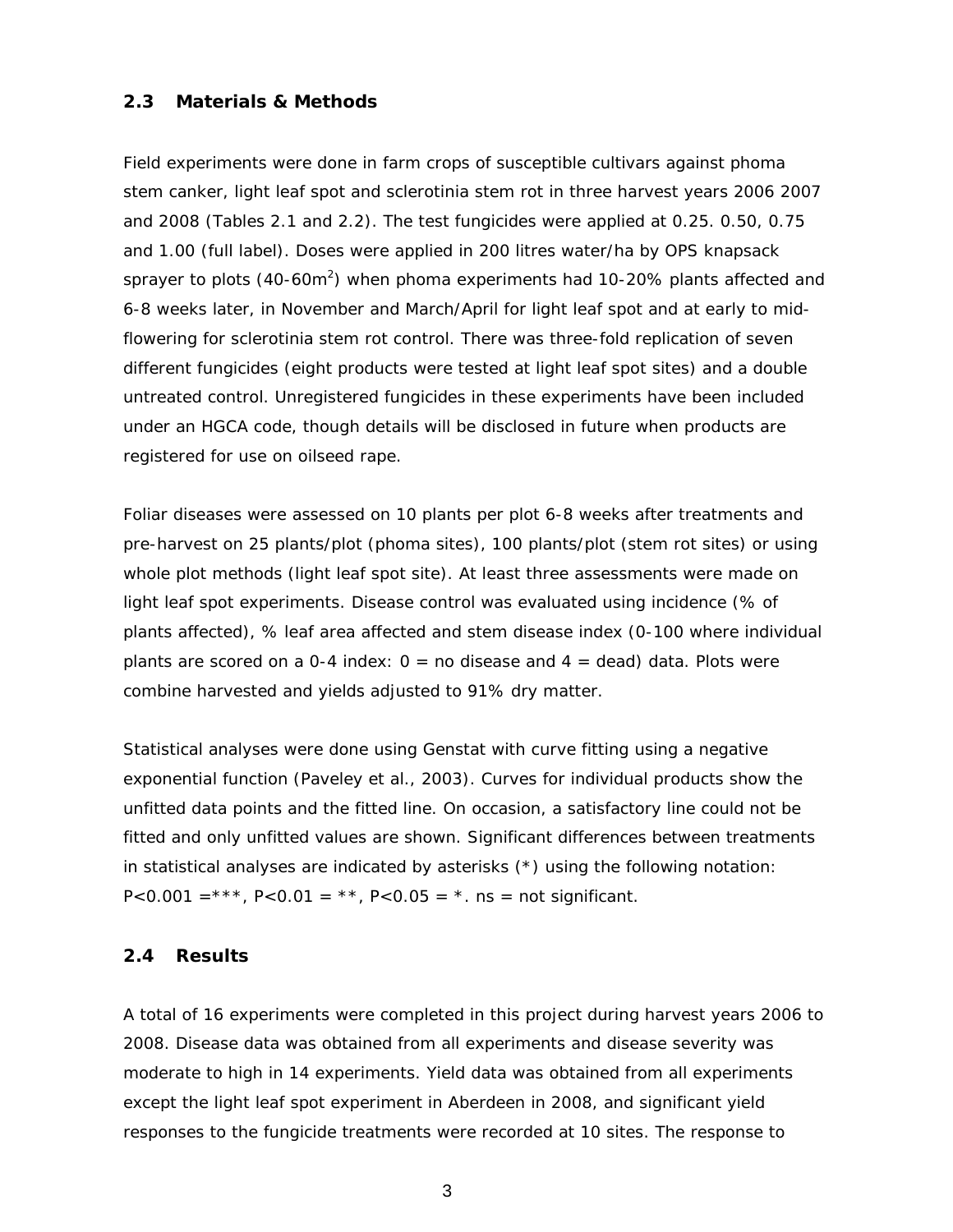## 2.3 Materials & Methods

Field experiments were done in farm crops of susceptible cultivars against phoma stem canker, light leaf spot and sclerotinia stem rot in three harvest years 2006 2007 and 2008 (Tables 2.1 and 2.2). The test fungicides were applied at 0.25. 0.50, 0.75 and 1.00 (full label). Doses were applied in 200 litres water/ha by OPS knapsack sprayer to plots (40-60m$^2$) when phoma experiments had 10-20% plants affected and 6-8 weeks later, in November and March/April for light leaf spot and at early to mid-flowering for sclerotinia stem rot control. There was three-fold replication of seven different fungicides (eight products were tested at light leaf spot sites) and a double untreated control. Unregistered fungicides in these experiments have been included under an HGCA code, though details will be disclosed in future when products are registered for use on oilseed rape.

Foliar diseases were assessed on 10 plants per plot 6-8 weeks after treatments and pre-harvest on 25 plants/plot (phoma sites), 100 plants/plot (stem rot sites) or using whole plot methods (light leaf spot site). At least three assessments were made on light leaf spot experiments. Disease control was evaluated using incidence (% of plants affected), % leaf area affected and stem disease index (0-100 where individual plants are scored on a 0-4 index: 0 = no disease and 4 = dead) data. Plots were combine harvested and yields adjusted to 91% dry matter.

Statistical analyses were done using Genstat with curve fitting using a negative exponential function (Paveley et al., 2003). Curves for individual products show the unfitted data points and the fitted line. On occasion, a satisfactory line could not be fitted and only unfitted values are shown. Significant differences between treatments in statistical analyses are indicated by asterisks (*) using the following notation: $P<0.001$ =***, $P<0.01$ = **, $P<0.05$ = *. ns = not significant.

## 2.4 Results

A total of 16 experiments were completed in this project during harvest years 2006 to 2008. Disease data was obtained from all experiments and disease severity was moderate to high in 14 experiments. Yield data was obtained from all experiments except the light leaf spot experiment in Aberdeen in 2008, and significant yield responses to the fungicide treatments were recorded at 10 sites. The response to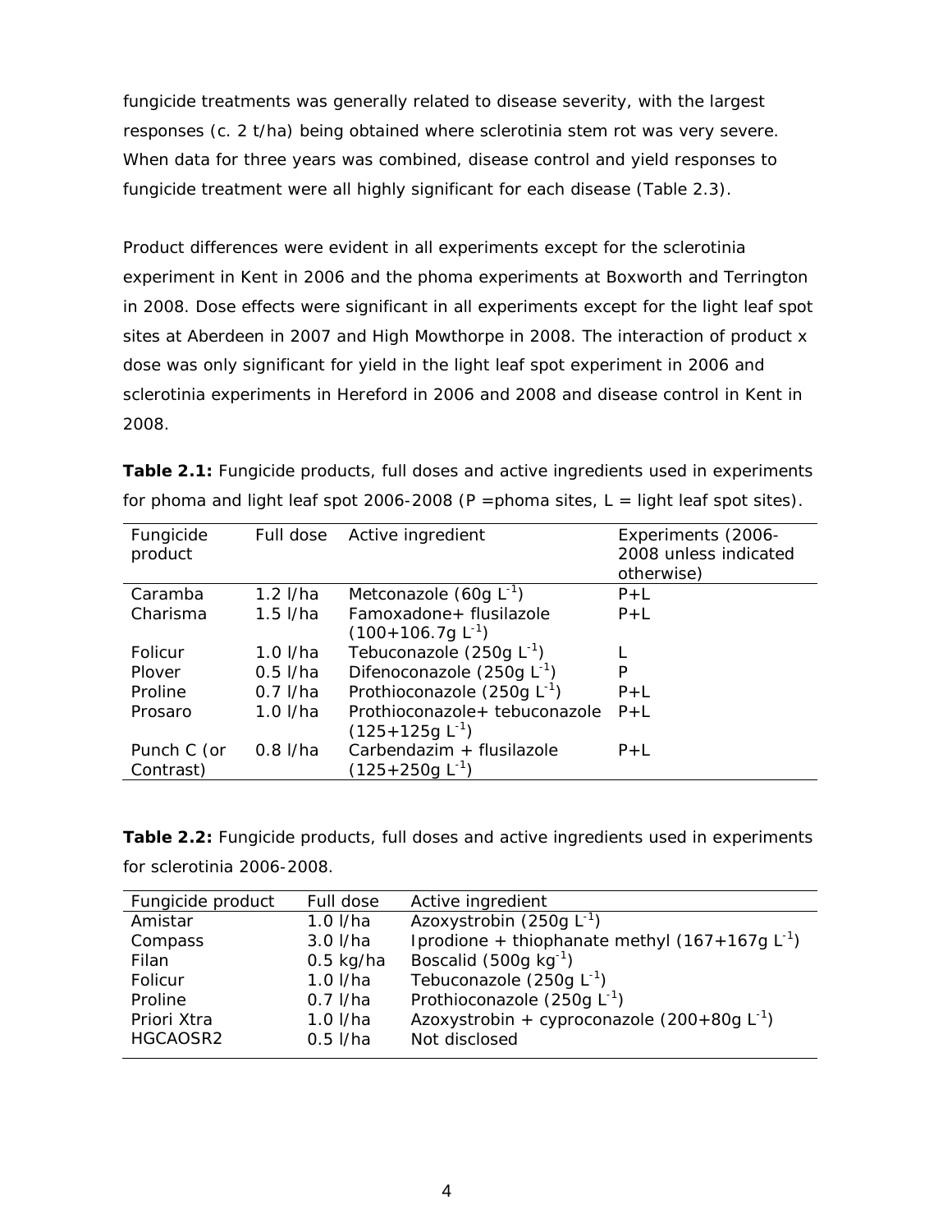fungicide treatments was generally related to disease severity, with the largest responses (c. 2 t/ha) being obtained where sclerotinia stem rot was very severe. When data for three years was combined, disease control and yield responses to fungicide treatment were all highly significant for each disease (Table 2.3).

Product differences were evident in all experiments except for the sclerotinia experiment in Kent in 2006 and the phoma experiments at Boxworth and Terrington in 2008. Dose effects were significant in all experiments except for the light leaf spot sites at Aberdeen in 2007 and High Mowthorpe in 2008. The interaction of product x dose was only significant for yield in the light leaf spot experiment in 2006 and sclerotinia experiments in Hereford in 2006 and 2008 and disease control in Kent in 2008.

**Table 2.1:** Fungicide products, full doses and active ingredients used in experiments for phoma and light leaf spot 2006-2008 (P =phoma sites, L = light leaf spot sites).

| Fungicide product | Full dose | Active ingredient | Experiments (2006-2008 unless indicated otherwise) |
|---|---|---|---|
| Caramba | 1.2 l/ha | Metconazole (60g $L^{-1}$) | P+L |
| Charisma | 1.5 l/ha | Famoxadone+ flusilazole (100+106.7g $L^{-1}$) | P+L |
| Folicur | 1.0 l/ha | Tebuconazole (250g $L^{-1}$) | L |
| Plover | 0.5 l/ha | Difenoconazole (250g $L^{-1}$) | P |
| Proline | 0.7 l/ha | Prothioconazole (250g $L^{-1}$) | P+L |
| Prosaro | 1.0 l/ha | Prothioconazole+ tebuconazole (125+125g $L^{-1}$) | P+L |
| Punch C (or Contrast) | 0.8 l/ha | Carbendazim + flusilazole (125+250g $L^{-1}$) | P+L |

**Table 2.2:** Fungicide products, full doses and active ingredients used in experiments for sclerotinia 2006-2008.

| Fungicide product | Full dose | Active ingredient |
|---|---|---|
| Amistar | 1.0 l/ha | Azoxystrobin (250g $L^{-1}$) |
| Compass | 3.0 l/ha | Iprodione + thiophanate methyl (167+167g $L^{-1}$) |
| Filan | 0.5 kg/ha | Boscalid (500g $kg^{-1}$) |
| Folicur | 1.0 l/ha | Tebuconazole (250g $L^{-1}$) |
| Proline | 0.7 l/ha | Prothioconazole (250g $L^{-1}$) |
| Priori Xtra | 1.0 l/ha | Azoxystrobin + cyproconazole (200+80g $L^{-1}$) |
| HGCAOSR2 | 0.5 l/ha | Not disclosed |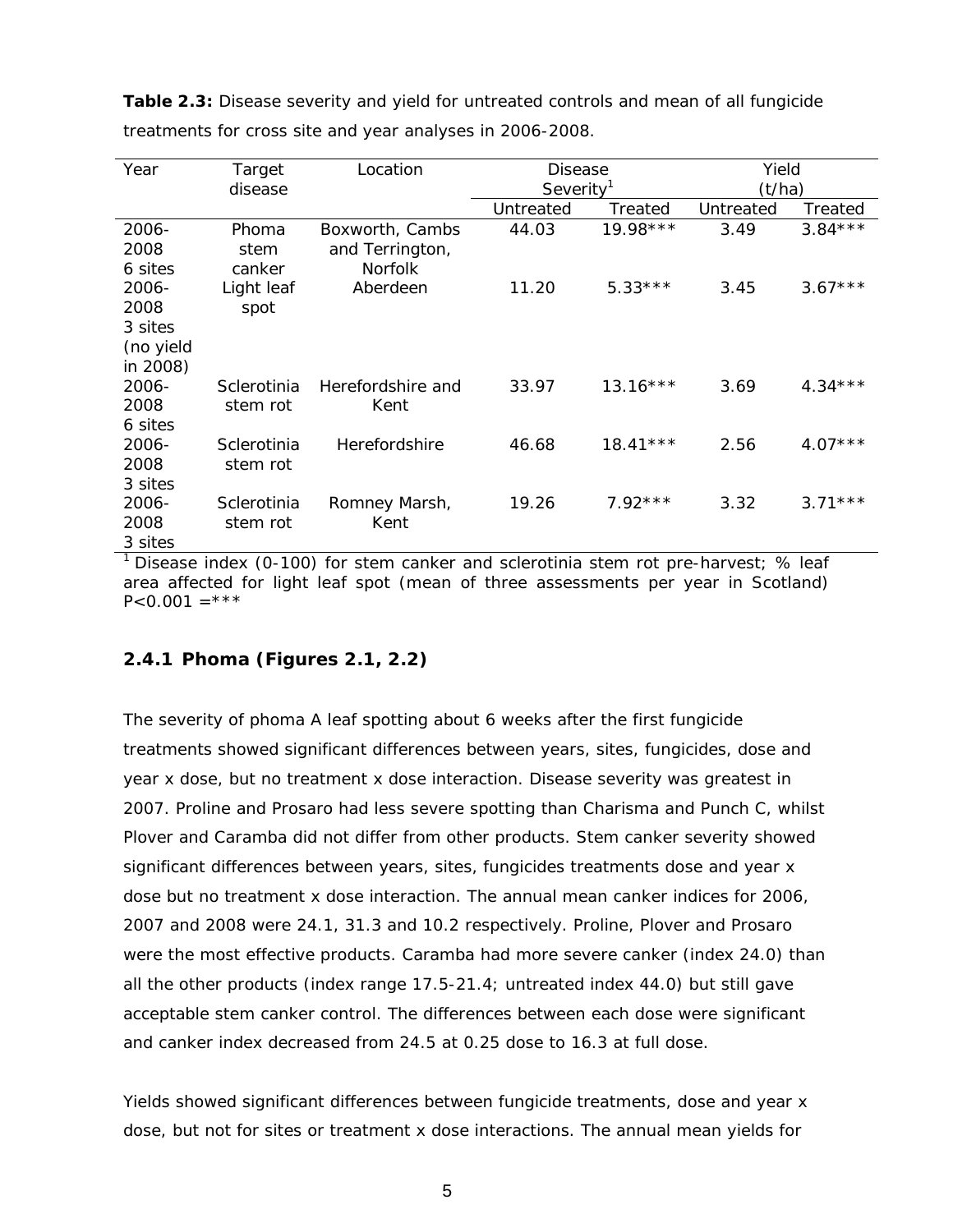**Table 2.3:** Disease severity and yield for untreated controls and mean of all fungicide treatments for cross site and year analyses in 2006-2008.

| Year | Target disease | Location | Disease Severity[1] | | Yield (t/ha) | |
|---|---|---|---|---|---|---|
| | | | Untreated | Treated | Untreated | Treated |
| 2006-2008 6 sites | Phoma stem canker | Boxworth, Cambs and Terrington, Norfolk | 44.03 | 19.98*** | 3.49 | 3.84*** |
| 2006-2008 3 sites (no yield in 2008) | Light leaf spot | Aberdeen | 11.20 | 5.33*** | 3.45 | 3.67*** |
| 2006-2008 6 sites | Sclerotinia stem rot | Herefordshire and Kent | 33.97 | 13.16*** | 3.69 | 4.34*** |
| 2006-2008 3 sites | Sclerotinia stem rot | Herefordshire | 46.68 | 18.41*** | 2.56 | 4.07*** |
| 2006-2008 3 sites | Sclerotinia stem rot | Romney Marsh, Kent | 19.26 | 7.92*** | 3.32 | 3.71*** |

[1] Disease index (0-100) for stem canker and sclerotinia stem rot pre-harvest; % leaf area affected for light leaf spot (mean of three assessments per year in Scotland) $P<0.001$ =***

### 2.4.1 Phoma (Figures 2.1, 2.2)

The severity of phoma A leaf spotting about 6 weeks after the first fungicide treatments showed significant differences between years, sites, fungicides, dose and year x dose, but no treatment x dose interaction. Disease severity was greatest in 2007. Proline and Prosaro had less severe spotting than Charisma and Punch C, whilst Plover and Caramba did not differ from other products. Stem canker severity showed significant differences between years, sites, fungicides treatments dose and year x dose but no treatment x dose interaction. The annual mean canker indices for 2006, 2007 and 2008 were 24.1, 31.3 and 10.2 respectively. Proline, Plover and Prosaro were the most effective products. Caramba had more severe canker (index 24.0) than all the other products (index range 17.5-21.4; untreated index 44.0) but still gave acceptable stem canker control. The differences between each dose were significant and canker index decreased from 24.5 at 0.25 dose to 16.3 at full dose.

Yields showed significant differences between fungicide treatments, dose and year x dose, but not for sites or treatment x dose interactions. The annual mean yields for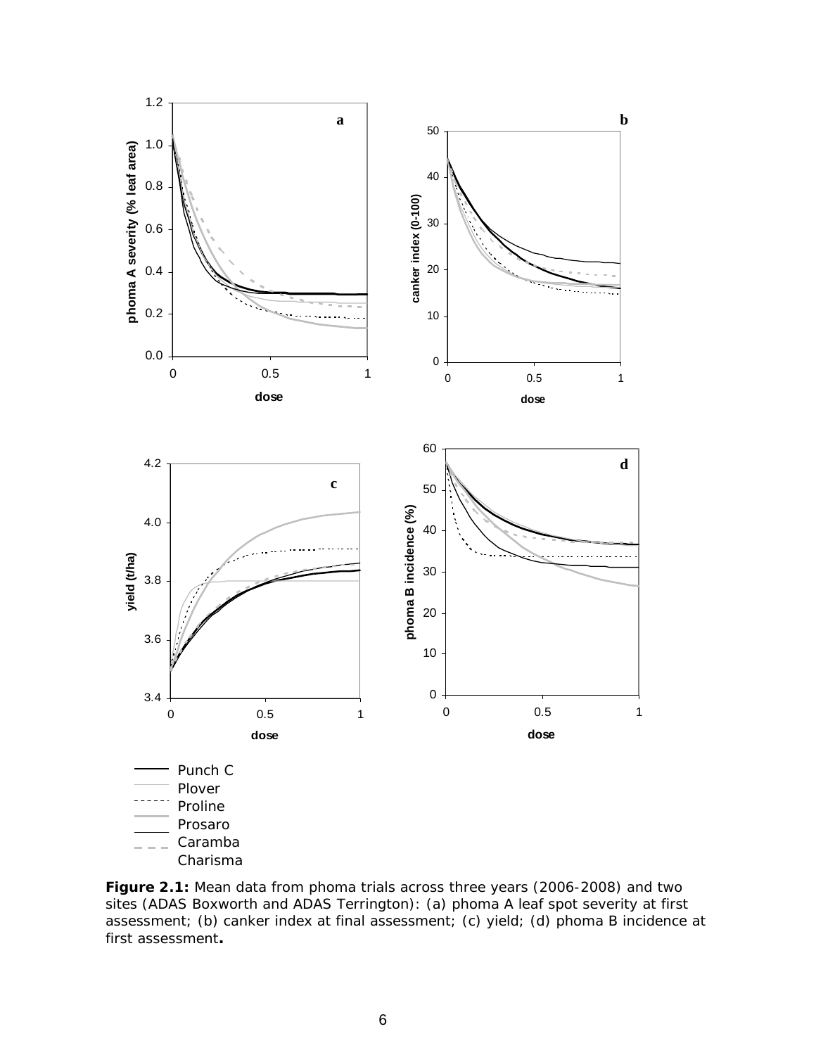**Figure 2.1:** Mean data from phoma trials across three years (2006-2008) and two sites (ADAS Boxworth and ADAS Terrington): (a) phoma A leaf spot severity at first assessment; (b) canker index at final assessment; (c) yield; (d) phoma B incidence at first assessment**.**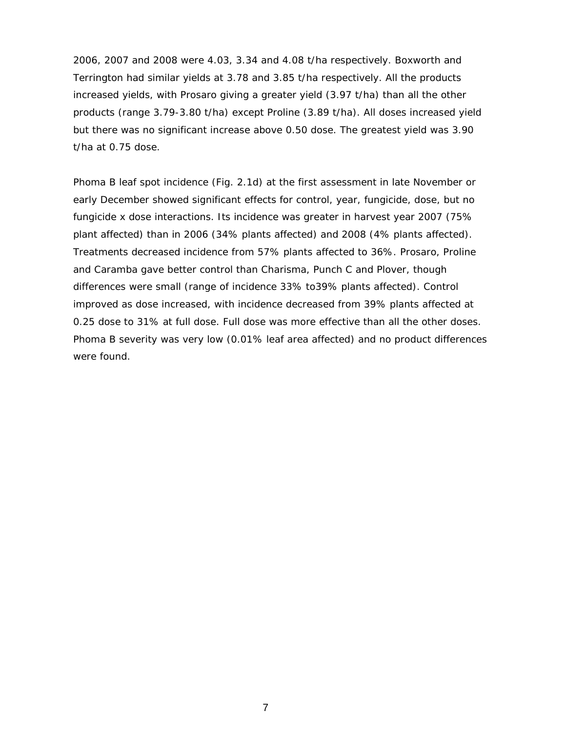2006, 2007 and 2008 were 4.03, 3.34 and 4.08 t/ha respectively. Boxworth and Terrington had similar yields at 3.78 and 3.85 t/ha respectively. All the products increased yields, with Prosaro giving a greater yield (3.97 t/ha) than all the other products (range 3.79-3.80 t/ha) except Proline (3.89 t/ha). All doses increased yield but there was no significant increase above 0.50 dose. The greatest yield was 3.90 t/ha at 0.75 dose.

Phoma B leaf spot incidence (Fig. 2.1d) at the first assessment in late November or early December showed significant effects for control, year, fungicide, dose, but no fungicide x dose interactions. Its incidence was greater in harvest year 2007 (75% plant affected) than in 2006 (34% plants affected) and 2008 (4% plants affected). Treatments decreased incidence from 57% plants affected to 36%. Prosaro, Proline and Caramba gave better control than Charisma, Punch C and Plover, though differences were small (range of incidence 33% to39% plants affected). Control improved as dose increased, with incidence decreased from 39% plants affected at 0.25 dose to 31% at full dose. Full dose was more effective than all the other doses. Phoma B severity was very low (0.01% leaf area affected) and no product differences were found.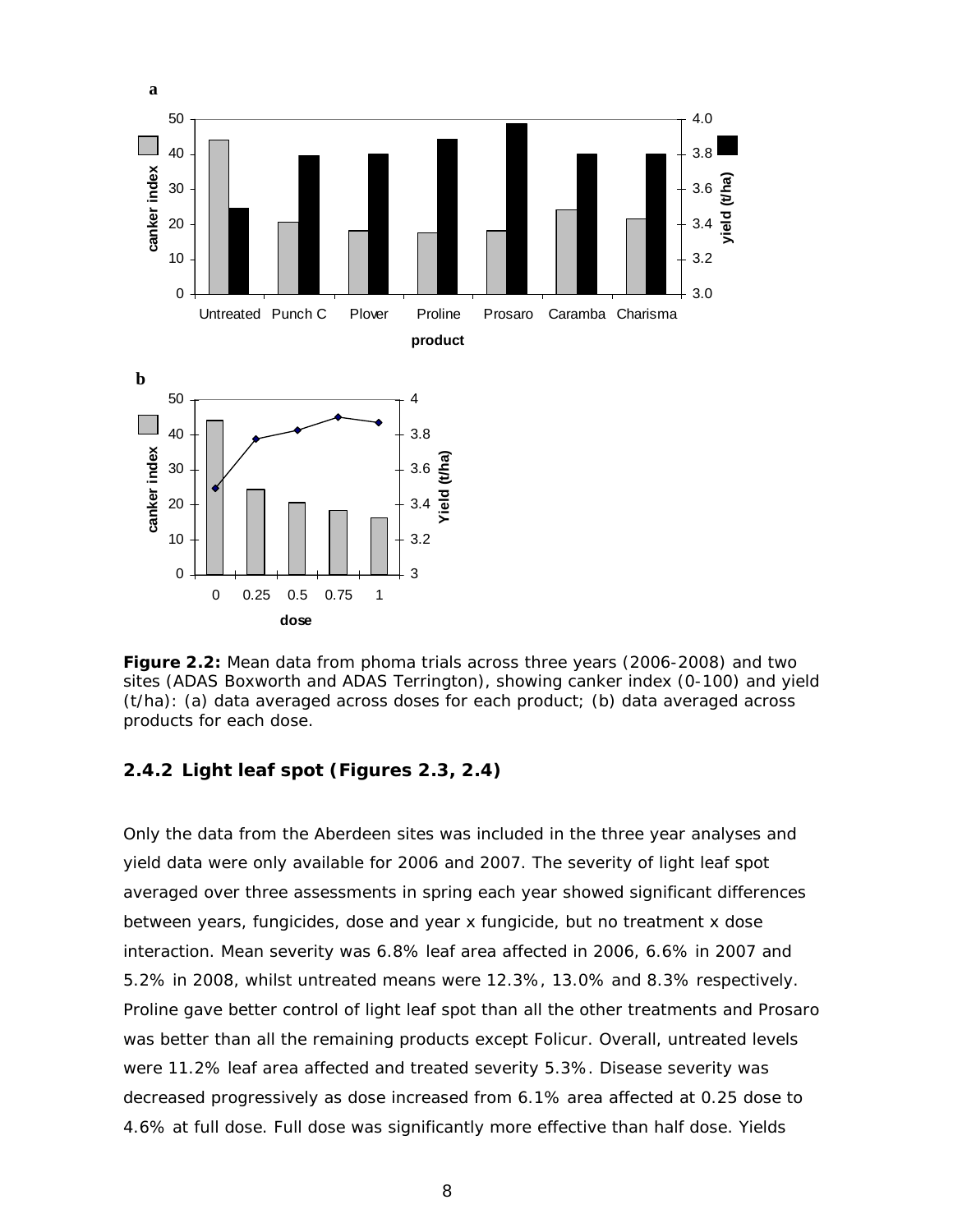**Figure 2.2:** Mean data from phoma trials across three years (2006-2008) and two sites (ADAS Boxworth and ADAS Terrington), showing canker index (0-100) and yield (t/ha): (a) data averaged across doses for each product; (b) data averaged across products for each dose.

### 2.4.2 Light leaf spot (Figures 2.3, 2.4)

Only the data from the Aberdeen sites was included in the three year analyses and yield data were only available for 2006 and 2007. The severity of light leaf spot averaged over three assessments in spring each year showed significant differences between years, fungicides, dose and year x fungicide, but no treatment x dose interaction. Mean severity was 6.8% leaf area affected in 2006, 6.6% in 2007 and 5.2% in 2008, whilst untreated means were 12.3%, 13.0% and 8.3% respectively. Proline gave better control of light leaf spot than all the other treatments and Prosaro was better than all the remaining products except Folicur. Overall, untreated levels were 11.2% leaf area affected and treated severity 5.3%. Disease severity was decreased progressively as dose increased from 6.1% area affected at 0.25 dose to 4.6% at full dose. Full dose was significantly more effective than half dose. Yields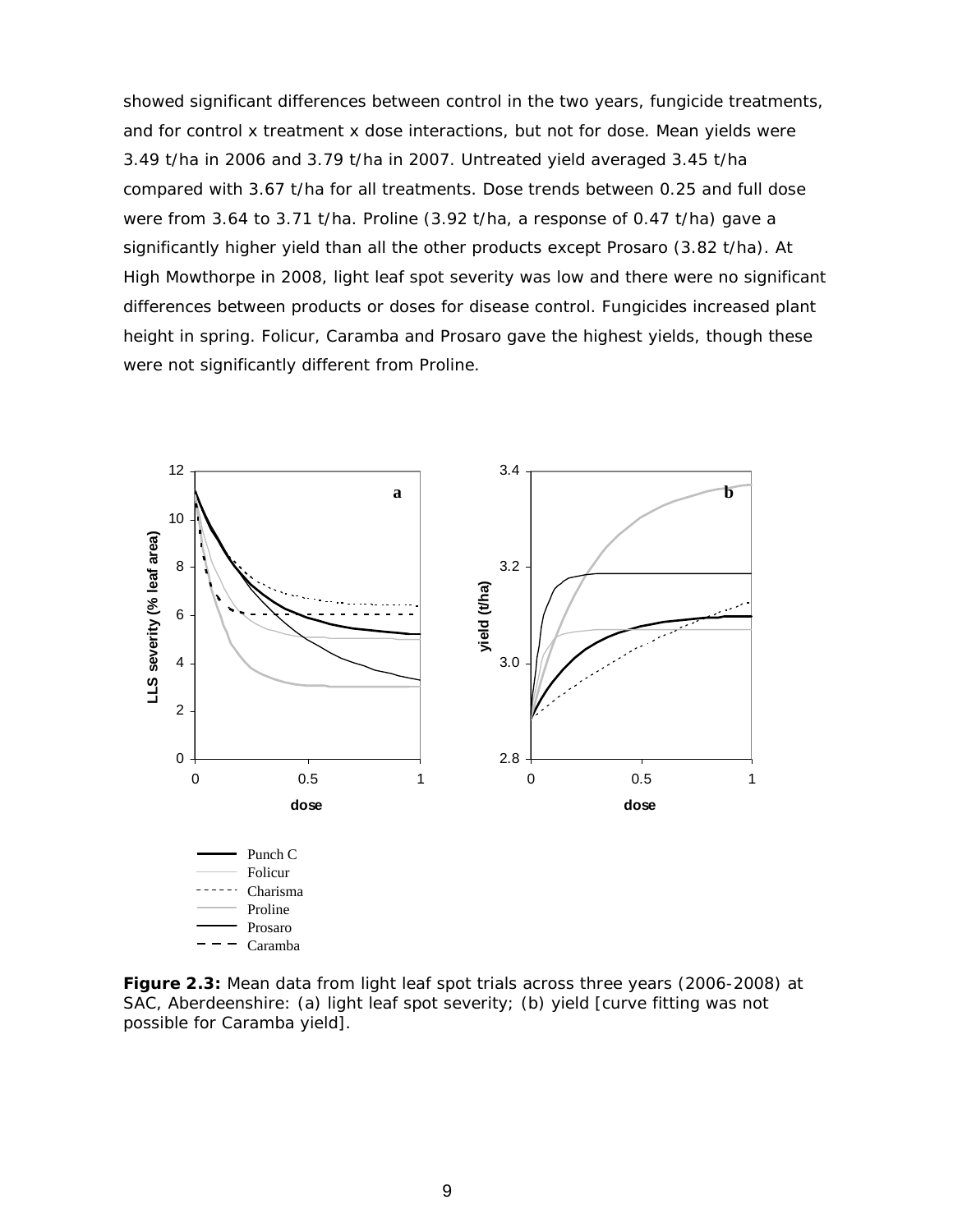showed significant differences between control in the two years, fungicide treatments, and for control x treatment x dose interactions, but not for dose. Mean yields were 3.49 t/ha in 2006 and 3.79 t/ha in 2007. Untreated yield averaged 3.45 t/ha compared with 3.67 t/ha for all treatments. Dose trends between 0.25 and full dose were from 3.64 to 3.71 t/ha. Proline (3.92 t/ha, a response of 0.47 t/ha) gave a significantly higher yield than all the other products except Prosaro (3.82 t/ha). At High Mowthorpe in 2008, light leaf spot severity was low and there were no significant differences between products or doses for disease control. Fungicides increased plant height in spring. Folicur, Caramba and Prosaro gave the highest yields, though these were not significantly different from Proline.

**Figure 2.3:** Mean data from light leaf spot trials across three years (2006-2008) at SAC, Aberdeenshire: (a) light leaf spot severity; (b) yield [curve fitting was not possible for Caramba yield].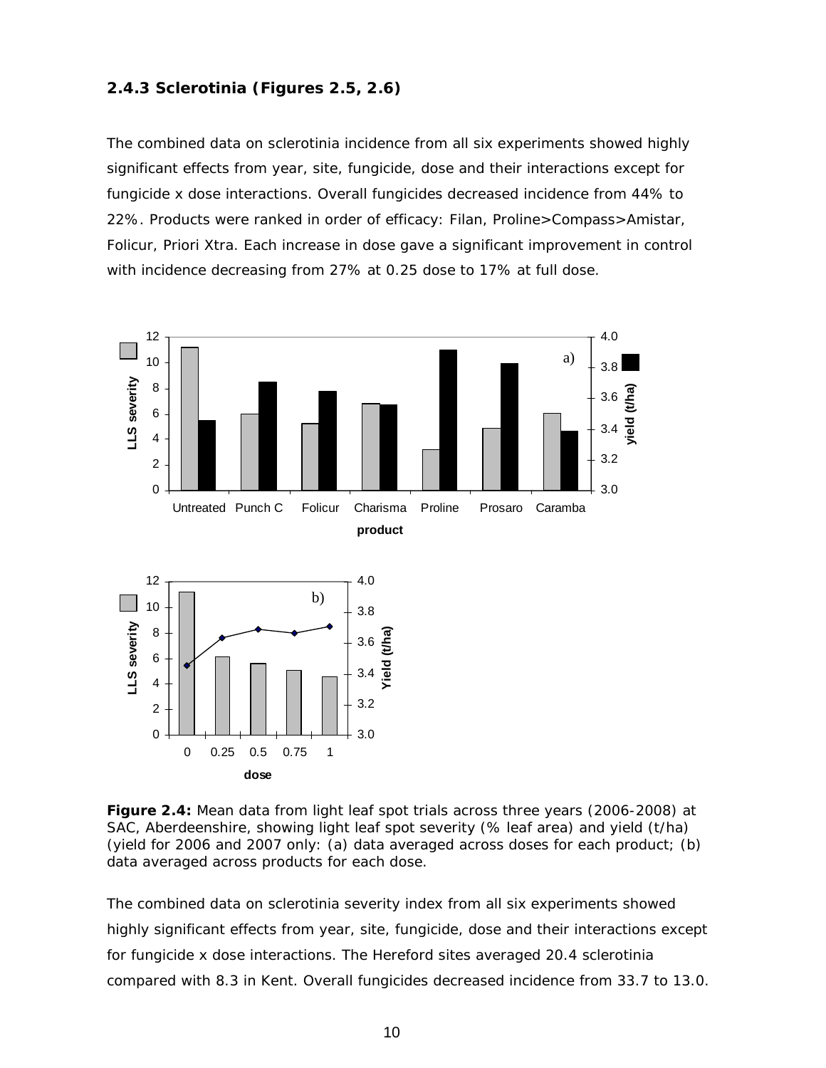### 2.4.3 Sclerotinia (Figures 2.5, 2.6)

The combined data on sclerotinia incidence from all six experiments showed highly significant effects from year, site, fungicide, dose and their interactions except for fungicide x dose interactions. Overall fungicides decreased incidence from 44% to 22%. Products were ranked in order of efficacy: Filan, Proline>Compass>Amistar, Folicur, Priori Xtra. Each increase in dose gave a significant improvement in control with incidence decreasing from 27% at 0.25 dose to 17% at full dose.

**Figure 2.4:** Mean data from light leaf spot trials across three years (2006-2008) at SAC, Aberdeenshire, showing light leaf spot severity (% leaf area) and yield (t/ha) (yield for 2006 and 2007 only: (a) data averaged across doses for each product; (b) data averaged across products for each dose.

The combined data on sclerotinia severity index from all six experiments showed highly significant effects from year, site, fungicide, dose and their interactions except for fungicide x dose interactions. The Hereford sites averaged 20.4 sclerotinia compared with 8.3 in Kent. Overall fungicides decreased incidence from 33.7 to 13.0.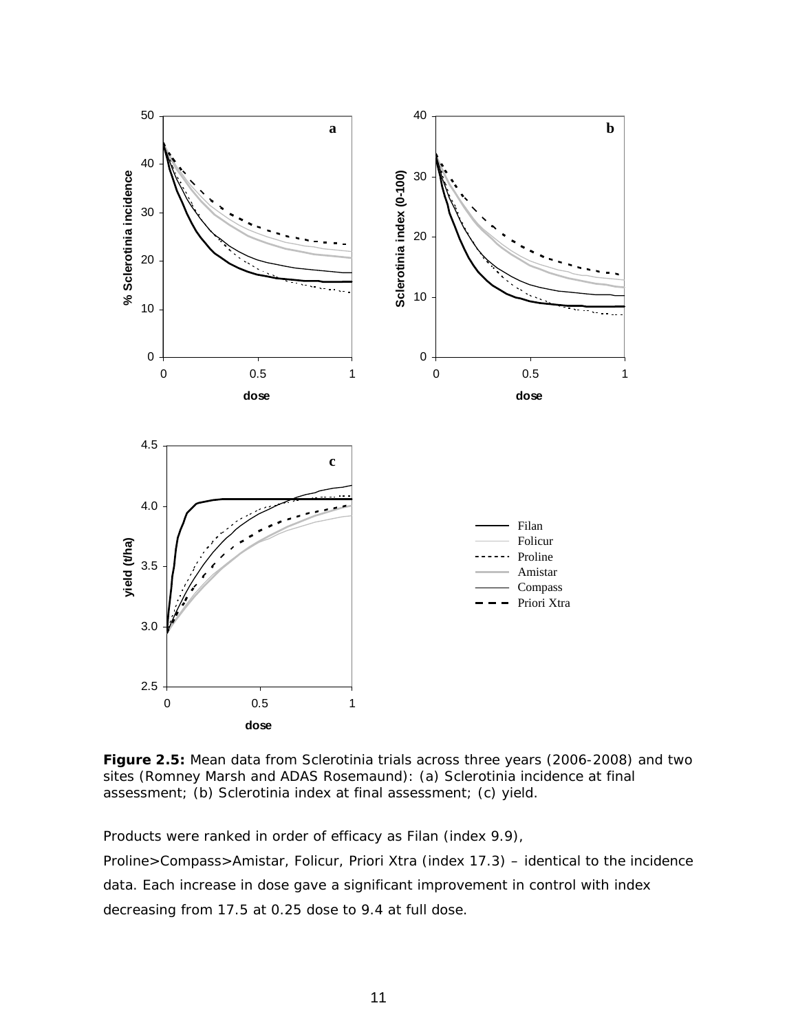**Figure 2.5:** Mean data from Sclerotinia trials across three years (2006-2008) and two sites (Romney Marsh and ADAS Rosemaund): (a) Sclerotinia incidence at final assessment; (b) Sclerotinia index at final assessment; (c) yield.

Products were ranked in order of efficacy as Filan (index 9.9), Proline>Compass>Amistar, Folicur, Priori Xtra (index 17.3) – identical to the incidence data. Each increase in dose gave a significant improvement in control with index decreasing from 17.5 at 0.25 dose to 9.4 at full dose.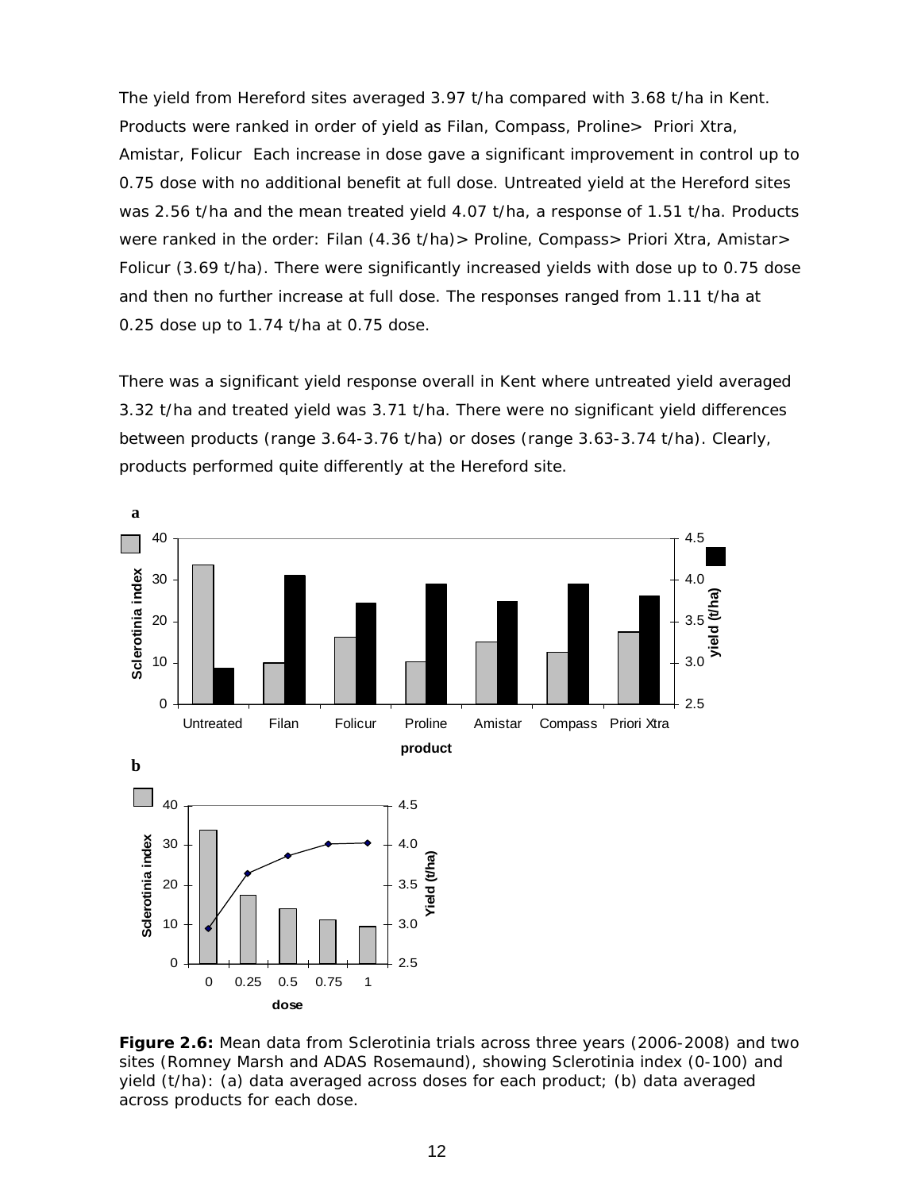The yield from Hereford sites averaged 3.97 t/ha compared with 3.68 t/ha in Kent. Products were ranked in order of yield as Filan, Compass, Proline> Priori Xtra, Amistar, Folicur Each increase in dose gave a significant improvement in control up to 0.75 dose with no additional benefit at full dose. Untreated yield at the Hereford sites was 2.56 t/ha and the mean treated yield 4.07 t/ha, a response of 1.51 t/ha. Products were ranked in the order: Filan (4.36 t/ha)> Proline, Compass> Priori Xtra, Amistar> Folicur (3.69 t/ha). There were significantly increased yields with dose up to 0.75 dose and then no further increase at full dose. The responses ranged from 1.11 t/ha at 0.25 dose up to 1.74 t/ha at 0.75 dose.

There was a significant yield response overall in Kent where untreated yield averaged 3.32 t/ha and treated yield was 3.71 t/ha. There were no significant yield differences between products (range 3.64-3.76 t/ha) or doses (range 3.63-3.74 t/ha). Clearly, products performed quite differently at the Hereford site.

**Figure 2.6:** Mean data from Sclerotinia trials across three years (2006-2008) and two sites (Romney Marsh and ADAS Rosemaund), showing Sclerotinia index (0-100) and yield (t/ha): (a) data averaged across doses for each product; (b) data averaged across products for each dose.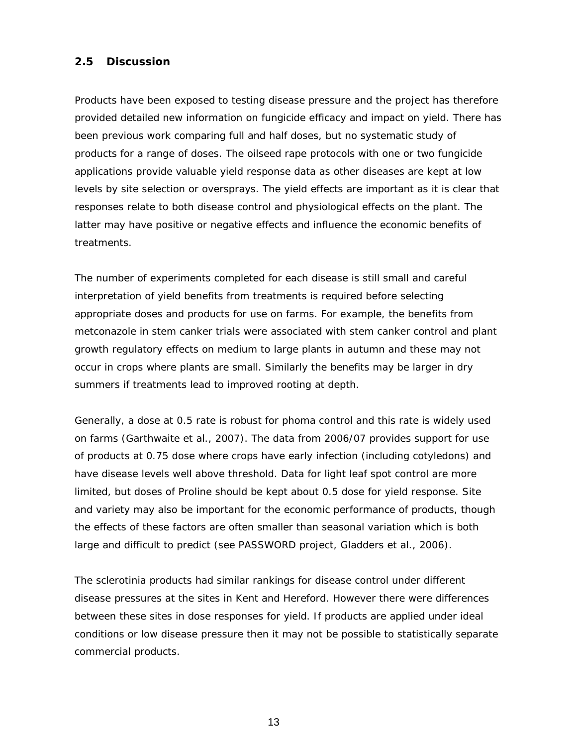## 2.5 Discussion

Products have been exposed to testing disease pressure and the project has therefore provided detailed new information on fungicide efficacy and impact on yield. There has been previous work comparing full and half doses, but no systematic study of products for a range of doses. The oilseed rape protocols with one or two fungicide applications provide valuable yield response data as other diseases are kept at low levels by site selection or oversprays. The yield effects are important as it is clear that responses relate to both disease control and physiological effects on the plant. The latter may have positive or negative effects and influence the economic benefits of treatments.

The number of experiments completed for each disease is still small and careful interpretation of yield benefits from treatments is required before selecting appropriate doses and products for use on farms. For example, the benefits from metconazole in stem canker trials were associated with stem canker control and plant growth regulatory effects on medium to large plants in autumn and these may not occur in crops where plants are small. Similarly the benefits may be larger in dry summers if treatments lead to improved rooting at depth.

Generally, a dose at 0.5 rate is robust for phoma control and this rate is widely used on farms (Garthwaite et al., 2007). The data from 2006/07 provides support for use of products at 0.75 dose where crops have early infection (including cotyledons) and have disease levels well above threshold. Data for light leaf spot control are more limited, but doses of Proline should be kept about 0.5 dose for yield response. Site and variety may also be important for the economic performance of products, though the effects of these factors are often smaller than seasonal variation which is both large and difficult to predict (see PASSWORD project, Gladders et al., 2006).

The sclerotinia products had similar rankings for disease control under different disease pressures at the sites in Kent and Hereford. However there were differences between these sites in dose responses for yield. If products are applied under ideal conditions or low disease pressure then it may not be possible to statistically separate commercial products.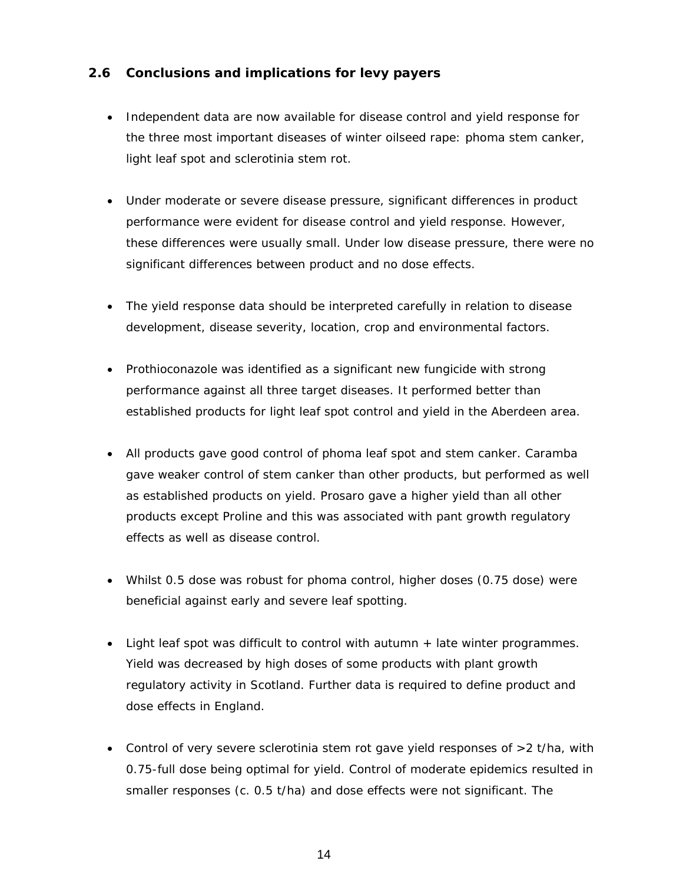## 2.6 Conclusions and implications for levy payers

- Independent data are now available for disease control and yield response for the three most important diseases of winter oilseed rape: phoma stem canker, light leaf spot and sclerotinia stem rot.

- Under moderate or severe disease pressure, significant differences in product performance were evident for disease control and yield response. However, these differences were usually small. Under low disease pressure, there were no significant differences between product and no dose effects.

- The yield response data should be interpreted carefully in relation to disease development, disease severity, location, crop and environmental factors.

- Prothioconazole was identified as a significant new fungicide with strong performance against all three target diseases. It performed better than established products for light leaf spot control and yield in the Aberdeen area.

- All products gave good control of phoma leaf spot and stem canker. Caramba gave weaker control of stem canker than other products, but performed as well as established products on yield. Prosaro gave a higher yield than all other products except Proline and this was associated with pant growth regulatory effects as well as disease control.

- Whilst 0.5 dose was robust for phoma control, higher doses (0.75 dose) were beneficial against early and severe leaf spotting.

- Light leaf spot was difficult to control with autumn + late winter programmes. Yield was decreased by high doses of some products with plant growth regulatory activity in Scotland. Further data is required to define product and dose effects in England.

- Control of very severe sclerotinia stem rot gave yield responses of >2 t/ha, with 0.75-full dose being optimal for yield. Control of moderate epidemics resulted in smaller responses (c. 0.5 t/ha) and dose effects were not significant. The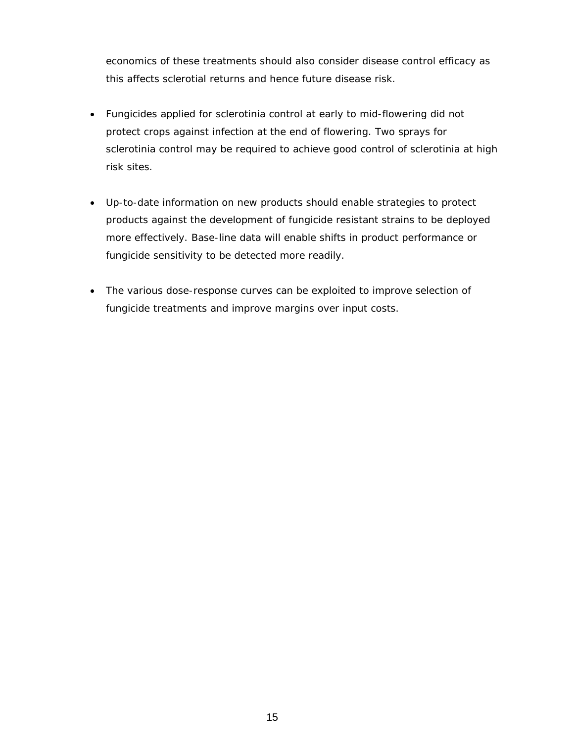economics of these treatments should also consider disease control efficacy as this affects sclerotial returns and hence future disease risk.

- Fungicides applied for sclerotinia control at early to mid-flowering did not protect crops against infection at the end of flowering. Two sprays for sclerotinia control may be required to achieve good control of sclerotinia at high risk sites.

- Up-to-date information on new products should enable strategies to protect products against the development of fungicide resistant strains to be deployed more effectively. Base-line data will enable shifts in product performance or fungicide sensitivity to be detected more readily.

- The various dose-response curves can be exploited to improve selection of fungicide treatments and improve margins over input costs.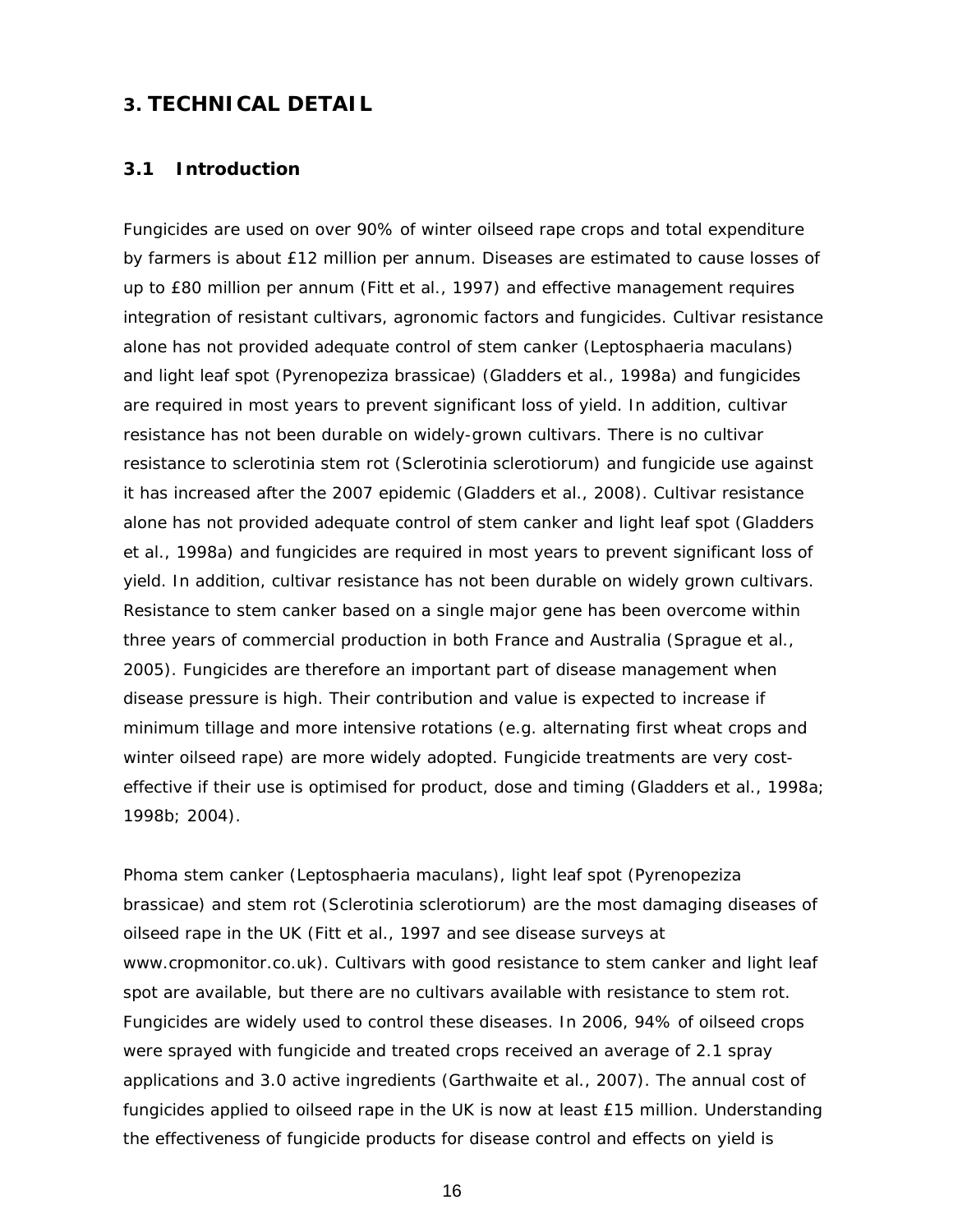# 3. TECHNICAL DETAIL

## 3.1 Introduction

Fungicides are used on over 90% of winter oilseed rape crops and total expenditure by farmers is about £12 million per annum. Diseases are estimated to cause losses of up to £80 million per annum (Fitt et al., 1997) and effective management requires integration of resistant cultivars, agronomic factors and fungicides. Cultivar resistance alone has not provided adequate control of stem canker (*Leptosphaeria maculans*) and light leaf spot (*Pyrenopeziza brassicae*) (Gladders et al., 1998a) and fungicides are required in most years to prevent significant loss of yield. In addition, cultivar resistance has not been durable on widely-grown cultivars. There is no cultivar resistance to sclerotinia stem rot (*Sclerotinia sclerotiorum*) and fungicide use against it has increased after the 2007 epidemic (Gladders et al., 2008). Cultivar resistance alone has not provided adequate control of stem canker and light leaf spot (Gladders et al., 1998a) and fungicides are required in most years to prevent significant loss of yield. In addition, cultivar resistance has not been durable on widely grown cultivars. Resistance to stem canker based on a single major gene has been overcome within three years of commercial production in both France and Australia (Sprague et al., 2005). Fungicides are therefore an important part of disease management when disease pressure is high. Their contribution and value is expected to increase if minimum tillage and more intensive rotations (e.g. alternating first wheat crops and winter oilseed rape) are more widely adopted. Fungicide treatments are very cost-effective if their use is optimised for product, dose and timing (Gladders et al., 1998a; 1998b; 2004).

Phoma stem canker (*Leptosphaeria maculans*), light leaf spot (*Pyrenopeziza brassicae*) and stem rot (*Sclerotinia sclerotiorum*) are the most damaging diseases of oilseed rape in the UK (Fitt et al., 1997 and see disease surveys at www.cropmonitor.co.uk). Cultivars with good resistance to stem canker and light leaf spot are available, but there are no cultivars available with resistance to stem rot. Fungicides are widely used to control these diseases. In 2006, 94% of oilseed crops were sprayed with fungicide and treated crops received an average of 2.1 spray applications and 3.0 active ingredients (Garthwaite et al., 2007). The annual cost of fungicides applied to oilseed rape in the UK is now at least £15 million. Understanding the effectiveness of fungicide products for disease control and effects on yield is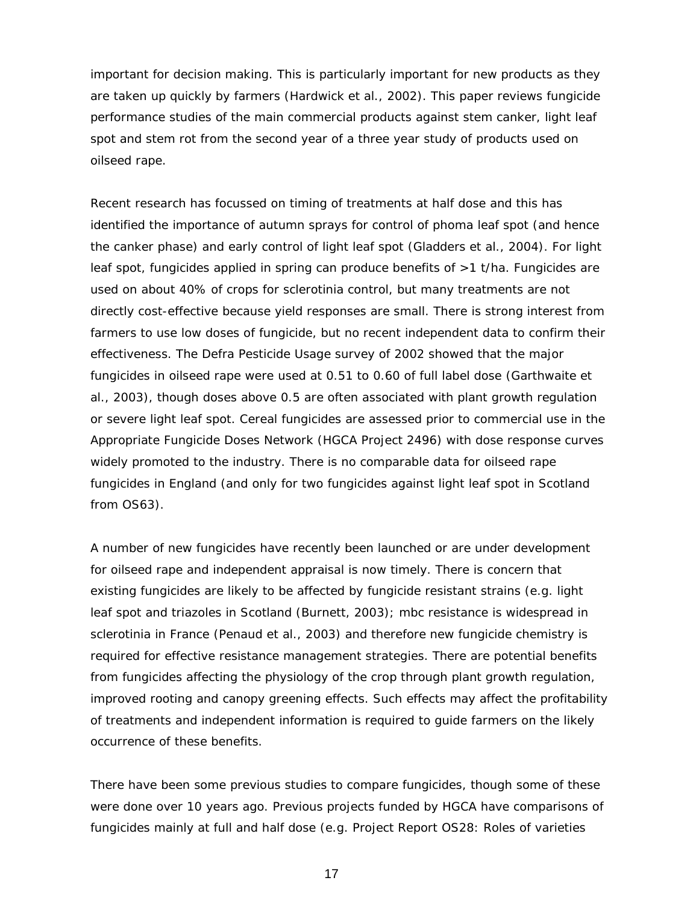important for decision making. This is particularly important for new products as they are taken up quickly by farmers (Hardwick et al., 2002). This paper reviews fungicide performance studies of the main commercial products against stem canker, light leaf spot and stem rot from the second year of a three year study of products used on oilseed rape.

Recent research has focussed on timing of treatments at half dose and this has identified the importance of autumn sprays for control of phoma leaf spot (and hence the canker phase) and early control of light leaf spot (Gladders et al., 2004). For light leaf spot, fungicides applied in spring can produce benefits of >1 t/ha. Fungicides are used on about 40% of crops for sclerotinia control, but many treatments are not directly cost-effective because yield responses are small. There is strong interest from farmers to use low doses of fungicide, but no recent independent data to confirm their effectiveness. The Defra Pesticide Usage survey of 2002 showed that the major fungicides in oilseed rape were used at 0.51 to 0.60 of full label dose (Garthwaite et al., 2003), though doses above 0.5 are often associated with plant growth regulation or severe light leaf spot. Cereal fungicides are assessed prior to commercial use in the Appropriate Fungicide Doses Network (HGCA Project 2496) with dose response curves widely promoted to the industry. There is no comparable data for oilseed rape fungicides in England (and only for two fungicides against light leaf spot in Scotland from OS63).

A number of new fungicides have recently been launched or are under development for oilseed rape and independent appraisal is now timely. There is concern that existing fungicides are likely to be affected by fungicide resistant strains (e.g. light leaf spot and triazoles in Scotland (Burnett, 2003); mbc resistance is widespread in sclerotinia in France (Penaud et al., 2003) and therefore new fungicide chemistry is required for effective resistance management strategies. There are potential benefits from fungicides affecting the physiology of the crop through plant growth regulation, improved rooting and canopy greening effects. Such effects may affect the profitability of treatments and independent information is required to guide farmers on the likely occurrence of these benefits.

There have been some previous studies to compare fungicides, though some of these were done over 10 years ago. Previous projects funded by HGCA have comparisons of fungicides mainly at full and half dose (e.g. Project Report OS28: Roles of varieties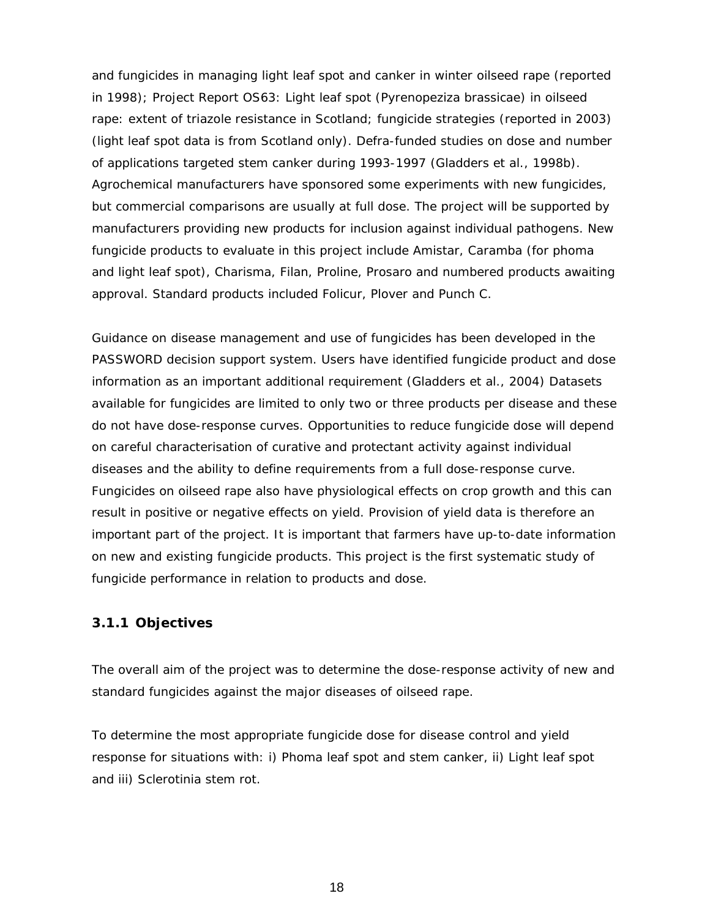and fungicides in managing light leaf spot and canker in winter oilseed rape (reported in 1998); Project Report OS63: Light leaf spot (*Pyrenopeziza brassicae*) in oilseed rape: extent of triazole resistance in Scotland; fungicide strategies (reported in 2003) (light leaf spot data is from Scotland only). Defra-funded studies on dose and number of applications targeted stem canker during 1993-1997 (Gladders et al., 1998b). Agrochemical manufacturers have sponsored some experiments with new fungicides, but commercial comparisons are usually at full dose. The project will be supported by manufacturers providing new products for inclusion against individual pathogens. New fungicide products to evaluate in this project include Amistar, Caramba (for phoma and light leaf spot), Charisma, Filan, Proline, Prosaro and numbered products awaiting approval. Standard products included Folicur, Plover and Punch C.

Guidance on disease management and use of fungicides has been developed in the PASSWORD decision support system. Users have identified fungicide product and dose information as an important additional requirement (Gladders et al., 2004) Datasets available for fungicides are limited to only two or three products per disease and these do not have dose-response curves. Opportunities to reduce fungicide dose will depend on careful characterisation of curative and protectant activity against individual diseases and the ability to define requirements from a full dose-response curve. Fungicides on oilseed rape also have physiological effects on crop growth and this can result in positive or negative effects on yield. Provision of yield data is therefore an important part of the project. It is important that farmers have up-to-date information on new and existing fungicide products. This project is the first systematic study of fungicide performance in relation to products and dose.

### 3.1.1 Objectives

The overall aim of the project was to determine the dose-response activity of new and standard fungicides against the major diseases of oilseed rape.

To determine the most appropriate fungicide dose for disease control and yield response for situations with: i) Phoma leaf spot and stem canker, ii) Light leaf spot and iii) Sclerotinia stem rot.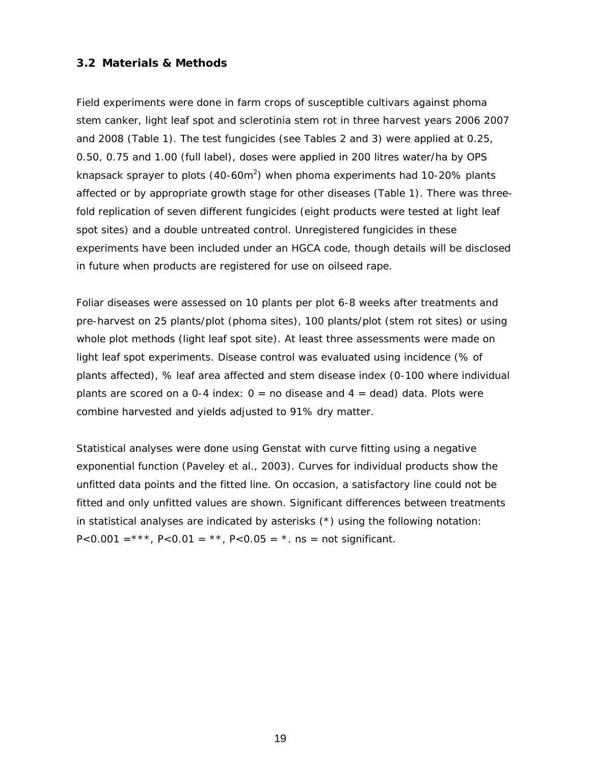## 3.2 Materials & Methods

Field experiments were done in farm crops of susceptible cultivars against phoma stem canker, light leaf spot and sclerotinia stem rot in three harvest years 2006 2007 and 2008 (Table 1). The test fungicides (see Tables 2 and 3) were applied at 0.25, 0.50, 0.75 and 1.00 (full label), doses were applied in 200 litres water/ha by OPS knapsack sprayer to plots (40-60m$^2$) when phoma experiments had 10-20% plants affected or by appropriate growth stage for other diseases (Table 1). There was three-fold replication of seven different fungicides (eight products were tested at light leaf spot sites) and a double untreated control. Unregistered fungicides in these experiments have been included under an HGCA code, though details will be disclosed in future when products are registered for use on oilseed rape.

Foliar diseases were assessed on 10 plants per plot 6-8 weeks after treatments and pre-harvest on 25 plants/plot (phoma sites), 100 plants/plot (stem rot sites) or using whole plot methods (light leaf spot site). At least three assessments were made on light leaf spot experiments. Disease control was evaluated using incidence (% of plants affected), % leaf area affected and stem disease index (0-100 where individual plants are scored on a 0-4 index: 0 = no disease and 4 = dead) data. Plots were combine harvested and yields adjusted to 91% dry matter.

Statistical analyses were done using Genstat with curve fitting using a negative exponential function (Paveley et al., 2003). Curves for individual products show the unfitted data points and the fitted line. On occasion, a satisfactory line could not be fitted and only unfitted values are shown. Significant differences between treatments in statistical analyses are indicated by asterisks (*) using the following notation: $P<0.001$ =***, $P<0.01$ = **, $P<0.05$ = *. ns = not significant.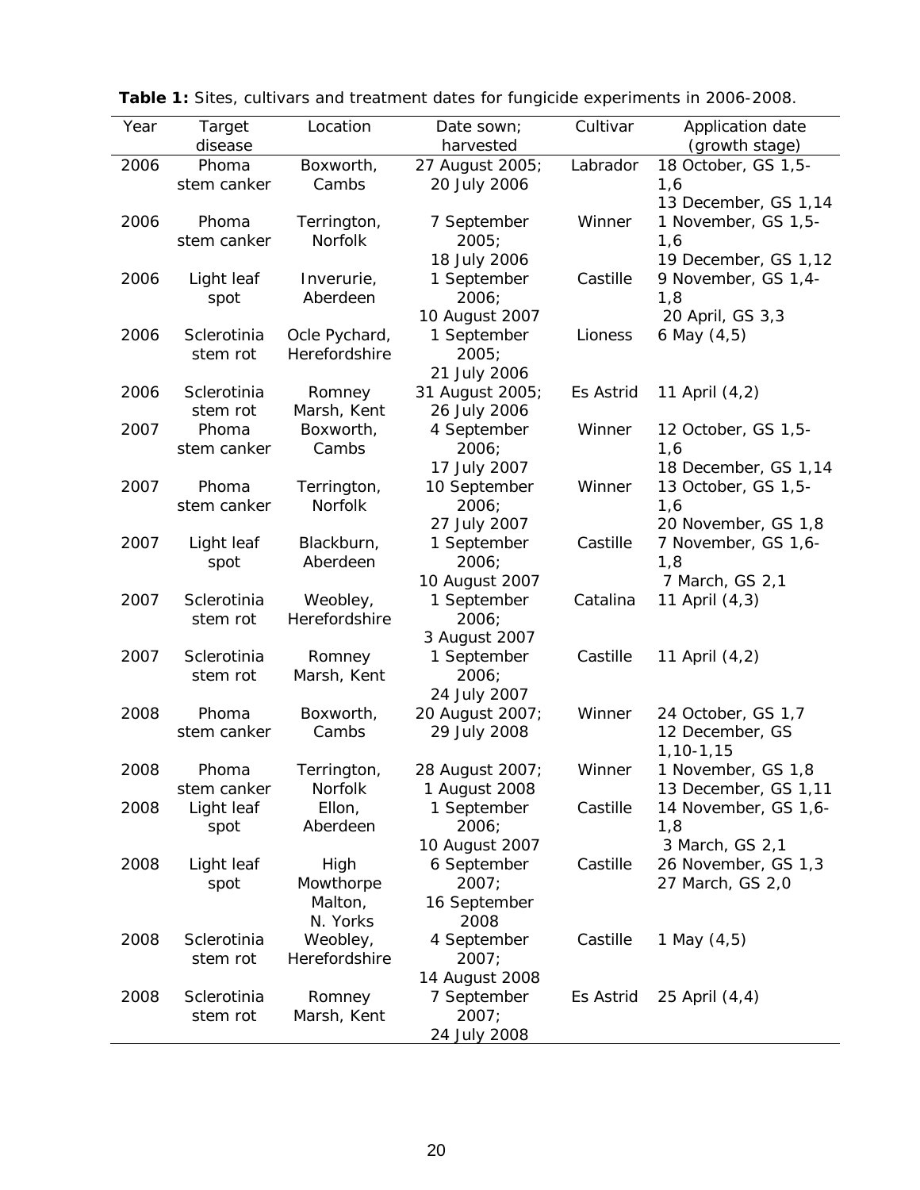**Table 1:** Sites, cultivars and treatment dates for fungicide experiments in 2006-2008.

| Year | Target disease | Location | Date sown; harvested | Cultivar | Application date (growth stage) |
|---|---|---|---|---|---|
| 2006 | Phoma stem canker | Boxworth, Cambs | 27 August 2005; 20 July 2006 | Labrador | 18 October, GS 1,5-1,6<br>13 December, GS 1,14 |
| 2006 | Phoma stem canker | Terrington, Norfolk | 7 September 2005; 18 July 2006 | Winner | 1 November, GS 1,5-1,6<br>19 December, GS 1,12 |
| 2006 | Light leaf spot | Inverurie, Aberdeen | 1 September 2006; 10 August 2007 | Castille | 9 November, GS 1,4-1,8<br>20 April, GS 3,3 |
| 2006 | Sclerotinia stem rot | Ocle Pychard, Herefordshire | 1 September 2005; 21 July 2006 | Lioness | 6 May (4,5) |
| 2006 | Sclerotinia stem rot | Romney Marsh, Kent | 31 August 2005; 26 July 2006 | Es Astrid | 11 April (4,2) |
| 2007 | Phoma stem canker | Boxworth, Cambs | 4 September 2006; 17 July 2007 | Winner | 12 October, GS 1,5-1,6<br>18 December, GS 1,14 |
| 2007 | Phoma stem canker | Terrington, Norfolk | 10 September 2006; 27 July 2007 | Winner | 13 October, GS 1,5-1,6<br>20 November, GS 1,8 |
| 2007 | Light leaf spot | Blackburn, Aberdeen | 1 September 2006; 10 August 2007 | Castille | 7 November, GS 1,6-1,8<br>7 March, GS 2,1 |
| 2007 | Sclerotinia stem rot | Weobley, Herefordshire | 1 September 2006; 3 August 2007 | Catalina | 11 April (4,3) |
| 2007 | Sclerotinia stem rot | Romney Marsh, Kent | 1 September 2006; 24 July 2007 | Castille | 11 April (4,2) |
| 2008 | Phoma stem canker | Boxworth, Cambs | 20 August 2007; 29 July 2008 | Winner | 24 October, GS 1,7<br>12 December, GS 1,10-1,15 |
| 2008 | Phoma stem canker | Terrington, Norfolk | 28 August 2007; 1 August 2008 | Winner | 1 November, GS 1,8<br>13 December, GS 1,11 |
| 2008 | Light leaf spot | Ellon, Aberdeen | 1 September 2006; 10 August 2007 | Castille | 14 November, GS 1,6-1,8<br>3 March, GS 2,1 |
| 2008 | Light leaf spot | High Mowthorpe Malton, N. Yorks | 6 September 2007; 16 September 2008 | Castille | 26 November, GS 1,3<br>27 March, GS 2,0 |
| 2008 | Sclerotinia stem rot | Weobley, Herefordshire | 4 September 2007; 14 August 2008 | Castille | 1 May (4,5) |
| 2008 | Sclerotinia stem rot | Romney Marsh, Kent | 7 September 2007; 24 July 2008 | Es Astrid | 25 April (4,4) |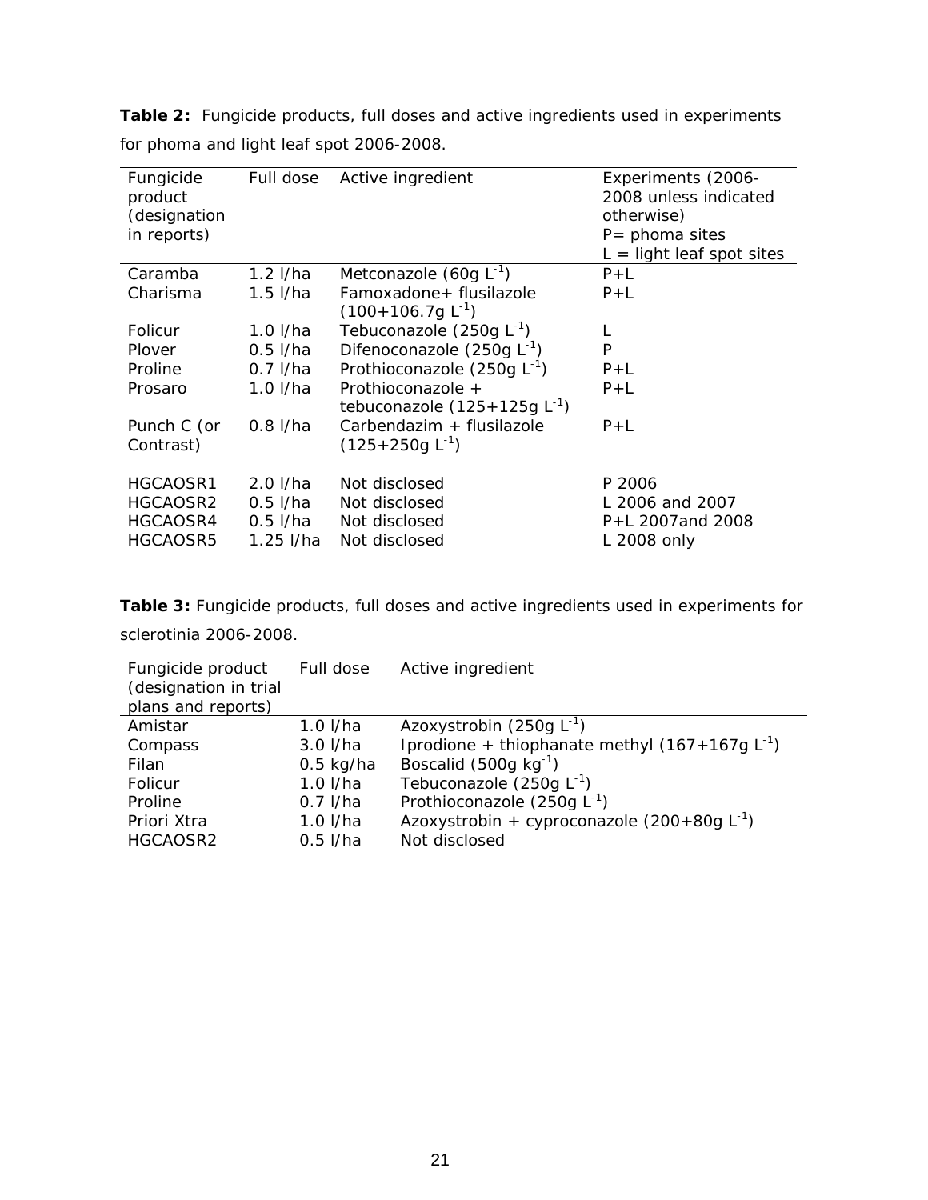**Table 2:** Fungicide products, full doses and active ingredients used in experiments for phoma and light leaf spot 2006-2008.

| Fungicide product (designation in reports) | Full dose | Active ingredient | Experiments (2006-2008 unless indicated otherwise) P= phoma sites L = light leaf spot sites |
|---|---|---|---|
| Caramba | 1.2 l/ha | Metconazole (60g $L^{-1}$) | P+L |
| Charisma | 1.5 l/ha | Famoxadone+ flusilazole (100+106.7g $L^{-1}$) | P+L |
| Folicur | 1.0 l/ha | Tebuconazole (250g $L^{-1}$) | L |
| Plover | 0.5 l/ha | Difenoconazole (250g $L^{-1}$) | P |
| Proline | 0.7 l/ha | Prothioconazole (250g $L^{-1}$) | P+L |
| Prosaro | 1.0 l/ha | Prothioconazole + tebuconazole (125+125g $L^{-1}$) | P+L |
| Punch C (or Contrast) | 0.8 l/ha | Carbendazim + flusilazole (125+250g $L^{-1}$) | P+L |
| HGCAOSR1 | 2.0 l/ha | Not disclosed | P 2006 |
| HGCAOSR2 | 0.5 l/ha | Not disclosed | L 2006 and 2007 |
| HGCAOSR4 | 0.5 l/ha | Not disclosed | P+L 2007and 2008 |
| HGCAOSR5 | 1.25 l/ha | Not disclosed | L 2008 only |

**Table 3:** Fungicide products, full doses and active ingredients used in experiments for sclerotinia 2006-2008.

| Fungicide product (designation in trial plans and reports) | Full dose | Active ingredient |
|---|---|---|
| Amistar | 1.0 l/ha | Azoxystrobin (250g $L^{-1}$) |
| Compass | 3.0 l/ha | Iprodione + thiophanate methyl (167+167g $L^{-1}$) |
| Filan | 0.5 kg/ha | Boscalid (500g $kg^{-1}$) |
| Folicur | 1.0 l/ha | Tebuconazole (250g $L^{-1}$) |
| Proline | 0.7 l/ha | Prothioconazole (250g $L^{-1}$) |
| Priori Xtra | 1.0 l/ha | Azoxystrobin + cyproconazole (200+80g $L^{-1}$) |
| HGCAOSR2 | 0.5 l/ha | Not disclosed |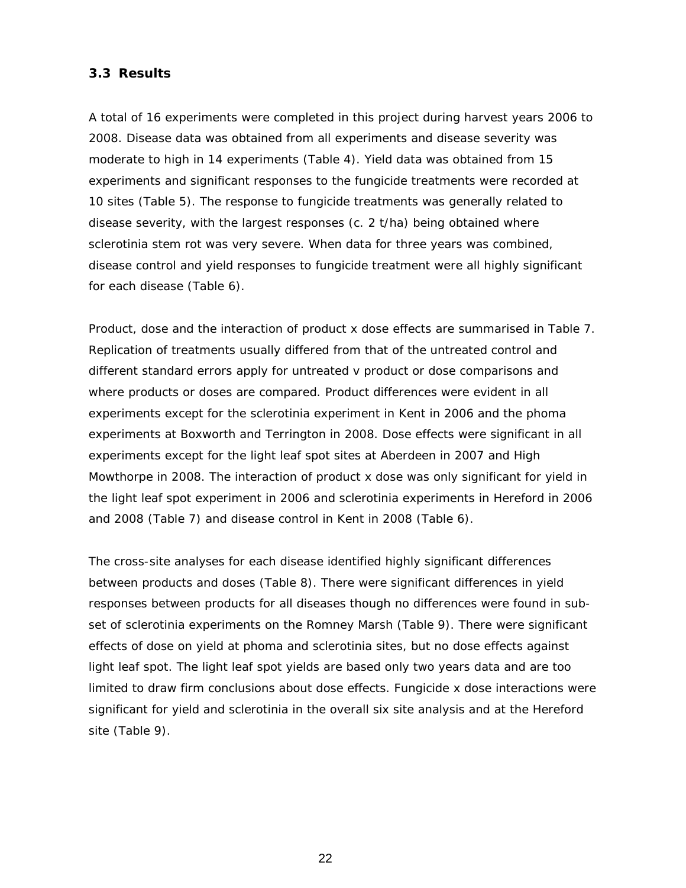### 3.3 Results

A total of 16 experiments were completed in this project during harvest years 2006 to 2008. Disease data was obtained from all experiments and disease severity was moderate to high in 14 experiments (Table 4). Yield data was obtained from 15 experiments and significant responses to the fungicide treatments were recorded at 10 sites (Table 5). The response to fungicide treatments was generally related to disease severity, with the largest responses (c. 2 t/ha) being obtained where sclerotinia stem rot was very severe. When data for three years was combined, disease control and yield responses to fungicide treatment were all highly significant for each disease (Table 6).

Product, dose and the interaction of product x dose effects are summarised in Table 7. Replication of treatments usually differed from that of the untreated control and different standard errors apply for untreated v product or dose comparisons and where products or doses are compared. Product differences were evident in all experiments except for the sclerotinia experiment in Kent in 2006 and the phoma experiments at Boxworth and Terrington in 2008. Dose effects were significant in all experiments except for the light leaf spot sites at Aberdeen in 2007 and High Mowthorpe in 2008. The interaction of product x dose was only significant for yield in the light leaf spot experiment in 2006 and sclerotinia experiments in Hereford in 2006 and 2008 (Table 7) and disease control in Kent in 2008 (Table 6).

The cross-site analyses for each disease identified highly significant differences between products and doses (Table 8). There were significant differences in yield responses between products for all diseases though no differences were found in sub-set of sclerotinia experiments on the Romney Marsh (Table 9). There were significant effects of dose on yield at phoma and sclerotinia sites, but no dose effects against light leaf spot. The light leaf spot yields are based only two years data and are too limited to draw firm conclusions about dose effects. Fungicide x dose interactions were significant for yield and sclerotinia in the overall six site analysis and at the Hereford site (Table 9).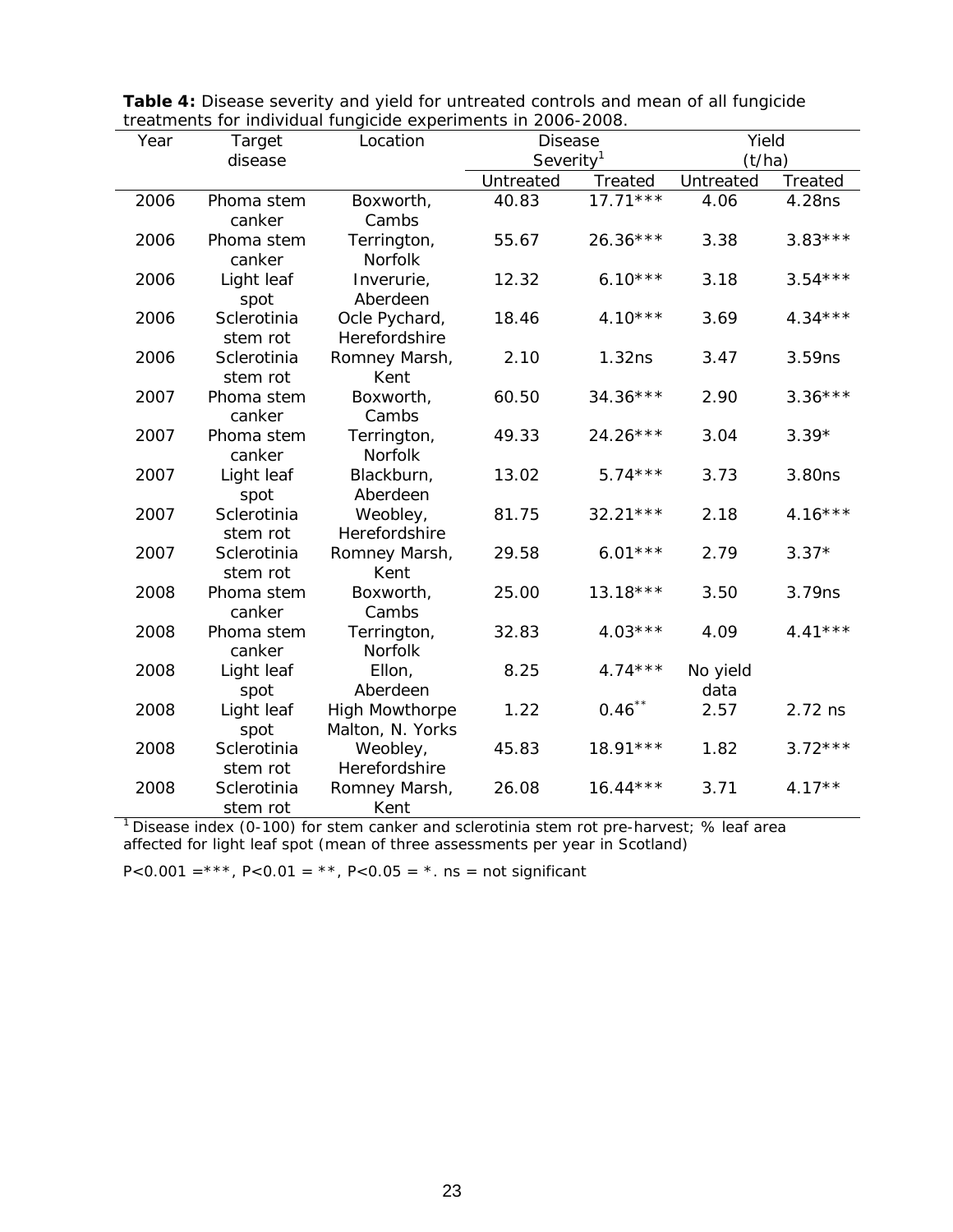**Table 4:** Disease severity and yield for untreated controls and mean of all fungicide treatments for individual fungicide experiments in 2006-2008.

| Year | Target disease | Location | Disease Severity[1] | | Yield (t/ha) | |
|---|---|---|---|---|---|---|
| | | | Untreated | Treated | Untreated | Treated |
| 2006 | Phoma stem canker | Boxworth, Cambs | 40.83 | 17.71*** | 4.06 | 4.28ns |
| 2006 | Phoma stem canker | Terrington, Norfolk | 55.67 | 26.36*** | 3.38 | 3.83*** |
| 2006 | Light leaf spot | Inverurie, Aberdeen | 12.32 | 6.10*** | 3.18 | 3.54*** |
| 2006 | Sclerotinia stem rot | Ocle Pychard, Herefordshire | 18.46 | 4.10*** | 3.69 | 4.34*** |
| 2006 | Sclerotinia stem rot | Romney Marsh, Kent | 2.10 | 1.32ns | 3.47 | 3.59ns |
| 2007 | Phoma stem canker | Boxworth, Cambs | 60.50 | 34.36*** | 2.90 | 3.36*** |
| 2007 | Phoma stem canker | Terrington, Norfolk | 49.33 | 24.26*** | 3.04 | 3.39* |
| 2007 | Light leaf spot | Blackburn, Aberdeen | 13.02 | 5.74*** | 3.73 | 3.80ns |
| 2007 | Sclerotinia stem rot | Weobley, Herefordshire | 81.75 | 32.21*** | 2.18 | 4.16*** |
| 2007 | Sclerotinia stem rot | Romney Marsh, Kent | 29.58 | 6.01*** | 2.79 | 3.37* |
| 2008 | Phoma stem canker | Boxworth, Cambs | 25.00 | 13.18*** | 3.50 | 3.79ns |
| 2008 | Phoma stem canker | Terrington, Norfolk | 32.83 | 4.03*** | 4.09 | 4.41*** |
| 2008 | Light leaf spot | Ellon, Aberdeen | 8.25 | 4.74*** | No yield data | |
| 2008 | Light leaf spot | High Mowthorpe Malton, N. Yorks | 1.22 | 0.46** | 2.57 | 2.72 ns |
| 2008 | Sclerotinia stem rot | Weobley, Herefordshire | 45.83 | 18.91*** | 1.82 | 3.72*** |
| 2008 | Sclerotinia stem rot | Romney Marsh, Kent | 26.08 | 16.44*** | 3.71 | 4.17** |

[1] Disease index (0-100) for stem canker and sclerotinia stem rot pre-harvest; % leaf area affected for light leaf spot (mean of three assessments per year in Scotland)

$P<0.001$ =***, $P<0.01$ = **, $P<0.05$ = *. ns = not significant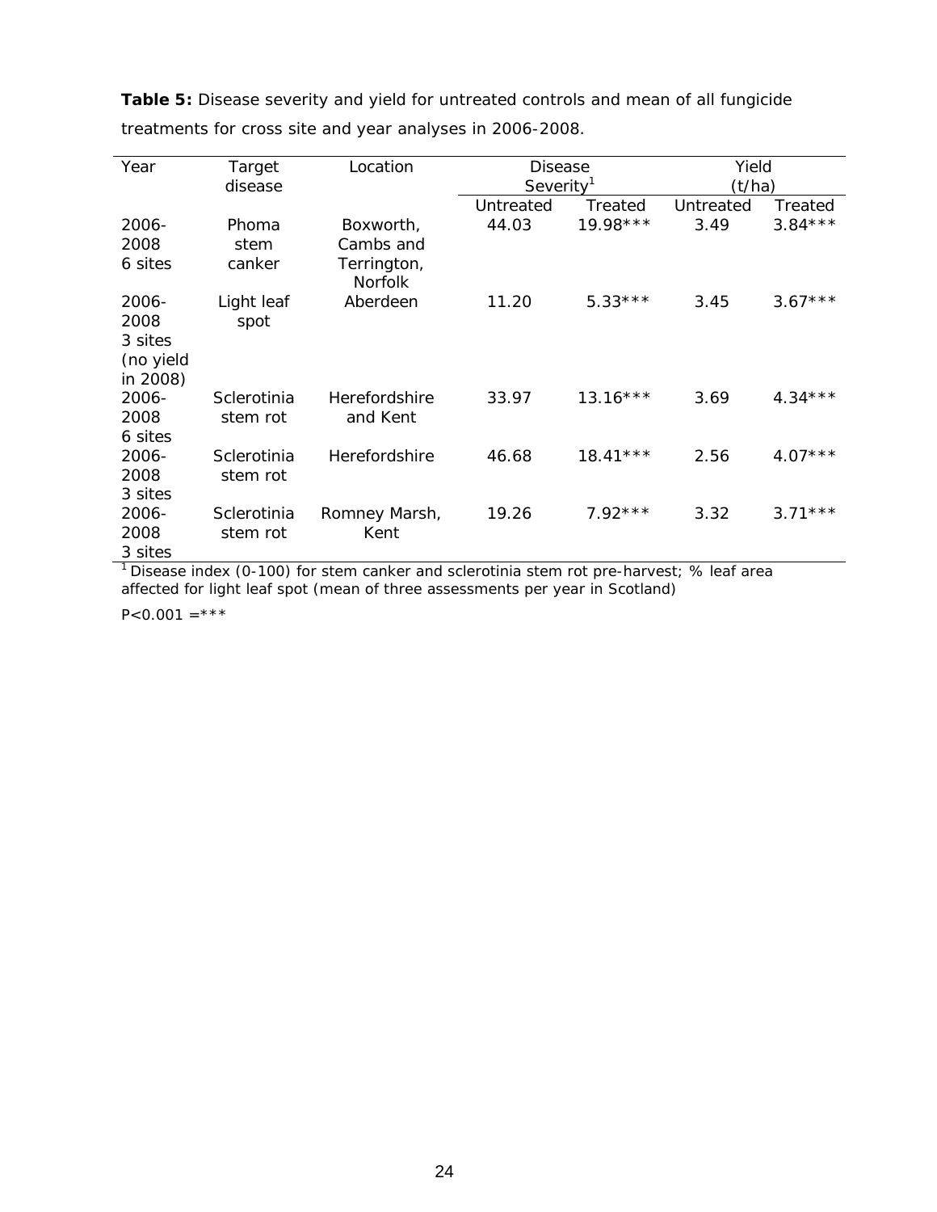**Table 5:** Disease severity and yield for untreated controls and mean of all fungicide treatments for cross site and year analyses in 2006-2008.

| Year | Target disease | Location | Disease Severity[1] | | Yield (t/ha) | |
|---|---|---|---|---|---|---|
| | | | Untreated | Treated | Untreated | Treated |
| 2006-2008 6 sites | Phoma stem canker | Boxworth, Cambs and Terrington, Norfolk | 44.03 | 19.98*** | 3.49 | 3.84*** |
| 2006-2008 3 sites (no yield in 2008) | Light leaf spot | Aberdeen | 11.20 | 5.33*** | 3.45 | 3.67*** |
| 2006-2008 6 sites | Sclerotinia stem rot | Herefordshire and Kent | 33.97 | 13.16*** | 3.69 | 4.34*** |
| 2006-2008 3 sites | Sclerotinia stem rot | Herefordshire | 46.68 | 18.41*** | 2.56 | 4.07*** |
| 2006-2008 3 sites | Sclerotinia stem rot | Romney Marsh, Kent | 19.26 | 7.92*** | 3.32 | 3.71*** |

[1] Disease index (0-100) for stem canker and sclerotinia stem rot pre-harvest; % leaf area affected for light leaf spot (mean of three assessments per year in Scotland)

$P<0.001$ =***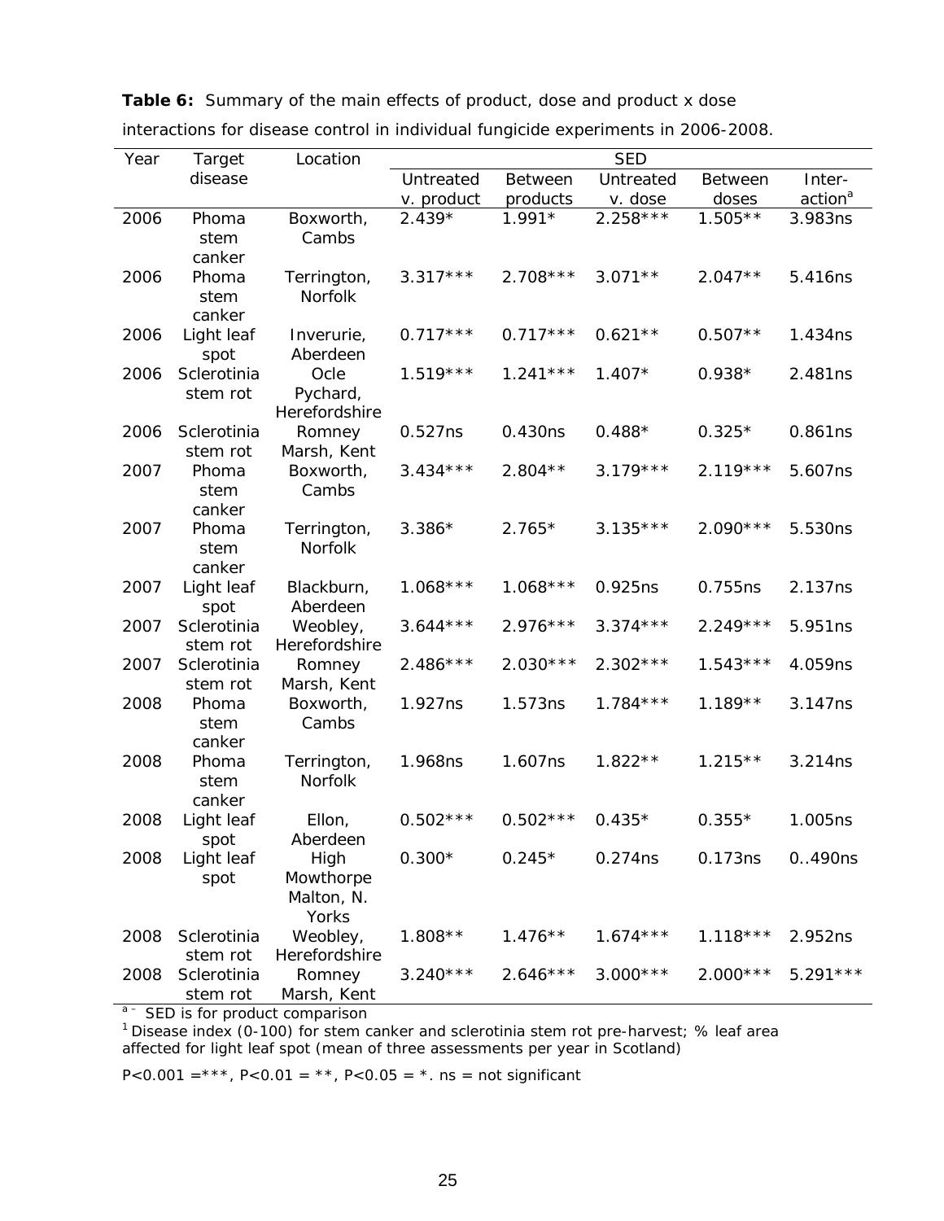**Table 6:** Summary of the main effects of product, dose and product x dose interactions for disease control in individual fungicide experiments in 2006-2008.

| Year | Target disease | Location | SED | | | | |
|---|---|---|---|---|---|---|---|
| | | | Untreated v. product | Between products | Untreated v. dose | Between doses | Inter-action[a] |
| 2006 | Phoma stem canker | Boxworth, Cambs | 2.439* | 1.991* | 2.258*** | 1.505** | 3.983ns |
| 2006 | Phoma stem canker | Terrington, Norfolk | 3.317*** | 2.708*** | 3.071** | 2.047** | 5.416ns |
| 2006 | Light leaf spot | Inverurie, Aberdeen | 0.717*** | 0.717*** | 0.621** | 0.507** | 1.434ns |
| 2006 | Sclerotinia stem rot | Ocle Pychard, Herefordshire | 1.519*** | 1.241*** | 1.407* | 0.938* | 2.481ns |
| 2006 | Sclerotinia stem rot | Romney Marsh, Kent | 0.527ns | 0.430ns | 0.488* | 0.325* | 0.861ns |
| 2007 | Phoma stem canker | Boxworth, Cambs | 3.434*** | 2.804** | 3.179*** | 2.119*** | 5.607ns |
| 2007 | Phoma stem canker | Terrington, Norfolk | 3.386* | 2.765* | 3.135*** | 2.090*** | 5.530ns |
| 2007 | Light leaf spot | Blackburn, Aberdeen | 1.068*** | 1.068*** | 0.925ns | 0.755ns | 2.137ns |
| 2007 | Sclerotinia stem rot | Weobley, Herefordshire | 3.644*** | 2.976*** | 3.374*** | 2.249*** | 5.951ns |
| 2007 | Sclerotinia stem rot | Romney Marsh, Kent | 2.486*** | 2.030*** | 2.302*** | 1.543*** | 4.059ns |
| 2008 | Phoma stem canker | Boxworth, Cambs | 1.927ns | 1.573ns | 1.784*** | 1.189** | 3.147ns |
| 2008 | Phoma stem canker | Terrington, Norfolk | 1.968ns | 1.607ns | 1.822** | 1.215** | 3.214ns |
| 2008 | Light leaf spot | Ellon, Aberdeen | 0.502*** | 0.502*** | 0.435* | 0.355* | 1.005ns |
| 2008 | Light leaf spot | High Mowthorpe Malton, N. Yorks | 0.300* | 0.245* | 0.274ns | 0.173ns | 0..490ns |
| 2008 | Sclerotinia stem rot | Weobley, Herefordshire | 1.808** | 1.476** | 1.674*** | 1.118*** | 2.952ns |
| 2008 | Sclerotinia stem rot | Romney Marsh, Kent | 3.240*** | 2.646*** | 3.000*** | 2.000*** | 5.291*** |

[a] – SED is for product comparison

[1] Disease index (0-100) for stem canker and sclerotinia stem rot pre-harvest; % leaf area affected for light leaf spot (mean of three assessments per year in Scotland)

P<0.001 =***, P<0.01 = **, P<0.05 = *. ns = not significant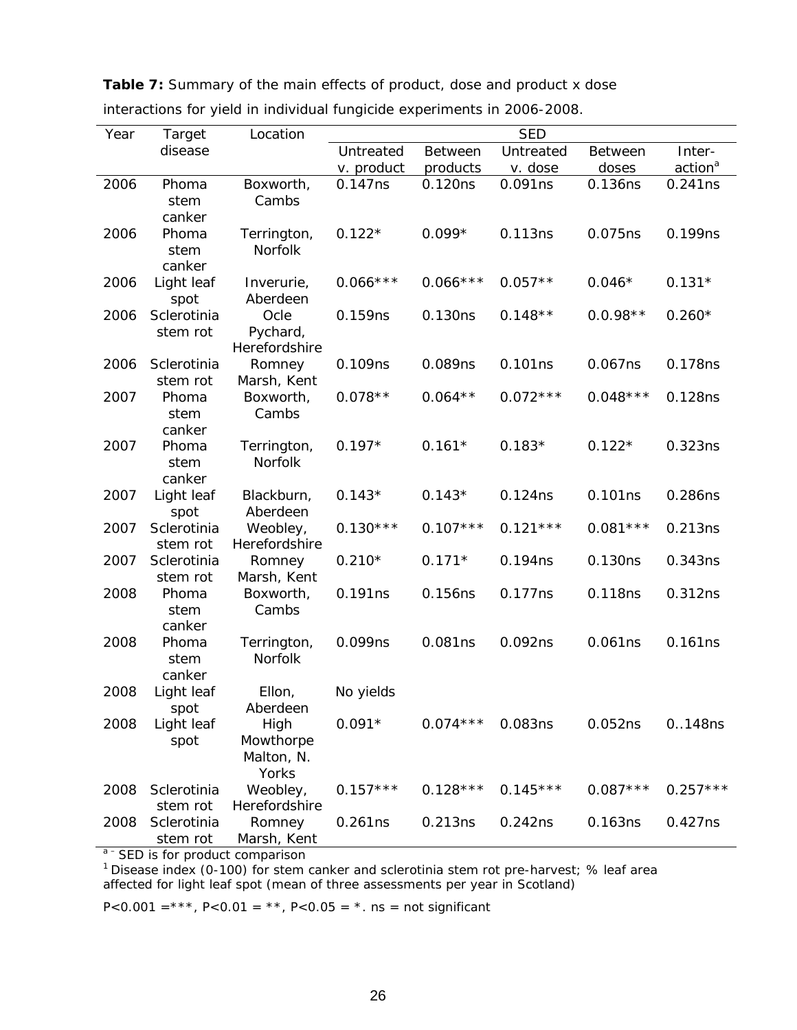**Table 7:** Summary of the main effects of product, dose and product x dose interactions for yield in individual fungicide experiments in 2006-2008.

| Year | Target disease | Location | SED | | | | |
|---|---|---|---|---|---|---|---|
| | | | Untreated v. product | Between products | Untreated v. dose | Between doses | Inter-action[a] |
| 2006 | Phoma stem canker | Boxworth, Cambs | 0.147ns | 0.120ns | 0.091ns | 0.136ns | 0.241ns |
| 2006 | Phoma stem canker | Terrington, Norfolk | 0.122* | 0.099* | 0.113ns | 0.075ns | 0.199ns |
| 2006 | Light leaf spot | Inverurie, Aberdeen | 0.066*** | 0.066*** | 0.057** | 0.046* | 0.131* |
| 2006 | Sclerotinia stem rot | Ocle Pychard, Herefordshire | 0.159ns | 0.130ns | 0.148** | 0.0.98** | 0.260* |
| 2006 | Sclerotinia stem rot | Romney Marsh, Kent | 0.109ns | 0.089ns | 0.101ns | 0.067ns | 0.178ns |
| 2007 | Phoma stem canker | Boxworth, Cambs | 0.078** | 0.064** | 0.072*** | 0.048*** | 0.128ns |
| 2007 | Phoma stem canker | Terrington, Norfolk | 0.197* | 0.161* | 0.183* | 0.122* | 0.323ns |
| 2007 | Light leaf spot | Blackburn, Aberdeen | 0.143* | 0.143* | 0.124ns | 0.101ns | 0.286ns |
| 2007 | Sclerotinia stem rot | Weobley, Herefordshire | 0.130*** | 0.107*** | 0.121*** | 0.081*** | 0.213ns |
| 2007 | Sclerotinia stem rot | Romney Marsh, Kent | 0.210* | 0.171* | 0.194ns | 0.130ns | 0.343ns |
| 2008 | Phoma stem canker | Boxworth, Cambs | 0.191ns | 0.156ns | 0.177ns | 0.118ns | 0.312ns |
| 2008 | Phoma stem canker | Terrington, Norfolk | 0.099ns | 0.081ns | 0.092ns | 0.061ns | 0.161ns |
| 2008 | Light leaf spot | Ellon, Aberdeen | No yields | | | | |
| 2008 | Light leaf spot | High Mowthorpe Malton, N. Yorks | 0.091* | 0.074*** | 0.083ns | 0.052ns | 0..148ns |
| 2008 | Sclerotinia stem rot | Weobley, Herefordshire | 0.157*** | 0.128*** | 0.145*** | 0.087*** | 0.257*** |
| 2008 | Sclerotinia stem rot | Romney Marsh, Kent | 0.261ns | 0.213ns | 0.242ns | 0.163ns | 0.427ns |

[a] – SED is for product comparison

[1] Disease index (0-100) for stem canker and sclerotinia stem rot pre-harvest; % leaf area affected for light leaf spot (mean of three assessments per year in Scotland)

P<0.001 =***, P<0.01 = **, P<0.05 = *. ns = not significant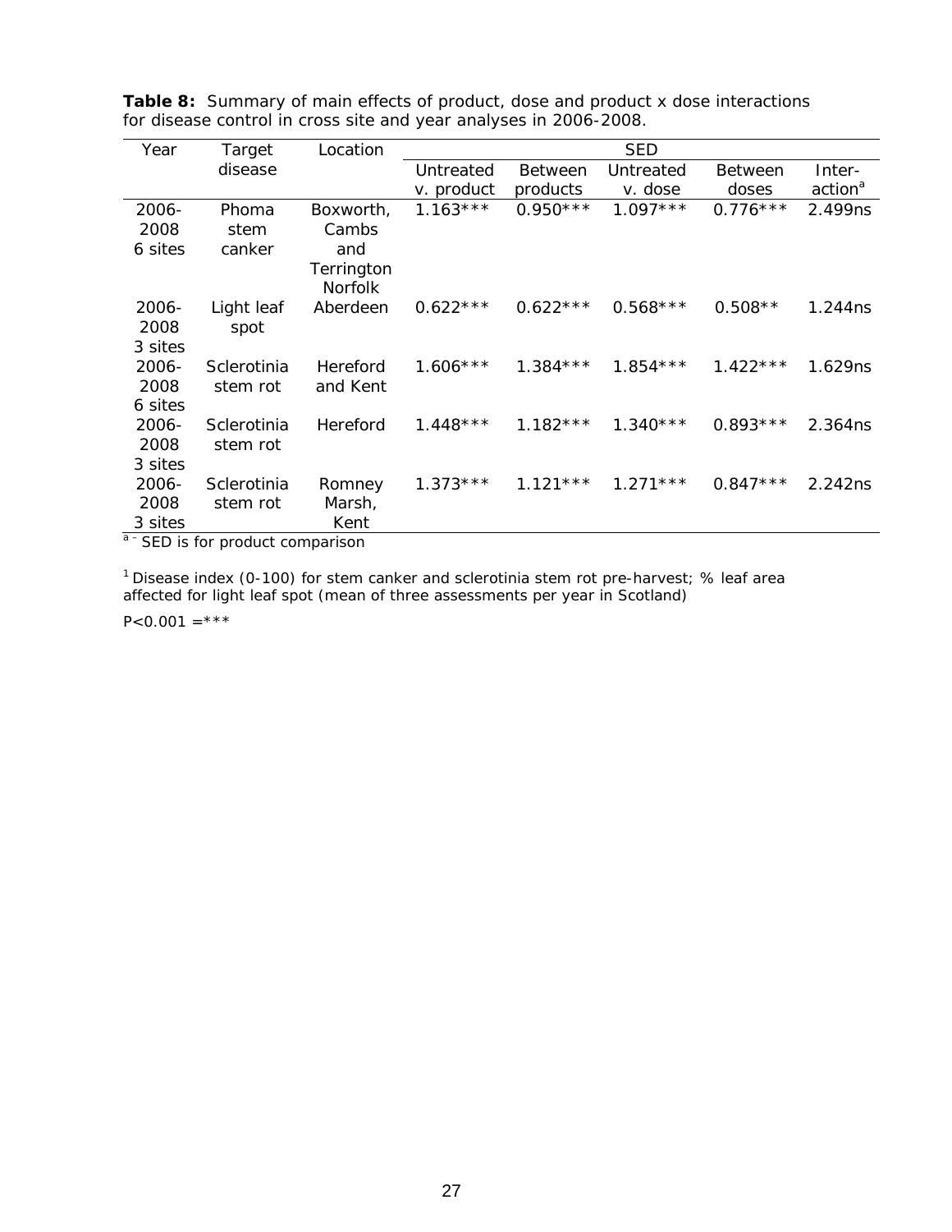**Table 8:** Summary of main effects of product, dose and product x dose interactions for disease control in cross site and year analyses in 2006-2008.

| Year | Target disease | Location | SED | | | | |
|---|---|---|---|---|---|---|---|
| | | | Untreated v. product | Between products | Untreated v. dose | Between doses | Inter-action[a] |
| 2006-2008 6 sites | Phoma stem canker | Boxworth, Cambs and Terrington Norfolk | 1.163*** | 0.950*** | 1.097*** | 0.776*** | 2.499ns |
| 2006-2008 3 sites | Light leaf spot | Aberdeen | 0.622*** | 0.622*** | 0.568*** | 0.508** | 1.244ns |
| 2006-2008 6 sites | Sclerotinia stem rot | Hereford and Kent | 1.606*** | 1.384*** | 1.854*** | 1.422*** | 1.629ns |
| 2006-2008 3 sites | Sclerotinia stem rot | Hereford | 1.448*** | 1.182*** | 1.340*** | 0.893*** | 2.364ns |
| 2006-2008 3 sites | Sclerotinia stem rot | Romney Marsh, Kent | 1.373*** | 1.121*** | 1.271*** | 0.847*** | 2.242ns |

[a] – SED is for product comparison

[1] Disease index (0-100) for stem canker and sclerotinia stem rot pre-harvest; % leaf area affected for light leaf spot (mean of three assessments per year in Scotland)

$P<0.001$ =***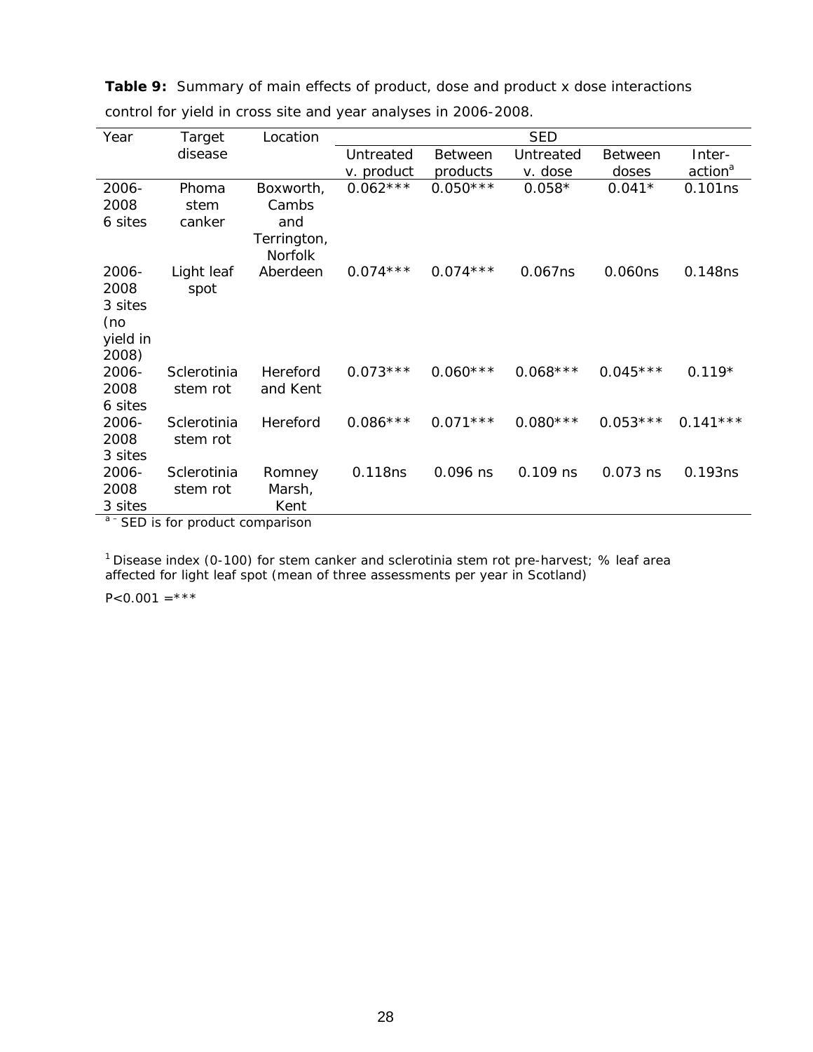**Table 9:** Summary of main effects of product, dose and product x dose interactions control for yield in cross site and year analyses in 2006-2008.

| Year | Target disease | Location | SED | | | | |
|---|---|---|---|---|---|---|---|
| | | | Untreated v. product | Between products | Untreated v. dose | Between doses | Inter-action[a] |
| 2006-2008 6 sites | Phoma stem canker | Boxworth, Cambs and Terrington, Norfolk | 0.062*** | 0.050*** | 0.058* | 0.041* | 0.101ns |
| 2006-2008 3 sites (no yield in 2008) | Light leaf spot | Aberdeen | 0.074*** | 0.074*** | 0.067ns | 0.060ns | 0.148ns |
| 2006-2008 6 sites | Sclerotinia stem rot | Hereford and Kent | 0.073*** | 0.060*** | 0.068*** | 0.045*** | 0.119* |
| 2006-2008 3 sites | Sclerotinia stem rot | Hereford | 0.086*** | 0.071*** | 0.080*** | 0.053*** | 0.141*** |
| 2006-2008 3 sites | Sclerotinia stem rot | Romney Marsh, Kent | 0.118ns | 0.096 ns | 0.109 ns | 0.073 ns | 0.193ns |

[a] – SED is for product comparison

[1] Disease index (0-100) for stem canker and sclerotinia stem rot pre-harvest; % leaf area affected for light leaf spot (mean of three assessments per year in Scotland)

$P<0.001$ =***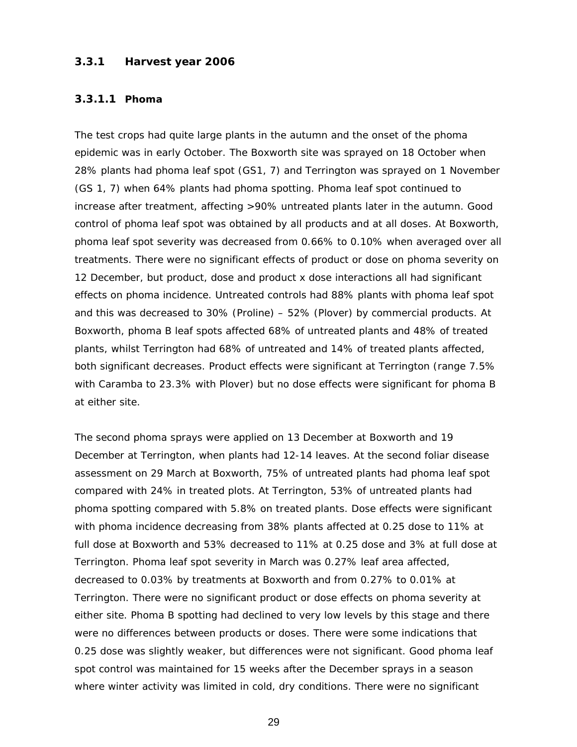### 3.3.1 Harvest year 2006

#### 3.3.1.1 Phoma

The test crops had quite large plants in the autumn and the onset of the phoma epidemic was in early October. The Boxworth site was sprayed on 18 October when 28% plants had phoma leaf spot (GS1, 7) and Terrington was sprayed on 1 November (GS 1, 7) when 64% plants had phoma spotting. Phoma leaf spot continued to increase after treatment, affecting >90% untreated plants later in the autumn. Good control of phoma leaf spot was obtained by all products and at all doses. At Boxworth, phoma leaf spot severity was decreased from 0.66% to 0.10% when averaged over all treatments. There were no significant effects of product or dose on phoma severity on 12 December, but product, dose and product x dose interactions all had significant effects on phoma incidence. Untreated controls had 88% plants with phoma leaf spot and this was decreased to 30% (Proline) – 52% (Plover) by commercial products. At Boxworth, phoma B leaf spots affected 68% of untreated plants and 48% of treated plants, whilst Terrington had 68% of untreated and 14% of treated plants affected, both significant decreases. Product effects were significant at Terrington (range 7.5% with Caramba to 23.3% with Plover) but no dose effects were significant for phoma B at either site.

The second phoma sprays were applied on 13 December at Boxworth and 19 December at Terrington, when plants had 12-14 leaves. At the second foliar disease assessment on 29 March at Boxworth, 75% of untreated plants had phoma leaf spot compared with 24% in treated plots. At Terrington, 53% of untreated plants had phoma spotting compared with 5.8% on treated plants. Dose effects were significant with phoma incidence decreasing from 38% plants affected at 0.25 dose to 11% at full dose at Boxworth and 53% decreased to 11% at 0.25 dose and 3% at full dose at Terrington. Phoma leaf spot severity in March was 0.27% leaf area affected, decreased to 0.03% by treatments at Boxworth and from 0.27% to 0.01% at Terrington. There were no significant product or dose effects on phoma severity at either site. Phoma B spotting had declined to very low levels by this stage and there were no differences between products or doses. There were some indications that 0.25 dose was slightly weaker, but differences were not significant. Good phoma leaf spot control was maintained for 15 weeks after the December sprays in a season where winter activity was limited in cold, dry conditions. There were no significant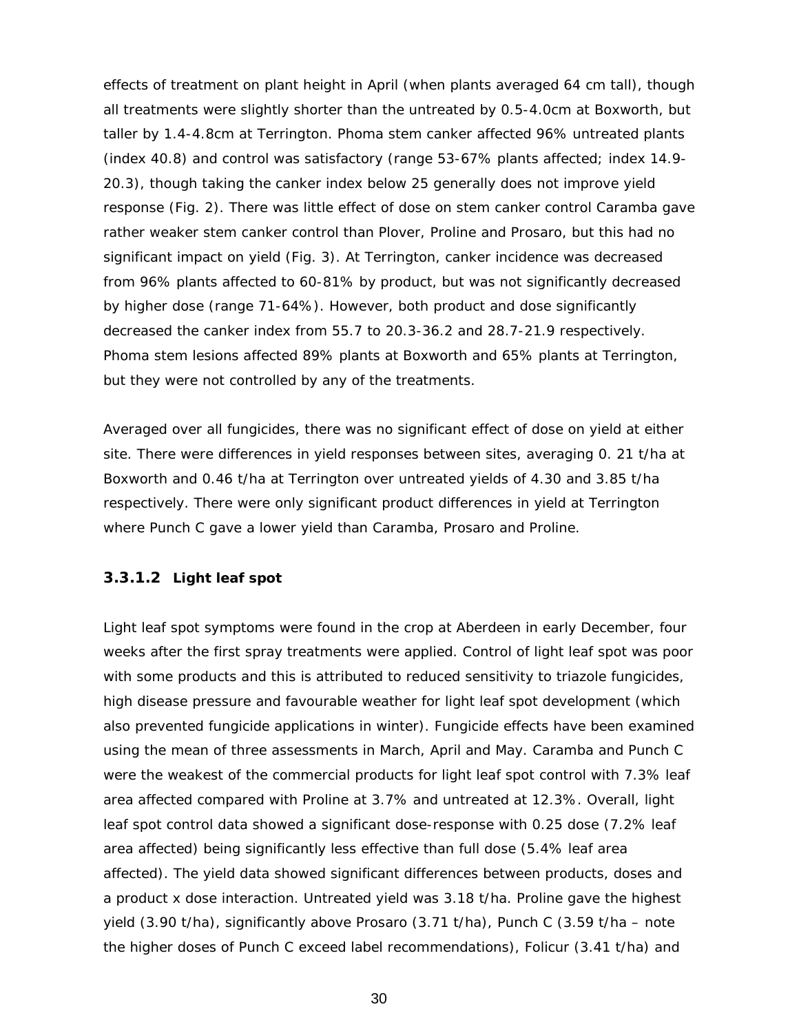effects of treatment on plant height in April (when plants averaged 64 cm tall), though all treatments were slightly shorter than the untreated by 0.5-4.0cm at Boxworth, but taller by 1.4-4.8cm at Terrington. Phoma stem canker affected 96% untreated plants (index 40.8) and control was satisfactory (range 53-67% plants affected; index 14.9-20.3), though taking the canker index below 25 generally does not improve yield response (Fig. 2). There was little effect of dose on stem canker control Caramba gave rather weaker stem canker control than Plover, Proline and Prosaro, but this had no significant impact on yield (Fig. 3). At Terrington, canker incidence was decreased from 96% plants affected to 60-81% by product, but was not significantly decreased by higher dose (range 71-64%). However, both product and dose significantly decreased the canker index from 55.7 to 20.3-36.2 and 28.7-21.9 respectively. Phoma stem lesions affected 89% plants at Boxworth and 65% plants at Terrington, but they were not controlled by any of the treatments.

Averaged over all fungicides, there was no significant effect of dose on yield at either site. There were differences in yield responses between sites, averaging 0. 21 t/ha at Boxworth and 0.46 t/ha at Terrington over untreated yields of 4.30 and 3.85 t/ha respectively. There were only significant product differences in yield at Terrington where Punch C gave a lower yield than Caramba, Prosaro and Proline.

#### 3.3.1.2 Light leaf spot

Light leaf spot symptoms were found in the crop at Aberdeen in early December, four weeks after the first spray treatments were applied. Control of light leaf spot was poor with some products and this is attributed to reduced sensitivity to triazole fungicides, high disease pressure and favourable weather for light leaf spot development (which also prevented fungicide applications in winter). Fungicide effects have been examined using the mean of three assessments in March, April and May. Caramba and Punch C were the weakest of the commercial products for light leaf spot control with 7.3% leaf area affected compared with Proline at 3.7% and untreated at 12.3%. Overall, light leaf spot control data showed a significant dose-response with 0.25 dose (7.2% leaf area affected) being significantly less effective than full dose (5.4% leaf area affected). The yield data showed significant differences between products, doses and a product x dose interaction. Untreated yield was 3.18 t/ha. Proline gave the highest yield (3.90 t/ha), significantly above Prosaro (3.71 t/ha), Punch C (3.59 t/ha – note the higher doses of Punch C exceed label recommendations), Folicur (3.41 t/ha) and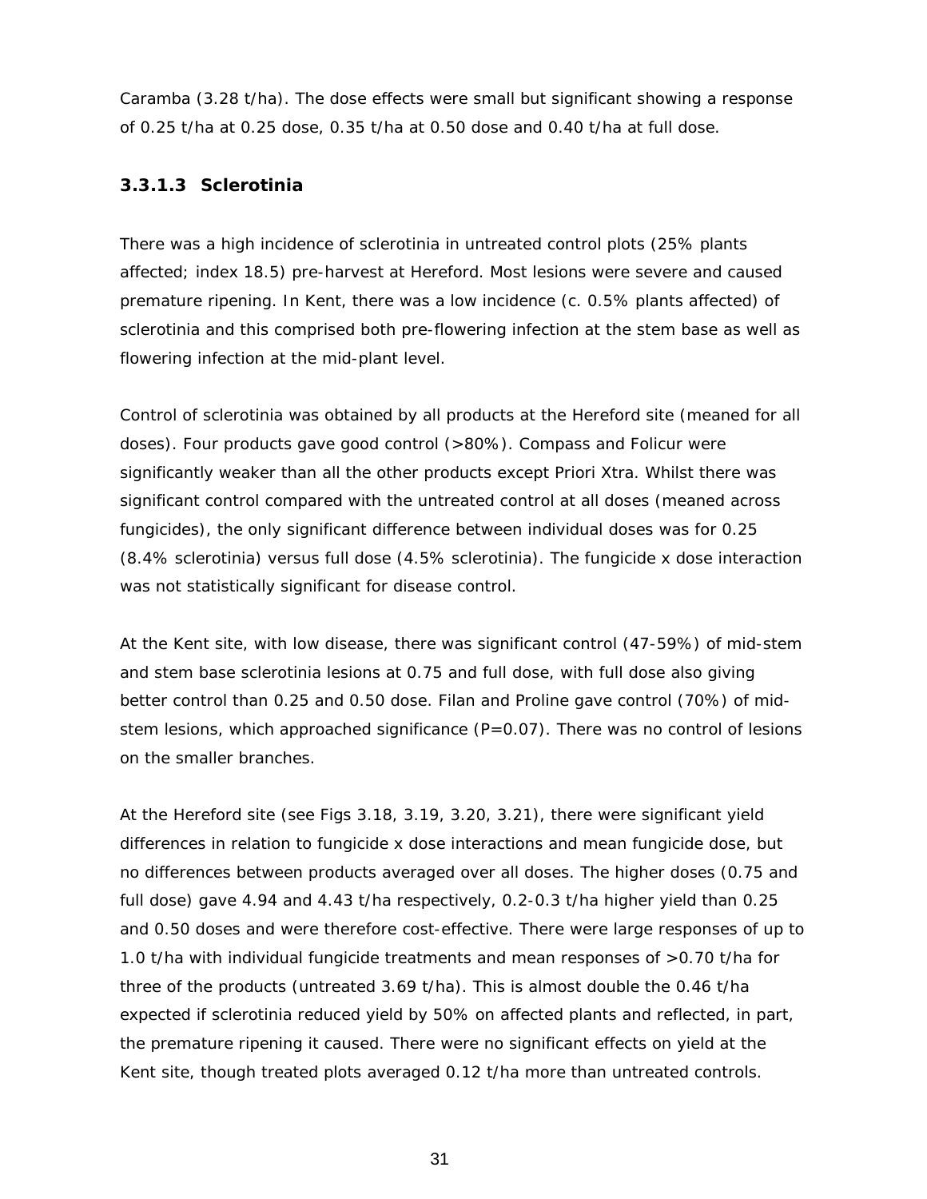Caramba (3.28 t/ha). The dose effects were small but significant showing a response of 0.25 t/ha at 0.25 dose, 0.35 t/ha at 0.50 dose and 0.40 t/ha at full dose.

#### 3.3.1.3 Sclerotinia

There was a high incidence of sclerotinia in untreated control plots (25% plants affected; index 18.5) pre-harvest at Hereford. Most lesions were severe and caused premature ripening. In Kent, there was a low incidence (c. 0.5% plants affected) of sclerotinia and this comprised both pre-flowering infection at the stem base as well as flowering infection at the mid-plant level.

Control of sclerotinia was obtained by all products at the Hereford site (meaned for all doses). Four products gave good control (>80%). Compass and Folicur were significantly weaker than all the other products except Priori Xtra. Whilst there was significant control compared with the untreated control at all doses (meaned across fungicides), the only significant difference between individual doses was for 0.25 (8.4% sclerotinia) versus full dose (4.5% sclerotinia). The fungicide x dose interaction was not statistically significant for disease control.

At the Kent site, with low disease, there was significant control (47-59%) of mid-stem and stem base sclerotinia lesions at 0.75 and full dose, with full dose also giving better control than 0.25 and 0.50 dose. Filan and Proline gave control (70%) of mid-stem lesions, which approached significance (P=0.07). There was no control of lesions on the smaller branches.

At the Hereford site (see Figs 3.18, 3.19, 3.20, 3.21), there were significant yield differences in relation to fungicide x dose interactions and mean fungicide dose, but no differences between products averaged over all doses. The higher doses (0.75 and full dose) gave 4.94 and 4.43 t/ha respectively, 0.2-0.3 t/ha higher yield than 0.25 and 0.50 doses and were therefore cost-effective. There were large responses of up to 1.0 t/ha with individual fungicide treatments and mean responses of >0.70 t/ha for three of the products (untreated 3.69 t/ha). This is almost double the 0.46 t/ha expected if sclerotinia reduced yield by 50% on affected plants and reflected, in part, the premature ripening it caused. There were no significant effects on yield at the Kent site, though treated plots averaged 0.12 t/ha more than untreated controls.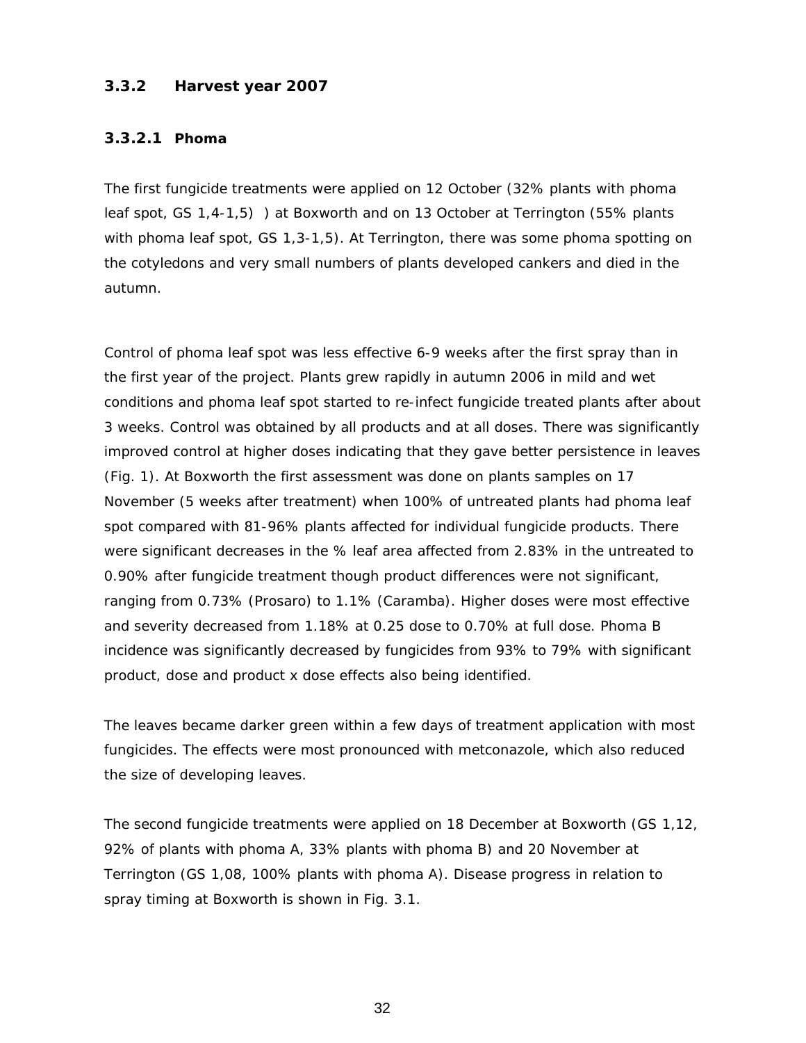### 3.3.2 Harvest year 2007

#### 3.3.2.1 Phoma

The first fungicide treatments were applied on 12 October (32% plants with phoma leaf spot, GS 1,4-1,5) ) at Boxworth and on 13 October at Terrington (55% plants with phoma leaf spot, GS 1,3-1,5). At Terrington, there was some phoma spotting on the cotyledons and very small numbers of plants developed cankers and died in the autumn.

Control of phoma leaf spot was less effective 6-9 weeks after the first spray than in the first year of the project. Plants grew rapidly in autumn 2006 in mild and wet conditions and phoma leaf spot started to re-infect fungicide treated plants after about 3 weeks. Control was obtained by all products and at all doses. There was significantly improved control at higher doses indicating that they gave better persistence in leaves (Fig. 1). At Boxworth the first assessment was done on plants samples on 17 November (5 weeks after treatment) when 100% of untreated plants had phoma leaf spot compared with 81-96% plants affected for individual fungicide products. There were significant decreases in the % leaf area affected from 2.83% in the untreated to 0.90% after fungicide treatment though product differences were not significant, ranging from 0.73% (Prosaro) to 1.1% (Caramba). Higher doses were most effective and severity decreased from 1.18% at 0.25 dose to 0.70% at full dose. Phoma B incidence was significantly decreased by fungicides from 93% to 79% with significant product, dose and product x dose effects also being identified.

The leaves became darker green within a few days of treatment application with most fungicides. The effects were most pronounced with metconazole, which also reduced the size of developing leaves.

The second fungicide treatments were applied on 18 December at Boxworth (GS 1,12, 92% of plants with phoma A, 33% plants with phoma B) and 20 November at Terrington (GS 1,08, 100% plants with phoma A). Disease progress in relation to spray timing at Boxworth is shown in Fig. 3.1.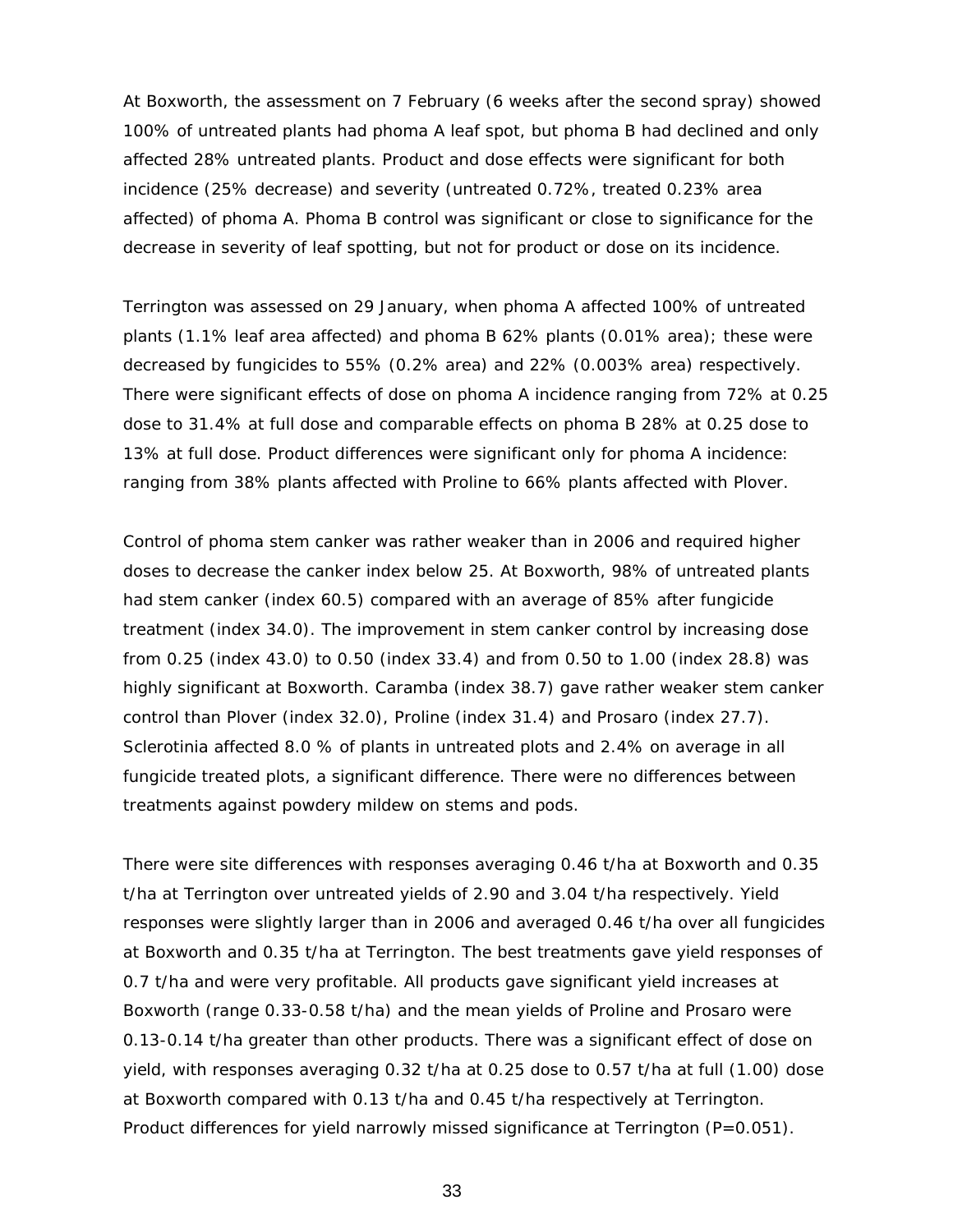At Boxworth, the assessment on 7 February (6 weeks after the second spray) showed 100% of untreated plants had phoma A leaf spot, but phoma B had declined and only affected 28% untreated plants. Product and dose effects were significant for both incidence (25% decrease) and severity (untreated 0.72%, treated 0.23% area affected) of phoma A. Phoma B control was significant or close to significance for the decrease in severity of leaf spotting, but not for product or dose on its incidence.

Terrington was assessed on 29 January, when phoma A affected 100% of untreated plants (1.1% leaf area affected) and phoma B 62% plants (0.01% area); these were decreased by fungicides to 55% (0.2% area) and 22% (0.003% area) respectively. There were significant effects of dose on phoma A incidence ranging from 72% at 0.25 dose to 31.4% at full dose and comparable effects on phoma B 28% at 0.25 dose to 13% at full dose. Product differences were significant only for phoma A incidence: ranging from 38% plants affected with Proline to 66% plants affected with Plover.

Control of phoma stem canker was rather weaker than in 2006 and required higher doses to decrease the canker index below 25. At Boxworth, 98% of untreated plants had stem canker (index 60.5) compared with an average of 85% after fungicide treatment (index 34.0). The improvement in stem canker control by increasing dose from 0.25 (index 43.0) to 0.50 (index 33.4) and from 0.50 to 1.00 (index 28.8) was highly significant at Boxworth. Caramba (index 38.7) gave rather weaker stem canker control than Plover (index 32.0), Proline (index 31.4) and Prosaro (index 27.7). Sclerotinia affected 8.0 % of plants in untreated plots and 2.4% on average in all fungicide treated plots, a significant difference. There were no differences between treatments against powdery mildew on stems and pods.

There were site differences with responses averaging 0.46 t/ha at Boxworth and 0.35 t/ha at Terrington over untreated yields of 2.90 and 3.04 t/ha respectively. Yield responses were slightly larger than in 2006 and averaged 0.46 t/ha over all fungicides at Boxworth and 0.35 t/ha at Terrington. The best treatments gave yield responses of 0.7 t/ha and were very profitable. All products gave significant yield increases at Boxworth (range 0.33-0.58 t/ha) and the mean yields of Proline and Prosaro were 0.13-0.14 t/ha greater than other products. There was a significant effect of dose on yield, with responses averaging 0.32 t/ha at 0.25 dose to 0.57 t/ha at full (1.00) dose at Boxworth compared with 0.13 t/ha and 0.45 t/ha respectively at Terrington. Product differences for yield narrowly missed significance at Terrington ($P=0.051$).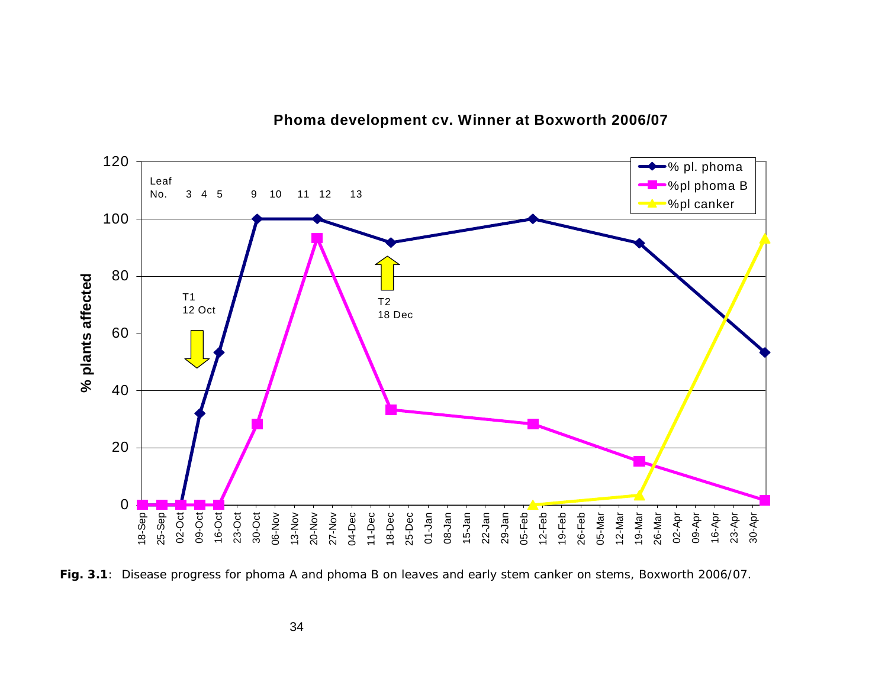**Phoma development cv. Winner at Boxworth 2006/07**

**Fig. 3.1**: Disease progress for phoma A and phoma B on leaves and early stem canker on stems, Boxworth 2006/07.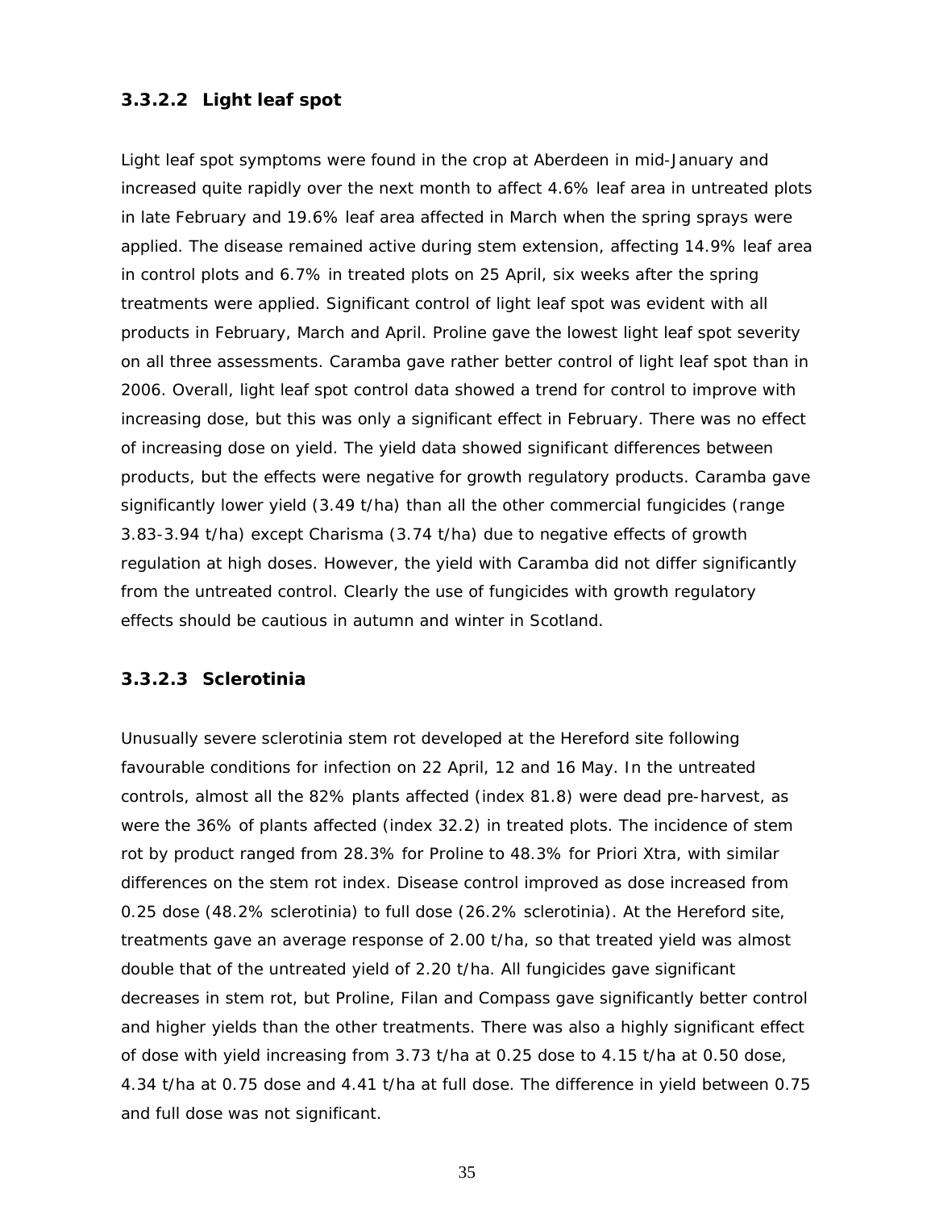#### 3.3.2.2 Light leaf spot

Light leaf spot symptoms were found in the crop at Aberdeen in mid-January and increased quite rapidly over the next month to affect 4.6% leaf area in untreated plots in late February and 19.6% leaf area affected in March when the spring sprays were applied. The disease remained active during stem extension, affecting 14.9% leaf area in control plots and 6.7% in treated plots on 25 April, six weeks after the spring treatments were applied. Significant control of light leaf spot was evident with all products in February, March and April. Proline gave the lowest light leaf spot severity on all three assessments. Caramba gave rather better control of light leaf spot than in 2006. Overall, light leaf spot control data showed a trend for control to improve with increasing dose, but this was only a significant effect in February. There was no effect of increasing dose on yield. The yield data showed significant differences between products, but the effects were negative for growth regulatory products. Caramba gave significantly lower yield (3.49 t/ha) than all the other commercial fungicides (range 3.83-3.94 t/ha) except Charisma (3.74 t/ha) due to negative effects of growth regulation at high doses. However, the yield with Caramba did not differ significantly from the untreated control. Clearly the use of fungicides with growth regulatory effects should be cautious in autumn and winter in Scotland.

#### 3.3.2.3 Sclerotinia

Unusually severe sclerotinia stem rot developed at the Hereford site following favourable conditions for infection on 22 April, 12 and 16 May. In the untreated controls, almost all the 82% plants affected (index 81.8) were dead pre-harvest, as were the 36% of plants affected (index 32.2) in treated plots. The incidence of stem rot by product ranged from 28.3% for Proline to 48.3% for Priori Xtra, with similar differences on the stem rot index. Disease control improved as dose increased from 0.25 dose (48.2% sclerotinia) to full dose (26.2% sclerotinia). At the Hereford site, treatments gave an average response of 2.00 t/ha, so that treated yield was almost double that of the untreated yield of 2.20 t/ha. All fungicides gave significant decreases in stem rot, but Proline, Filan and Compass gave significantly better control and higher yields than the other treatments. There was also a highly significant effect of dose with yield increasing from 3.73 t/ha at 0.25 dose to 4.15 t/ha at 0.50 dose, 4.34 t/ha at 0.75 dose and 4.41 t/ha at full dose. The difference in yield between 0.75 and full dose was not significant.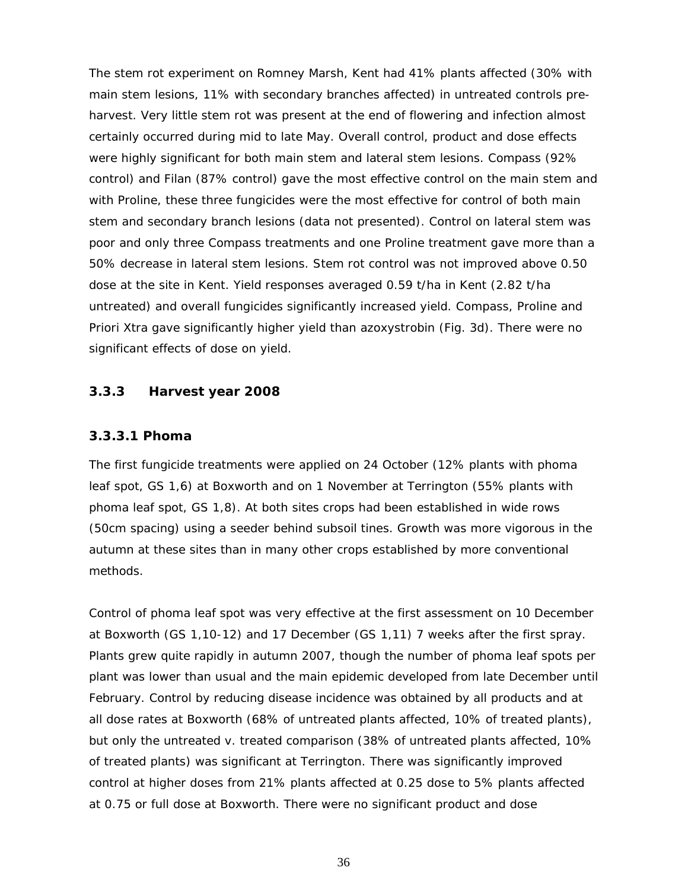The stem rot experiment on Romney Marsh, Kent had 41% plants affected (30% with main stem lesions, 11% with secondary branches affected) in untreated controls pre-harvest. Very little stem rot was present at the end of flowering and infection almost certainly occurred during mid to late May. Overall control, product and dose effects were highly significant for both main stem and lateral stem lesions. Compass (92% control) and Filan (87% control) gave the most effective control on the main stem and with Proline, these three fungicides were the most effective for control of both main stem and secondary branch lesions (data not presented). Control on lateral stem was poor and only three Compass treatments and one Proline treatment gave more than a 50% decrease in lateral stem lesions. Stem rot control was not improved above 0.50 dose at the site in Kent. Yield responses averaged 0.59 t/ha in Kent (2.82 t/ha untreated) and overall fungicides significantly increased yield. Compass, Proline and Priori Xtra gave significantly higher yield than azoxystrobin (Fig. 3d). There were no significant effects of dose on yield.

### 3.3.3 Harvest year 2008

#### 3.3.3.1 Phoma

The first fungicide treatments were applied on 24 October (12% plants with phoma leaf spot, GS 1,6) at Boxworth and on 1 November at Terrington (55% plants with phoma leaf spot, GS 1,8). At both sites crops had been established in wide rows (50cm spacing) using a seeder behind subsoil tines. Growth was more vigorous in the autumn at these sites than in many other crops established by more conventional methods.

Control of phoma leaf spot was very effective at the first assessment on 10 December at Boxworth (GS 1,10-12) and 17 December (GS 1,11) 7 weeks after the first spray. Plants grew quite rapidly in autumn 2007, though the number of phoma leaf spots per plant was lower than usual and the main epidemic developed from late December until February. Control by reducing disease incidence was obtained by all products and at all dose rates at Boxworth (68% of untreated plants affected, 10% of treated plants), but only the untreated v. treated comparison (38% of untreated plants affected, 10% of treated plants) was significant at Terrington. There was significantly improved control at higher doses from 21% plants affected at 0.25 dose to 5% plants affected at 0.75 or full dose at Boxworth. There were no significant product and dose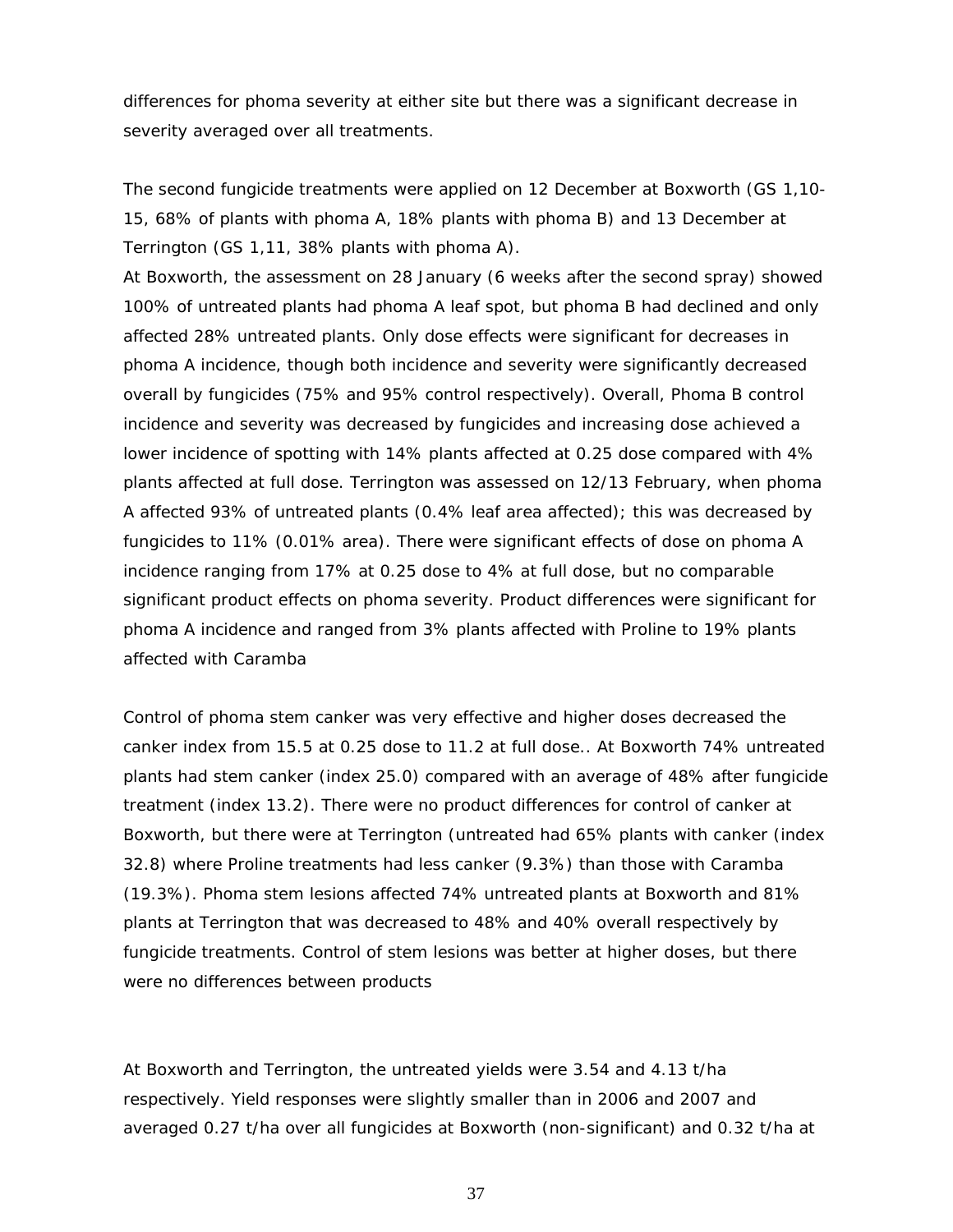differences for phoma severity at either site but there was a significant decrease in severity averaged over all treatments.

The second fungicide treatments were applied on 12 December at Boxworth (GS 1,10-15, 68% of plants with phoma A, 18% plants with phoma B) and 13 December at Terrington (GS 1,11, 38% plants with phoma A).
At Boxworth, the assessment on 28 January (6 weeks after the second spray) showed 100% of untreated plants had phoma A leaf spot, but phoma B had declined and only affected 28% untreated plants. Only dose effects were significant for decreases in phoma A incidence, though both incidence and severity were significantly decreased overall by fungicides (75% and 95% control respectively). Overall, Phoma B control incidence and severity was decreased by fungicides and increasing dose achieved a lower incidence of spotting with 14% plants affected at 0.25 dose compared with 4% plants affected at full dose. Terrington was assessed on 12/13 February, when phoma A affected 93% of untreated plants (0.4% leaf area affected); this was decreased by fungicides to 11% (0.01% area). There were significant effects of dose on phoma A incidence ranging from 17% at 0.25 dose to 4% at full dose, but no comparable significant product effects on phoma severity. Product differences were significant for phoma A incidence and ranged from 3% plants affected with Proline to 19% plants affected with Caramba

Control of phoma stem canker was very effective and higher doses decreased the canker index from 15.5 at 0.25 dose to 11.2 at full dose.. At Boxworth 74% untreated plants had stem canker (index 25.0) compared with an average of 48% after fungicide treatment (index 13.2). There were no product differences for control of canker at Boxworth, but there were at Terrington (untreated had 65% plants with canker (index 32.8) where Proline treatments had less canker (9.3%) than those with Caramba (19.3%). Phoma stem lesions affected 74% untreated plants at Boxworth and 81% plants at Terrington that was decreased to 48% and 40% overall respectively by fungicide treatments. Control of stem lesions was better at higher doses, but there were no differences between products

At Boxworth and Terrington, the untreated yields were 3.54 and 4.13 t/ha respectively. Yield responses were slightly smaller than in 2006 and 2007 and averaged 0.27 t/ha over all fungicides at Boxworth (non-significant) and 0.32 t/ha at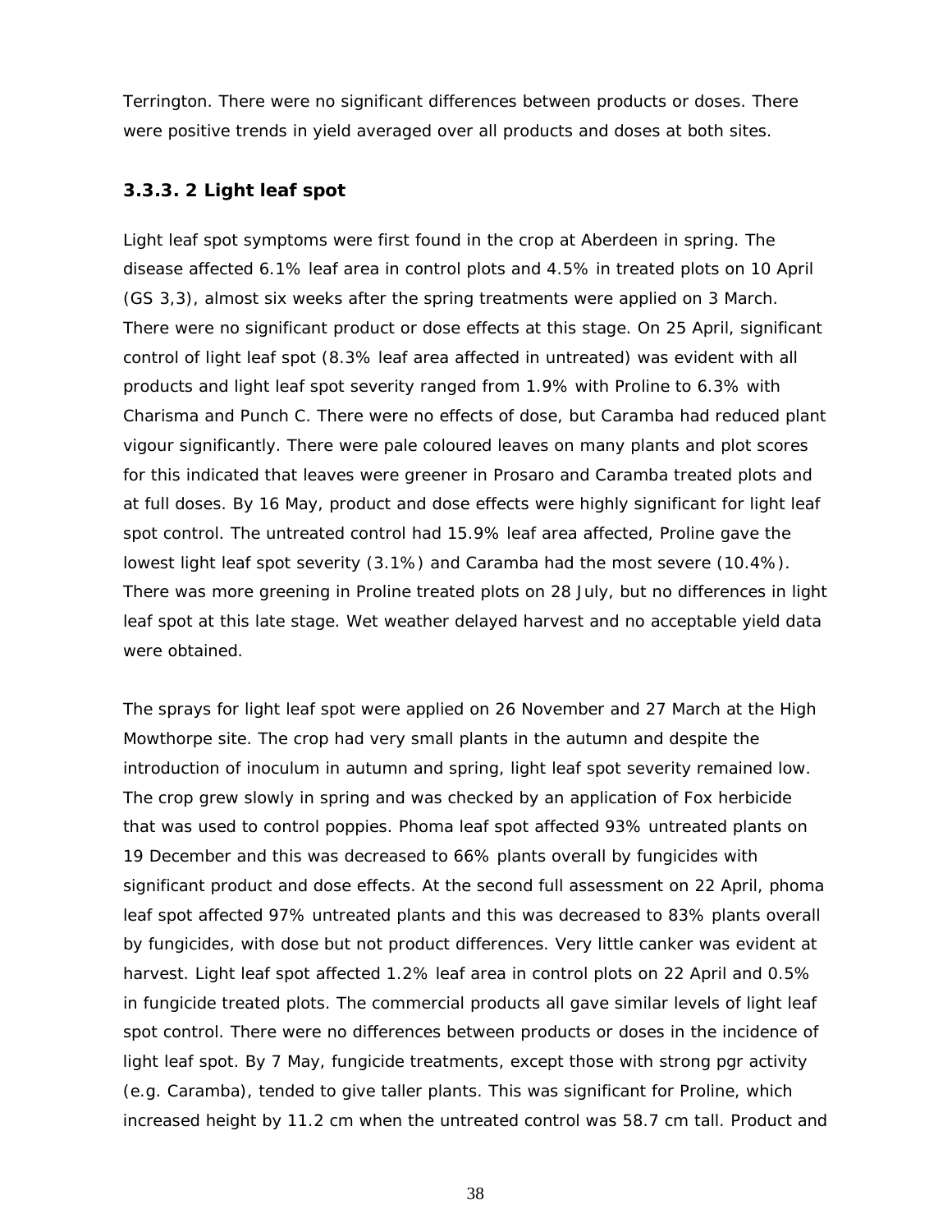Terrington. There were no significant differences between products or doses. There were positive trends in yield averaged over all products and doses at both sites.

### 3.3.3. 2 Light leaf spot

Light leaf spot symptoms were first found in the crop at Aberdeen in spring. The disease affected 6.1% leaf area in control plots and 4.5% in treated plots on 10 April (GS 3,3), almost six weeks after the spring treatments were applied on 3 March. There were no significant product or dose effects at this stage. On 25 April, significant control of light leaf spot (8.3% leaf area affected in untreated) was evident with all products and light leaf spot severity ranged from 1.9% with Proline to 6.3% with Charisma and Punch C. There were no effects of dose, but Caramba had reduced plant vigour significantly. There were pale coloured leaves on many plants and plot scores for this indicated that leaves were greener in Prosaro and Caramba treated plots and at full doses. By 16 May, product and dose effects were highly significant for light leaf spot control. The untreated control had 15.9% leaf area affected, Proline gave the lowest light leaf spot severity (3.1%) and Caramba had the most severe (10.4%). There was more greening in Proline treated plots on 28 July, but no differences in light leaf spot at this late stage. Wet weather delayed harvest and no acceptable yield data were obtained.

The sprays for light leaf spot were applied on 26 November and 27 March at the High Mowthorpe site. The crop had very small plants in the autumn and despite the introduction of inoculum in autumn and spring, light leaf spot severity remained low. The crop grew slowly in spring and was checked by an application of Fox herbicide that was used to control poppies. Phoma leaf spot affected 93% untreated plants on 19 December and this was decreased to 66% plants overall by fungicides with significant product and dose effects. At the second full assessment on 22 April, phoma leaf spot affected 97% untreated plants and this was decreased to 83% plants overall by fungicides, with dose but not product differences. Very little canker was evident at harvest. Light leaf spot affected 1.2% leaf area in control plots on 22 April and 0.5% in fungicide treated plots. The commercial products all gave similar levels of light leaf spot control. There were no differences between products or doses in the incidence of light leaf spot. By 7 May, fungicide treatments, except those with strong pgr activity (e.g. Caramba), tended to give taller plants. This was significant for Proline, which increased height by 11.2 cm when the untreated control was 58.7 cm tall. Product and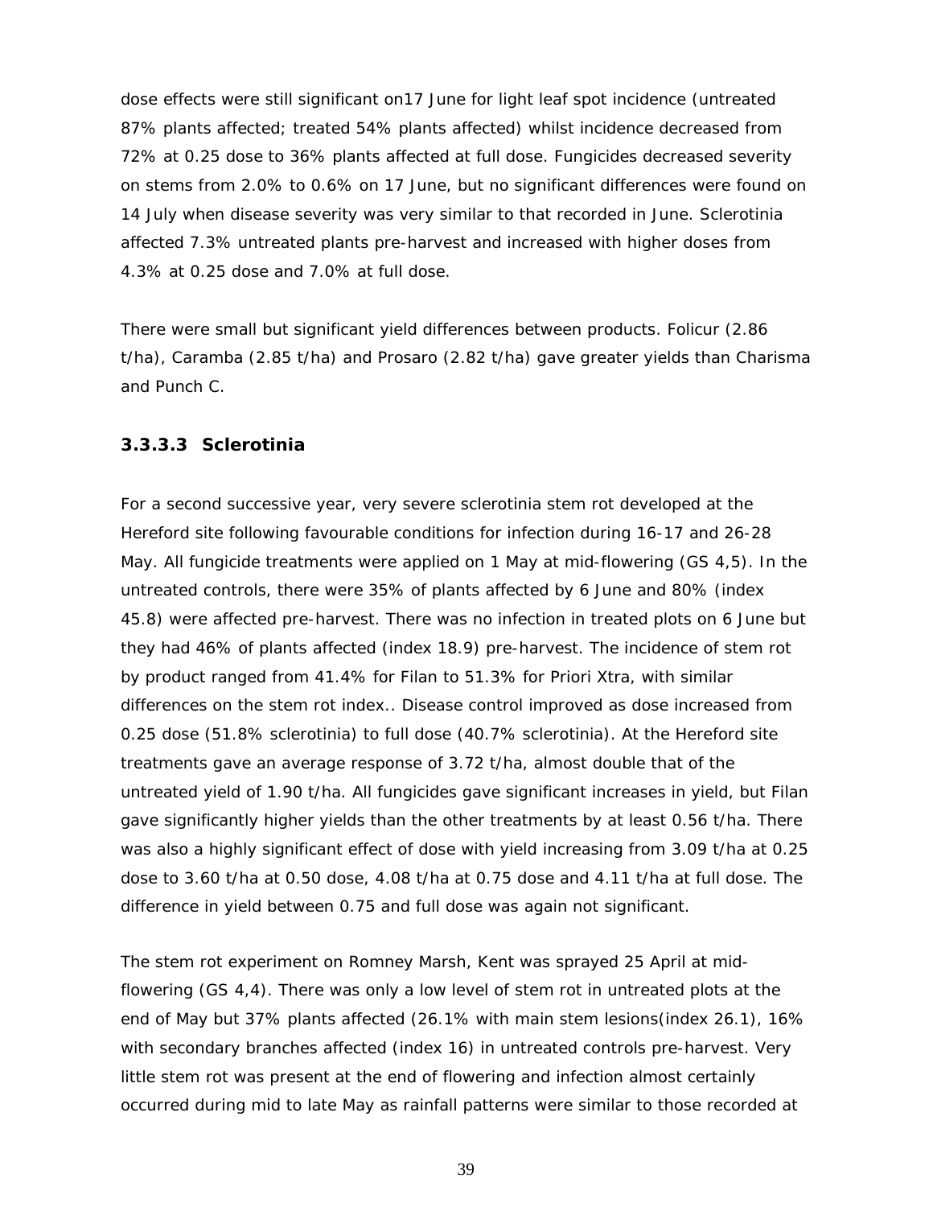dose effects were still significant on17 June for light leaf spot incidence (untreated 87% plants affected; treated 54% plants affected) whilst incidence decreased from 72% at 0.25 dose to 36% plants affected at full dose. Fungicides decreased severity on stems from 2.0% to 0.6% on 17 June, but no significant differences were found on 14 July when disease severity was very similar to that recorded in June. Sclerotinia affected 7.3% untreated plants pre-harvest and increased with higher doses from 4.3% at 0.25 dose and 7.0% at full dose.

There were small but significant yield differences between products. Folicur (2.86 t/ha), Caramba (2.85 t/ha) and Prosaro (2.82 t/ha) gave greater yields than Charisma and Punch C.

### 3.3.3.3 Sclerotinia

For a second successive year, very severe sclerotinia stem rot developed at the Hereford site following favourable conditions for infection during 16-17 and 26-28 May. All fungicide treatments were applied on 1 May at mid-flowering (GS 4,5). In the untreated controls, there were 35% of plants affected by 6 June and 80% (index 45.8) were affected pre-harvest. There was no infection in treated plots on 6 June but they had 46% of plants affected (index 18.9) pre-harvest. The incidence of stem rot by product ranged from 41.4% for Filan to 51.3% for Priori Xtra, with similar differences on the stem rot index.. Disease control improved as dose increased from 0.25 dose (51.8% sclerotinia) to full dose (40.7% sclerotinia). At the Hereford site treatments gave an average response of 3.72 t/ha, almost double that of the untreated yield of 1.90 t/ha. All fungicides gave significant increases in yield, but Filan gave significantly higher yields than the other treatments by at least 0.56 t/ha. There was also a highly significant effect of dose with yield increasing from 3.09 t/ha at 0.25 dose to 3.60 t/ha at 0.50 dose, 4.08 t/ha at 0.75 dose and 4.11 t/ha at full dose. The difference in yield between 0.75 and full dose was again not significant.

The stem rot experiment on Romney Marsh, Kent was sprayed 25 April at mid-flowering (GS 4,4). There was only a low level of stem rot in untreated plots at the end of May but 37% plants affected (26.1% with main stem lesions(index 26.1), 16% with secondary branches affected (index 16) in untreated controls pre-harvest. Very little stem rot was present at the end of flowering and infection almost certainly occurred during mid to late May as rainfall patterns were similar to those recorded at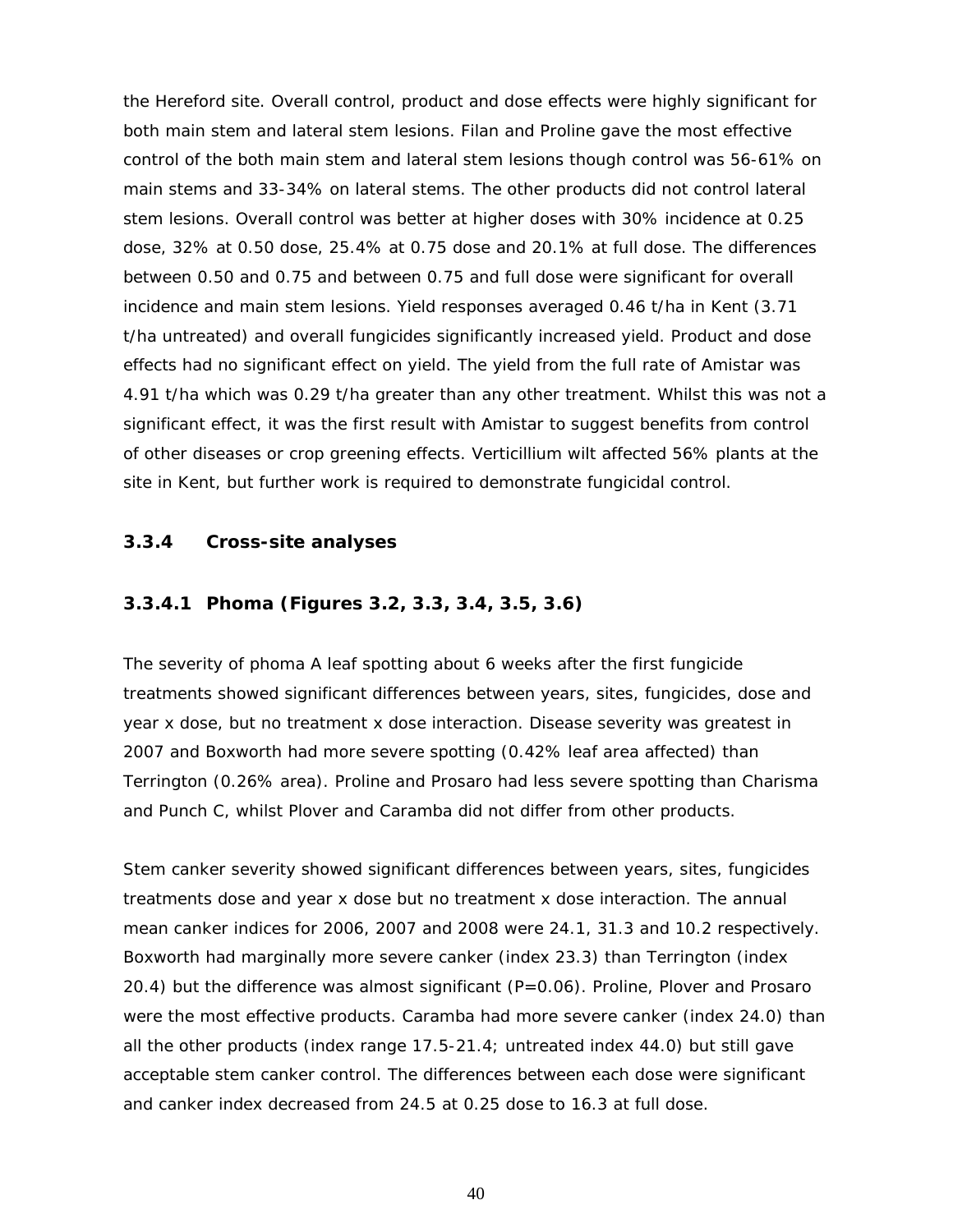the Hereford site. Overall control, product and dose effects were highly significant for both main stem and lateral stem lesions. Filan and Proline gave the most effective control of the both main stem and lateral stem lesions though control was 56-61% on main stems and 33-34% on lateral stems. The other products did not control lateral stem lesions. Overall control was better at higher doses with 30% incidence at 0.25 dose, 32% at 0.50 dose, 25.4% at 0.75 dose and 20.1% at full dose. The differences between 0.50 and 0.75 and between 0.75 and full dose were significant for overall incidence and main stem lesions. Yield responses averaged 0.46 t/ha in Kent (3.71 t/ha untreated) and overall fungicides significantly increased yield. Product and dose effects had no significant effect on yield. The yield from the full rate of Amistar was 4.91 t/ha which was 0.29 t/ha greater than any other treatment. Whilst this was not a significant effect, it was the first result with Amistar to suggest benefits from control of other diseases or crop greening effects. Verticillium wilt affected 56% plants at the site in Kent, but further work is required to demonstrate fungicidal control.

### 3.3.4 Cross-site analyses

#### 3.3.4.1 Phoma (Figures 3.2, 3.3, 3.4, 3.5, 3.6)

The severity of phoma A leaf spotting about 6 weeks after the first fungicide treatments showed significant differences between years, sites, fungicides, dose and year x dose, but no treatment x dose interaction. Disease severity was greatest in 2007 and Boxworth had more severe spotting (0.42% leaf area affected) than Terrington (0.26% area). Proline and Prosaro had less severe spotting than Charisma and Punch C, whilst Plover and Caramba did not differ from other products.

Stem canker severity showed significant differences between years, sites, fungicides treatments dose and year x dose but no treatment x dose interaction. The annual mean canker indices for 2006, 2007 and 2008 were 24.1, 31.3 and 10.2 respectively. Boxworth had marginally more severe canker (index 23.3) than Terrington (index 20.4) but the difference was almost significant (P=0.06). Proline, Plover and Prosaro were the most effective products. Caramba had more severe canker (index 24.0) than all the other products (index range 17.5-21.4; untreated index 44.0) but still gave acceptable stem canker control. The differences between each dose were significant and canker index decreased from 24.5 at 0.25 dose to 16.3 at full dose.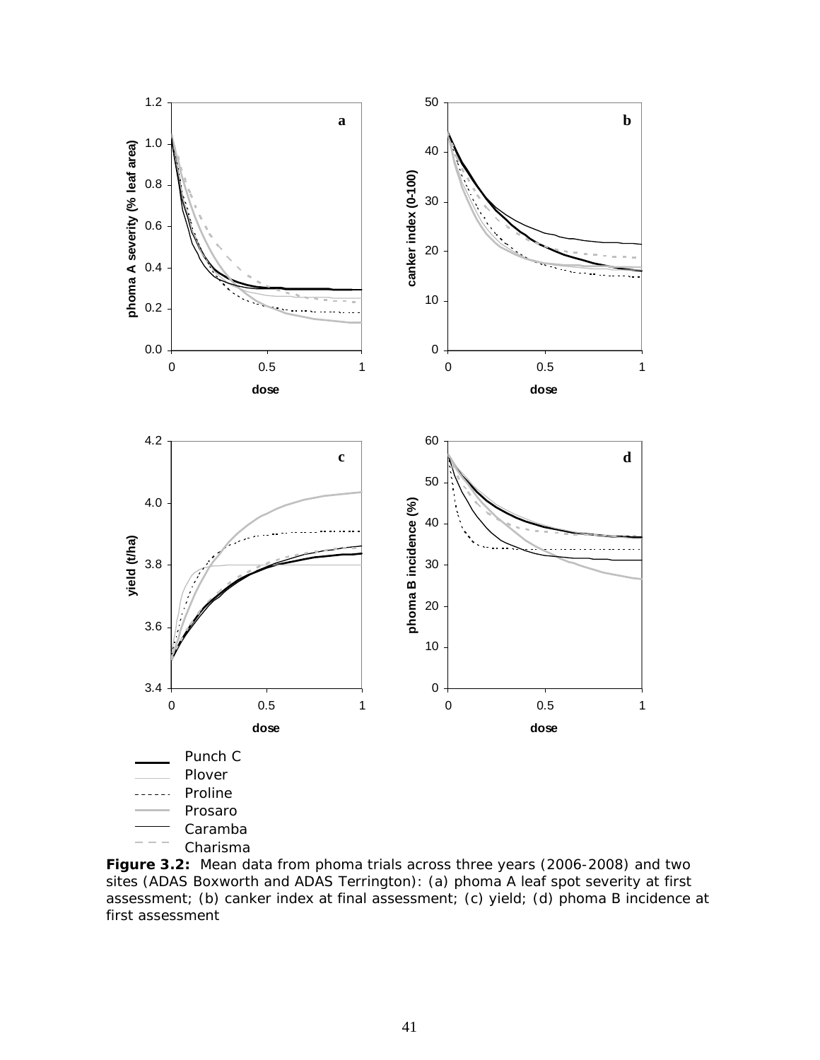**Figure 3.2:** Mean data from phoma trials across three years (2006-2008) and two sites (ADAS Boxworth and ADAS Terrington): (a) phoma A leaf spot severity at first assessment; (b) canker index at final assessment; (c) yield; (d) phoma B incidence at first assessment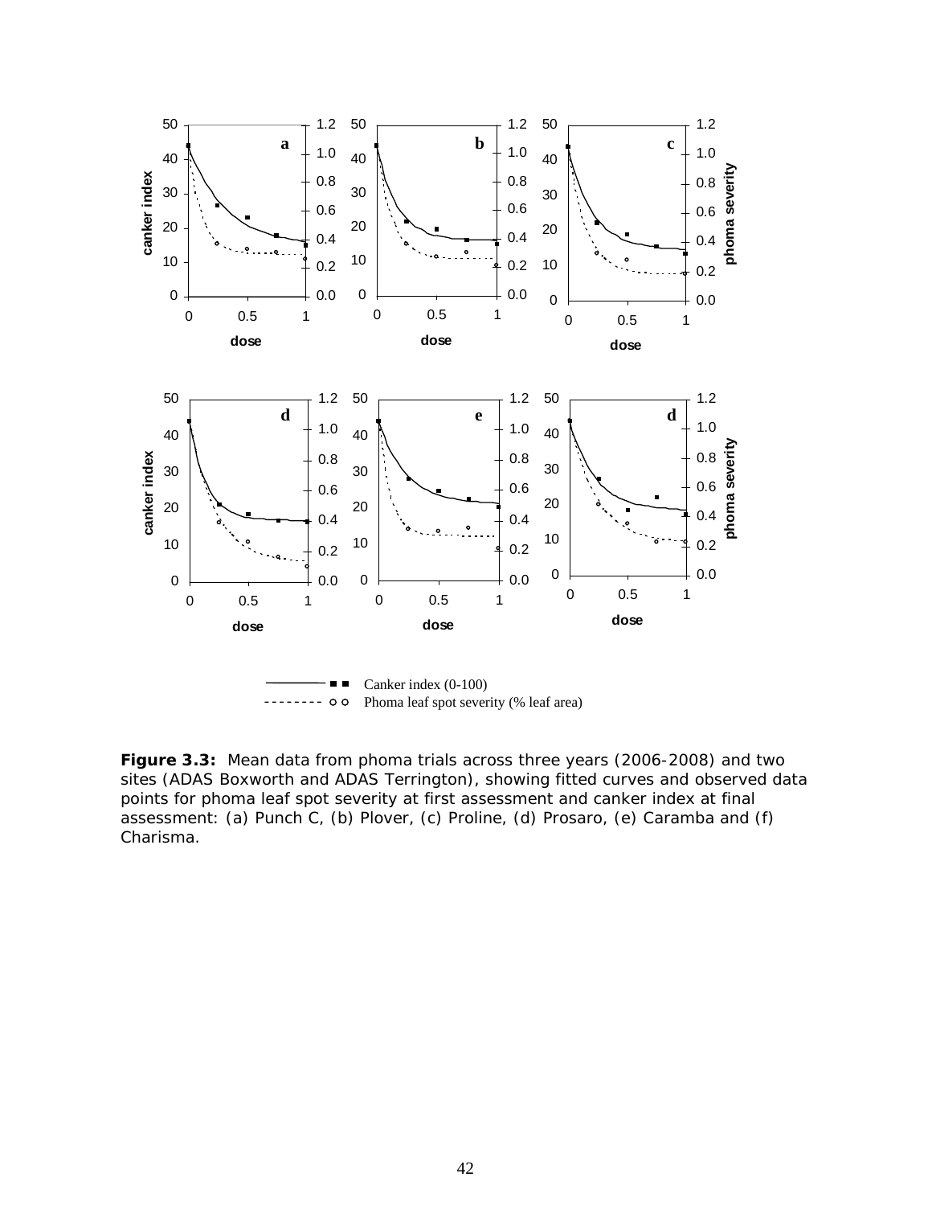**Figure 3.3:** Mean data from phoma trials across three years (2006-2008) and two sites (ADAS Boxworth and ADAS Terrington), showing fitted curves and observed data points for phoma leaf spot severity at first assessment and canker index at final assessment: (a) Punch C, (b) Plover, (c) Proline, (d) Prosaro, (e) Caramba and (f) Charisma.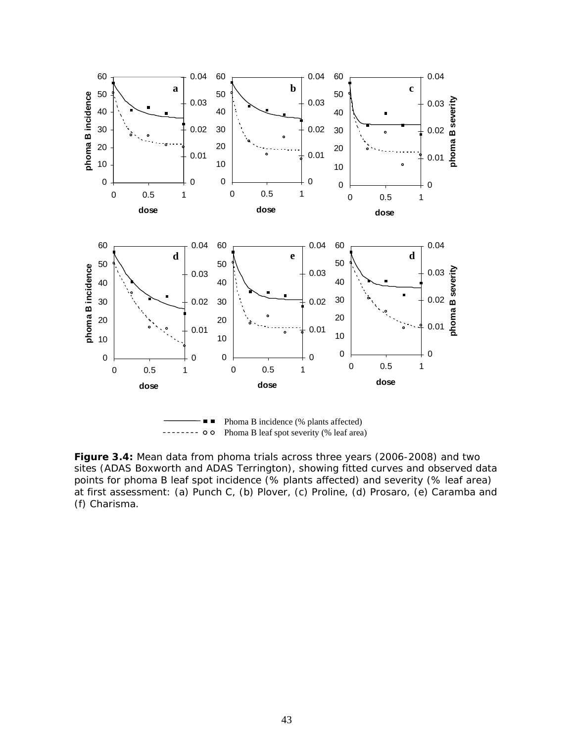**Figure 3.4:** Mean data from phoma trials across three years (2006-2008) and two sites (ADAS Boxworth and ADAS Terrington), showing fitted curves and observed data points for phoma B leaf spot incidence (% plants affected) and severity (% leaf area) at first assessment: (a) Punch C, (b) Plover, (c) Proline, (d) Prosaro, (e) Caramba and (f) Charisma.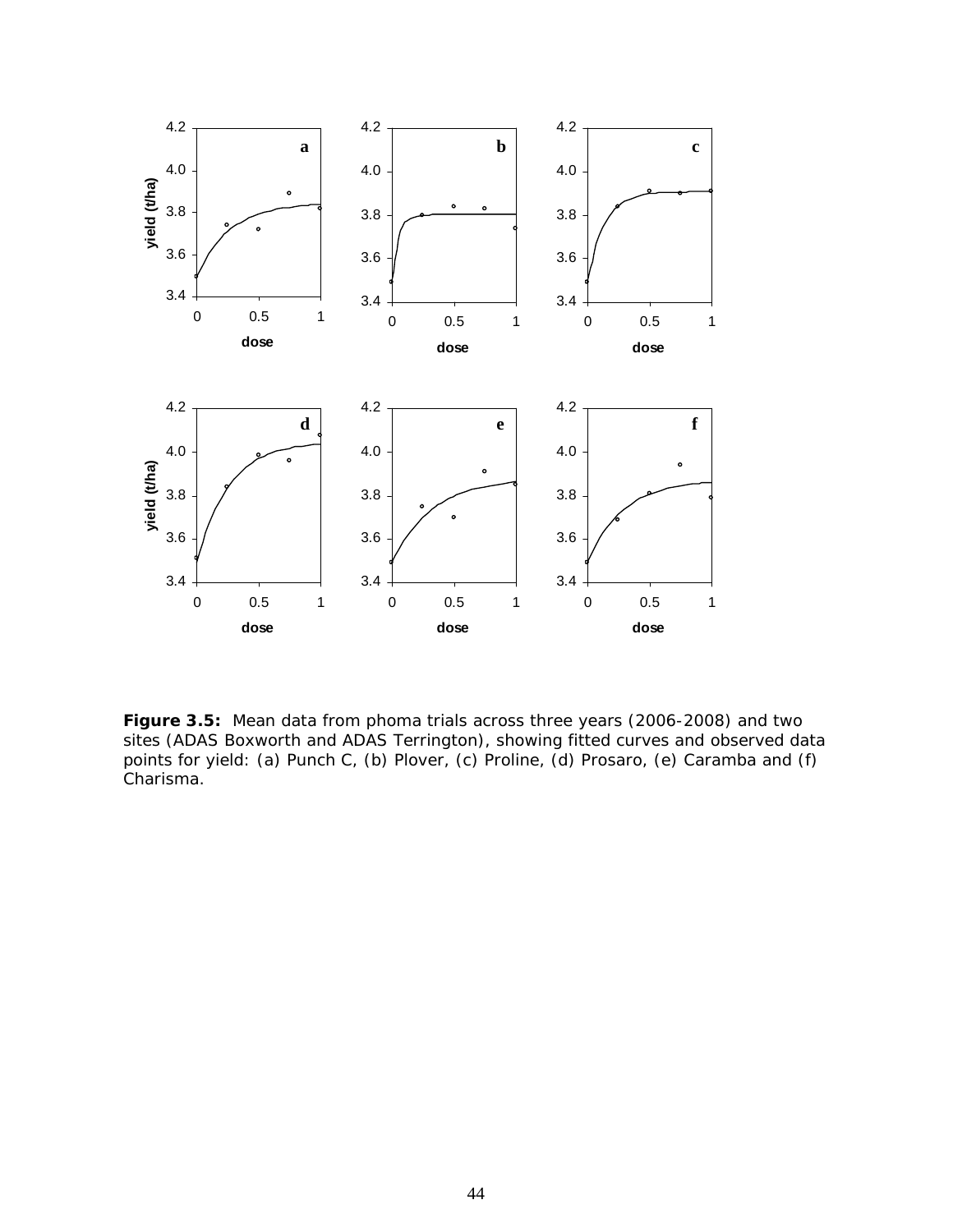**Figure 3.5:** Mean data from phoma trials across three years (2006-2008) and two sites (ADAS Boxworth and ADAS Terrington), showing fitted curves and observed data points for yield: (a) Punch C, (b) Plover, (c) Proline, (d) Prosaro, (e) Caramba and (f) Charisma.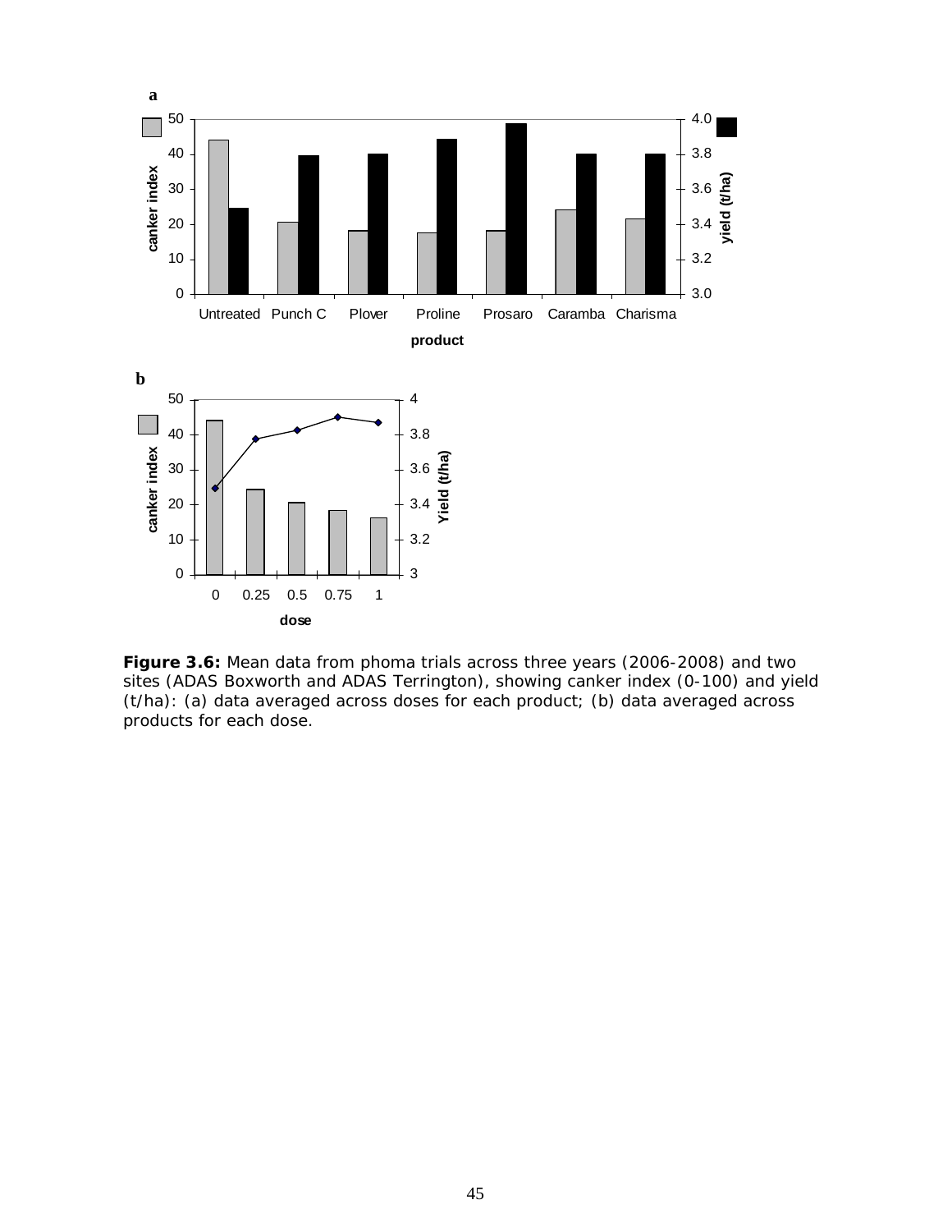**Figure 3.6:** Mean data from phoma trials across three years (2006-2008) and two sites (ADAS Boxworth and ADAS Terrington), showing canker index (0-100) and yield (t/ha): (a) data averaged across doses for each product; (b) data averaged across products for each dose.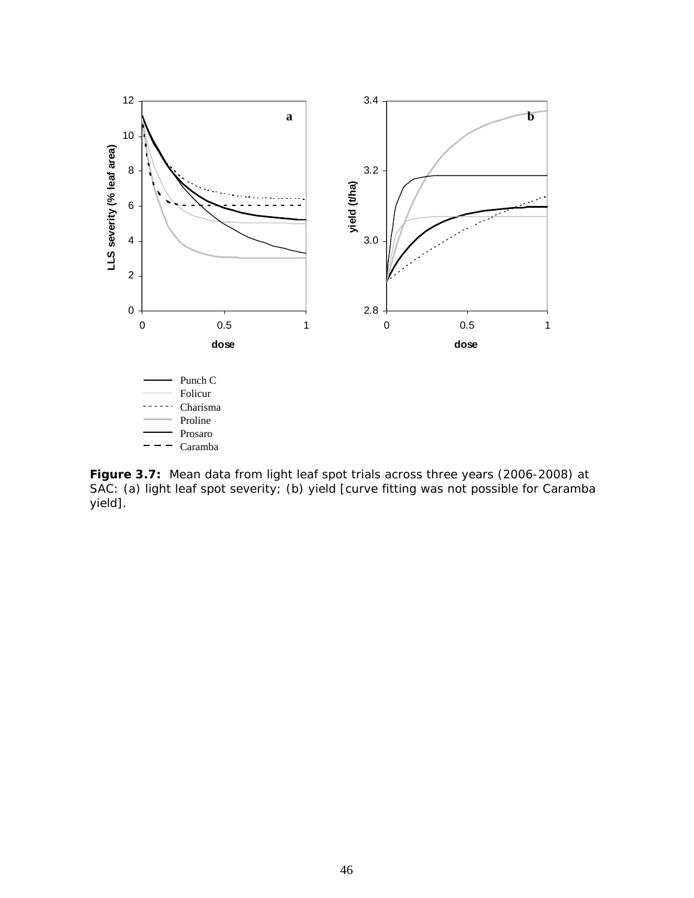**Figure 3.7:** Mean data from light leaf spot trials across three years (2006-2008) at SAC: (a) light leaf spot severity; (b) yield [curve fitting was not possible for Caramba yield].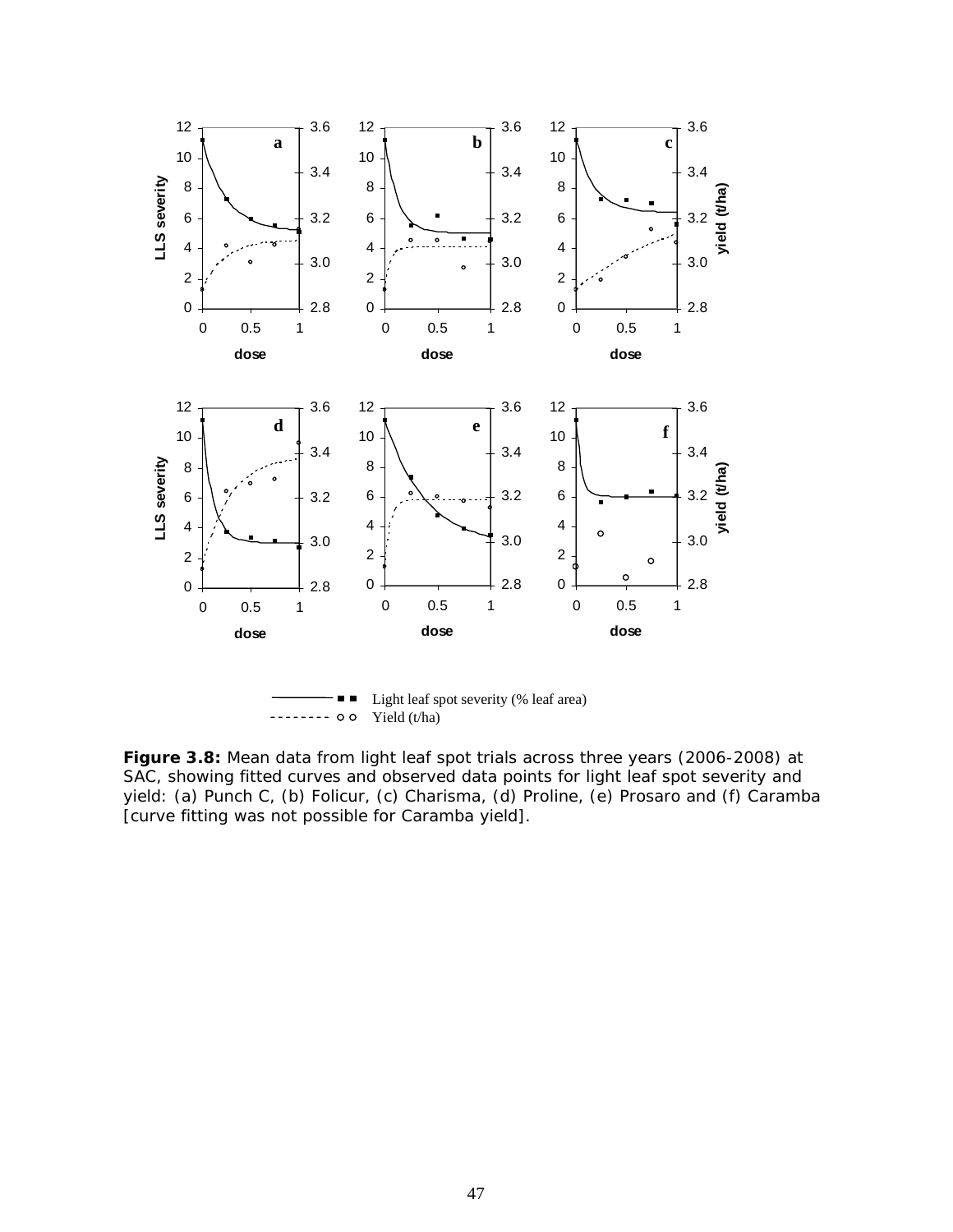**Figure 3.8:** Mean data from light leaf spot trials across three years (2006-2008) at SAC, showing fitted curves and observed data points for light leaf spot severity and yield: (a) Punch C, (b) Folicur, (c) Charisma, (d) Proline, (e) Prosaro and (f) Caramba [curve fitting was not possible for Caramba yield].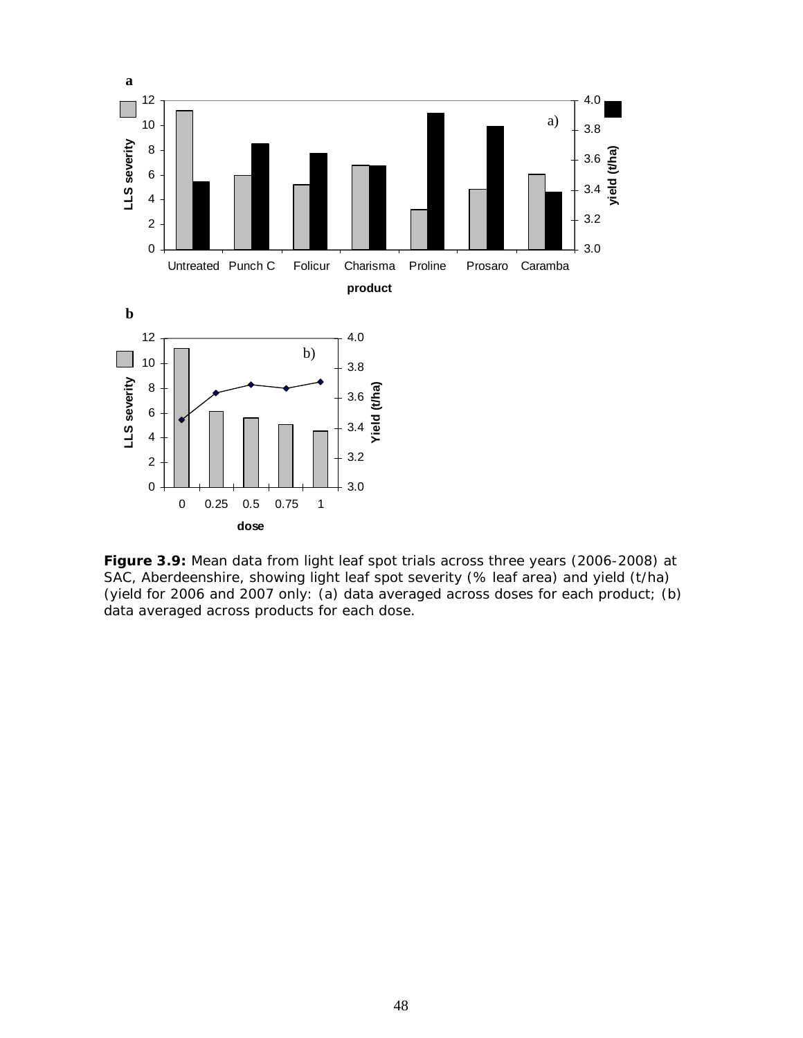**Figure 3.9:** Mean data from light leaf spot trials across three years (2006-2008) at SAC, Aberdeenshire, showing light leaf spot severity (% leaf area) and yield (t/ha) (yield for 2006 and 2007 only: (a) data averaged across doses for each product; (b) data averaged across products for each dose.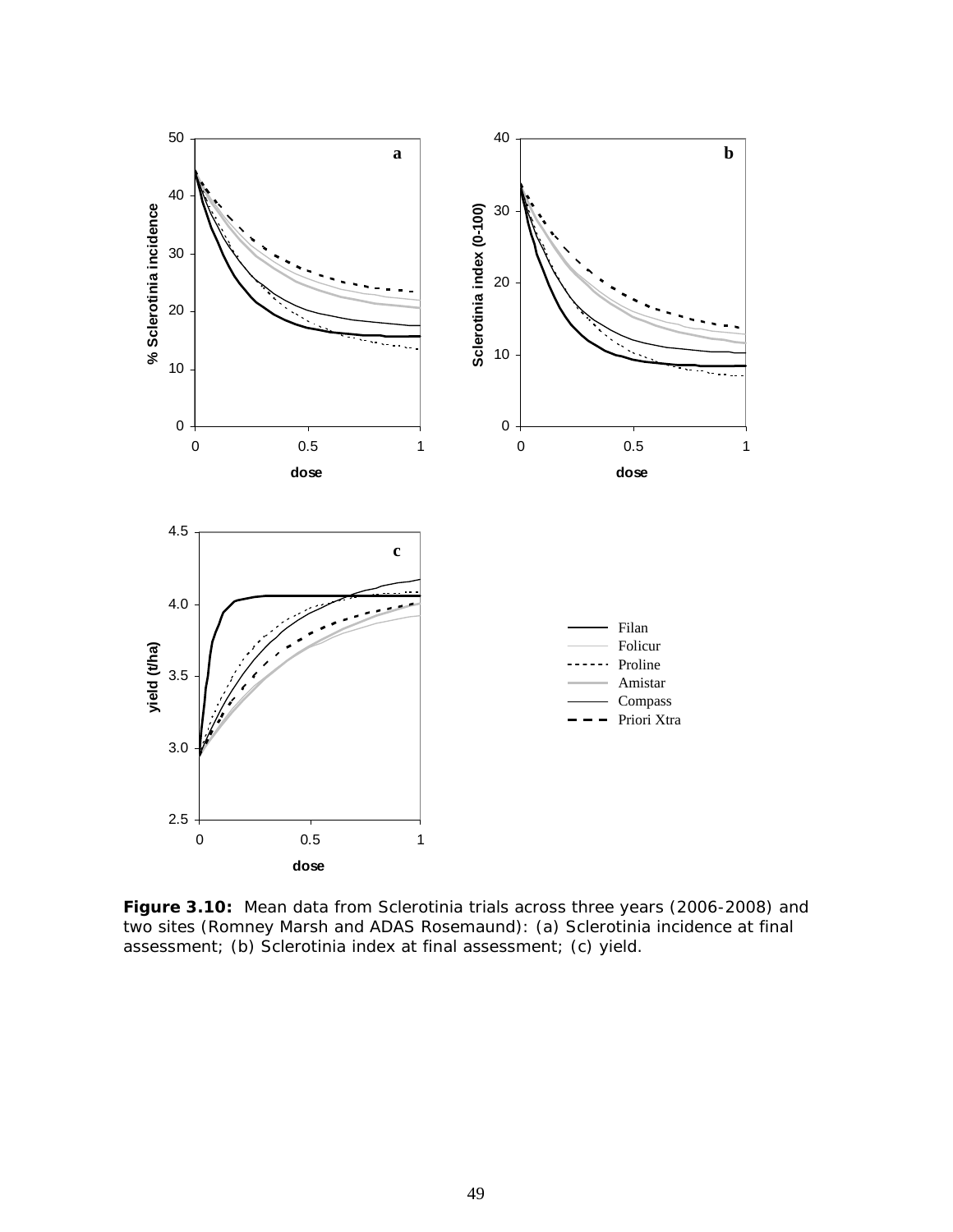**Figure 3.10:** Mean data from Sclerotinia trials across three years (2006-2008) and two sites (Romney Marsh and ADAS Rosemaund): (a) Sclerotinia incidence at final assessment; (b) Sclerotinia index at final assessment; (c) yield.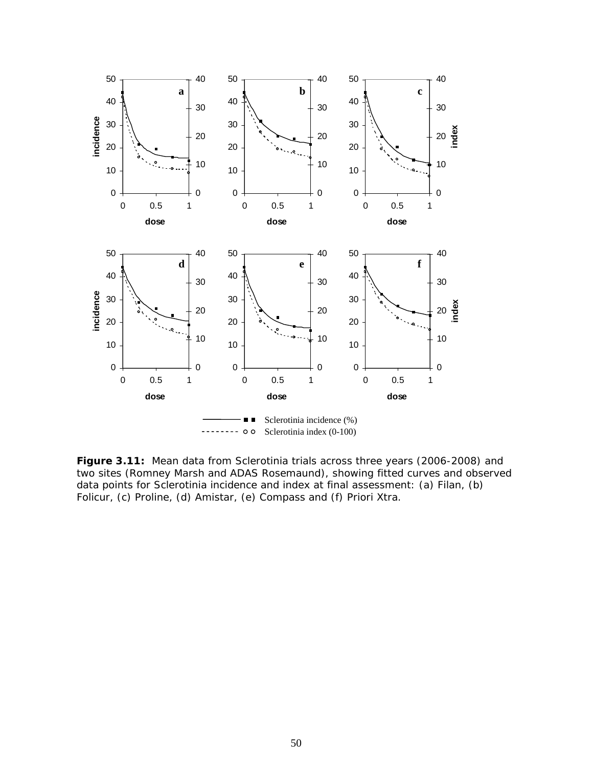**Figure 3.11:** Mean data from Sclerotinia trials across three years (2006-2008) and two sites (Romney Marsh and ADAS Rosemaund), showing fitted curves and observed data points for Sclerotinia incidence and index at final assessment: (a) Filan, (b) Folicur, (c) Proline, (d) Amistar, (e) Compass and (f) Priori Xtra.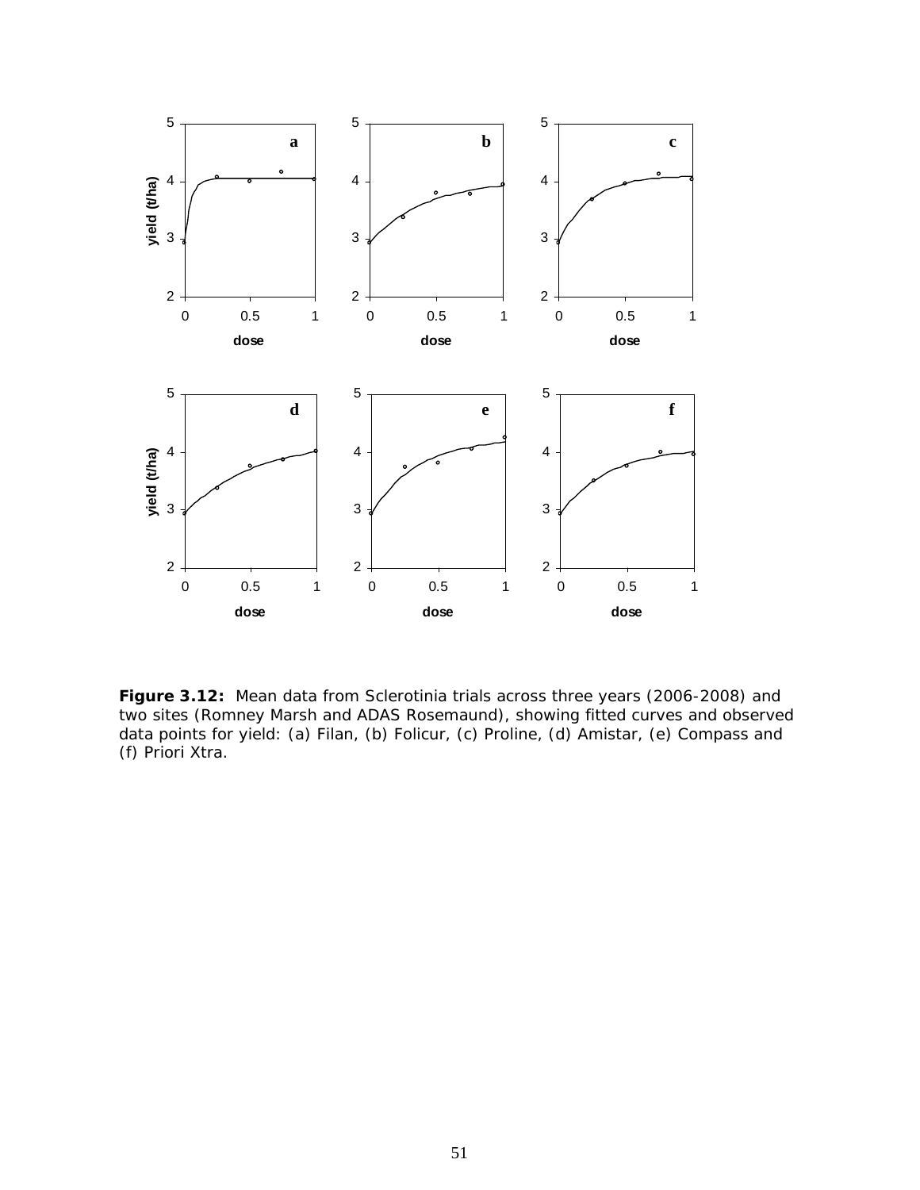**Figure 3.12:** Mean data from Sclerotinia trials across three years (2006-2008) and two sites (Romney Marsh and ADAS Rosemaund), showing fitted curves and observed data points for yield: (a) Filan, (b) Folicur, (c) Proline, (d) Amistar, (e) Compass and (f) Priori Xtra.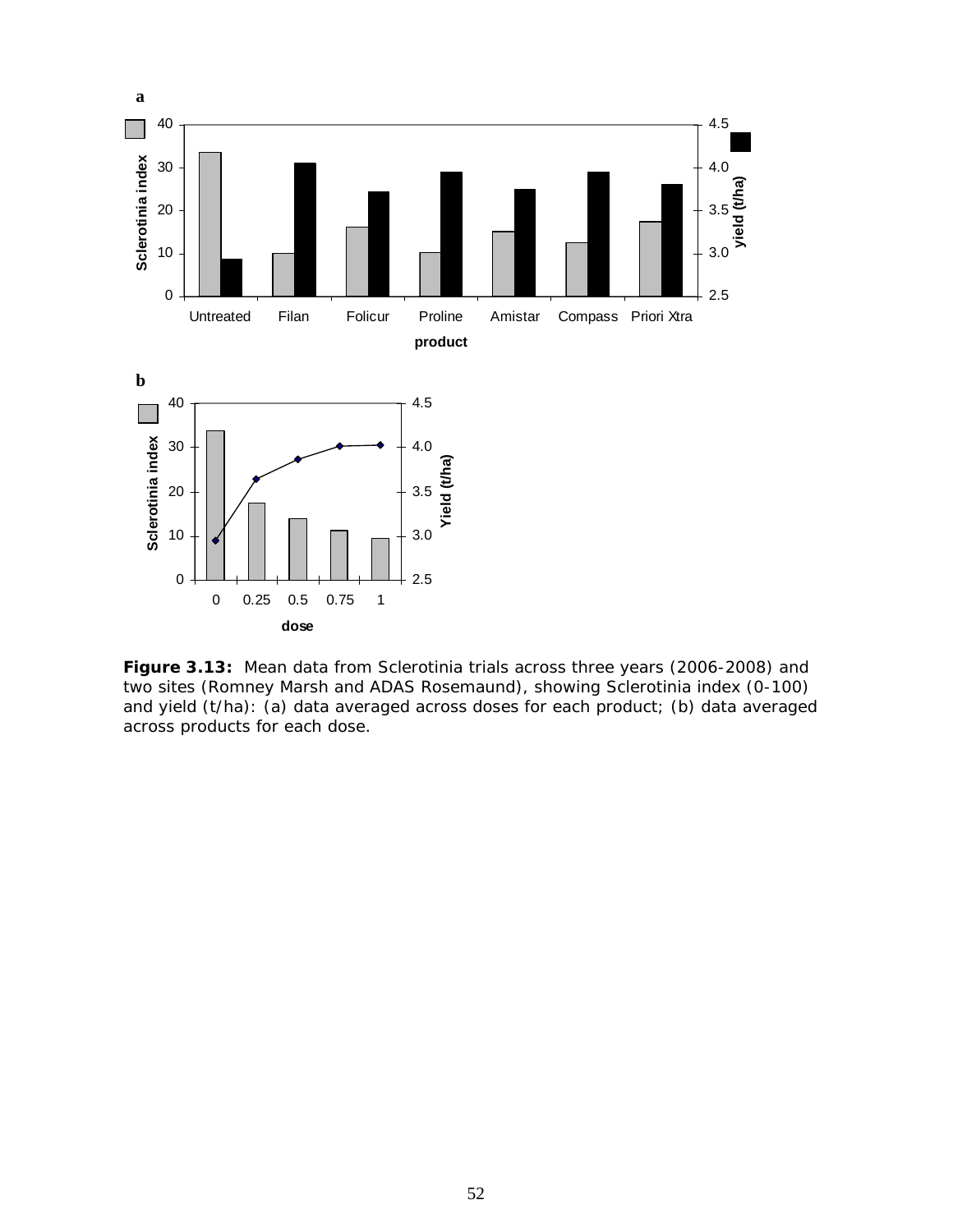**Figure 3.13:** Mean data from Sclerotinia trials across three years (2006-2008) and two sites (Romney Marsh and ADAS Rosemaund), showing Sclerotinia index (0-100) and yield (t/ha): (a) data averaged across doses for each product; (b) data averaged across products for each dose.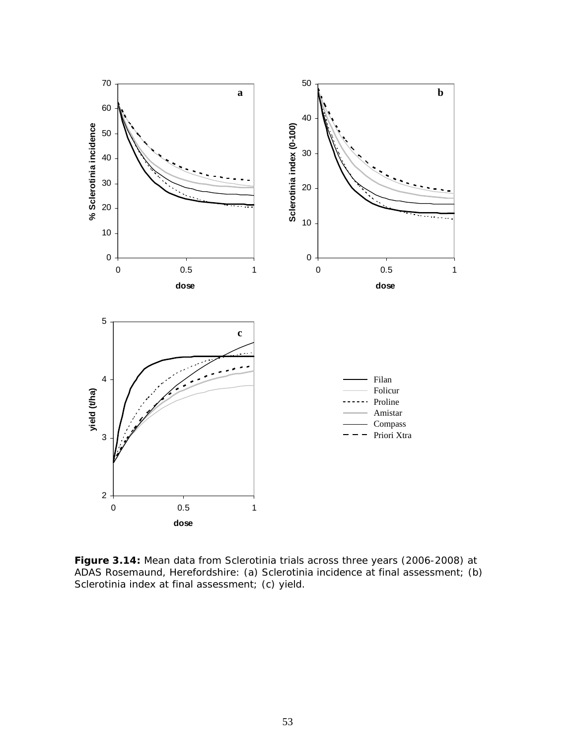**Figure 3.14:** Mean data from Sclerotinia trials across three years (2006-2008) at ADAS Rosemaund, Herefordshire: (a) Sclerotinia incidence at final assessment; (b) Sclerotinia index at final assessment; (c) yield.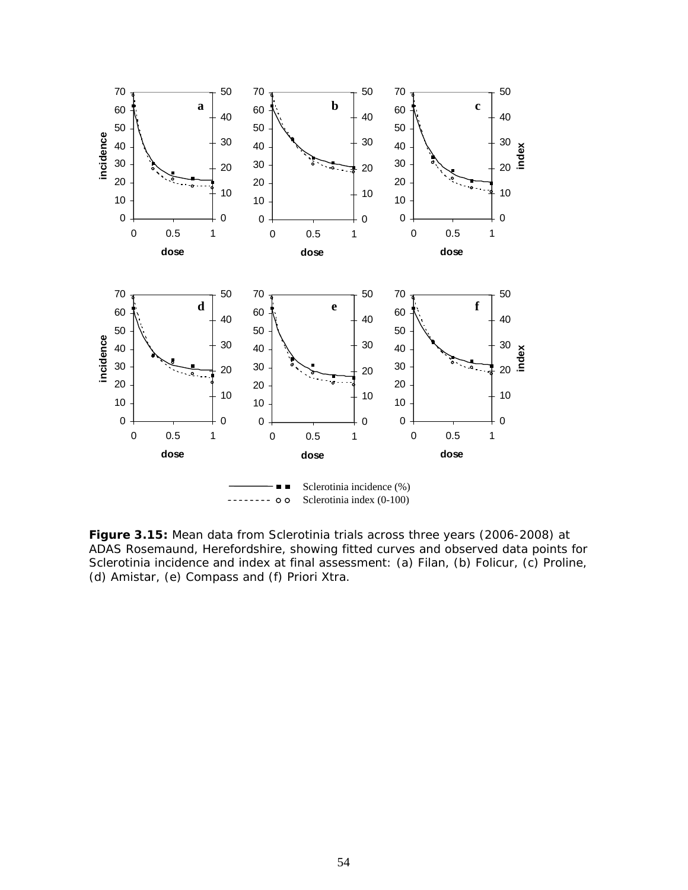**Figure 3.15:** Mean data from Sclerotinia trials across three years (2006-2008) at ADAS Rosemaund, Herefordshire, showing fitted curves and observed data points for Sclerotinia incidence and index at final assessment: (a) Filan, (b) Folicur, (c) Proline, (d) Amistar, (e) Compass and (f) Priori Xtra.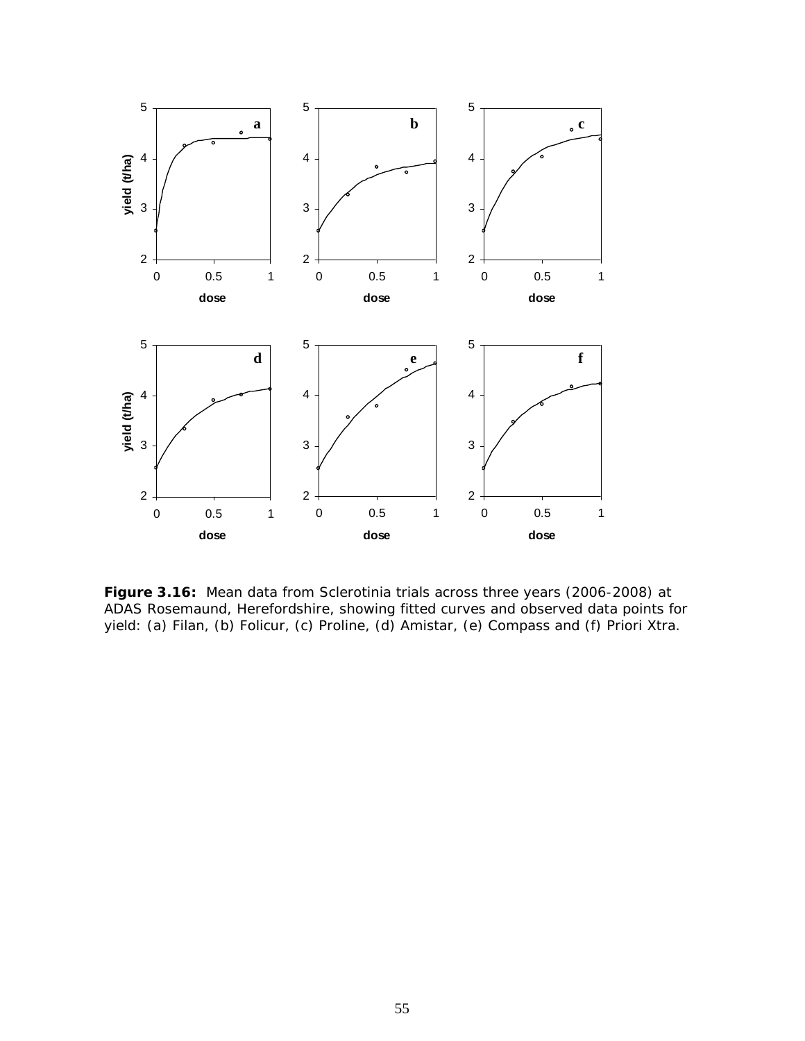**Figure 3.16:** Mean data from Sclerotinia trials across three years (2006-2008) at ADAS Rosemaund, Herefordshire, showing fitted curves and observed data points for yield: (a) Filan, (b) Folicur, (c) Proline, (d) Amistar, (e) Compass and (f) Priori Xtra.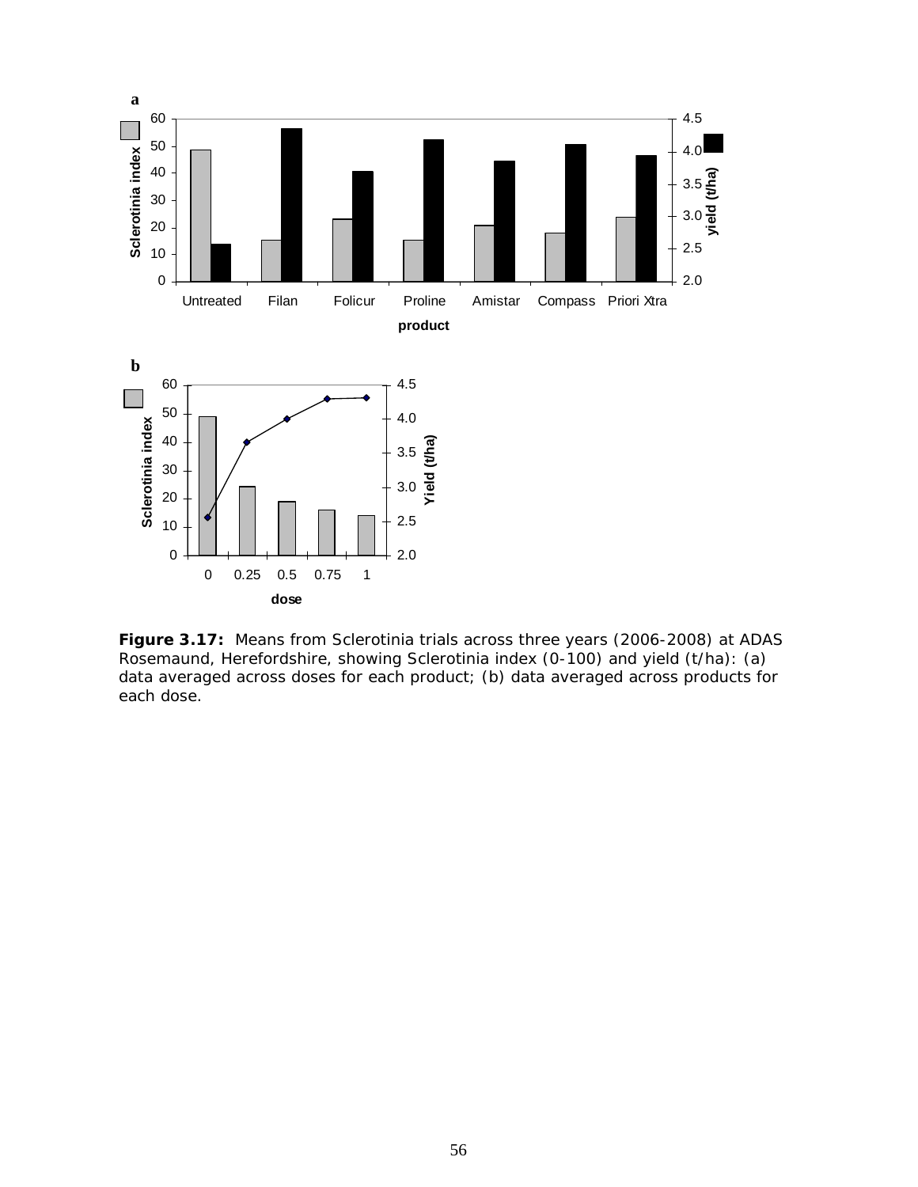**Figure 3.17:** Means from Sclerotinia trials across three years (2006-2008) at ADAS Rosemaund, Herefordshire, showing Sclerotinia index (0-100) and yield (t/ha): (a) data averaged across doses for each product; (b) data averaged across products for each dose.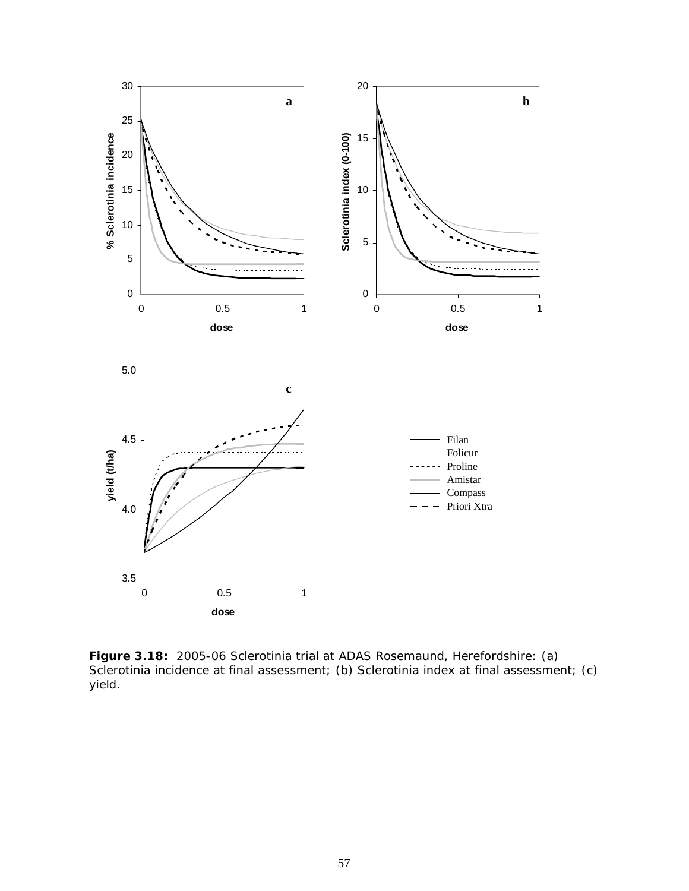**Figure 3.18:** 2005-06 Sclerotinia trial at ADAS Rosemaund, Herefordshire: (a) Sclerotinia incidence at final assessment; (b) Sclerotinia index at final assessment; (c) yield.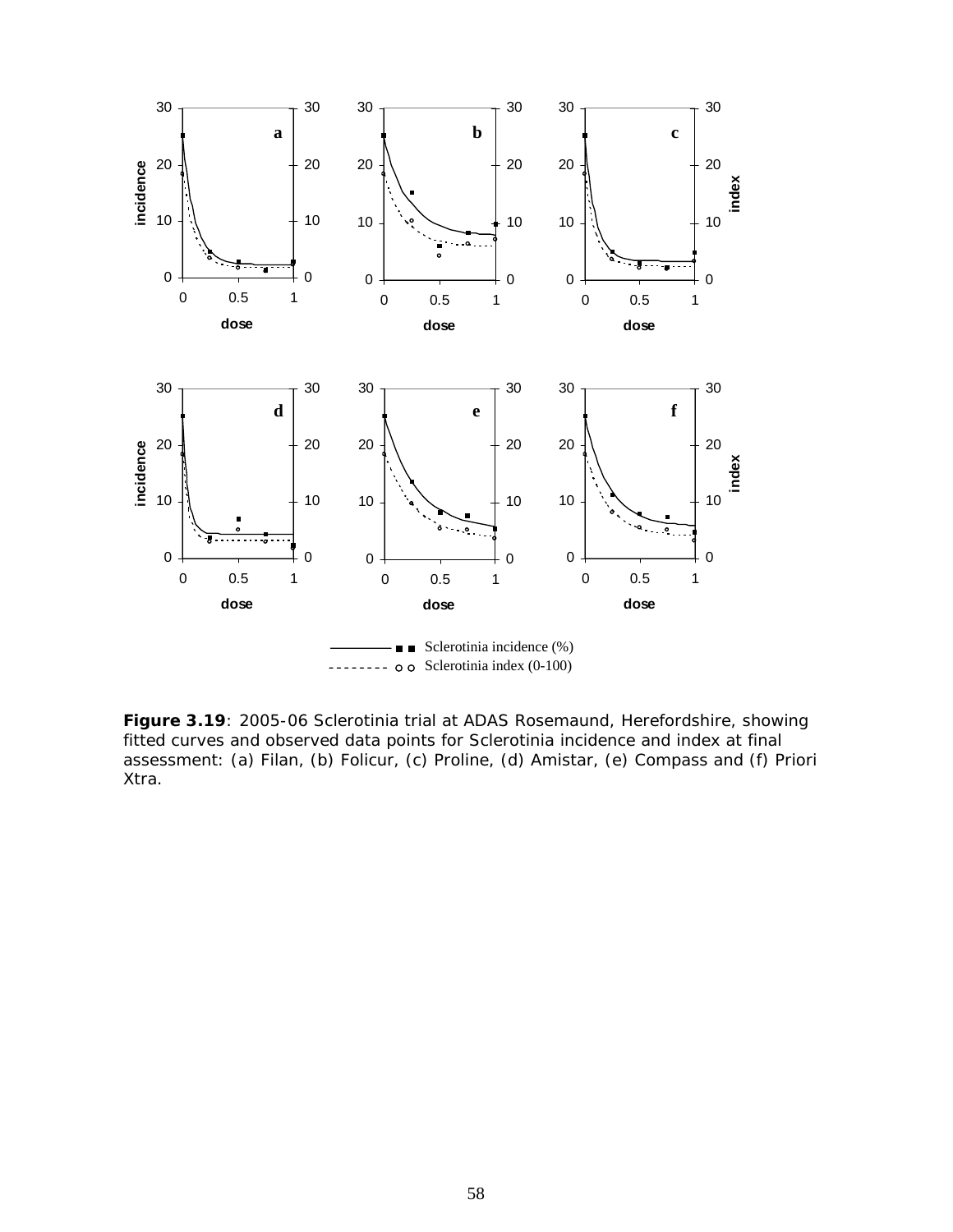**Figure 3.19**: 2005-06 Sclerotinia trial at ADAS Rosemaund, Herefordshire, showing fitted curves and observed data points for Sclerotinia incidence and index at final assessment: (a) Filan, (b) Folicur, (c) Proline, (d) Amistar, (e) Compass and (f) Priori Xtra.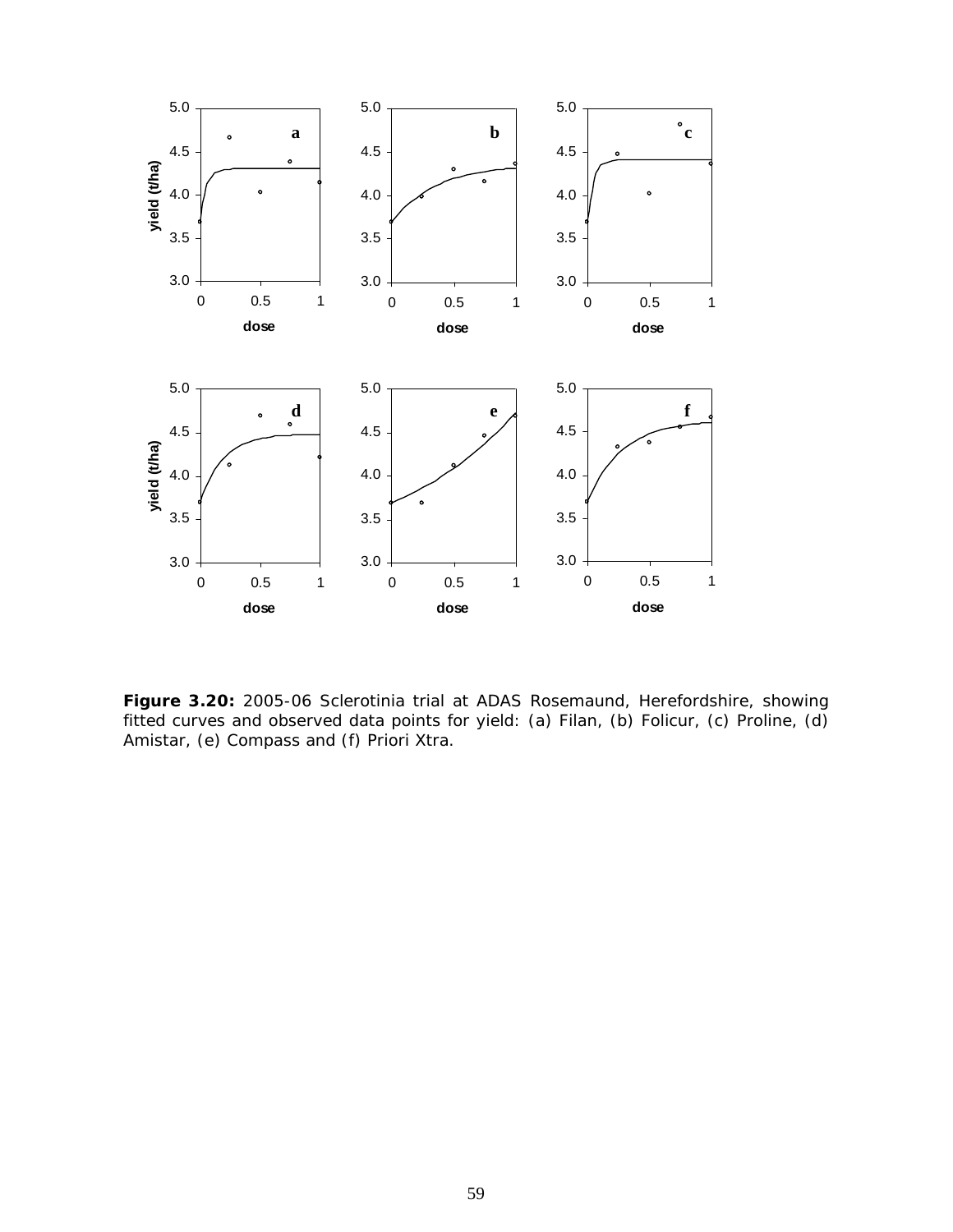**Figure 3.20:** 2005-06 Sclerotinia trial at ADAS Rosemaund, Herefordshire, showing fitted curves and observed data points for yield: (a) Filan, (b) Folicur, (c) Proline, (d) Amistar, (e) Compass and (f) Priori Xtra.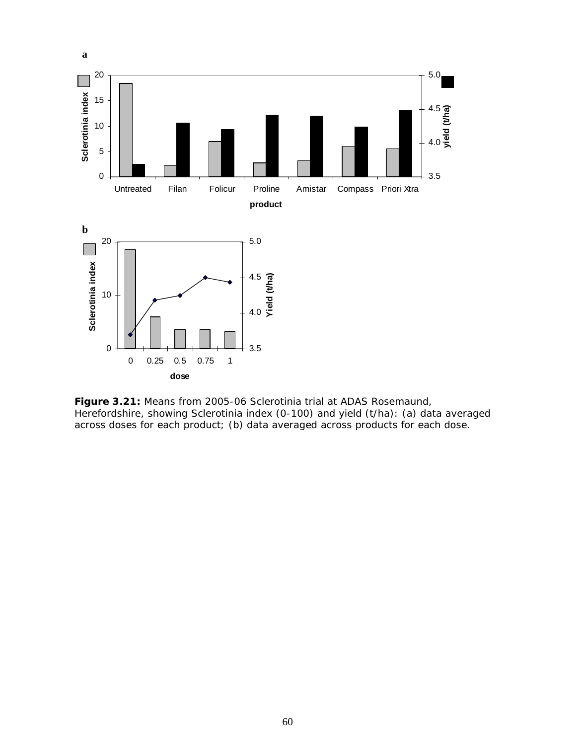**Figure 3.21:** Means from 2005-06 Sclerotinia trial at ADAS Rosemaund, Herefordshire, showing Sclerotinia index (0-100) and yield (t/ha): (a) data averaged across doses for each product; (b) data averaged across products for each dose.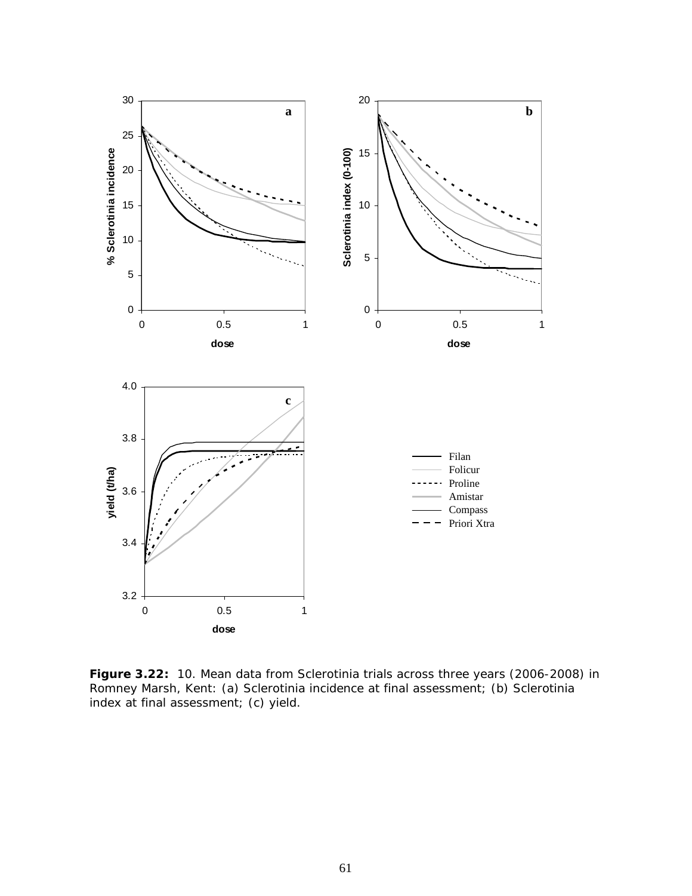**Figure 3.22:** 10. Mean data from Sclerotinia trials across three years (2006-2008) in Romney Marsh, Kent: (a) Sclerotinia incidence at final assessment; (b) Sclerotinia index at final assessment; (c) yield.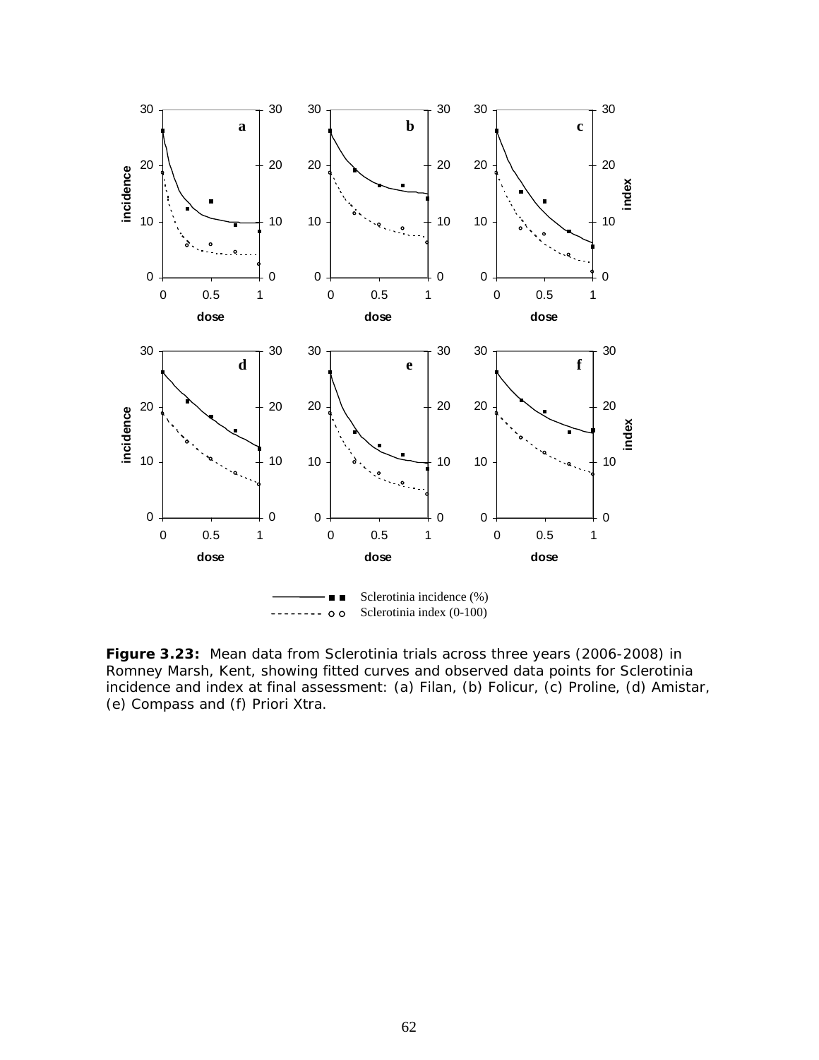**Figure 3.23:** Mean data from Sclerotinia trials across three years (2006-2008) in Romney Marsh, Kent, showing fitted curves and observed data points for Sclerotinia incidence and index at final assessment: (a) Filan, (b) Folicur, (c) Proline, (d) Amistar, (e) Compass and (f) Priori Xtra.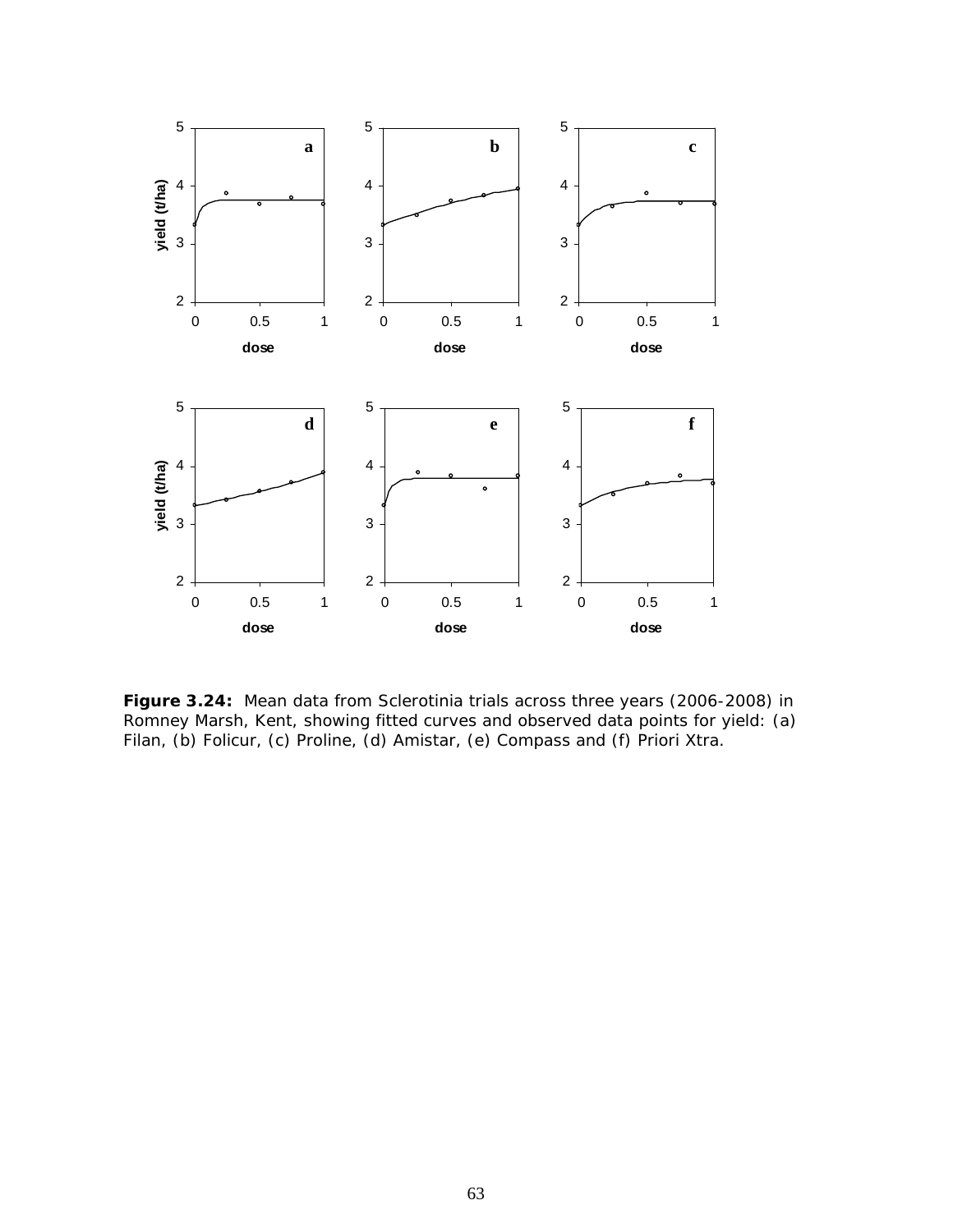**Figure 3.24:** Mean data from Sclerotinia trials across three years (2006-2008) in Romney Marsh, Kent, showing fitted curves and observed data points for yield: (a) Filan, (b) Folicur, (c) Proline, (d) Amistar, (e) Compass and (f) Priori Xtra.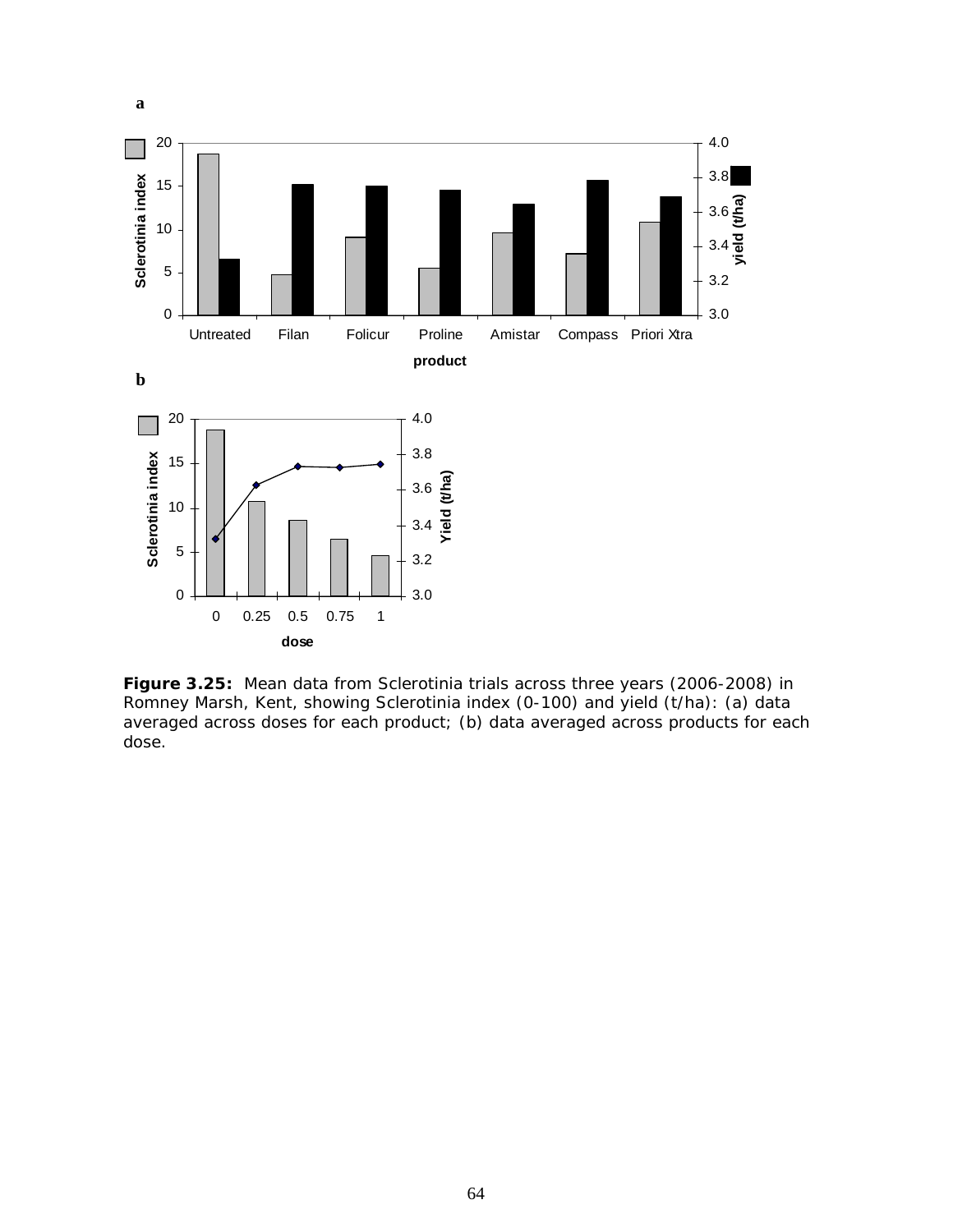**Figure 3.25:** Mean data from Sclerotinia trials across three years (2006-2008) in Romney Marsh, Kent, showing Sclerotinia index (0-100) and yield (t/ha): (a) data averaged across doses for each product; (b) data averaged across products for each dose.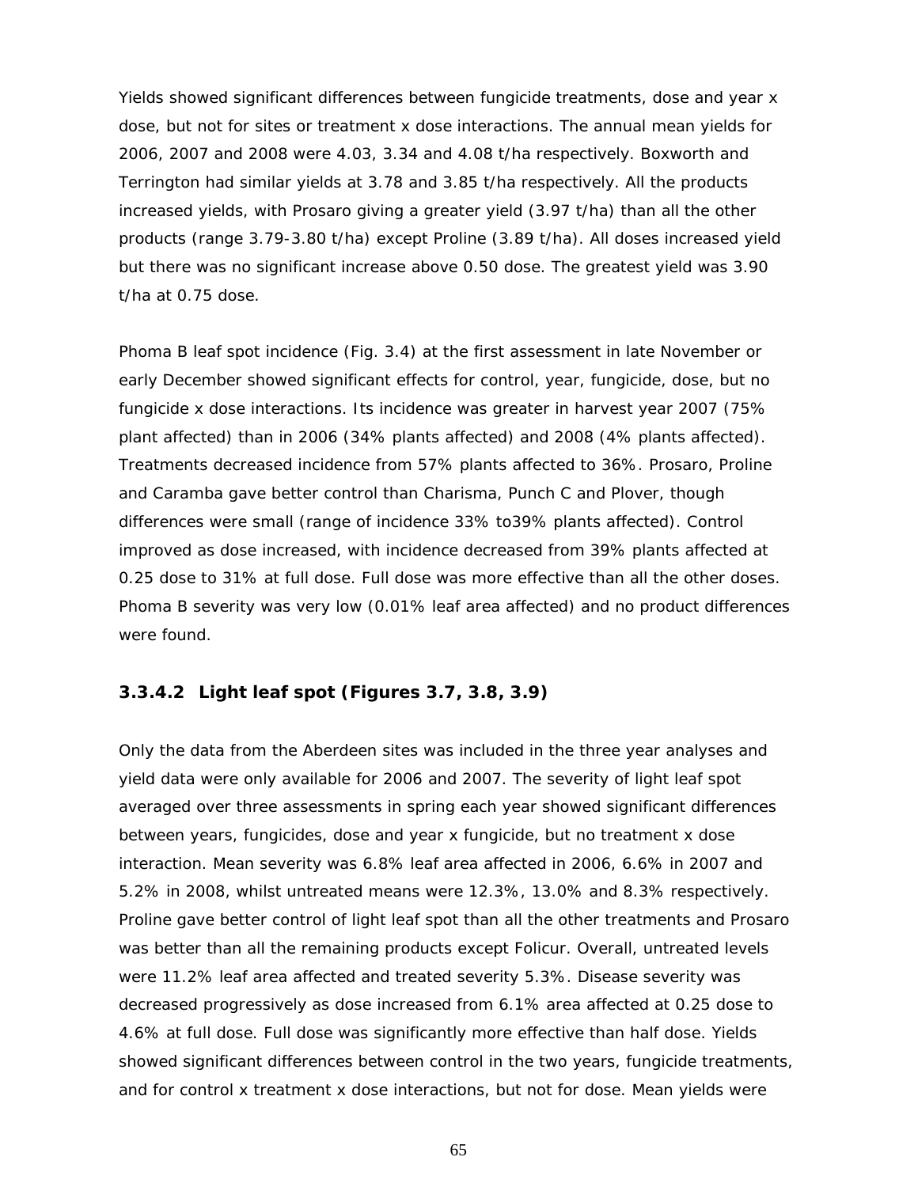Yields showed significant differences between fungicide treatments, dose and year x dose, but not for sites or treatment x dose interactions. The annual mean yields for 2006, 2007 and 2008 were 4.03, 3.34 and 4.08 t/ha respectively. Boxworth and Terrington had similar yields at 3.78 and 3.85 t/ha respectively. All the products increased yields, with Prosaro giving a greater yield (3.97 t/ha) than all the other products (range 3.79-3.80 t/ha) except Proline (3.89 t/ha). All doses increased yield but there was no significant increase above 0.50 dose. The greatest yield was 3.90 t/ha at 0.75 dose.

Phoma B leaf spot incidence (Fig. 3.4) at the first assessment in late November or early December showed significant effects for control, year, fungicide, dose, but no fungicide x dose interactions. Its incidence was greater in harvest year 2007 (75% plant affected) than in 2006 (34% plants affected) and 2008 (4% plants affected). Treatments decreased incidence from 57% plants affected to 36%. Prosaro, Proline and Caramba gave better control than Charisma, Punch C and Plover, though differences were small (range of incidence 33% to39% plants affected). Control improved as dose increased, with incidence decreased from 39% plants affected at 0.25 dose to 31% at full dose. Full dose was more effective than all the other doses. Phoma B severity was very low (0.01% leaf area affected) and no product differences were found.

### 3.3.4.2 Light leaf spot (Figures 3.7, 3.8, 3.9)

Only the data from the Aberdeen sites was included in the three year analyses and yield data were only available for 2006 and 2007. The severity of light leaf spot averaged over three assessments in spring each year showed significant differences between years, fungicides, dose and year x fungicide, but no treatment x dose interaction. Mean severity was 6.8% leaf area affected in 2006, 6.6% in 2007 and 5.2% in 2008, whilst untreated means were 12.3%, 13.0% and 8.3% respectively. Proline gave better control of light leaf spot than all the other treatments and Prosaro was better than all the remaining products except Folicur. Overall, untreated levels were 11.2% leaf area affected and treated severity 5.3%. Disease severity was decreased progressively as dose increased from 6.1% area affected at 0.25 dose to 4.6% at full dose. Full dose was significantly more effective than half dose. Yields showed significant differences between control in the two years, fungicide treatments, and for control x treatment x dose interactions, but not for dose. Mean yields were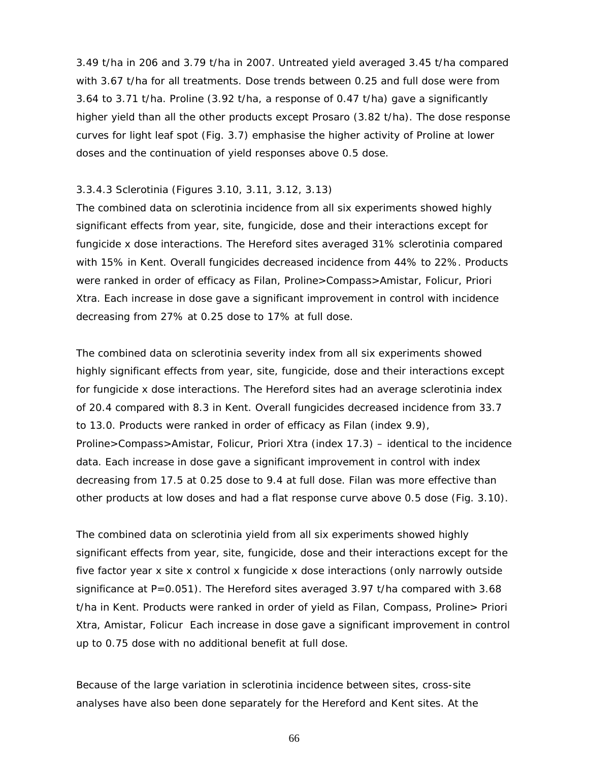3.49 t/ha in 206 and 3.79 t/ha in 2007. Untreated yield averaged 3.45 t/ha compared with 3.67 t/ha for all treatments. Dose trends between 0.25 and full dose were from 3.64 to 3.71 t/ha. Proline (3.92 t/ha, a response of 0.47 t/ha) gave a significantly higher yield than all the other products except Prosaro (3.82 t/ha). The dose response curves for light leaf spot (Fig. 3.7) emphasise the higher activity of Proline at lower doses and the continuation of yield responses above 0.5 dose.

#### 3.3.4.3 Sclerotinia (Figures 3.10, 3.11, 3.12, 3.13)

The combined data on sclerotinia incidence from all six experiments showed highly significant effects from year, site, fungicide, dose and their interactions except for fungicide x dose interactions. The Hereford sites averaged 31% sclerotinia compared with 15% in Kent. Overall fungicides decreased incidence from 44% to 22%. Products were ranked in order of efficacy as Filan, Proline>Compass>Amistar, Folicur, Priori Xtra. Each increase in dose gave a significant improvement in control with incidence decreasing from 27% at 0.25 dose to 17% at full dose.

The combined data on sclerotinia severity index from all six experiments showed highly significant effects from year, site, fungicide, dose and their interactions except for fungicide x dose interactions. The Hereford sites had an average sclerotinia index of 20.4 compared with 8.3 in Kent. Overall fungicides decreased incidence from 33.7 to 13.0. Products were ranked in order of efficacy as Filan (index 9.9), Proline>Compass>Amistar, Folicur, Priori Xtra (index 17.3) – identical to the incidence data. Each increase in dose gave a significant improvement in control with index decreasing from 17.5 at 0.25 dose to 9.4 at full dose. Filan was more effective than other products at low doses and had a flat response curve above 0.5 dose (Fig. 3.10).

The combined data on sclerotinia yield from all six experiments showed highly significant effects from year, site, fungicide, dose and their interactions except for the five factor year x site x control x fungicide x dose interactions (only narrowly outside significance at P=0.051). The Hereford sites averaged 3.97 t/ha compared with 3.68 t/ha in Kent. Products were ranked in order of yield as Filan, Compass, Proline> Priori Xtra, Amistar, Folicur Each increase in dose gave a significant improvement in control up to 0.75 dose with no additional benefit at full dose.

Because of the large variation in sclerotinia incidence between sites, cross-site analyses have also been done separately for the Hereford and Kent sites. At the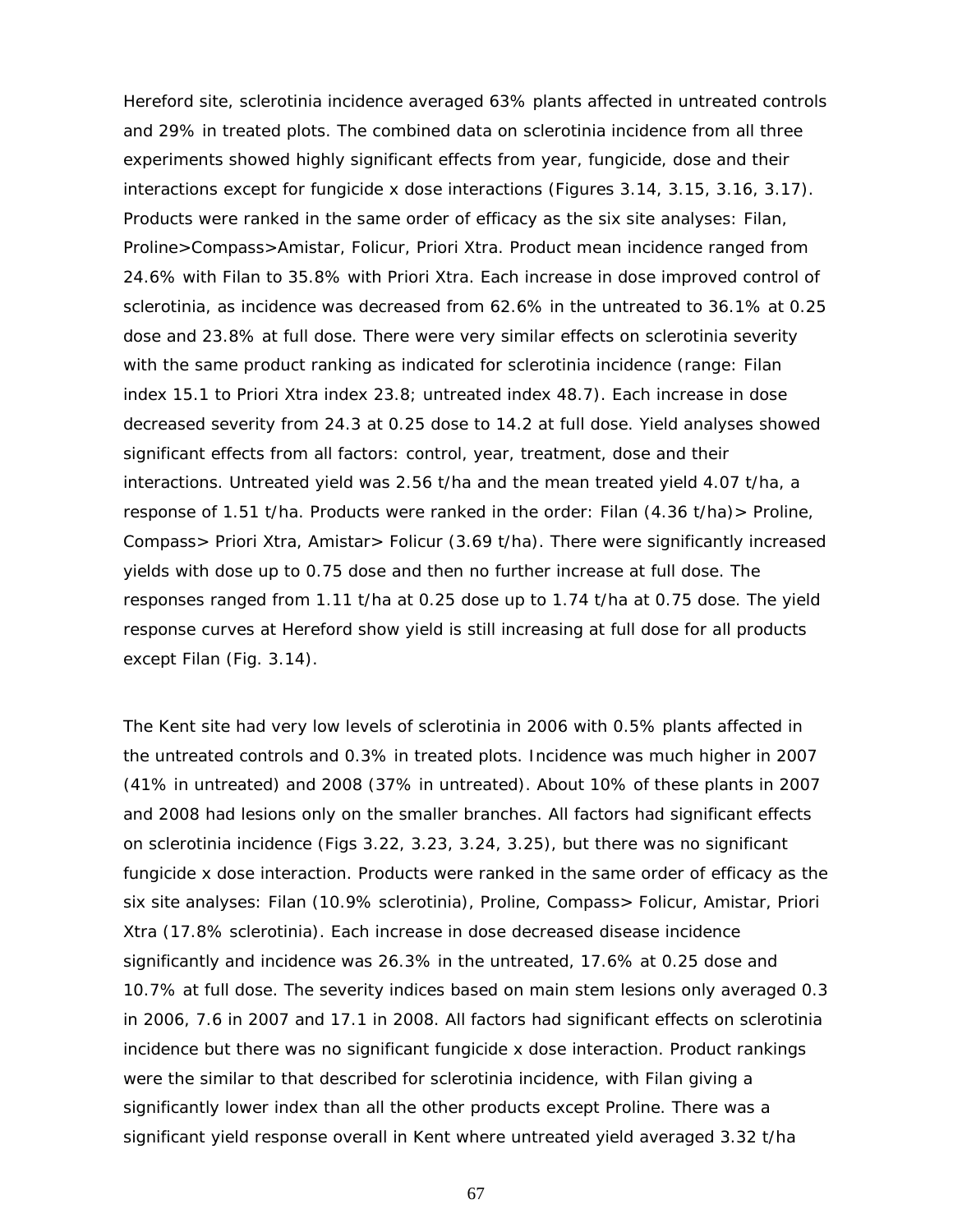Hereford site, sclerotinia incidence averaged 63% plants affected in untreated controls and 29% in treated plots. The combined data on sclerotinia incidence from all three experiments showed highly significant effects from year, fungicide, dose and their interactions except for fungicide x dose interactions (Figures 3.14, 3.15, 3.16, 3.17). Products were ranked in the same order of efficacy as the six site analyses: Filan, Proline>Compass>Amistar, Folicur, Priori Xtra. Product mean incidence ranged from 24.6% with Filan to 35.8% with Priori Xtra. Each increase in dose improved control of sclerotinia, as incidence was decreased from 62.6% in the untreated to 36.1% at 0.25 dose and 23.8% at full dose. There were very similar effects on sclerotinia severity with the same product ranking as indicated for sclerotinia incidence (range: Filan index 15.1 to Priori Xtra index 23.8; untreated index 48.7). Each increase in dose decreased severity from 24.3 at 0.25 dose to 14.2 at full dose. Yield analyses showed significant effects from all factors: control, year, treatment, dose and their interactions. Untreated yield was 2.56 t/ha and the mean treated yield 4.07 t/ha, a response of 1.51 t/ha. Products were ranked in the order: Filan (4.36 t/ha)> Proline, Compass> Priori Xtra, Amistar> Folicur (3.69 t/ha). There were significantly increased yields with dose up to 0.75 dose and then no further increase at full dose. The responses ranged from 1.11 t/ha at 0.25 dose up to 1.74 t/ha at 0.75 dose. The yield response curves at Hereford show yield is still increasing at full dose for all products except Filan (Fig. 3.14).

The Kent site had very low levels of sclerotinia in 2006 with 0.5% plants affected in the untreated controls and 0.3% in treated plots. Incidence was much higher in 2007 (41% in untreated) and 2008 (37% in untreated). About 10% of these plants in 2007 and 2008 had lesions only on the smaller branches. All factors had significant effects on sclerotinia incidence (Figs 3.22, 3.23, 3.24, 3.25), but there was no significant fungicide x dose interaction. Products were ranked in the same order of efficacy as the six site analyses: Filan (10.9% sclerotinia), Proline, Compass> Folicur, Amistar, Priori Xtra (17.8% sclerotinia). Each increase in dose decreased disease incidence significantly and incidence was 26.3% in the untreated, 17.6% at 0.25 dose and 10.7% at full dose. The severity indices based on main stem lesions only averaged 0.3 in 2006, 7.6 in 2007 and 17.1 in 2008. All factors had significant effects on sclerotinia incidence but there was no significant fungicide x dose interaction. Product rankings were the similar to that described for sclerotinia incidence, with Filan giving a significantly lower index than all the other products except Proline. There was a significant yield response overall in Kent where untreated yield averaged 3.32 t/ha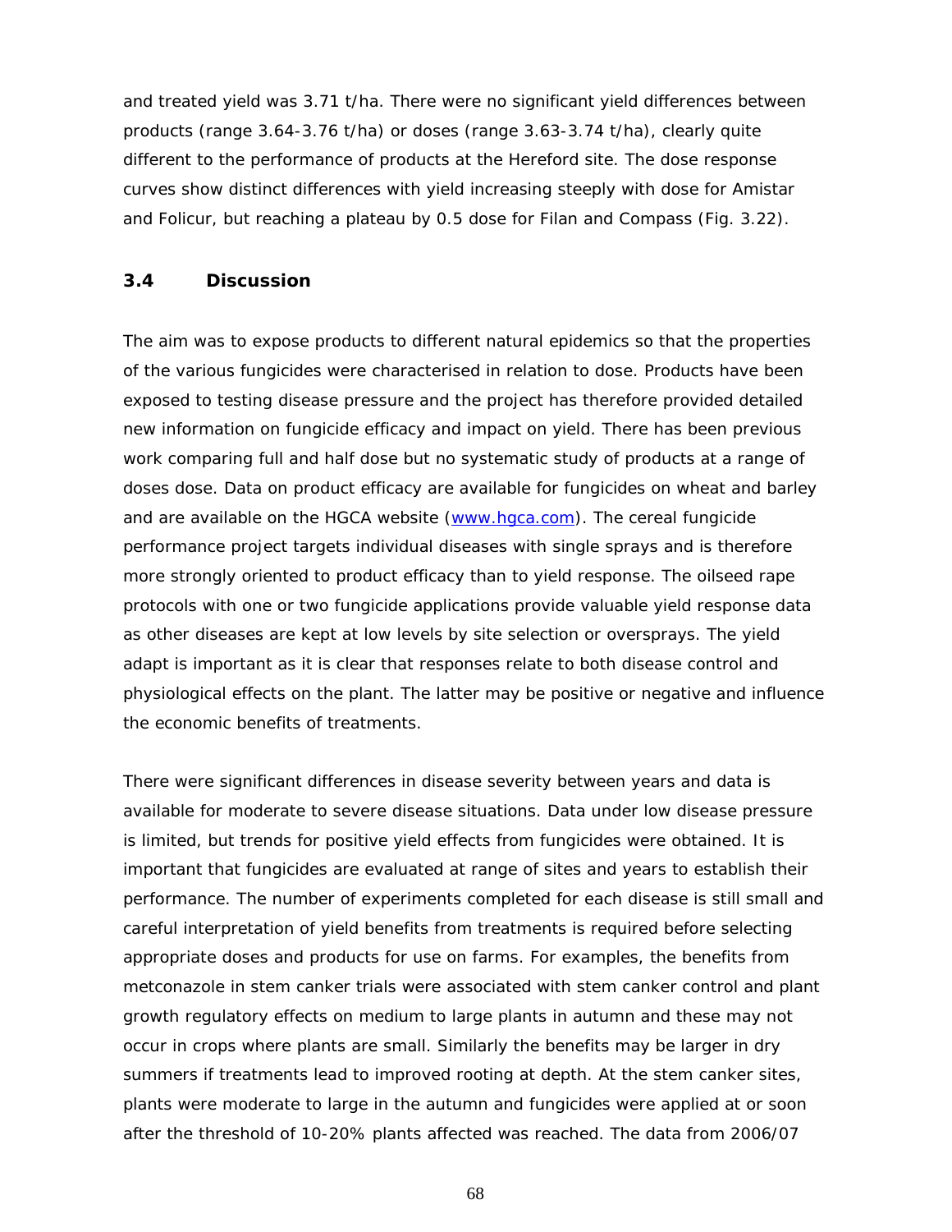and treated yield was 3.71 t/ha. There were no significant yield differences between products (range 3.64-3.76 t/ha) or doses (range 3.63-3.74 t/ha), clearly quite different to the performance of products at the Hereford site. The dose response curves show distinct differences with yield increasing steeply with dose for Amistar and Folicur, but reaching a plateau by 0.5 dose for Filan and Compass (Fig. 3.22).

### 3.4 Discussion

The aim was to expose products to different natural epidemics so that the properties of the various fungicides were characterised in relation to dose. Products have been exposed to testing disease pressure and the project has therefore provided detailed new information on fungicide efficacy and impact on yield. There has been previous work comparing full and half dose but no systematic study of products at a range of doses dose. Data on product efficacy are available for fungicides on wheat and barley and are available on the HGCA website ([www.hgca.com](http://www.hgca.com)). The cereal fungicide performance project targets individual diseases with single sprays and is therefore more strongly oriented to product efficacy than to yield response. The oilseed rape protocols with one or two fungicide applications provide valuable yield response data as other diseases are kept at low levels by site selection or oversprays. The yield adapt is important as it is clear that responses relate to both disease control and physiological effects on the plant. The latter may be positive or negative and influence the economic benefits of treatments.

There were significant differences in disease severity between years and data is available for moderate to severe disease situations. Data under low disease pressure is limited, but trends for positive yield effects from fungicides were obtained. It is important that fungicides are evaluated at range of sites and years to establish their performance. The number of experiments completed for each disease is still small and careful interpretation of yield benefits from treatments is required before selecting appropriate doses and products for use on farms. For examples, the benefits from metconazole in stem canker trials were associated with stem canker control and plant growth regulatory effects on medium to large plants in autumn and these may not occur in crops where plants are small. Similarly the benefits may be larger in dry summers if treatments lead to improved rooting at depth. At the stem canker sites, plants were moderate to large in the autumn and fungicides were applied at or soon after the threshold of 10-20% plants affected was reached. The data from 2006/07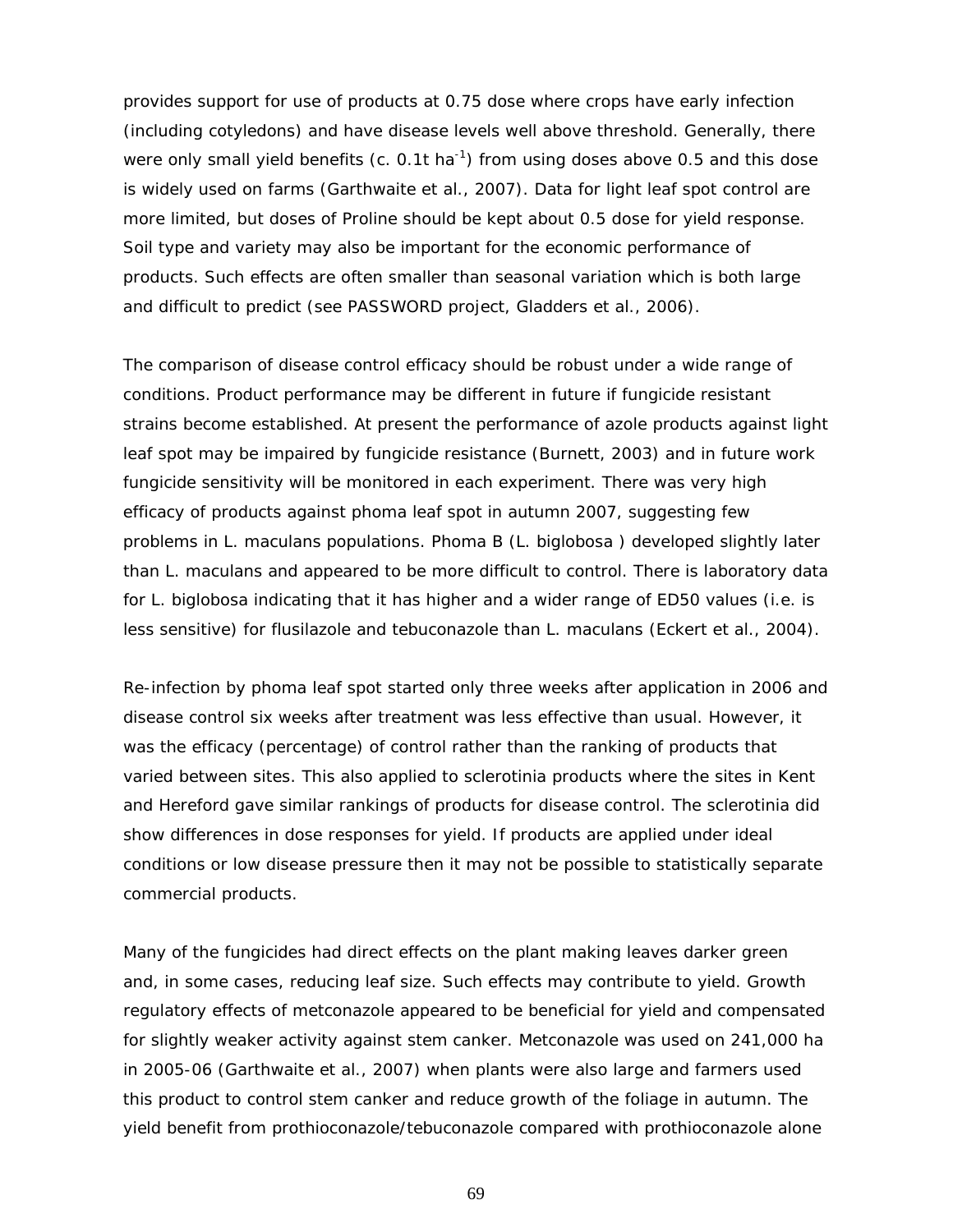provides support for use of products at 0.75 dose where crops have early infection (including cotyledons) and have disease levels well above threshold. Generally, there were only small yield benefits (c. 0.1t ha$^{-1}$) from using doses above 0.5 and this dose is widely used on farms (Garthwaite et al., 2007). Data for light leaf spot control are more limited, but doses of Proline should be kept about 0.5 dose for yield response. Soil type and variety may also be important for the economic performance of products. Such effects are often smaller than seasonal variation which is both large and difficult to predict (see PASSWORD project, Gladders et al., 2006).

The comparison of disease control efficacy should be robust under a wide range of conditions. Product performance may be different in future if fungicide resistant strains become established. At present the performance of azole products against light leaf spot may be impaired by fungicide resistance (Burnett, 2003) and in future work fungicide sensitivity will be monitored in each experiment. There was very high efficacy of products against phoma leaf spot in autumn 2007, suggesting few problems in *L. maculans* populations. Phoma B (*L. biglobosa* ) developed slightly later than *L. maculans* and appeared to be more difficult to control. There is laboratory data for *L. biglobosa* indicating that it has higher and a wider range of ED50 values (i.e. is less sensitive) for flusilazole and tebuconazole than *L. maculans* (Eckert et al., 2004).

Re-infection by phoma leaf spot started only three weeks after application in 2006 and disease control six weeks after treatment was less effective than usual. However, it was the efficacy (percentage) of control rather than the ranking of products that varied between sites. This also applied to sclerotinia products where the sites in Kent and Hereford gave similar rankings of products for disease control. The sclerotinia did show differences in dose responses for yield. If products are applied under ideal conditions or low disease pressure then it may not be possible to statistically separate commercial products.

Many of the fungicides had direct effects on the plant making leaves darker green and, in some cases, reducing leaf size. Such effects may contribute to yield. Growth regulatory effects of metconazole appeared to be beneficial for yield and compensated for slightly weaker activity against stem canker. Metconazole was used on 241,000 ha in 2005-06 (Garthwaite et al., 2007) when plants were also large and farmers used this product to control stem canker and reduce growth of the foliage in autumn. The yield benefit from prothioconazole/tebuconazole compared with prothioconazole alone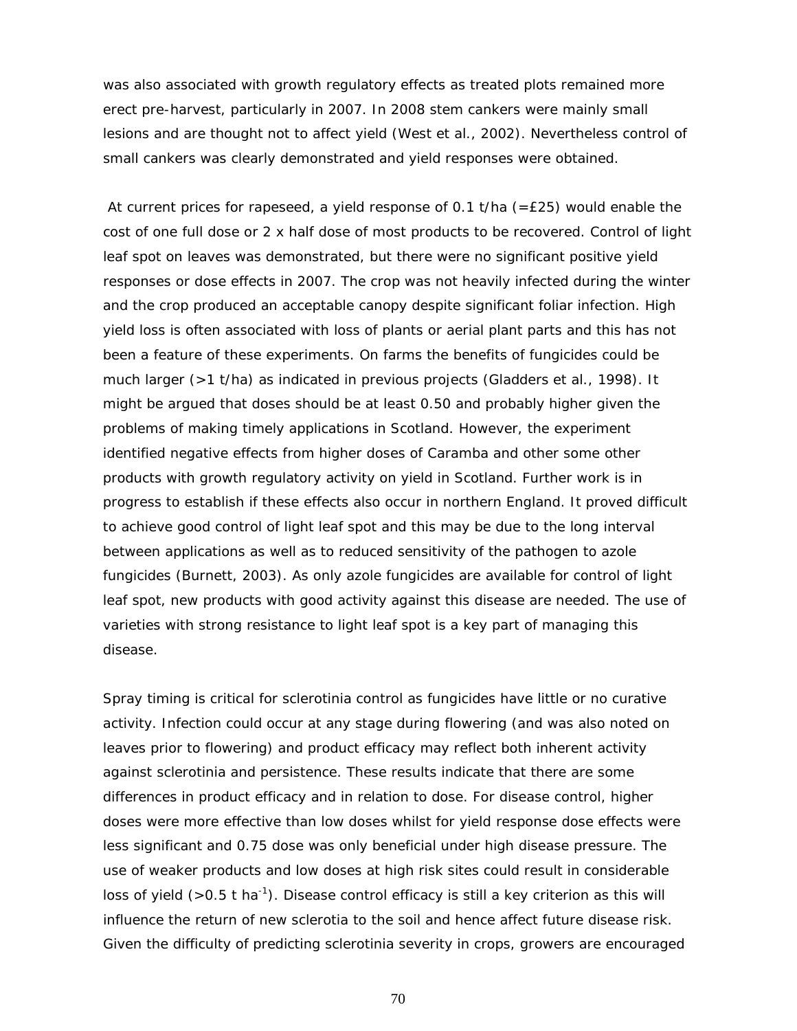was also associated with growth regulatory effects as treated plots remained more erect pre-harvest, particularly in 2007. In 2008 stem cankers were mainly small lesions and are thought not to affect yield (West et al., 2002). Nevertheless control of small cankers was clearly demonstrated and yield responses were obtained.

At current prices for rapeseed, a yield response of 0.1 t/ha (=£25) would enable the cost of one full dose or 2 x half dose of most products to be recovered. Control of light leaf spot on leaves was demonstrated, but there were no significant positive yield responses or dose effects in 2007. The crop was not heavily infected during the winter and the crop produced an acceptable canopy despite significant foliar infection. High yield loss is often associated with loss of plants or aerial plant parts and this has not been a feature of these experiments. On farms the benefits of fungicides could be much larger (>1 t/ha) as indicated in previous projects (Gladders et al., 1998). It might be argued that doses should be at least 0.50 and probably higher given the problems of making timely applications in Scotland. However, the experiment identified negative effects from higher doses of Caramba and other some other products with growth regulatory activity on yield in Scotland. Further work is in progress to establish if these effects also occur in northern England. It proved difficult to achieve good control of light leaf spot and this may be due to the long interval between applications as well as to reduced sensitivity of the pathogen to azole fungicides (Burnett, 2003). As only azole fungicides are available for control of light leaf spot, new products with good activity against this disease are needed. The use of varieties with strong resistance to light leaf spot is a key part of managing this disease.

Spray timing is critical for sclerotinia control as fungicides have little or no curative activity. Infection could occur at any stage during flowering (and was also noted on leaves prior to flowering) and product efficacy may reflect both inherent activity against sclerotinia and persistence. These results indicate that there are some differences in product efficacy and in relation to dose. For disease control, higher doses were more effective than low doses whilst for yield response dose effects were less significant and 0.75 dose was only beneficial under high disease pressure. The use of weaker products and low doses at high risk sites could result in considerable loss of yield (>0.5 t $ha^{-1}$). Disease control efficacy is still a key criterion as this will influence the return of new sclerotia to the soil and hence affect future disease risk. Given the difficulty of predicting sclerotinia severity in crops, growers are encouraged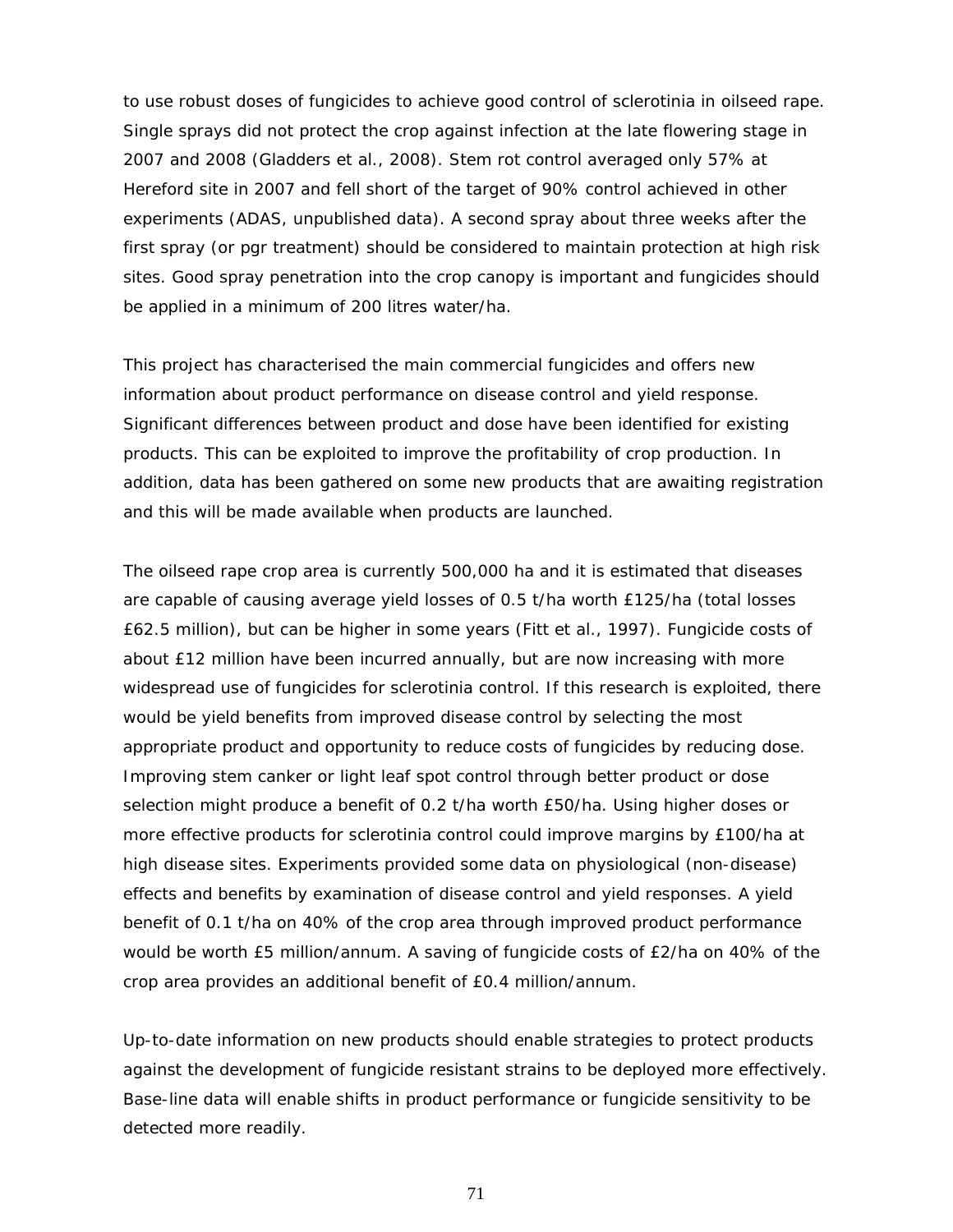to use robust doses of fungicides to achieve good control of sclerotinia in oilseed rape. Single sprays did not protect the crop against infection at the late flowering stage in 2007 and 2008 (Gladders et al., 2008). Stem rot control averaged only 57% at Hereford site in 2007 and fell short of the target of 90% control achieved in other experiments (ADAS, unpublished data). A second spray about three weeks after the first spray (or pgr treatment) should be considered to maintain protection at high risk sites. Good spray penetration into the crop canopy is important and fungicides should be applied in a minimum of 200 litres water/ha.

This project has characterised the main commercial fungicides and offers new information about product performance on disease control and yield response. Significant differences between product and dose have been identified for existing products. This can be exploited to improve the profitability of crop production. In addition, data has been gathered on some new products that are awaiting registration and this will be made available when products are launched.

The oilseed rape crop area is currently 500,000 ha and it is estimated that diseases are capable of causing average yield losses of 0.5 t/ha worth £125/ha (total losses £62.5 million), but can be higher in some years (Fitt et al., 1997). Fungicide costs of about £12 million have been incurred annually, but are now increasing with more widespread use of fungicides for sclerotinia control. If this research is exploited, there would be yield benefits from improved disease control by selecting the most appropriate product and opportunity to reduce costs of fungicides by reducing dose. Improving stem canker or light leaf spot control through better product or dose selection might produce a benefit of 0.2 t/ha worth £50/ha. Using higher doses or more effective products for sclerotinia control could improve margins by £100/ha at high disease sites. Experiments provided some data on physiological (non-disease) effects and benefits by examination of disease control and yield responses. A yield benefit of 0.1 t/ha on 40% of the crop area through improved product performance would be worth £5 million/annum. A saving of fungicide costs of £2/ha on 40% of the crop area provides an additional benefit of £0.4 million/annum.

Up-to-date information on new products should enable strategies to protect products against the development of fungicide resistant strains to be deployed more effectively. Base-line data will enable shifts in product performance or fungicide sensitivity to be detected more readily.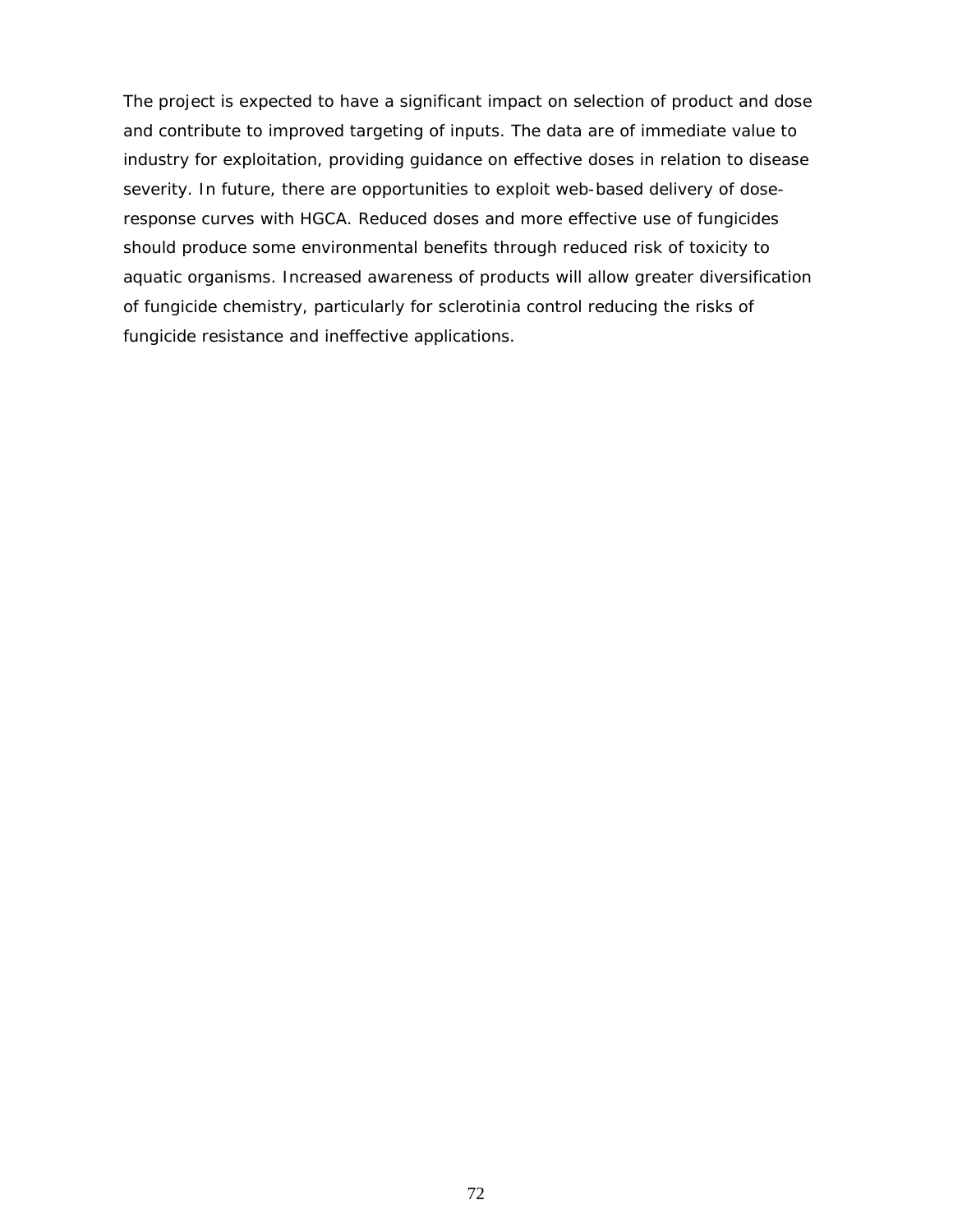The project is expected to have a significant impact on selection of product and dose and contribute to improved targeting of inputs. The data are of immediate value to industry for exploitation, providing guidance on effective doses in relation to disease severity. In future, there are opportunities to exploit web-based delivery of dose-response curves with HGCA. Reduced doses and more effective use of fungicides should produce some environmental benefits through reduced risk of toxicity to aquatic organisms. Increased awareness of products will allow greater diversification of fungicide chemistry, particularly for sclerotinia control reducing the risks of fungicide resistance and ineffective applications.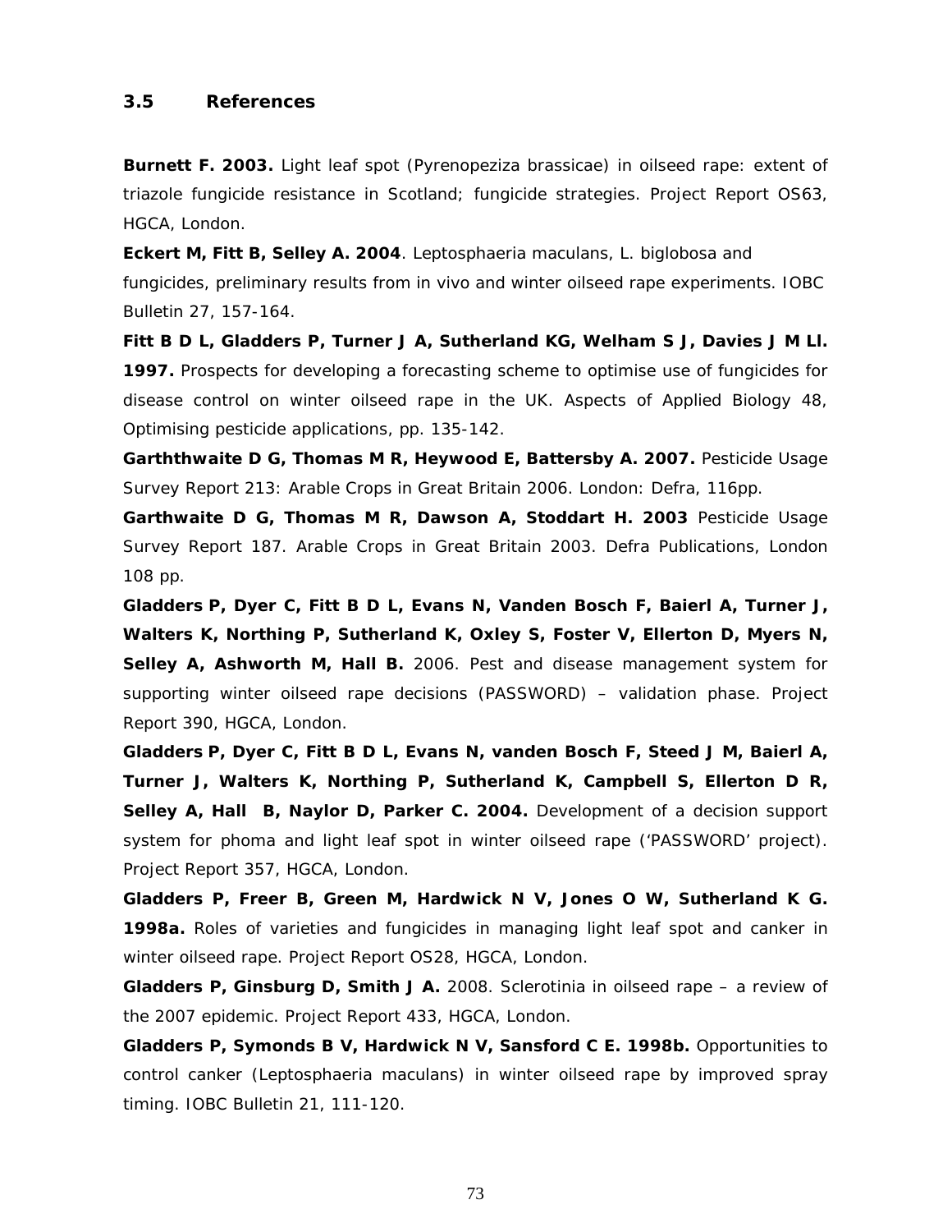### 3.5 References

**Burnett F. 2003.** Light leaf spot (Pyrenopeziza brassicae) in oilseed rape: extent of triazole fungicide resistance in Scotland; fungicide strategies. Project Report OS63, HGCA, London.

**Eckert M, Fitt B, Selley A. 2004**. Leptosphaeria maculans, L. biglobosa and fungicides, preliminary results from in vivo and winter oilseed rape experiments. IOBC Bulletin 27, 157-164.

**Fitt B D L, Gladders P, Turner J A, Sutherland KG, Welham S J, Davies J M Ll. 1997.** Prospects for developing a forecasting scheme to optimise use of fungicides for disease control on winter oilseed rape in the UK. Aspects of Applied Biology 48, Optimising pesticide applications, pp. 135-142.

**Garththwaite D G, Thomas M R, Heywood E, Battersby A. 2007.** Pesticide Usage Survey Report 213: Arable Crops in Great Britain 2006. London: Defra, 116pp.

**Garthwaite D G, Thomas M R, Dawson A, Stoddart H. 2003** Pesticide Usage Survey Report 187. Arable Crops in Great Britain 2003. Defra Publications, London 108 pp.

**Gladders P, Dyer C, Fitt B D L, Evans N, Vanden Bosch F, Baierl A, Turner J, Walters K, Northing P, Sutherland K, Oxley S, Foster V, Ellerton D, Myers N, Selley A, Ashworth M, Hall B.** 2006. Pest and disease management system for supporting winter oilseed rape decisions (PASSWORD) – validation phase. Project Report 390, HGCA, London.

**Gladders P, Dyer C, Fitt B D L, Evans N, vanden Bosch F, Steed J M, Baierl A, Turner J, Walters K, Northing P, Sutherland K, Campbell S, Ellerton D R, Selley A, Hall B, Naylor D, Parker C. 2004.** Development of a decision support system for phoma and light leaf spot in winter oilseed rape ('PASSWORD' project). Project Report 357, HGCA, London.

**Gladders P, Freer B, Green M, Hardwick N V, Jones O W, Sutherland K G. 1998a.** Roles of varieties and fungicides in managing light leaf spot and canker in winter oilseed rape. Project Report OS28, HGCA, London.

**Gladders P, Ginsburg D, Smith J A.** 2008. Sclerotinia in oilseed rape – a review of the 2007 epidemic. Project Report 433, HGCA, London.

**Gladders P, Symonds B V, Hardwick N V, Sansford C E. 1998b.** Opportunities to control canker (Leptosphaeria maculans) in winter oilseed rape by improved spray timing. IOBC Bulletin 21, 111-120.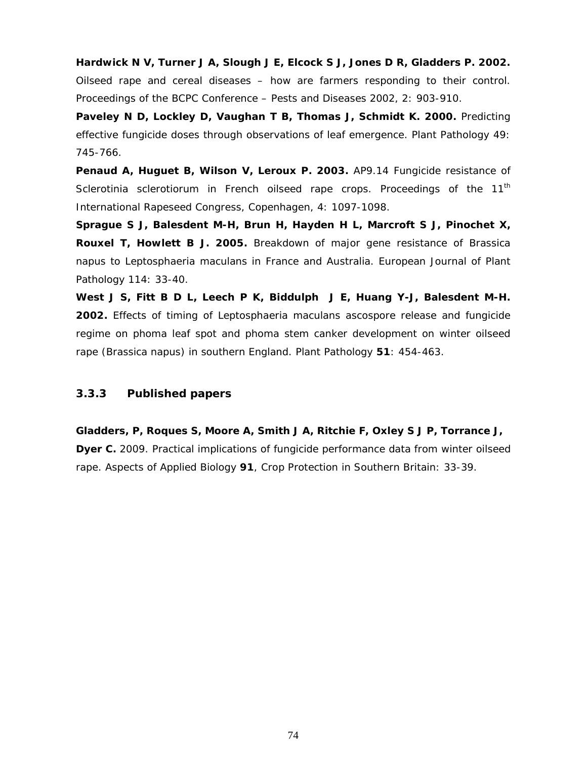**Hardwick N V, Turner J A, Slough J E, Elcock S J, Jones D R, Gladders P. 2002.** Oilseed rape and cereal diseases – how are farmers responding to their control. Proceedings of the BCPC Conference – Pests and Diseases 2002, 2: 903-910.

**Paveley N D, Lockley D, Vaughan T B, Thomas J, Schmidt K. 2000.** Predicting effective fungicide doses through observations of leaf emergence. Plant Pathology 49: 745-766.

**Penaud A, Huguet B, Wilson V, Leroux P. 2003.** AP9.14 Fungicide resistance of Sclerotinia sclerotiorum in French oilseed rape crops. Proceedings of the 11th International Rapeseed Congress, Copenhagen, 4: 1097-1098.

**Sprague S J, Balesdent M-H, Brun H, Hayden H L, Marcroft S J, Pinochet X, Rouxel T, Howlett B J. 2005.** Breakdown of major gene resistance of Brassica napus to Leptosphaeria maculans in France and Australia. European Journal of Plant Pathology 114: 33-40.

**West J S, Fitt B D L, Leech P K, Biddulph J E, Huang Y-J, Balesdent M-H. 2002.** Effects of timing of Leptosphaeria maculans ascospore release and fungicide regime on phoma leaf spot and phoma stem canker development on winter oilseed rape (Brassica napus) in southern England. Plant Pathology **51**: 454-463.

### 3.3.3 Published papers

**Gladders, P, Roques S, Moore A, Smith J A, Ritchie F, Oxley S J P, Torrance J, Dyer C.** 2009. Practical implications of fungicide performance data from winter oilseed rape. Aspects of Applied Biology **91**, Crop Protection in Southern Britain: 33-39.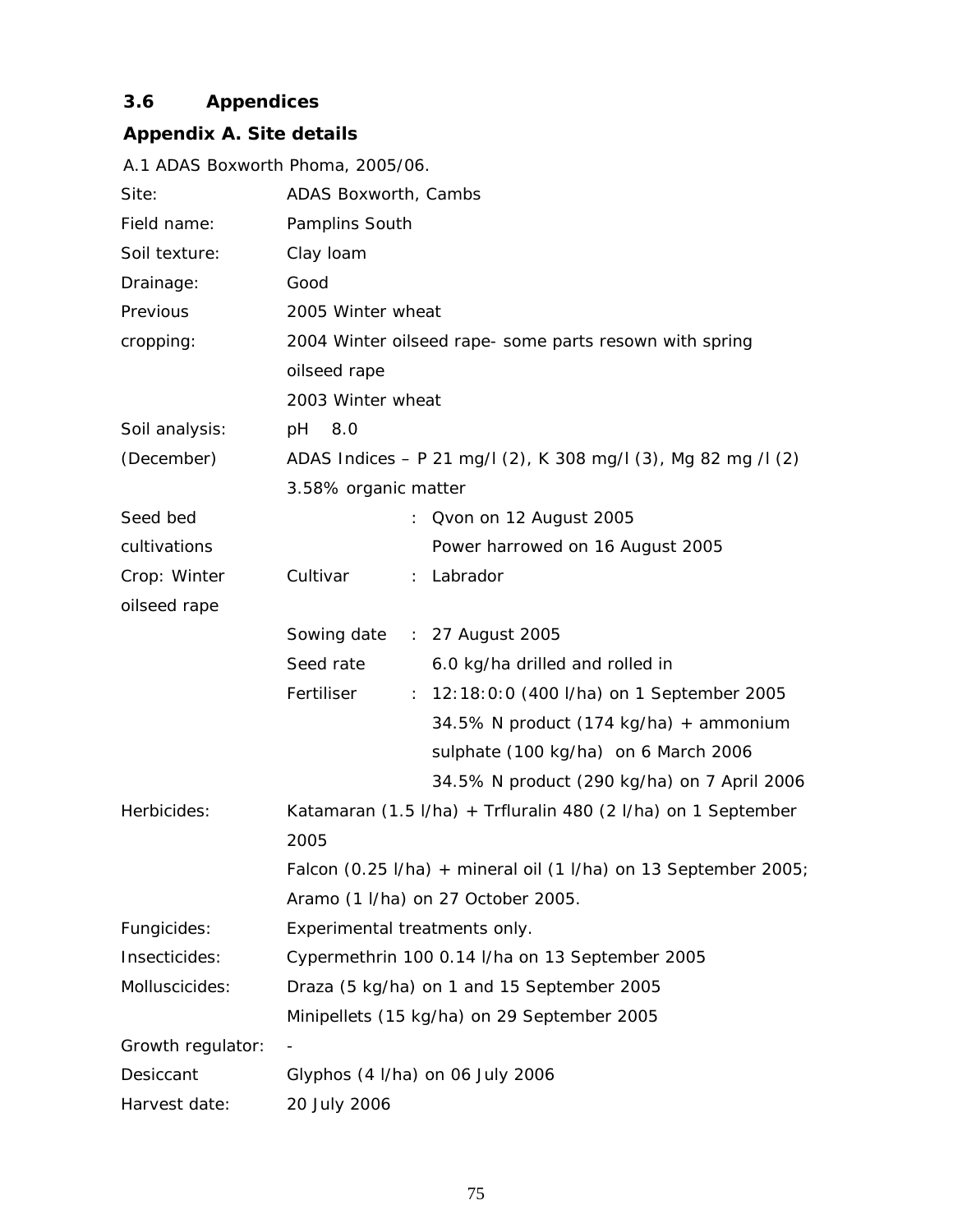## 3.6 Appendices

### Appendix A. Site details

A.1 ADAS Boxworth Phoma, 2005/06.

| | | | |
|---|---|---|---|
| Site: | ADAS Boxworth, Cambs | | |
| Field name: | Pamplins South | | |
| Soil texture: | Clay loam | | |
| Drainage: | Good | | |
| Previous cropping: | 2005 Winter wheat<br>2004 Winter oilseed rape- some parts resown with spring oilseed rape<br>2003 Winter wheat | | |
| Soil analysis: (December) | pH 8.0<br>ADAS Indices – P 21 mg/l (2), K 308 mg/l (3), Mg 82 mg /l (2)<br>3.58% organic matter | | |
| Seed bed cultivations | | : | Qvon on 12 August 2005<br>Power harrowed on 16 August 2005 |
| Crop: Winter oilseed rape | Cultivar | : | Labrador |
| | Sowing date | : | 27 August 2005 |
| | Seed rate | | 6.0 kg/ha drilled and rolled in |
| | Fertiliser | : | 12:18:0:0 (400 l/ha) on 1 September 2005<br>34.5% N product (174 kg/ha) + ammonium sulphate (100 kg/ha) on 6 March 2006<br>34.5% N product (290 kg/ha) on 7 April 2006 |
| Herbicides: | Katamaran (1.5 l/ha) + Trfluralin 480 (2 l/ha) on 1 September 2005<br>Falcon (0.25 l/ha) + mineral oil (1 l/ha) on 13 September 2005;<br>Aramo (1 l/ha) on 27 October 2005. | | |
| Fungicides: | Experimental treatments only. | | |
| Insecticides: | Cypermethrin 100 0.14 l/ha on 13 September 2005 | | |
| Molluscicides: | Draza (5 kg/ha) on 1 and 15 September 2005<br>Minipellets (15 kg/ha) on 29 September 2005 | | |
| Growth regulator: | - | | |
| Desiccant | Glyphos (4 l/ha) on 06 July 2006 | | |
| Harvest date: | 20 July 2006 | | |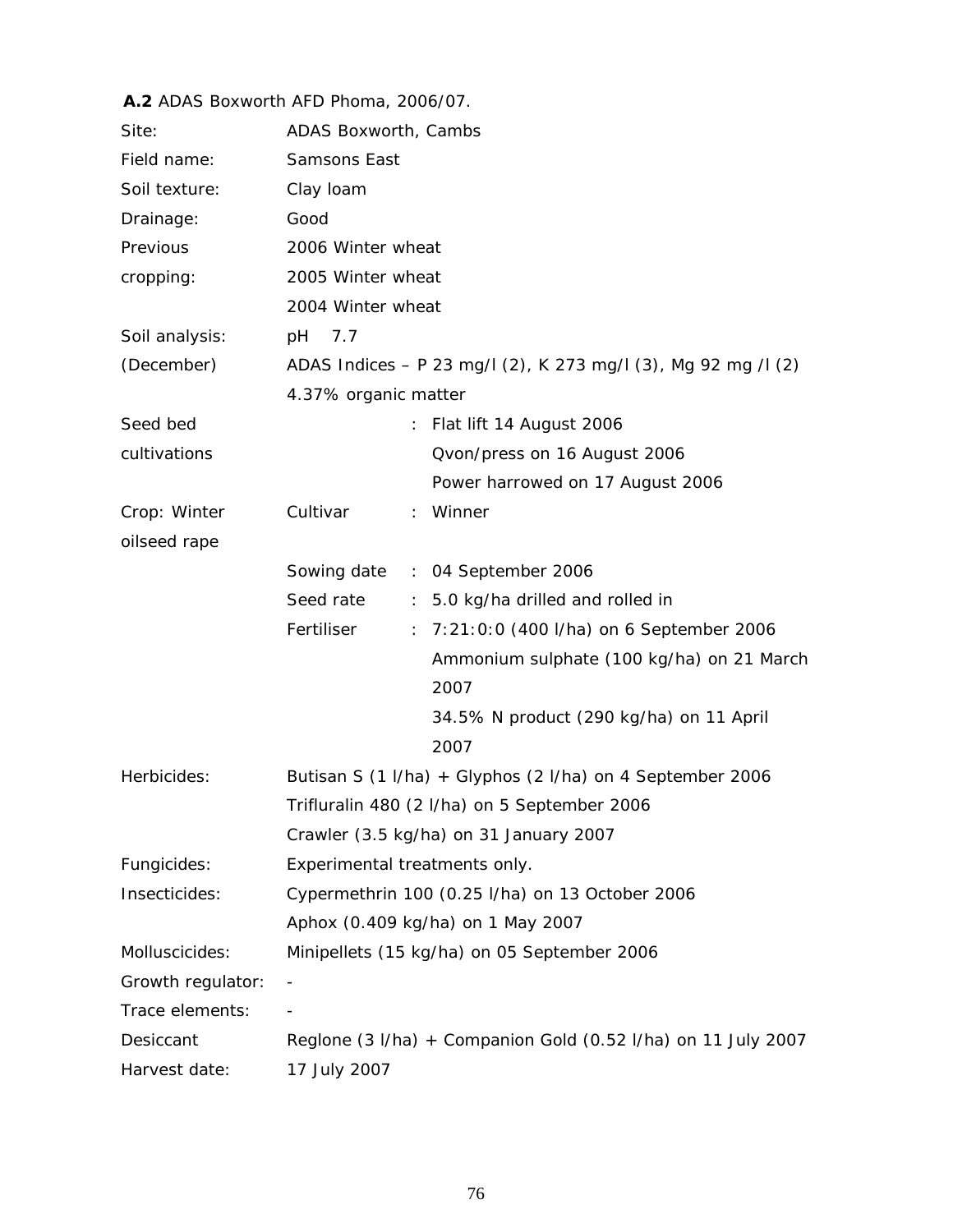**A.2** ADAS Boxworth AFD Phoma, 2006/07.

| | | | |
|---|---|---|---|
| Site: | ADAS Boxworth, Cambs | | |
| Field name: | Samsons East | | |
| Soil texture: | Clay loam | | |
| Drainage: | Good | | |
| Previous cropping: | 2006 Winter wheat | | |
| | 2005 Winter wheat | | |
| | 2004 Winter wheat | | |
| Soil analysis: (December) | pH 7.7 | | |
| | ADAS Indices – P 23 mg/l (2), K 273 mg/l (3), Mg 92 mg /l (2) | | |
| | 4.37% organic matter | | |
| Seed bed cultivations | | : | Flat lift 14 August 2006 |
| | | | Qvon/press on 16 August 2006 |
| | | | Power harrowed on 17 August 2006 |
| Crop: Winter oilseed rape | Cultivar | : | Winner |
| | Sowing date | : | 04 September 2006 |
| | Seed rate | : | 5.0 kg/ha drilled and rolled in |
| | Fertiliser | : | 7:21:0:0 (400 l/ha) on 6 September 2006 |
| | | | Ammonium sulphate (100 kg/ha) on 21 March 2007 |
| | | | 34.5% N product (290 kg/ha) on 11 April 2007 |
| Herbicides: | Butisan S (1 l/ha) + Glyphos (2 l/ha) on 4 September 2006 | | |
| | Trifluralin 480 (2 l/ha) on 5 September 2006 | | |
| | Crawler (3.5 kg/ha) on 31 January 2007 | | |
| Fungicides: | Experimental treatments only. | | |
| Insecticides: | Cypermethrin 100 (0.25 l/ha) on 13 October 2006 | | |
| | Aphox (0.409 kg/ha) on 1 May 2007 | | |
| Molluscicides: | Minipellets (15 kg/ha) on 05 September 2006 | | |
| Growth regulator: | - | | |
| Trace elements: | - | | |
| Desiccant | Reglone (3 l/ha) + Companion Gold (0.52 l/ha) on 11 July 2007 | | |
| Harvest date: | 17 July 2007 | | |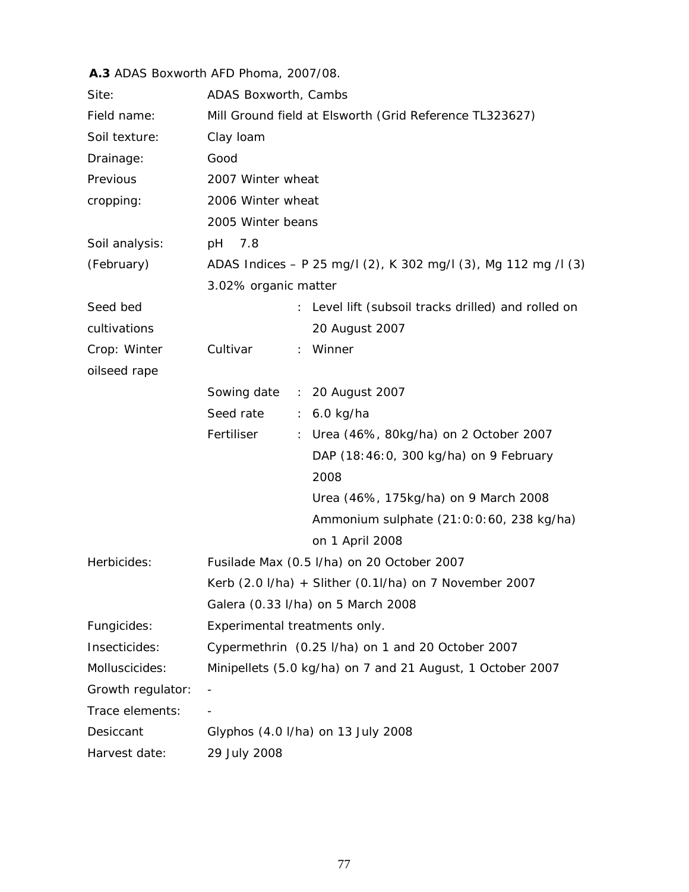**A.3** ADAS Boxworth AFD Phoma, 2007/08.

| | | | |
|---|---|---|---|
| Site: | ADAS Boxworth, Cambs | | |
| Field name: | Mill Ground field at Elsworth (Grid Reference TL323627) | | |
| Soil texture: | Clay loam | | |
| Drainage: | Good | | |
| Previous cropping: | 2007 Winter wheat<br>2006 Winter wheat<br>2005 Winter beans | | |
| Soil analysis: (February) | pH 7.8<br>ADAS Indices – P 25 mg/l (2), K 302 mg/l (3), Mg 112 mg /l (3)<br>3.02% organic matter | | |
| Seed bed cultivations | | : | Level lift (subsoil tracks drilled) and rolled on 20 August 2007 |
| Crop: Winter oilseed rape | Cultivar | : | Winner |
| | Sowing date | : | 20 August 2007 |
| | Seed rate | : | 6.0 kg/ha |
| | Fertiliser | : | Urea (46%, 80kg/ha) on 2 October 2007<br>DAP (18:46:0, 300 kg/ha) on 9 February 2008<br>Urea (46%, 175kg/ha) on 9 March 2008<br>Ammonium sulphate (21:0:0:60, 238 kg/ha) on 1 April 2008 |
| Herbicides: | Fusilade Max (0.5 l/ha) on 20 October 2007<br>Kerb (2.0 l/ha) + Slither (0.1l/ha) on 7 November 2007<br>Galera (0.33 l/ha) on 5 March 2008 | | |
| Fungicides: | Experimental treatments only. | | |
| Insecticides: | Cypermethrin (0.25 l/ha) on 1 and 20 October 2007 | | |
| Molluscicides: | Minipellets (5.0 kg/ha) on 7 and 21 August, 1 October 2007 | | |
| Growth regulator: | - | | |
| Trace elements: | - | | |
| Desiccant | Glyphos (4.0 l/ha) on 13 July 2008 | | |
| Harvest date: | 29 July 2008 | | |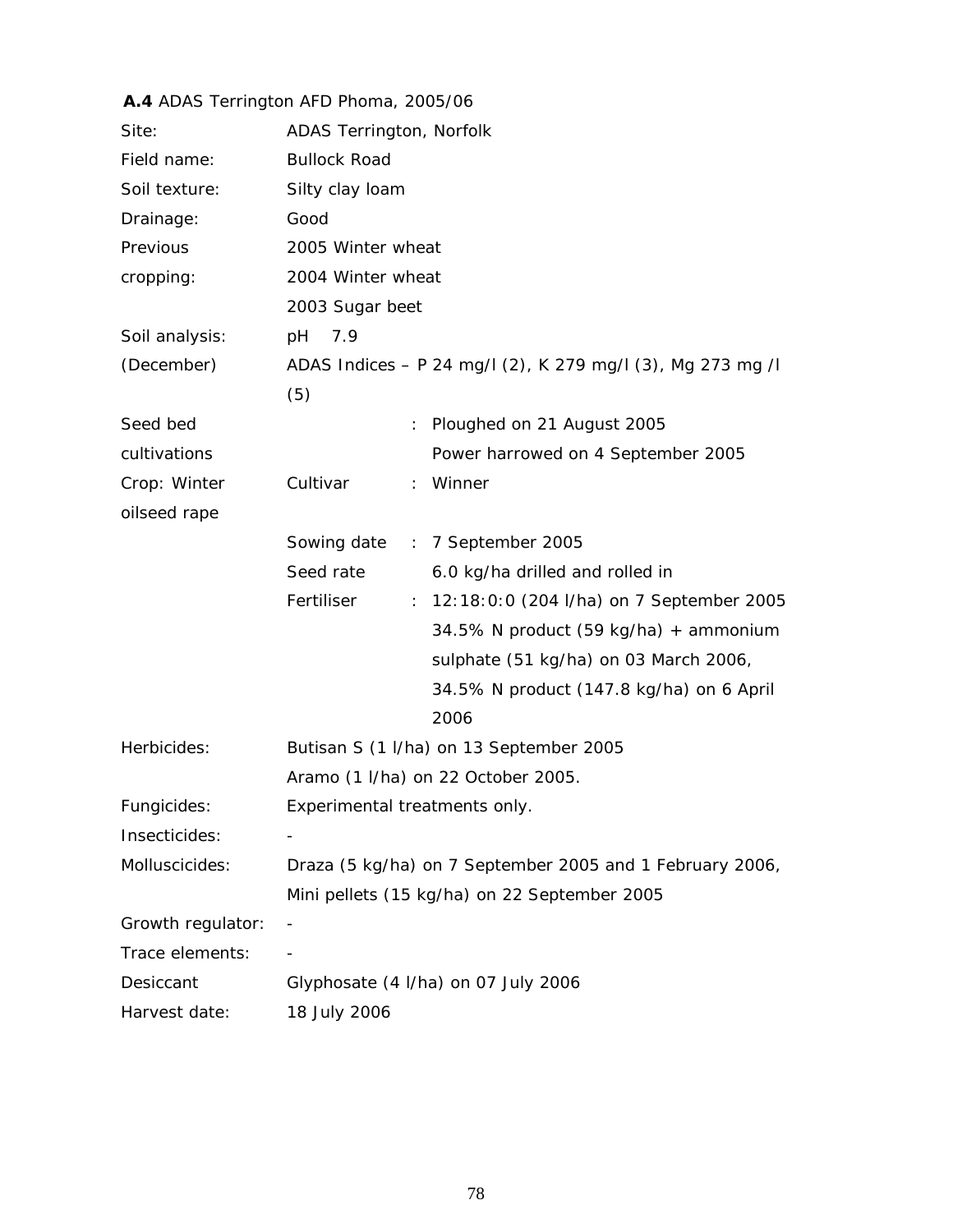**A.4** ADAS Terrington AFD Phoma, 2005/06

| | | | |
|---|---|---|---|
| Site: | ADAS Terrington, Norfolk | | |
| Field name: | Bullock Road | | |
| Soil texture: | Silty clay loam | | |
| Drainage: | Good | | |
| Previous cropping: | 2005 Winter wheat<br>2004 Winter wheat<br>2003 Sugar beet | | |
| Soil analysis: (December) | pH 7.9<br>ADAS Indices – P 24 mg/l (2), K 279 mg/l (3), Mg 273 mg /l (5) | | |
| Seed bed cultivations | | : | Ploughed on 21 August 2005<br>Power harrowed on 4 September 2005 |
| Crop: Winter oilseed rape | Cultivar | : | Winner |
| | Sowing date | : | 7 September 2005 |
| | Seed rate | | 6.0 kg/ha drilled and rolled in |
| | Fertiliser | : | 12:18:0:0 (204 l/ha) on 7 September 2005<br>34.5% N product (59 kg/ha) + ammonium sulphate (51 kg/ha) on 03 March 2006,<br>34.5% N product (147.8 kg/ha) on 6 April 2006 |
| Herbicides: | Butisan S (1 l/ha) on 13 September 2005<br>Aramo (1 l/ha) on 22 October 2005. | | |
| Fungicides: | Experimental treatments only. | | |
| Insecticides: | - | | |
| Molluscicides: | Draza (5 kg/ha) on 7 September 2005 and 1 February 2006,<br>Mini pellets (15 kg/ha) on 22 September 2005 | | |
| Growth regulator: | - | | |
| Trace elements: | - | | |
| Desiccant | Glyphosate (4 l/ha) on 07 July 2006 | | |
| Harvest date: | 18 July 2006 | | |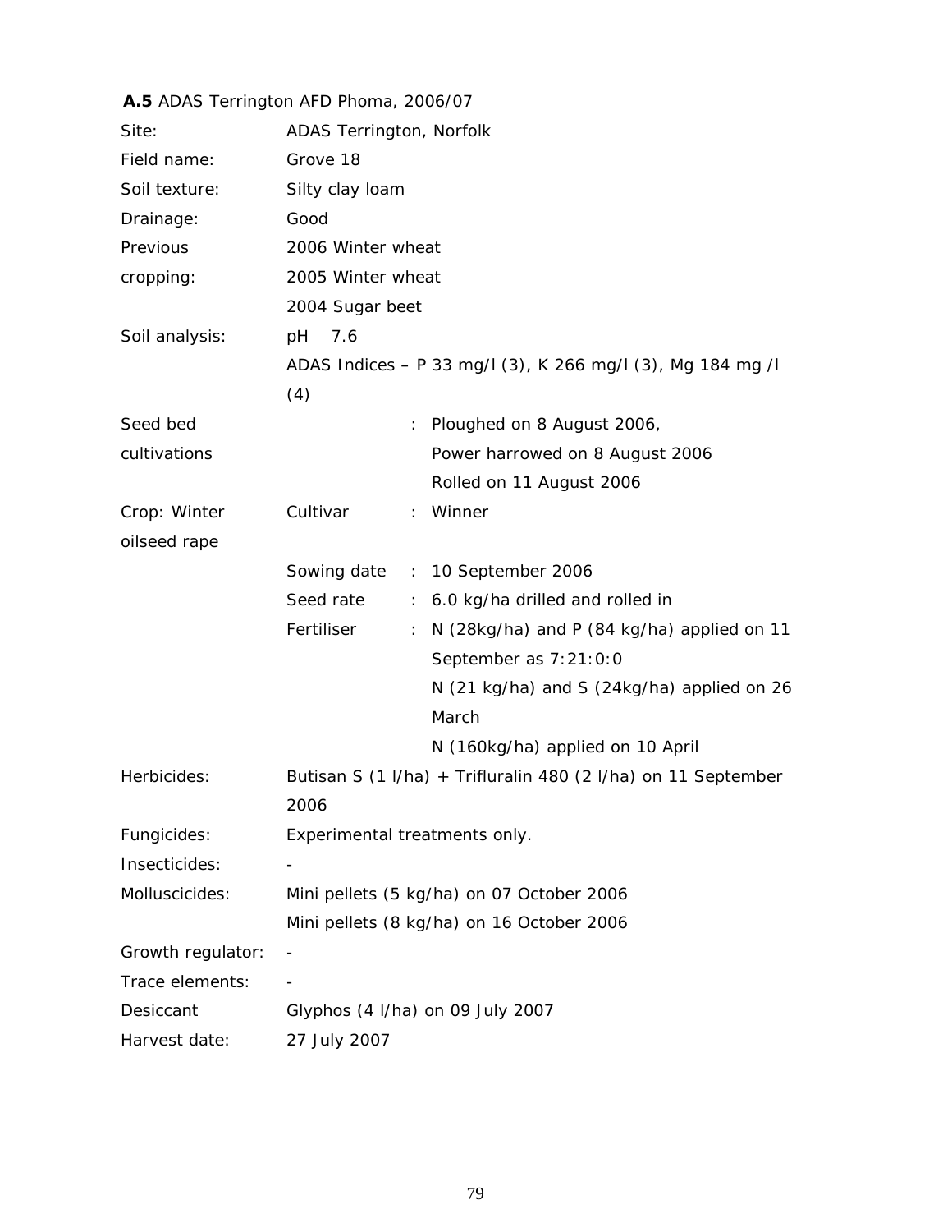**A.5** ADAS Terrington AFD Phoma, 2006/07

| | | | |
|---|---|---|---|
| Site: | ADAS Terrington, Norfolk | | |
| Field name: | Grove 18 | | |
| Soil texture: | Silty clay loam | | |
| Drainage: | Good | | |
| Previous cropping: | 2006 Winter wheat<br>2005 Winter wheat<br>2004 Sugar beet | | |
| Soil analysis: | pH 7.6<br>ADAS Indices – P 33 mg/l (3), K 266 mg/l (3), Mg 184 mg /l (4) | | |
| Seed bed cultivations | | : | Ploughed on 8 August 2006,<br>Power harrowed on 8 August 2006<br>Rolled on 11 August 2006 |
| Crop: Winter oilseed rape | Cultivar | : | Winner |
| | Sowing date | : | 10 September 2006 |
| | Seed rate | : | 6.0 kg/ha drilled and rolled in |
| | Fertiliser | : | N (28kg/ha) and P (84 kg/ha) applied on 11 September as 7:21:0:0<br>N (21 kg/ha) and S (24kg/ha) applied on 26 March<br>N (160kg/ha) applied on 10 April |
| Herbicides: | Butisan S (1 l/ha) + Trifluralin 480 (2 l/ha) on 11 September 2006 | | |
| Fungicides: | Experimental treatments only. | | |
| Insecticides: | - | | |
| Molluscicides: | Mini pellets (5 kg/ha) on 07 October 2006<br>Mini pellets (8 kg/ha) on 16 October 2006 | | |
| Growth regulator: | - | | |
| Trace elements: | - | | |
| Desiccant | Glyphos (4 l/ha) on 09 July 2007 | | |
| Harvest date: | 27 July 2007 | | |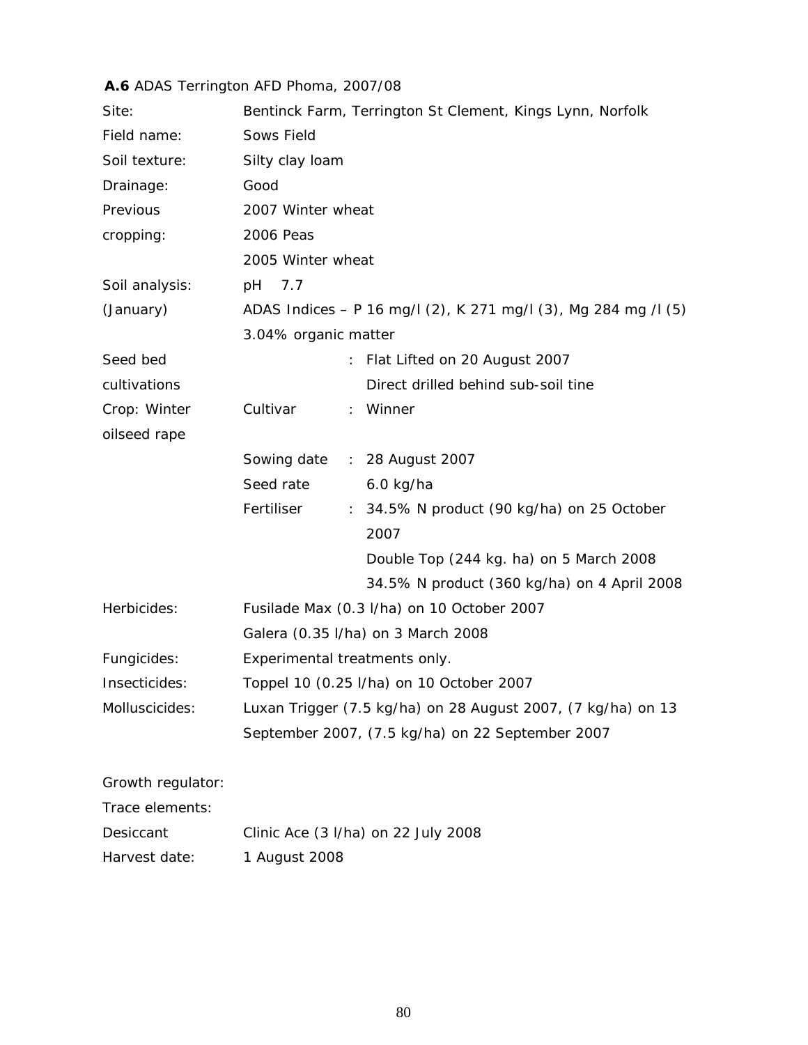**A.6** ADAS Terrington AFD Phoma, 2007/08

| | | | |
|---|---|---|---|
| Site: | Bentinck Farm, Terrington St Clement, Kings Lynn, Norfolk | | |
| Field name: | Sows Field | | |
| Soil texture: | Silty clay loam | | |
| Drainage: | Good | | |
| Previous cropping: | 2007 Winter wheat | | |
| | 2006 Peas | | |
| | 2005 Winter wheat | | |
| Soil analysis: (January) | pH 7.7 | | |
| | ADAS Indices – P 16 mg/l (2), K 271 mg/l (3), Mg 284 mg /l (5) | | |
| | 3.04% organic matter | | |
| Seed bed cultivations | | : | Flat Lifted on 20 August 2007 |
| | | | Direct drilled behind sub-soil tine |
| Crop: Winter oilseed rape | Cultivar | : | Winner |
| | Sowing date | : | 28 August 2007 |
| | Seed rate | | 6.0 kg/ha |
| | Fertiliser | : | 34.5% N product (90 kg/ha) on 25 October 2007 |
| | | | Double Top (244 kg. ha) on 5 March 2008 |
| | | | 34.5% N product (360 kg/ha) on 4 April 2008 |
| Herbicides: | Fusilade Max (0.3 l/ha) on 10 October 2007 | | |
| | Galera (0.35 l/ha) on 3 March 2008 | | |
| Fungicides: | Experimental treatments only. | | |
| Insecticides: | Toppel 10 (0.25 l/ha) on 10 October 2007 | | |
| Molluscicides: | Luxan Trigger (7.5 kg/ha) on 28 August 2007, (7 kg/ha) on 13 September 2007, (7.5 kg/ha) on 22 September 2007 | | |
| Growth regulator: | | | |
| Trace elements: | | | |
| Desiccant | Clinic Ace (3 l/ha) on 22 July 2008 | | |
| Harvest date: | 1 August 2008 | | |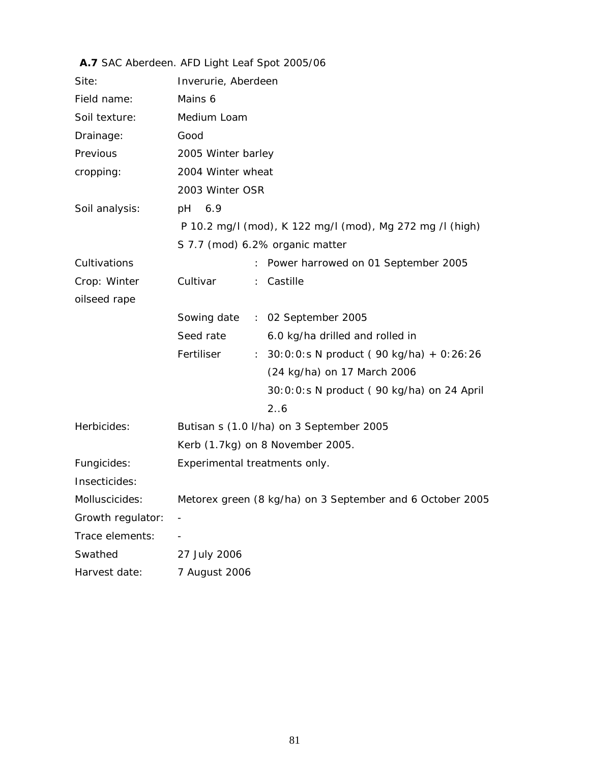**A.7** SAC Aberdeen. AFD Light Leaf Spot 2005/06

| | | | |
|---|---|---|---|
| Site: | Inverurie, Aberdeen | | |
| Field name: | Mains 6 | | |
| Soil texture: | Medium Loam | | |
| Drainage: | Good | | |
| Previous cropping: | 2005 Winter barley | | |
| | 2004 Winter wheat | | |
| | 2003 Winter OSR | | |
| Soil analysis: | pH 6.9 | | |
| | P 10.2 mg/l (mod), K 122 mg/l (mod), Mg 272 mg /l (high) | | |
| | S 7.7 (mod) 6.2% organic matter | | |
| Cultivations | | : | Power harrowed on 01 September 2005 |
| Crop: Winter oilseed rape | Cultivar | : | Castille |
| | Sowing date | : | 02 September 2005 |
| | Seed rate | | 6.0 kg/ha drilled and rolled in |
| | Fertiliser | : | 30:0:0:s N product ( 90 kg/ha) + 0:26:26 (24 kg/ha) on 17 March 2006 |
| | | | 30:0:0:s N product ( 90 kg/ha) on 24 April 2..6 |
| Herbicides: | Butisan s (1.0 l/ha) on 3 September 2005 | | |
| | Kerb (1.7kg) on 8 November 2005. | | |
| Fungicides: | Experimental treatments only. | | |
| Insecticides: | | | |
| Molluscicides: | Metorex green (8 kg/ha) on 3 September and 6 October 2005 | | |
| Growth regulator: | - | | |
| Trace elements: | - | | |
| Swathed | 27 July 2006 | | |
| Harvest date: | 7 August 2006 | | |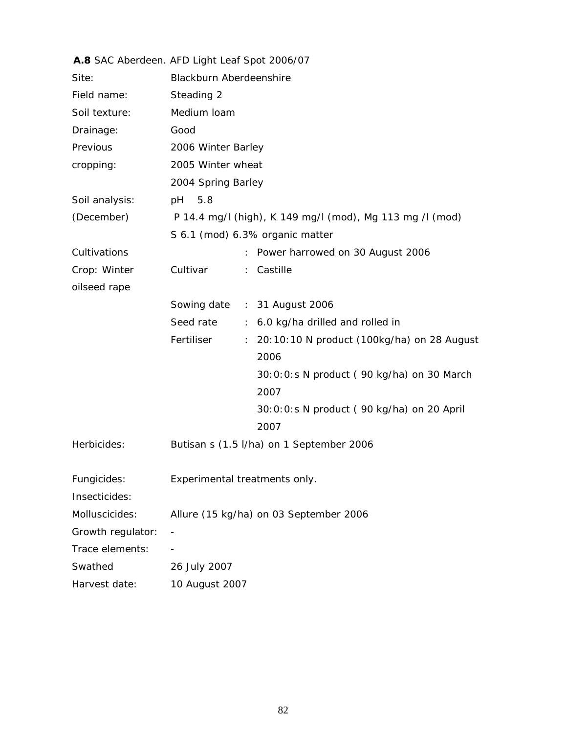**A.8** SAC Aberdeen. AFD Light Leaf Spot 2006/07

| | | | |
|---|---|---|---|
| Site: | Blackburn Aberdeenshire | | |
| Field name: | Steading 2 | | |
| Soil texture: | Medium loam | | |
| Drainage: | Good | | |
| Previous cropping: | 2006 Winter Barley<br>2005 Winter wheat<br>2004 Spring Barley | | |
| Soil analysis: (December) | pH 5.8<br>P 14.4 mg/l (high), K 149 mg/l (mod), Mg 113 mg /l (mod)<br>S 6.1 (mod) 6.3% organic matter | | |
| Cultivations | | : | Power harrowed on 30 August 2006 |
| Crop: Winter oilseed rape | Cultivar | : | Castille |
| | Sowing date | : | 31 August 2006 |
| | Seed rate | : | 6.0 kg/ha drilled and rolled in |
| | Fertiliser | : | 20:10:10 N product (100kg/ha) on 28 August 2006<br>30:0:0:s N product ( 90 kg/ha) on 30 March 2007<br>30:0:0:s N product ( 90 kg/ha) on 20 April 2007 |
| Herbicides: | Butisan s (1.5 l/ha) on 1 September 2006 | | |
| Fungicides: | Experimental treatments only. | | |
| Insecticides: | | | |
| Molluscicides: | Allure (15 kg/ha) on 03 September 2006 | | |
| Growth regulator: | - | | |
| Trace elements: | - | | |
| Swathed | 26 July 2007 | | |
| Harvest date: | 10 August 2007 | | |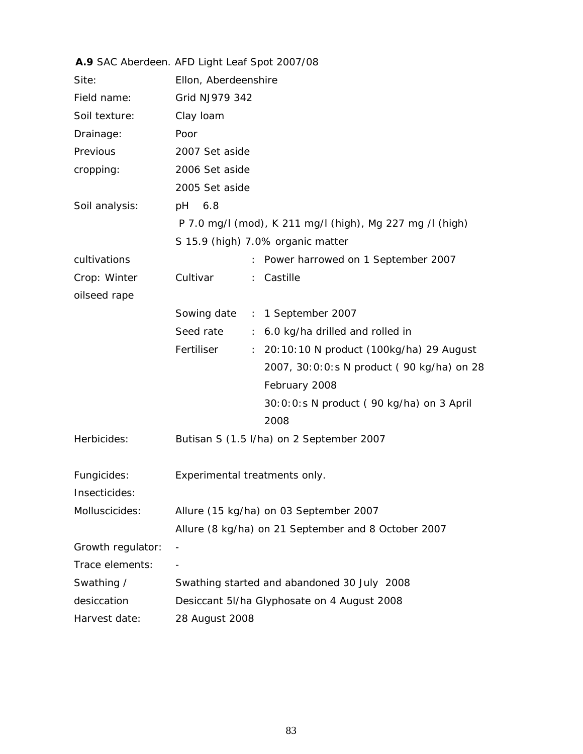**A.9** SAC Aberdeen. AFD Light Leaf Spot 2007/08

| | | | |
|---|---|---|---|
| Site: | Ellon, Aberdeenshire | | |
| Field name: | Grid NJ979 342 | | |
| Soil texture: | Clay loam | | |
| Drainage: | Poor | | |
| Previous cropping: | 2007 Set aside | | |
| | 2006 Set aside | | |
| | 2005 Set aside | | |
| Soil analysis: | pH 6.8 | | |
| | P 7.0 mg/l (mod), K 211 mg/l (high), Mg 227 mg /l (high) | | |
| | S 15.9 (high) 7.0% organic matter | | |
| cultivations | | : | Power harrowed on 1 September 2007 |
| Crop: Winter oilseed rape | Cultivar | : | Castille |
| | Sowing date | : | 1 September 2007 |
| | Seed rate | : | 6.0 kg/ha drilled and rolled in |
| | Fertiliser | : | 20:10:10 N product (100kg/ha) 29 August 2007, 30:0:0:s N product ( 90 kg/ha) on 28 February 2008<br>30:0:0:s N product ( 90 kg/ha) on 3 April 2008 |
| Herbicides: | Butisan S (1.5 l/ha) on 2 September 2007 | | |
| Fungicides: | Experimental treatments only. | | |
| Insecticides: | | | |
| Molluscicides: | Allure (15 kg/ha) on 03 September 2007 | | |
| | Allure (8 kg/ha) on 21 September and 8 October 2007 | | |
| Growth regulator: | - | | |
| Trace elements: | - | | |
| Swathing / desiccation | Swathing started and abandoned 30 July 2008 | | |
| | Desiccant 5l/ha Glyphosate on 4 August 2008 | | |
| Harvest date: | 28 August 2008 | | |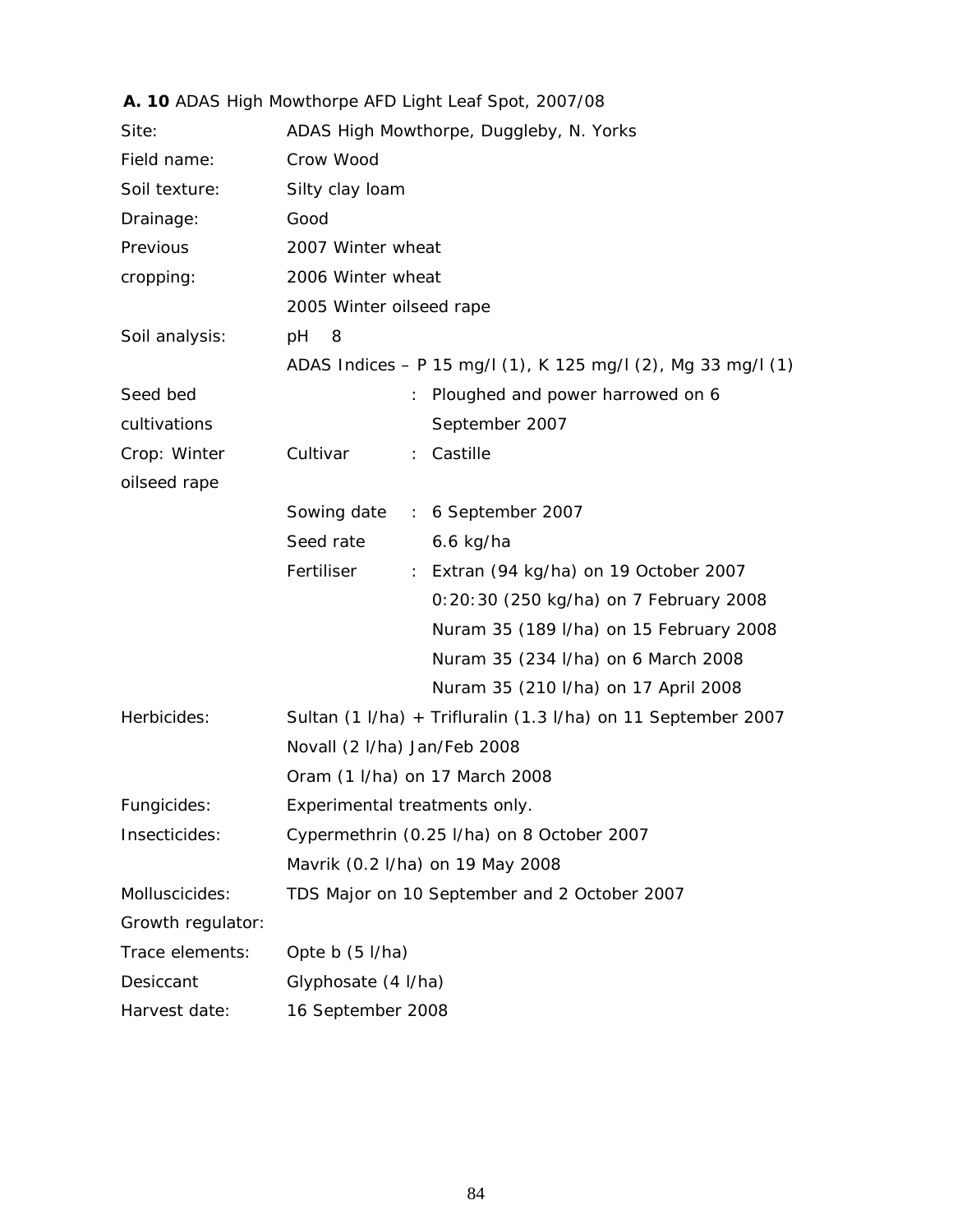**A. 10** ADAS High Mowthorpe AFD Light Leaf Spot, 2007/08

| | | | |
|---|---|---|---|
| Site: | ADAS High Mowthorpe, Duggleby, N. Yorks | | |
| Field name: | Crow Wood | | |
| Soil texture: | Silty clay loam | | |
| Drainage: | Good | | |
| Previous cropping: | 2007 Winter wheat<br>2006 Winter wheat<br>2005 Winter oilseed rape | | |
| Soil analysis: | pH 8<br>ADAS Indices – P 15 mg/l (1), K 125 mg/l (2), Mg 33 mg/l (1) | | |
| Seed bed cultivations | | : | Ploughed and power harrowed on 6 September 2007 |
| Crop: Winter oilseed rape | Cultivar | : | Castille |
| | Sowing date | : | 6 September 2007 |
| | Seed rate | | 6.6 kg/ha |
| | Fertiliser | : | Extran (94 kg/ha) on 19 October 2007<br>0:20:30 (250 kg/ha) on 7 February 2008<br>Nuram 35 (189 l/ha) on 15 February 2008<br>Nuram 35 (234 l/ha) on 6 March 2008<br>Nuram 35 (210 l/ha) on 17 April 2008 |
| Herbicides: | Sultan (1 l/ha) + Trifluralin (1.3 l/ha) on 11 September 2007<br>Novall (2 l/ha) Jan/Feb 2008<br>Oram (1 l/ha) on 17 March 2008 | | |
| Fungicides: | Experimental treatments only. | | |
| Insecticides: | Cypermethrin (0.25 l/ha) on 8 October 2007<br>Mavrik (0.2 l/ha) on 19 May 2008 | | |
| Molluscicides: | TDS Major on 10 September and 2 October 2007 | | |
| Growth regulator: | | | |
| Trace elements: | Opte b (5 l/ha) | | |
| Desiccant | Glyphosate (4 l/ha) | | |
| Harvest date: | 16 September 2008 | | |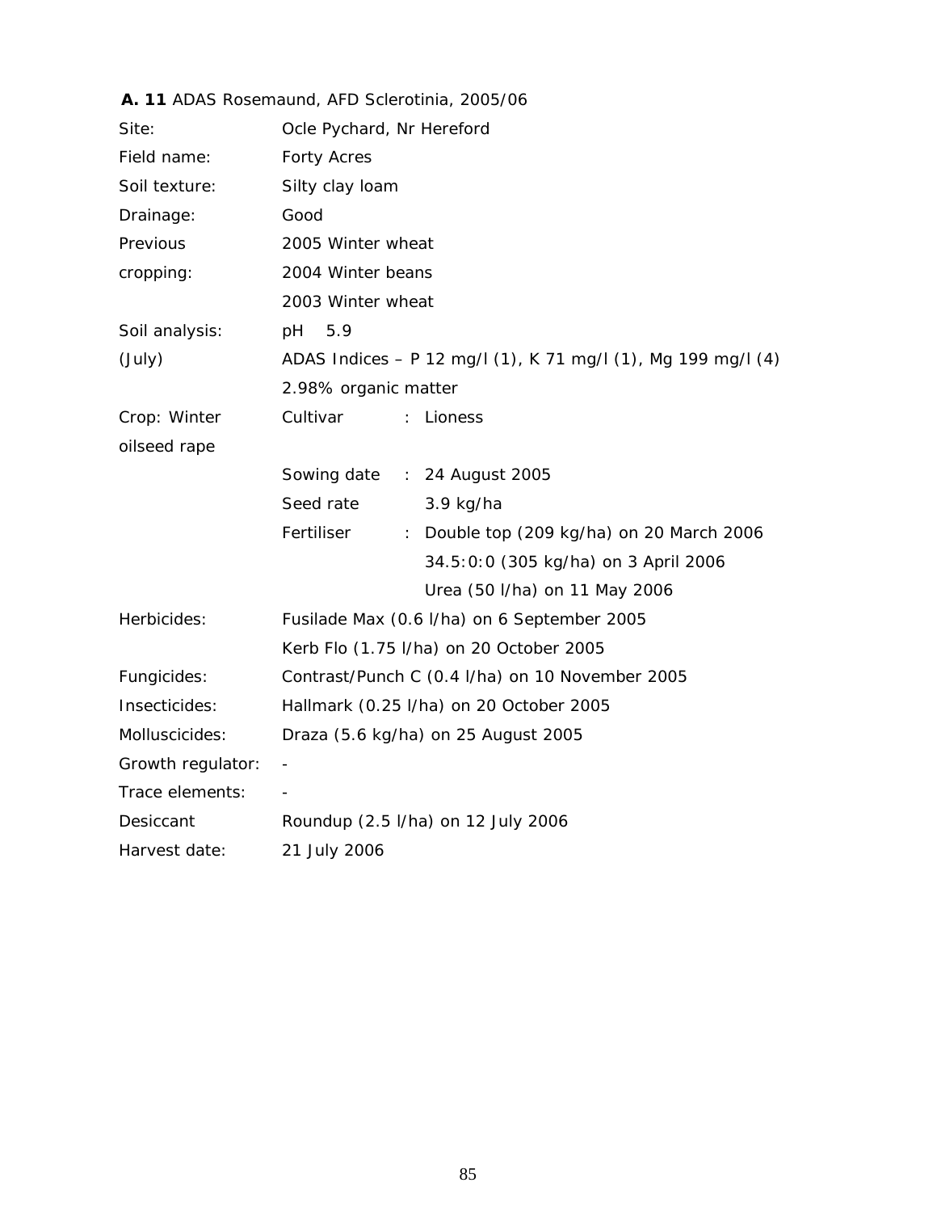**A. 11** ADAS Rosemaund, AFD Sclerotinia, 2005/06

| | | | |
|---|---|---|---|
| Site: | Ocle Pychard, Nr Hereford | | |
| Field name: | Forty Acres | | |
| Soil texture: | Silty clay loam | | |
| Drainage: | Good | | |
| Previous cropping: | 2005 Winter wheat | | |
| | 2004 Winter beans | | |
| | 2003 Winter wheat | | |
| Soil analysis: (July) | pH 5.9 | | |
| | ADAS Indices – P 12 mg/l (1), K 71 mg/l (1), Mg 199 mg/l (4) | | |
| | 2.98% organic matter | | |
| Crop: Winter oilseed rape | Cultivar | : | Lioness |
| | Sowing date | : | 24 August 2005 |
| | Seed rate | | 3.9 kg/ha |
| | Fertiliser | : | Double top (209 kg/ha) on 20 March 2006 |
| | | | 34.5:0:0 (305 kg/ha) on 3 April 2006 |
| | | | Urea (50 l/ha) on 11 May 2006 |
| Herbicides: | Fusilade Max (0.6 l/ha) on 6 September 2005 | | |
| | Kerb Flo (1.75 l/ha) on 20 October 2005 | | |
| Fungicides: | Contrast/Punch C (0.4 l/ha) on 10 November 2005 | | |
| Insecticides: | Hallmark (0.25 l/ha) on 20 October 2005 | | |
| Molluscicides: | Draza (5.6 kg/ha) on 25 August 2005 | | |
| Growth regulator: | - | | |
| Trace elements: | - | | |
| Desiccant | Roundup (2.5 l/ha) on 12 July 2006 | | |
| Harvest date: | 21 July 2006 | | |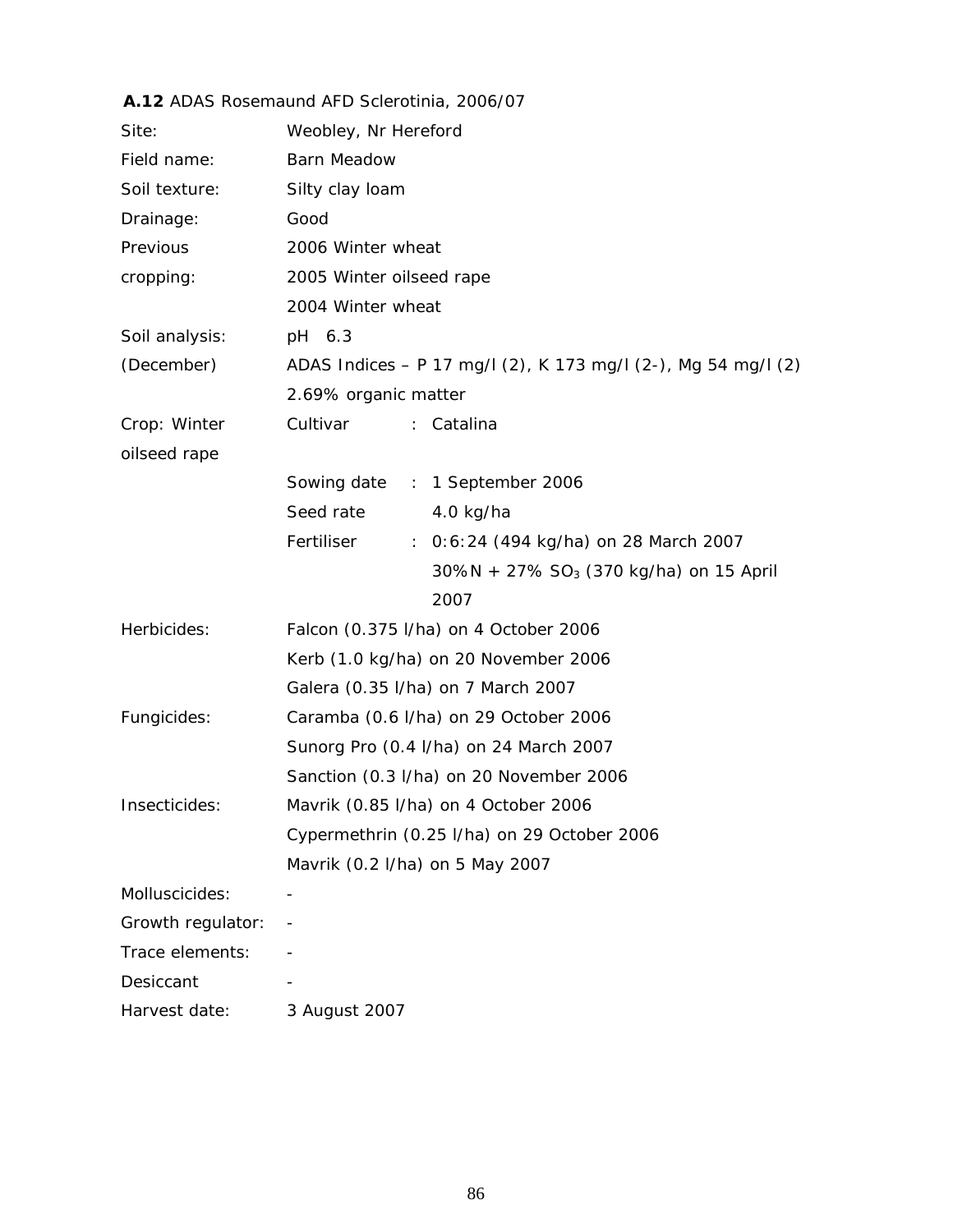**A.12** ADAS Rosemaund AFD Sclerotinia, 2006/07

| | | | |
|---|---|---|---|
| Site: | Weobley, Nr Hereford | | |
| Field name: | Barn Meadow | | |
| Soil texture: | Silty clay loam | | |
| Drainage: | Good | | |
| Previous cropping: | 2006 Winter wheat | | |
| | 2005 Winter oilseed rape | | |
| | 2004 Winter wheat | | |
| Soil analysis: (December) | pH 6.3 | | |
| | ADAS Indices – P 17 mg/l (2), K 173 mg/l (2-), Mg 54 mg/l (2) | | |
| | 2.69% organic matter | | |
| Crop: Winter oilseed rape | Cultivar | : | Catalina |
| | Sowing date | : | 1 September 2006 |
| | Seed rate | | 4.0 kg/ha |
| | Fertiliser | : | 0:6:24 (494 kg/ha) on 28 March 2007 |
| | | | 30%N + 27% $SO_3$ (370 kg/ha) on 15 April 2007 |
| Herbicides: | Falcon (0.375 l/ha) on 4 October 2006 | | |
| | Kerb (1.0 kg/ha) on 20 November 2006 | | |
| | Galera (0.35 l/ha) on 7 March 2007 | | |
| Fungicides: | Caramba (0.6 l/ha) on 29 October 2006 | | |
| | Sunorg Pro (0.4 l/ha) on 24 March 2007 | | |
| | Sanction (0.3 l/ha) on 20 November 2006 | | |
| Insecticides: | Mavrik (0.85 l/ha) on 4 October 2006 | | |
| | Cypermethrin (0.25 l/ha) on 29 October 2006 | | |
| | Mavrik (0.2 l/ha) on 5 May 2007 | | |
| Molluscicides: | - | | |
| Growth regulator: | - | | |
| Trace elements: | - | | |
| Desiccant | - | | |
| Harvest date: | 3 August 2007 | | |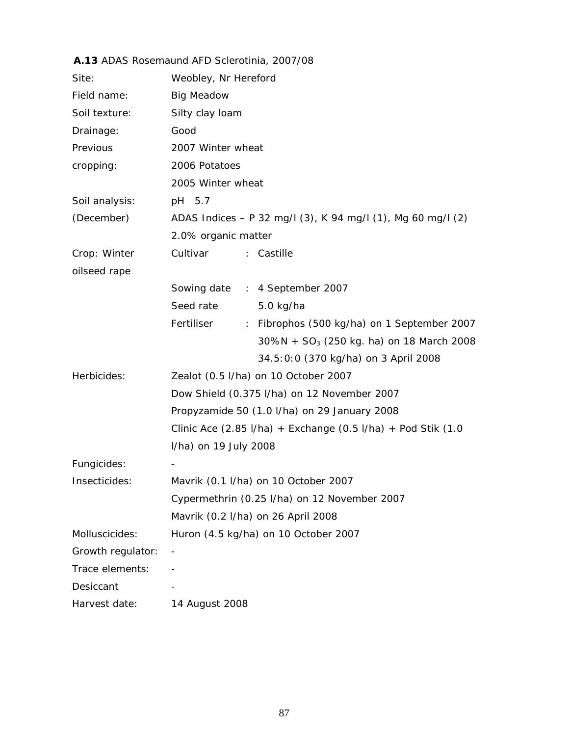**A.13** ADAS Rosemaund AFD Sclerotinia, 2007/08

| | |
|---|---|
| Site: | Weobley, Nr Hereford |
| Field name: | Big Meadow |
| Soil texture: | Silty clay loam |
| Drainage: | Good |
| Previous cropping: | 2007 Winter wheat |
| | 2006 Potatoes |
| | 2005 Winter wheat |
| Soil analysis: (December) | pH 5.7 |
| | ADAS Indices – P 32 mg/l (3), K 94 mg/l (1), Mg 60 mg/l (2) |
| | 2.0% organic matter |
| Crop: Winter oilseed rape | Cultivar : Castille |
| | Sowing date : 4 September 2007 |
| | Seed rate 5.0 kg/ha |
| | Fertiliser : Fibrophos (500 kg/ha) on 1 September 2007 |
| | 30%N + $SO_3$ (250 kg. ha) on 18 March 2008 |
| | 34.5:0:0 (370 kg/ha) on 3 April 2008 |
| Herbicides: | Zealot (0.5 l/ha) on 10 October 2007 |
| | Dow Shield (0.375 l/ha) on 12 November 2007 |
| | Propyzamide 50 (1.0 l/ha) on 29 January 2008 |
| | Clinic Ace (2.85 l/ha) + Exchange (0.5 l/ha) + Pod Stik (1.0 l/ha) on 19 July 2008 |
| Fungicides: | - |
| Insecticides: | Mavrik (0.1 l/ha) on 10 October 2007 |
| | Cypermethrin (0.25 l/ha) on 12 November 2007 |
| | Mavrik (0.2 l/ha) on 26 April 2008 |
| Molluscicides: | Huron (4.5 kg/ha) on 10 October 2007 |
| Growth regulator: | - |
| Trace elements: | - |
| Desiccant | - |
| Harvest date: | 14 August 2008 |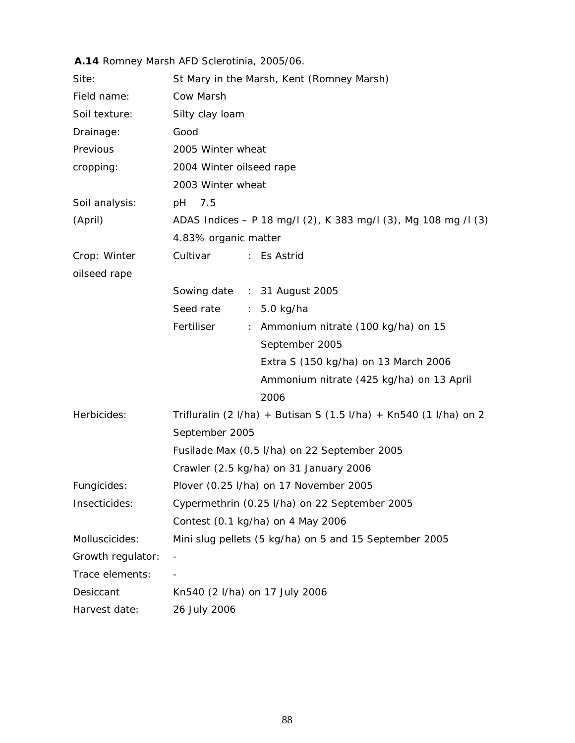**A.14** Romney Marsh AFD Sclerotinia, 2005/06.

| | |
|---|---|
| Site: | St Mary in the Marsh, Kent (Romney Marsh) |
| Field name: | Cow Marsh |
| Soil texture: | Silty clay loam |
| Drainage: | Good |
| Previous cropping: | 2005 Winter wheat<br>2004 Winter oilseed rape<br>2003 Winter wheat |
| Soil analysis: (April) | pH 7.5<br>ADAS Indices – P 18 mg/l (2), K 383 mg/l (3), Mg 108 mg /l (3)<br>4.83% organic matter |
| Crop: Winter oilseed rape | Cultivar : Es Astrid<br>Sowing date : 31 August 2005<br>Seed rate : 5.0 kg/ha<br>Fertiliser : Ammonium nitrate (100 kg/ha) on 15 September 2005<br>Extra S (150 kg/ha) on 13 March 2006<br>Ammonium nitrate (425 kg/ha) on 13 April 2006 |
| Herbicides: | Trifluralin (2 l/ha) + Butisan S (1.5 l/ha) + Kn540 (1 l/ha) on 2 September 2005<br>Fusilade Max (0.5 l/ha) on 22 September 2005<br>Crawler (2.5 kg/ha) on 31 January 2006 |
| Fungicides: | Plover (0.25 l/ha) on 17 November 2005 |
| Insecticides: | Cypermethrin (0.25 l/ha) on 22 September 2005<br>Contest (0.1 kg/ha) on 4 May 2006 |
| Molluscicides: | Mini slug pellets (5 kg/ha) on 5 and 15 September 2005 |
| Growth regulator: | - |
| Trace elements: | - |
| Desiccant | Kn540 (2 l/ha) on 17 July 2006 |
| Harvest date: | 26 July 2006 |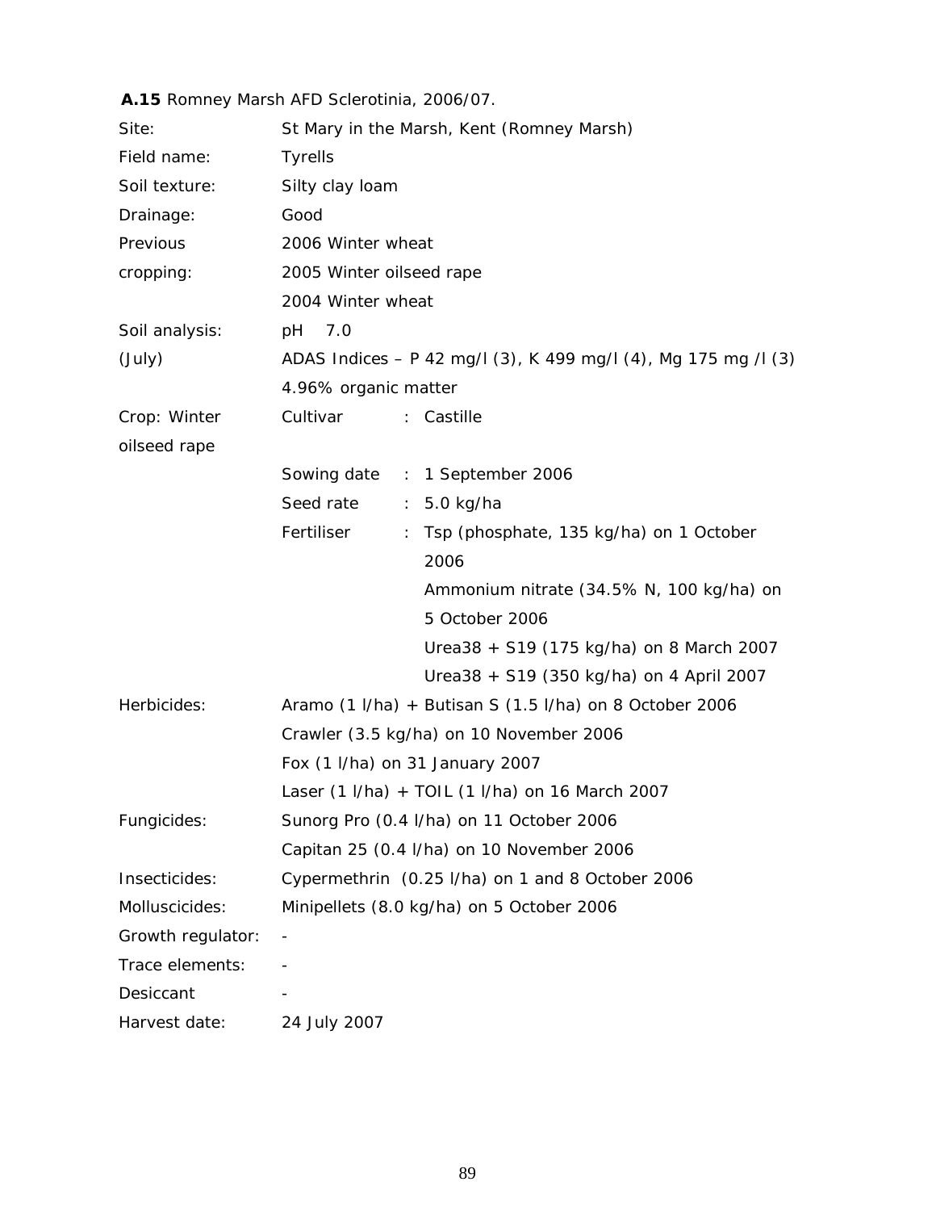**A.15** Romney Marsh AFD Sclerotinia, 2006/07.

| | |
|---|---|
| Site: | St Mary in the Marsh, Kent (Romney Marsh) |
| Field name: | Tyrells |
| Soil texture: | Silty clay loam |
| Drainage: | Good |
| Previous cropping: | 2006 Winter wheat<br>2005 Winter oilseed rape<br>2004 Winter wheat |
| Soil analysis: (July) | pH 7.0<br>ADAS Indices – P 42 mg/l (3), K 499 mg/l (4), Mg 175 mg /l (3)<br>4.96% organic matter |
| Crop: Winter oilseed rape | Cultivar : Castille<br>Sowing date : 1 September 2006<br>Seed rate : 5.0 kg/ha<br>Fertiliser : Tsp (phosphate, 135 kg/ha) on 1 October 2006<br>Ammonium nitrate (34.5% N, 100 kg/ha) on 5 October 2006<br>Urea38 + S19 (175 kg/ha) on 8 March 2007<br>Urea38 + S19 (350 kg/ha) on 4 April 2007 |
| Herbicides: | Aramo (1 l/ha) + Butisan S (1.5 l/ha) on 8 October 2006<br>Crawler (3.5 kg/ha) on 10 November 2006<br>Fox (1 l/ha) on 31 January 2007<br>Laser (1 l/ha) + TOIL (1 l/ha) on 16 March 2007 |
| Fungicides: | Sunorg Pro (0.4 l/ha) on 11 October 2006<br>Capitan 25 (0.4 l/ha) on 10 November 2006 |
| Insecticides: | Cypermethrin (0.25 l/ha) on 1 and 8 October 2006 |
| Molluscicides: | Minipellets (8.0 kg/ha) on 5 October 2006 |
| Growth regulator: | - |
| Trace elements: | - |
| Desiccant | - |
| Harvest date: | 24 July 2007 |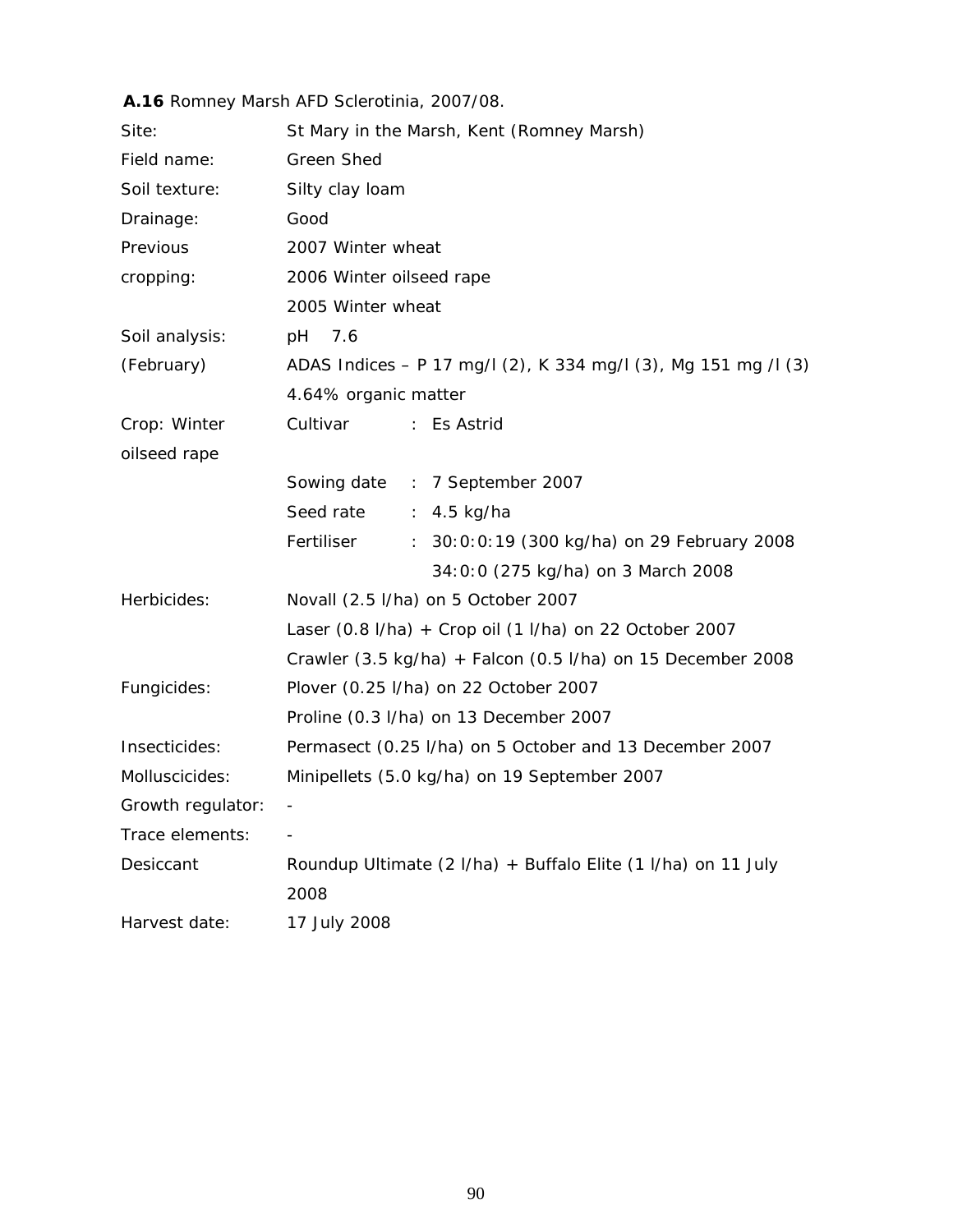**A.16** Romney Marsh AFD Sclerotinia, 2007/08.

| | |
|---|---|
| Site: | St Mary in the Marsh, Kent (Romney Marsh) |
| Field name: | Green Shed |
| Soil texture: | Silty clay loam |
| Drainage: | Good |
| Previous cropping: | 2007 Winter wheat<br>2006 Winter oilseed rape<br>2005 Winter wheat |
| Soil analysis: (February) | pH 7.6<br>ADAS Indices – P 17 mg/l (2), K 334 mg/l (3), Mg 151 mg /l (3)<br>4.64% organic matter |
| Crop: Winter oilseed rape | Cultivar : Es Astrid<br>Sowing date : 7 September 2007<br>Seed rate : 4.5 kg/ha<br>Fertiliser : 30:0:0:19 (300 kg/ha) on 29 February 2008<br>34:0:0 (275 kg/ha) on 3 March 2008 |
| Herbicides: | Novall (2.5 l/ha) on 5 October 2007<br>Laser (0.8 l/ha) + Crop oil (1 l/ha) on 22 October 2007<br>Crawler (3.5 kg/ha) + Falcon (0.5 l/ha) on 15 December 2008 |
| Fungicides: | Plover (0.25 l/ha) on 22 October 2007<br>Proline (0.3 l/ha) on 13 December 2007 |
| Insecticides: | Permasect (0.25 l/ha) on 5 October and 13 December 2007 |
| Molluscicides: | Minipellets (5.0 kg/ha) on 19 September 2007 |
| Growth regulator: | - |
| Trace elements: | - |
| Desiccant | Roundup Ultimate (2 l/ha) + Buffalo Elite (1 l/ha) on 11 July 2008 |
| Harvest date: | 17 July 2008 |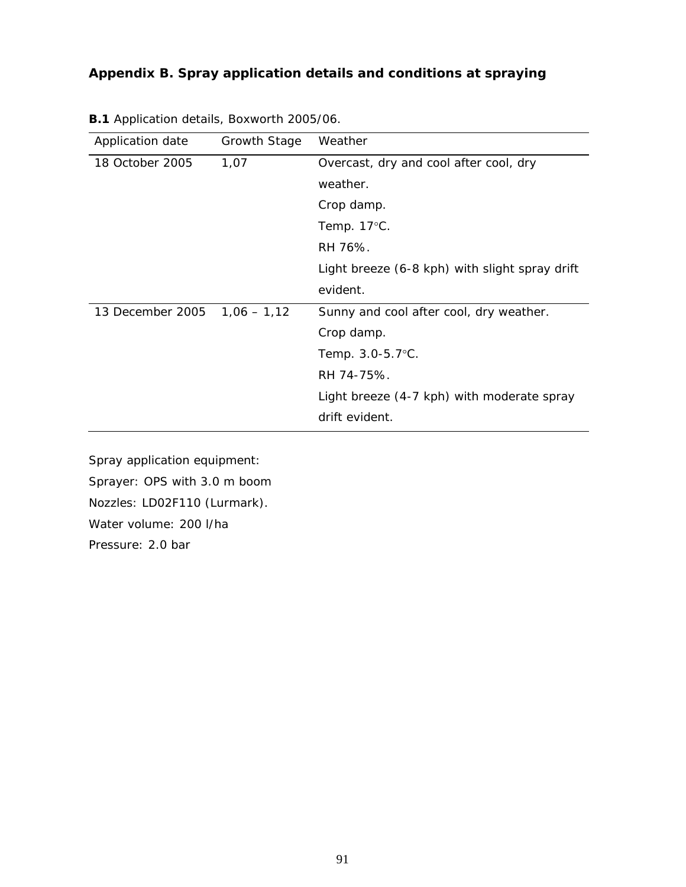## Appendix B. Spray application details and conditions at spraying

**B.1** Application details, Boxworth 2005/06.

| Application date | Growth Stage | Weather |
|---|---|---|
| 18 October 2005 | 1,07 | Overcast, dry and cool after cool, dry weather.<br>Crop damp.<br>Temp. 17°C.<br>RH 76%.<br>Light breeze (6-8 kph) with slight spray drift evident. |
| 13 December 2005 | 1,06 – 1,12 | Sunny and cool after cool, dry weather.<br>Crop damp.<br>Temp. 3.0-5.7°C.<br>RH 74-75%.<br>Light breeze (4-7 kph) with moderate spray drift evident. |

Spray application equipment:

Sprayer: OPS with 3.0 m boom

Nozzles: LD02F110 (Lurmark).

Water volume: 200 l/ha

Pressure: 2.0 bar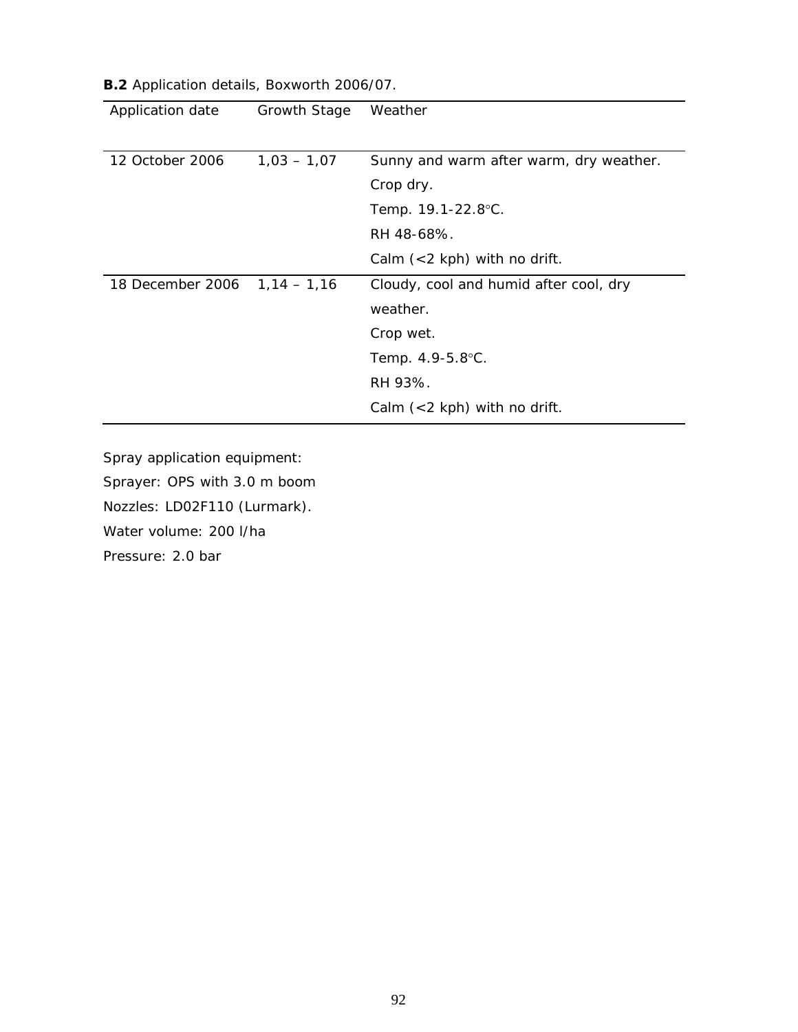**B.2** Application details, Boxworth 2006/07.

| Application date | Growth Stage | Weather |
| --- | --- | --- |
| 12 October 2006 | 1,03 – 1,07 | Sunny and warm after warm, dry weather.<br>Crop dry.<br>Temp. 19.1-22.8°C.<br>RH 48-68%.<br>Calm (<2 kph) with no drift. |
| 18 December 2006 | 1,14 – 1,16 | Cloudy, cool and humid after cool, dry weather.<br>Crop wet.<br>Temp. 4.9-5.8°C.<br>RH 93%.<br>Calm (<2 kph) with no drift. |

Spray application equipment:

Sprayer: OPS with 3.0 m boom

Nozzles: LD02F110 (Lurmark).

Water volume: 200 l/ha

Pressure: 2.0 bar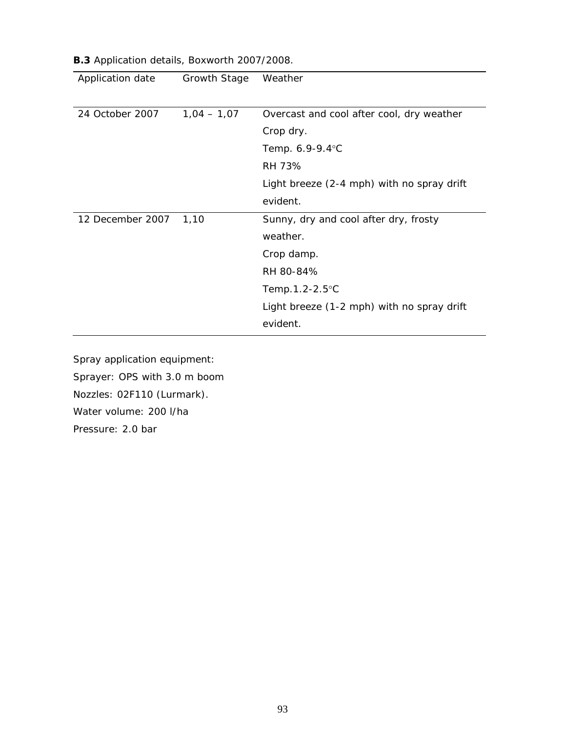**B.3** Application details, Boxworth 2007/2008.

| Application date | Growth Stage | Weather |
|---|---|---|
| 24 October 2007 | 1,04 – 1,07 | Overcast and cool after cool, dry weather<br>Crop dry.<br>Temp. 6.9-9.4◦C<br>RH 73%<br>Light breeze (2-4 mph) with no spray drift evident. |
| 12 December 2007 | 1,10 | Sunny, dry and cool after dry, frosty weather.<br>Crop damp.<br>RH 80-84%<br>Temp.1.2-2.5◦C<br>Light breeze (1-2 mph) with no spray drift evident. |

Spray application equipment:
Sprayer: OPS with 3.0 m boom
Nozzles: 02F110 (Lurmark).
Water volume: 200 l/ha
Pressure: 2.0 bar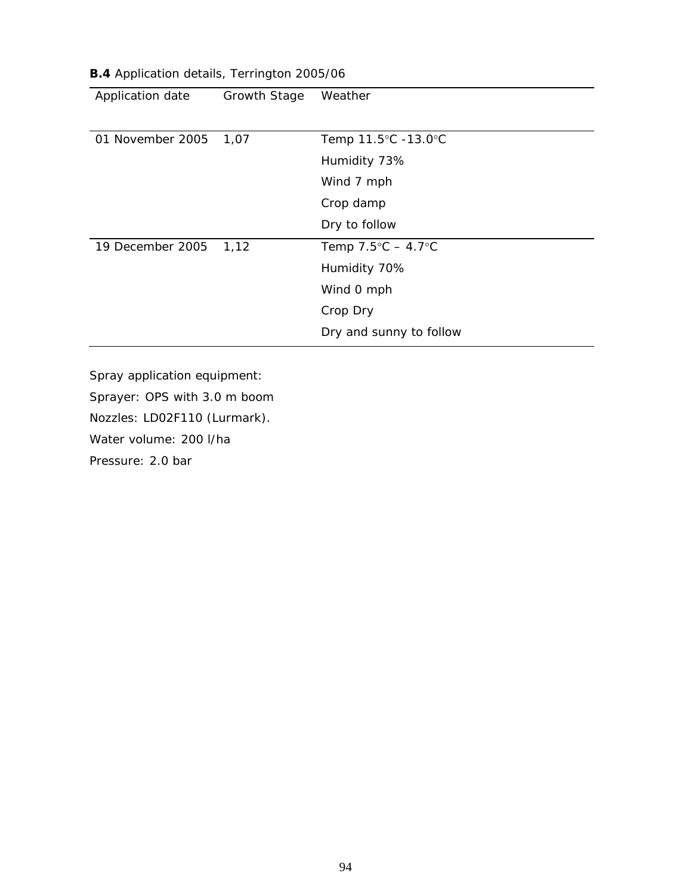**B.4** Application details, Terrington 2005/06

| Application date | Growth Stage | Weather |
|---|---|---|
| 01 November 2005 | 1,07 | Temp 11.5°C -13.0°C<br>Humidity 73%<br>Wind 7 mph<br>Crop damp<br>Dry to follow |
| 19 December 2005 | 1,12 | Temp 7.5°C – 4.7°C<br>Humidity 70%<br>Wind 0 mph<br>Crop Dry<br>Dry and sunny to follow |

Spray application equipment:

Sprayer: OPS with 3.0 m boom

Nozzles: LD02F110 (Lurmark).

Water volume: 200 l/ha

Pressure: 2.0 bar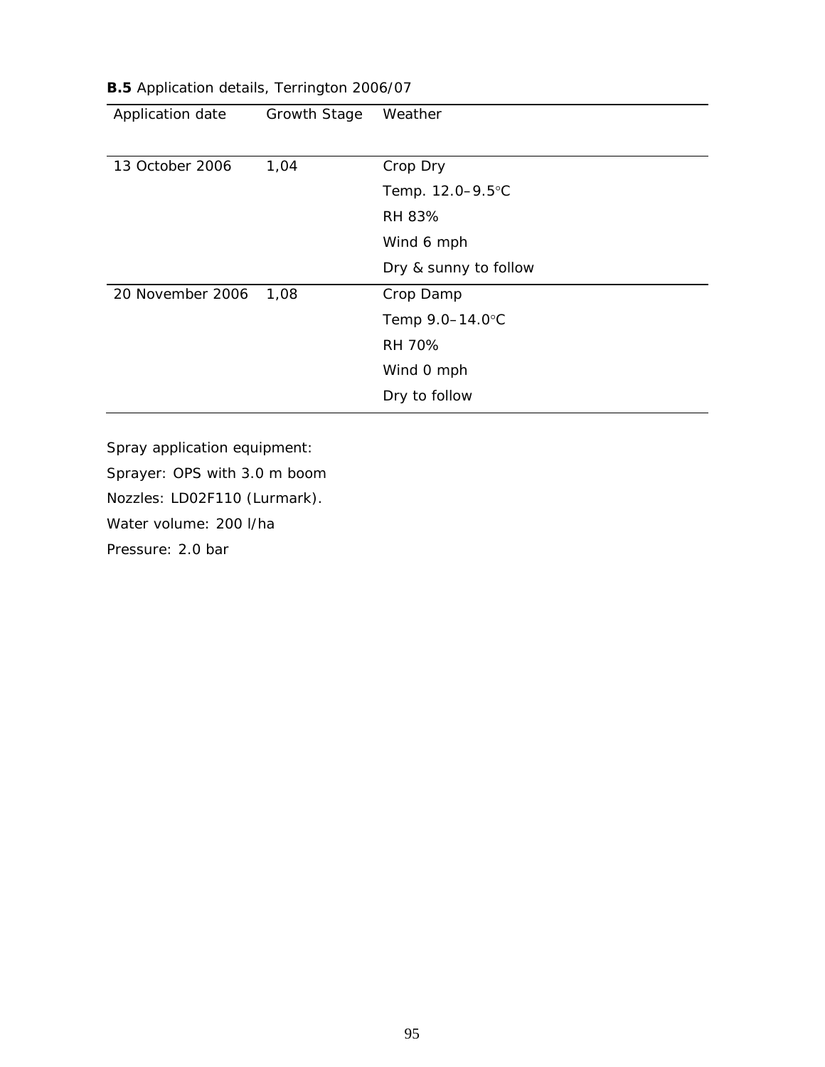**B.5** Application details, Terrington 2006/07

| Application date | Growth Stage | Weather |
|---|---|---|
| 13 October 2006 | 1,04 | Crop Dry<br>Temp. 12.0–9.5°C<br>RH 83%<br>Wind 6 mph<br>Dry & sunny to follow |
| 20 November 2006 | 1,08 | Crop Damp<br>Temp 9.0–14.0°C<br>RH 70%<br>Wind 0 mph<br>Dry to follow |

Spray application equipment:

Sprayer: OPS with 3.0 m boom

Nozzles: LD02F110 (Lurmark).

Water volume: 200 l/ha

Pressure: 2.0 bar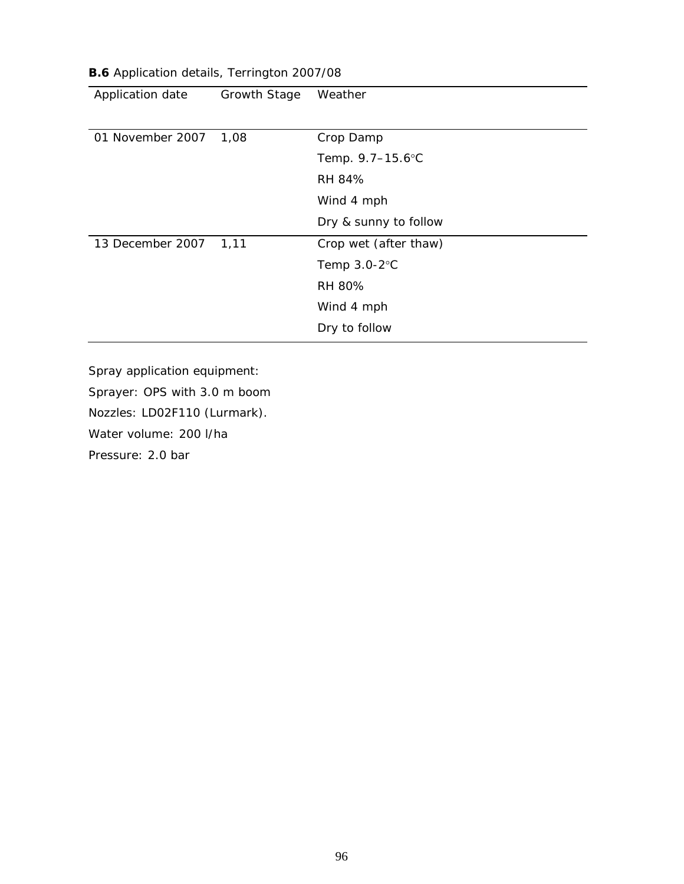**B.6** Application details, Terrington 2007/08

| Application date | Growth Stage | Weather |
|---|---|---|
| 01 November 2007 | 1,08 | Crop Damp<br>Temp. 9.7–15.6°C<br>RH 84%<br>Wind 4 mph<br>Dry & sunny to follow |
| 13 December 2007 | 1,11 | Crop wet (after thaw)<br>Temp 3.0-2°C<br>RH 80%<br>Wind 4 mph<br>Dry to follow |

Spray application equipment:

Sprayer: OPS with 3.0 m boom

Nozzles: LD02F110 (Lurmark).

Water volume: 200 l/ha

Pressure: 2.0 bar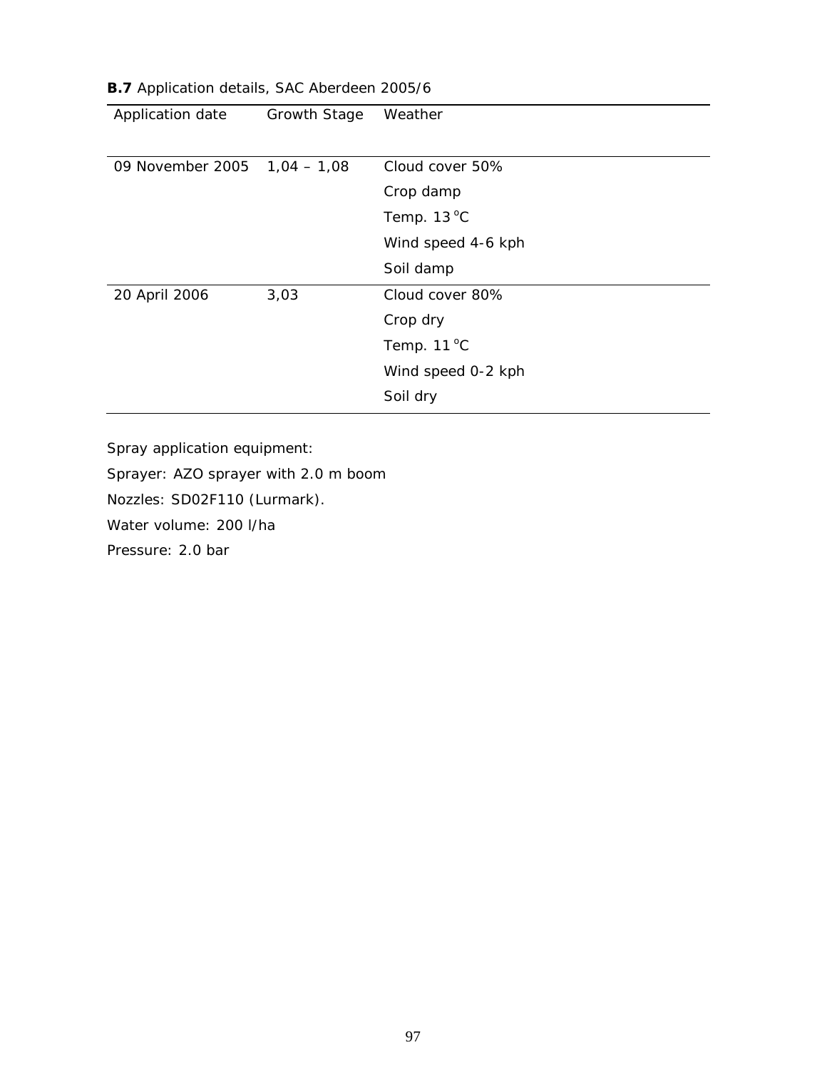**B.7** Application details, SAC Aberdeen 2005/6

| Application date | Growth Stage | Weather |
|---|---|---|
| 09 November 2005 | 1,04 – 1,08 | Cloud cover 50%<br>Crop damp<br>Temp. 13 °C<br>Wind speed 4-6 kph<br>Soil damp |
| 20 April 2006 | 3,03 | Cloud cover 80%<br>Crop dry<br>Temp. 11 °C<br>Wind speed 0-2 kph<br>Soil dry |

Spray application equipment:

Sprayer: AZO sprayer with 2.0 m boom

Nozzles: SD02F110 (Lurmark).

Water volume: 200 l/ha

Pressure: 2.0 bar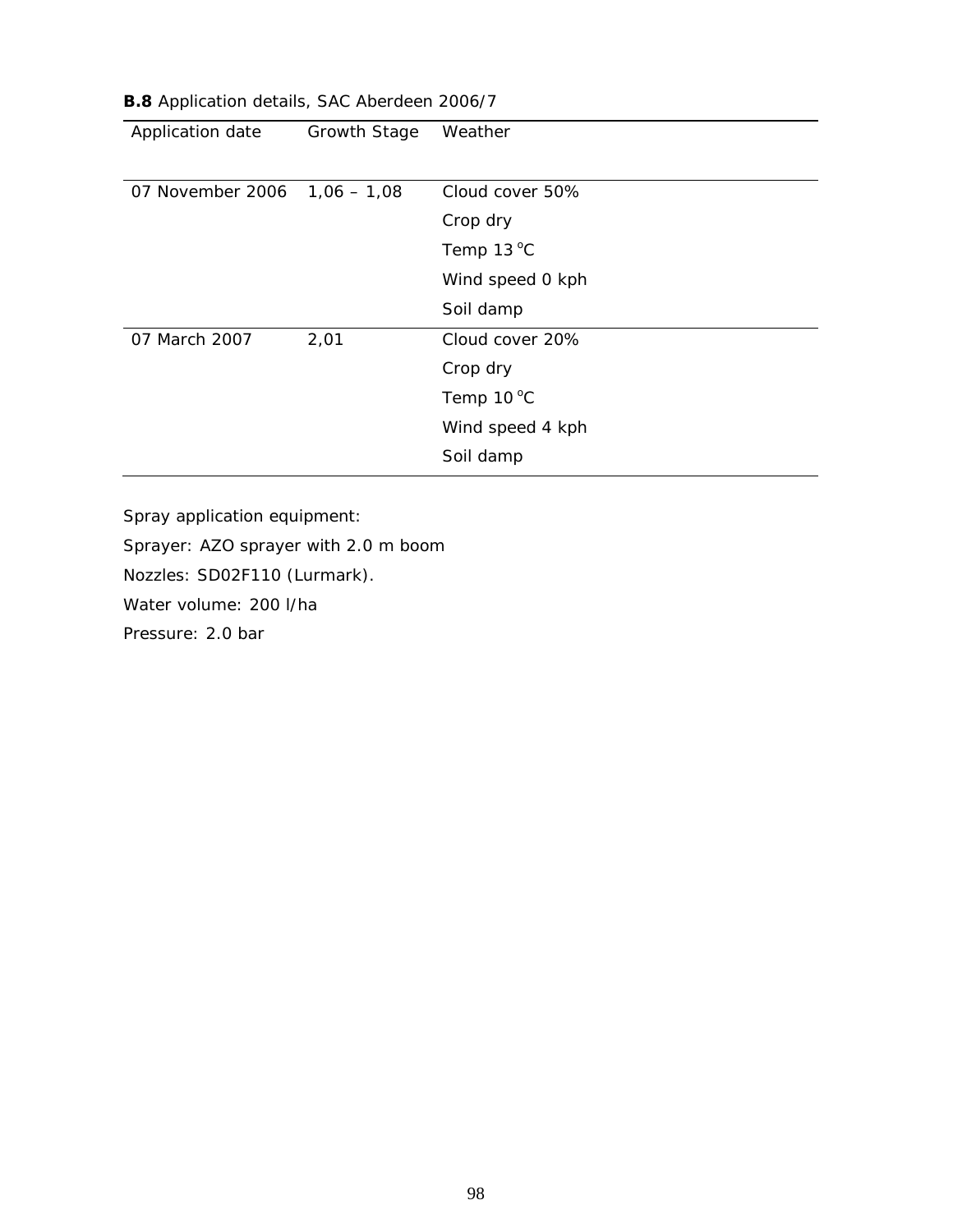**B.8** Application details, SAC Aberdeen 2006/7

| Application date | Growth Stage | Weather |
|---|---|---|
| 07 November 2006 | 1,06 – 1,08 | Cloud cover 50% |
| | | Crop dry |
| | | Temp 13 °C |
| | | Wind speed 0 kph |
| | | Soil damp |
| 07 March 2007 | 2,01 | Cloud cover 20% |
| | | Crop dry |
| | | Temp 10 °C |
| | | Wind speed 4 kph |
| | | Soil damp |

Spray application equipment:

Sprayer: AZO sprayer with 2.0 m boom

Nozzles: SD02F110 (Lurmark).

Water volume: 200 l/ha

Pressure: 2.0 bar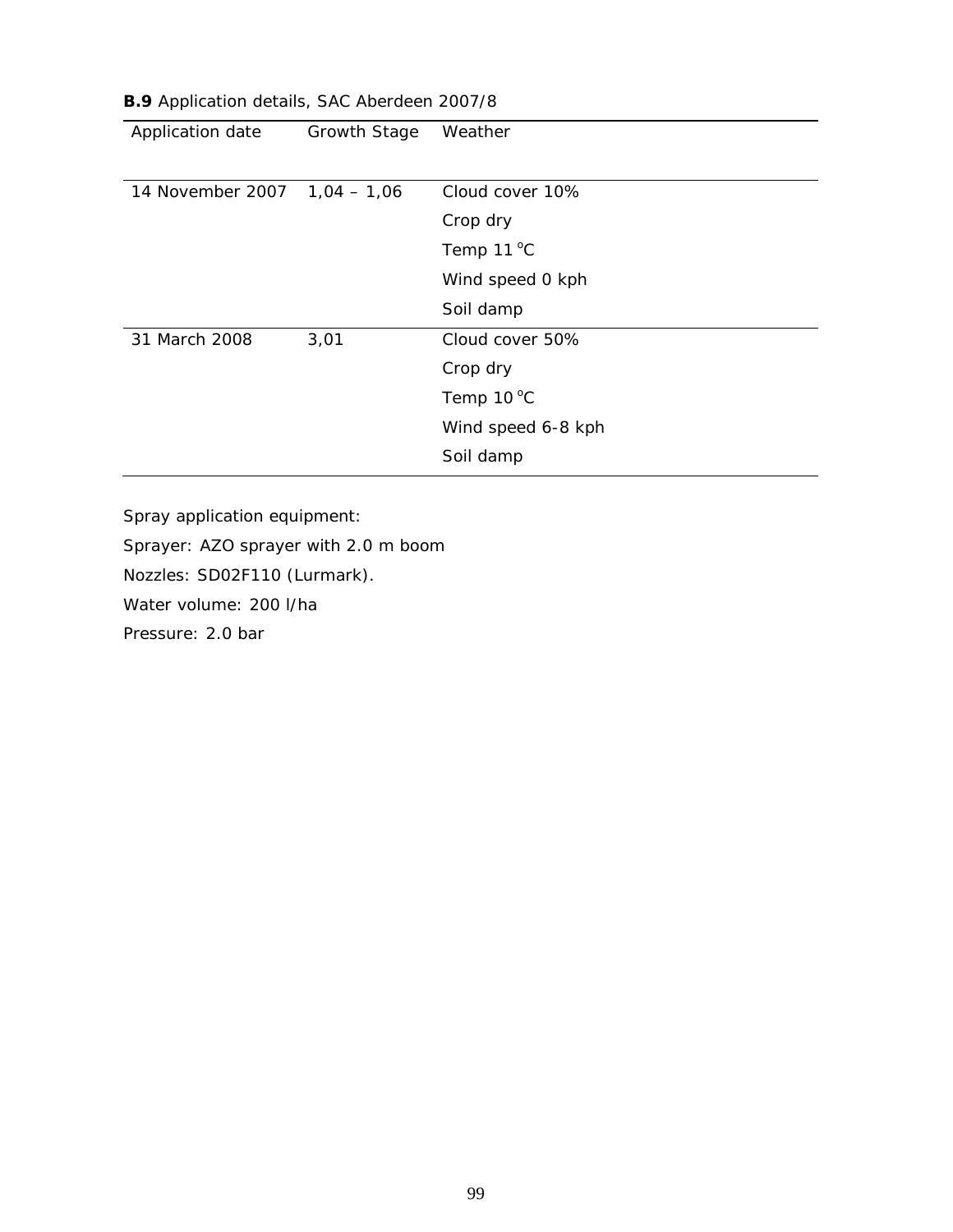**B.9** Application details, SAC Aberdeen 2007/8

| Application date | Growth Stage | Weather |
|---|---|---|
| 14 November 2007 | 1,04 – 1,06 | Cloud cover 10% |
| | | Crop dry |
| | | Temp 11 °C |
| | | Wind speed 0 kph |
| | | Soil damp |
| 31 March 2008 | 3,01 | Cloud cover 50% |
| | | Crop dry |
| | | Temp 10 °C |
| | | Wind speed 6-8 kph |
| | | Soil damp |

Spray application equipment:

Sprayer: AZO sprayer with 2.0 m boom

Nozzles: SD02F110 (Lurmark).

Water volume: 200 l/ha

Pressure: 2.0 bar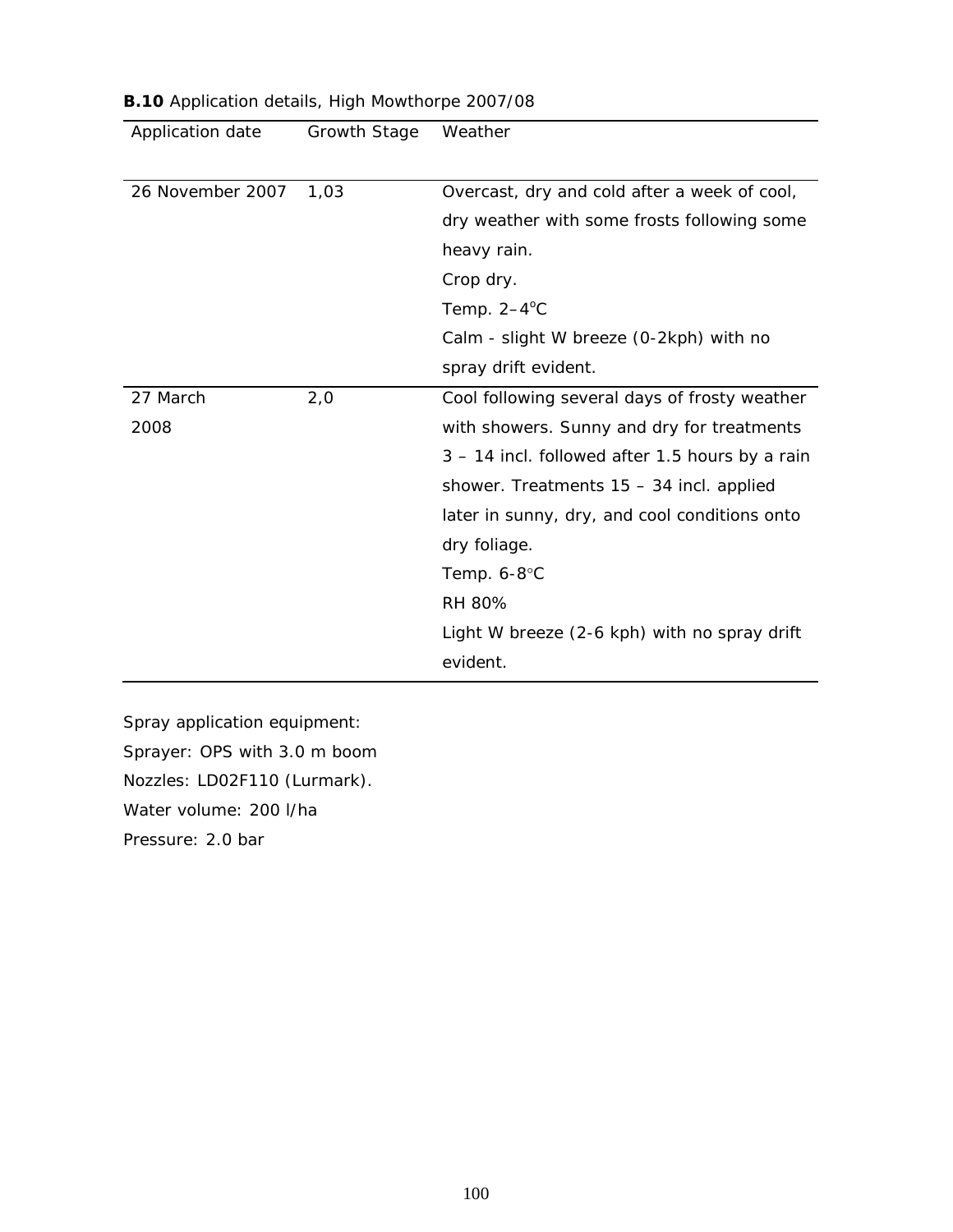**B.10** Application details, High Mowthorpe 2007/08

| Application date | Growth Stage | Weather |
|---|---|---|
| 26 November 2007 | 1,03 | Overcast, dry and cold after a week of cool, dry weather with some frosts following some heavy rain.<br>Crop dry.<br>Temp. 2–4°C<br>Calm - slight W breeze (0-2kph) with no spray drift evident. |
| 27 March 2008 | 2,0 | Cool following several days of frosty weather with showers. Sunny and dry for treatments 3 – 14 incl. followed after 1.5 hours by a rain shower. Treatments 15 – 34 incl. applied later in sunny, dry, and cool conditions onto dry foliage.<br>Temp. 6-8°C<br>RH 80%<br>Light W breeze (2-6 kph) with no spray drift evident. |

Spray application equipment:
Sprayer: OPS with 3.0 m boom
Nozzles: LD02F110 (Lurmark).
Water volume: 200 l/ha
Pressure: 2.0 bar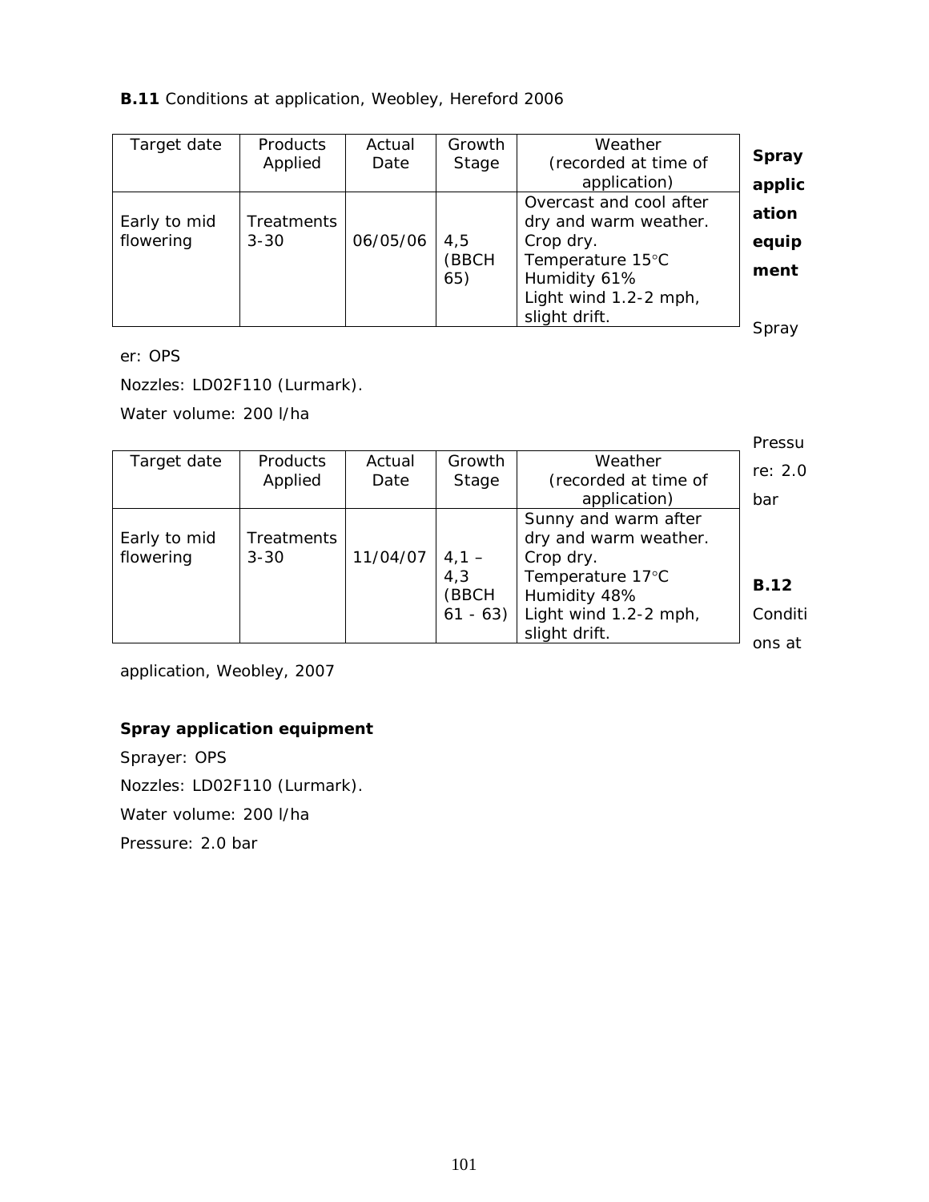**B.11** Conditions at application, Weobley, Hereford 2006

| Target date | Products Applied | Actual Date | Growth Stage | Weather (recorded at time of application) |
|---|---|---|---|---|
| Early to mid flowering | Treatments 3-30 | 06/05/06 | 4,5 (BBCH 65) | Overcast and cool after dry and warm weather. Crop dry. Temperature 15°C Humidity 61% Light wind 1.2-2 mph, slight drift. |

**Spray application equipment**

Sprayer: OPS

Nozzles: LD02F110 (Lurmark).

Water volume: 200 l/ha

Pressure: 2.0 bar

**B.12** Conditions at application, Weobley, 2007

| Target date | Products Applied | Actual Date | Growth Stage | Weather (recorded at time of application) |
|---|---|---|---|---|
| Early to mid flowering | Treatments 3-30 | 11/04/07 | 4,1 – 4,3 (BBCH 61 - 63) | Sunny and warm after dry and warm weather. Crop dry. Temperature 17°C Humidity 48% Light wind 1.2-2 mph, slight drift. |

**Spray application equipment**

Sprayer: OPS

Nozzles: LD02F110 (Lurmark).

Water volume: 200 l/ha

Pressure: 2.0 bar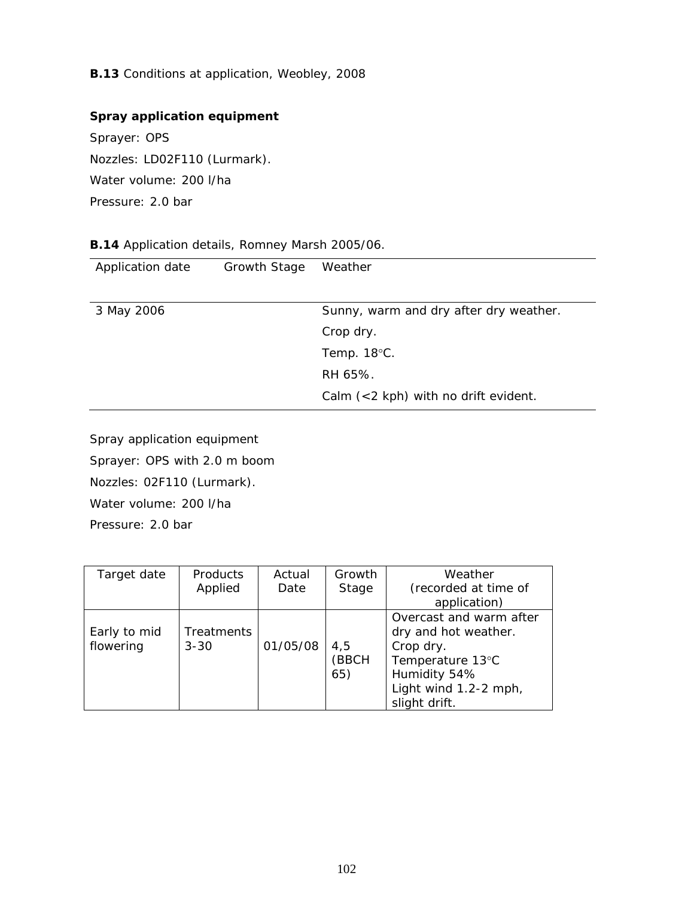**B.13** Conditions at application, Weobley, 2008

**Spray application equipment**

Sprayer: OPS

Nozzles: LD02F110 (Lurmark).

Water volume: 200 l/ha

Pressure: 2.0 bar

**B.14** Application details, Romney Marsh 2005/06.

| Application date | Growth Stage | Weather |
|---|---|---|
| 3 May 2006 | | Sunny, warm and dry after dry weather.<br>Crop dry.<br>Temp. 18°C.<br>RH 65%.<br>Calm (<2 kph) with no drift evident. |

Spray application equipment

Sprayer: OPS with 2.0 m boom

Nozzles: 02F110 (Lurmark).

Water volume: 200 l/ha

Pressure: 2.0 bar

| Target date | Products Applied | Actual Date | Growth Stage | Weather (recorded at time of application) |
|---|---|---|---|---|
| Early to mid flowering | Treatments 3-30 | 01/05/08 | 4,5 (BBCH 65) | Overcast and warm after dry and hot weather.<br>Crop dry.<br>Temperature 13°C<br>Humidity 54%<br>Light wind 1.2-2 mph, slight drift. |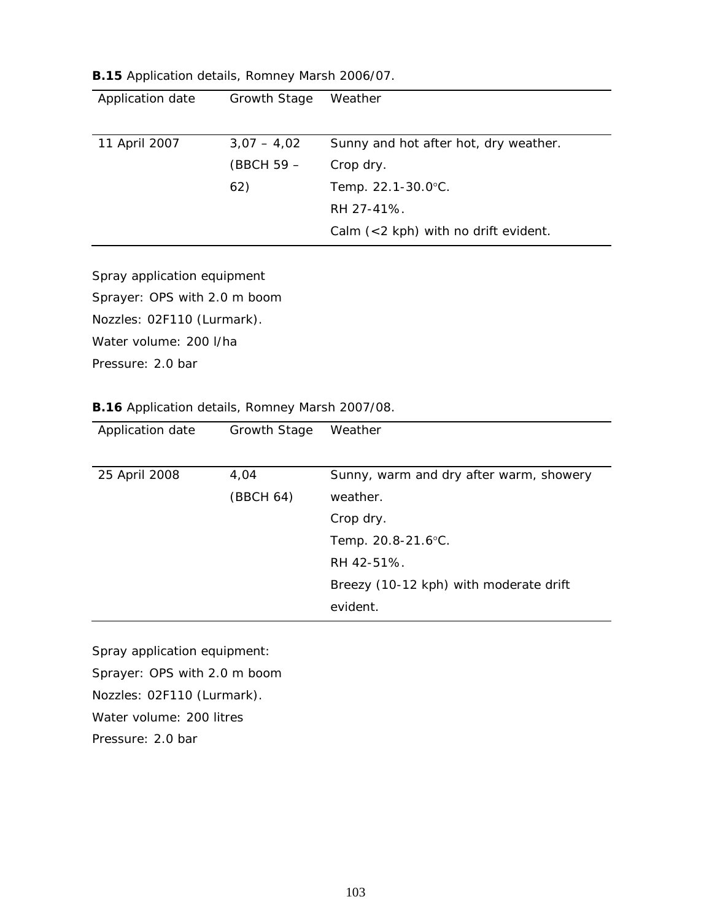**B.15** Application details, Romney Marsh 2006/07.

| Application date | Growth Stage | Weather |
|---|---|---|
| 11 April 2007 | 3,07 – 4,02 (BBCH 59 – 62) | Sunny and hot after hot, dry weather. Crop dry. Temp. 22.1-30.0°C. RH 27-41%. Calm (<2 kph) with no drift evident. |

Spray application equipment

Sprayer: OPS with 2.0 m boom

Nozzles: 02F110 (Lurmark).

Water volume: 200 l/ha

Pressure: 2.0 bar

**B.16** Application details, Romney Marsh 2007/08.

| Application date | Growth Stage | Weather |
|---|---|---|
| 25 April 2008 | 4,04 (BBCH 64) | Sunny, warm and dry after warm, showery weather. Crop dry. Temp. 20.8-21.6°C. RH 42-51%. Breezy (10-12 kph) with moderate drift evident. |

Spray application equipment:

Sprayer: OPS with 2.0 m boom

Nozzles: 02F110 (Lurmark).

Water volume: 200 litres

Pressure: 2.0 bar